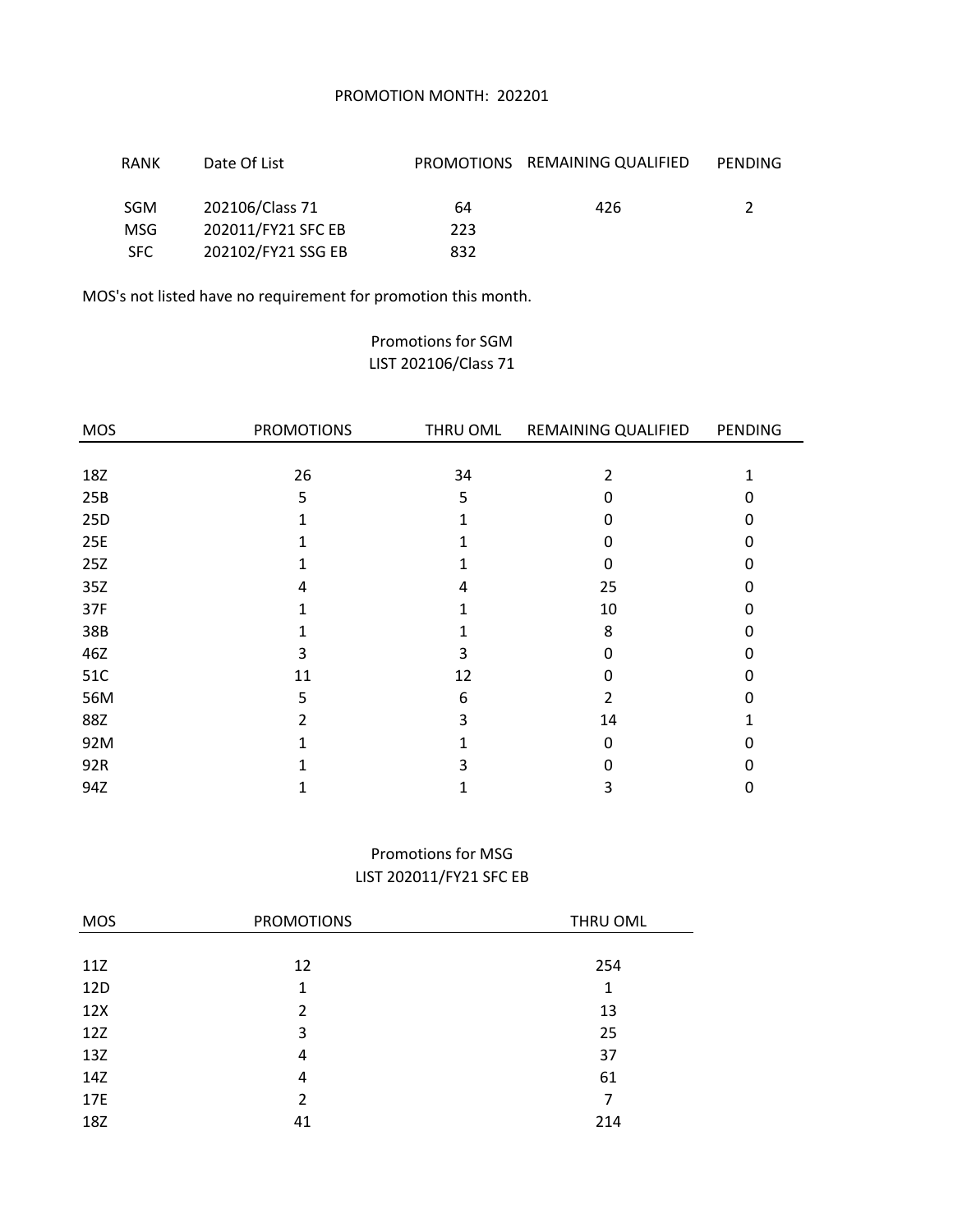PROMOTION MONTH: 202201

| RANK | Date Of List | PROMOTIONS | REMAINING QUALIFIED | PENDING |
|---|---|---|---|---|
| SGM | 202106/Class 71 | 64 | 426 | 2 |
| MSG | 202011/FY21 SFC EB | 223 | | |
| SFC | 202102/FY21 SSG EB | 832 | | |

MOS's not listed have no requirement for promotion this month.

## Promotions for SGM
LIST 202106/Class 71

| MOS | PROMOTIONS | THRU OML | REMAINING QUALIFIED | PENDING |
|---|---|---|---|---|
| 18Z | 26 | 34 | 2 | 1 |
| 25B | 5 | 5 | 0 | 0 |
| 25D | 1 | 1 | 0 | 0 |
| 25E | 1 | 1 | 0 | 0 |
| 25Z | 1 | 1 | 0 | 0 |
| 35Z | 4 | 4 | 25 | 0 |
| 37F | 1 | 1 | 10 | 0 |
| 38B | 1 | 1 | 8 | 0 |
| 46Z | 3 | 3 | 0 | 0 |
| 51C | 11 | 12 | 0 | 0 |
| 56M | 5 | 6 | 2 | 0 |
| 88Z | 2 | 3 | 14 | 1 |
| 92M | 1 | 1 | 0 | 0 |
| 92R | 1 | 3 | 0 | 0 |
| 94Z | 1 | 1 | 3 | 0 |

## Promotions for MSG
LIST 202011/FY21 SFC EB

| MOS | PROMOTIONS | THRU OML |
|---|---|---|
| 11Z | 12 | 254 |
| 12D | 1 | 1 |
| 12X | 2 | 13 |
| 12Z | 3 | 25 |
| 13Z | 4 | 37 |
| 14Z | 4 | 61 |
| 17E | 2 | 7 |
| 18Z | 41 | 214 |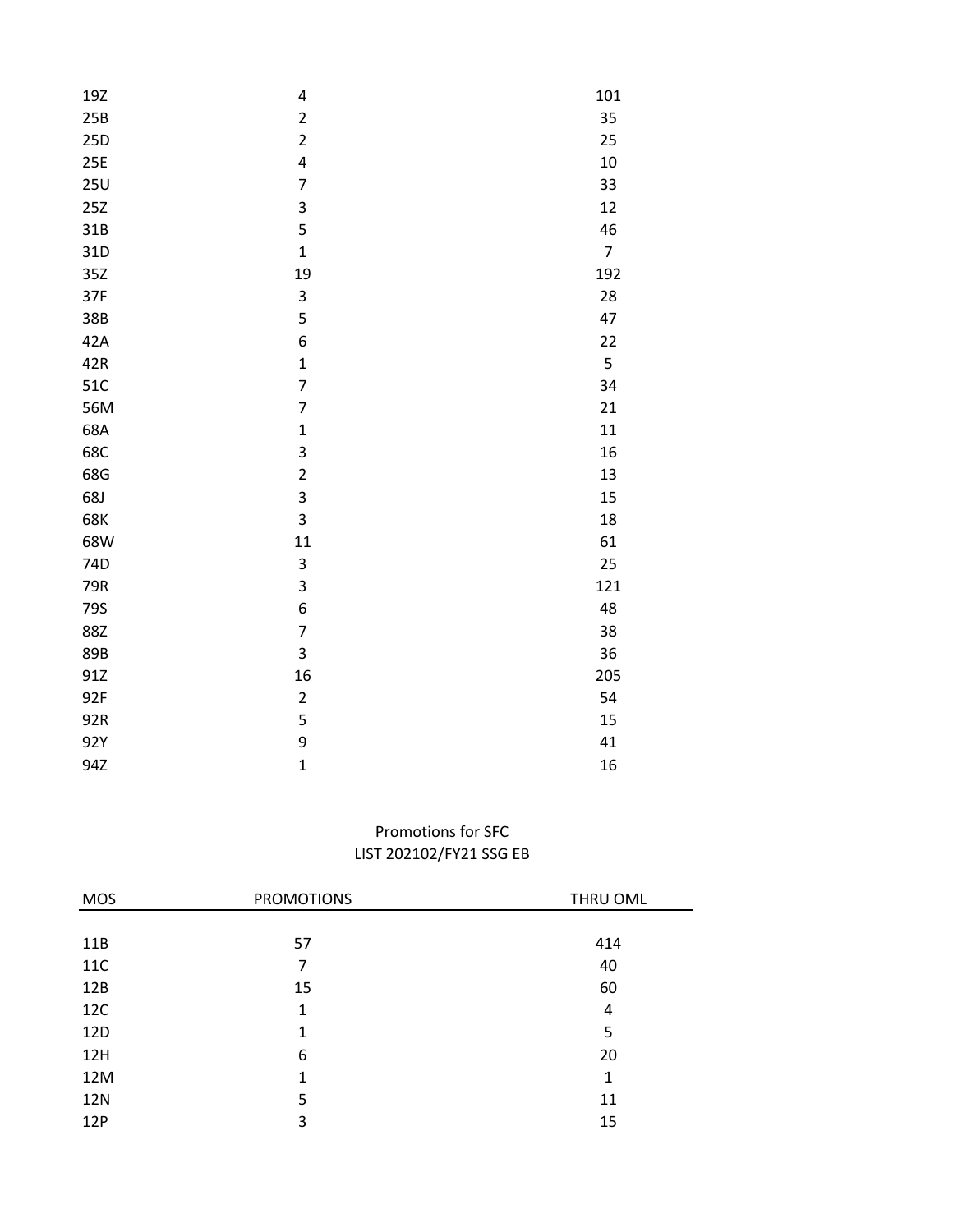| | | |
|---|---|---|
| 19Z | 4 | 101 |
| 25B | 2 | 35 |
| 25D | 2 | 25 |
| 25E | 4 | 10 |
| 25U | 7 | 33 |
| 25Z | 3 | 12 |
| 31B | 5 | 46 |
| 31D | 1 | 7 |
| 35Z | 19 | 192 |
| 37F | 3 | 28 |
| 38B | 5 | 47 |
| 42A | 6 | 22 |
| 42R | 1 | 5 |
| 51C | 7 | 34 |
| 56M | 7 | 21 |
| 68A | 1 | 11 |
| 68C | 3 | 16 |
| 68G | 2 | 13 |
| 68J | 3 | 15 |
| 68K | 3 | 18 |
| 68W | 11 | 61 |
| 74D | 3 | 25 |
| 79R | 3 | 121 |
| 79S | 6 | 48 |
| 88Z | 7 | 38 |
| 89B | 3 | 36 |
| 91Z | 16 | 205 |
| 92F | 2 | 54 |
| 92R | 5 | 15 |
| 92Y | 9 | 41 |
| 94Z | 1 | 16 |

Promotions for SFC
LIST 202102/FY21 SSG EB

| MOS | PROMOTIONS | THRU OML |
|---|---|---|
| 11B | 57 | 414 |
| 11C | 7 | 40 |
| 12B | 15 | 60 |
| 12C | 1 | 4 |
| 12D | 1 | 5 |
| 12H | 6 | 20 |
| 12M | 1 | 1 |
| 12N | 5 | 11 |
| 12P | 3 | 15 |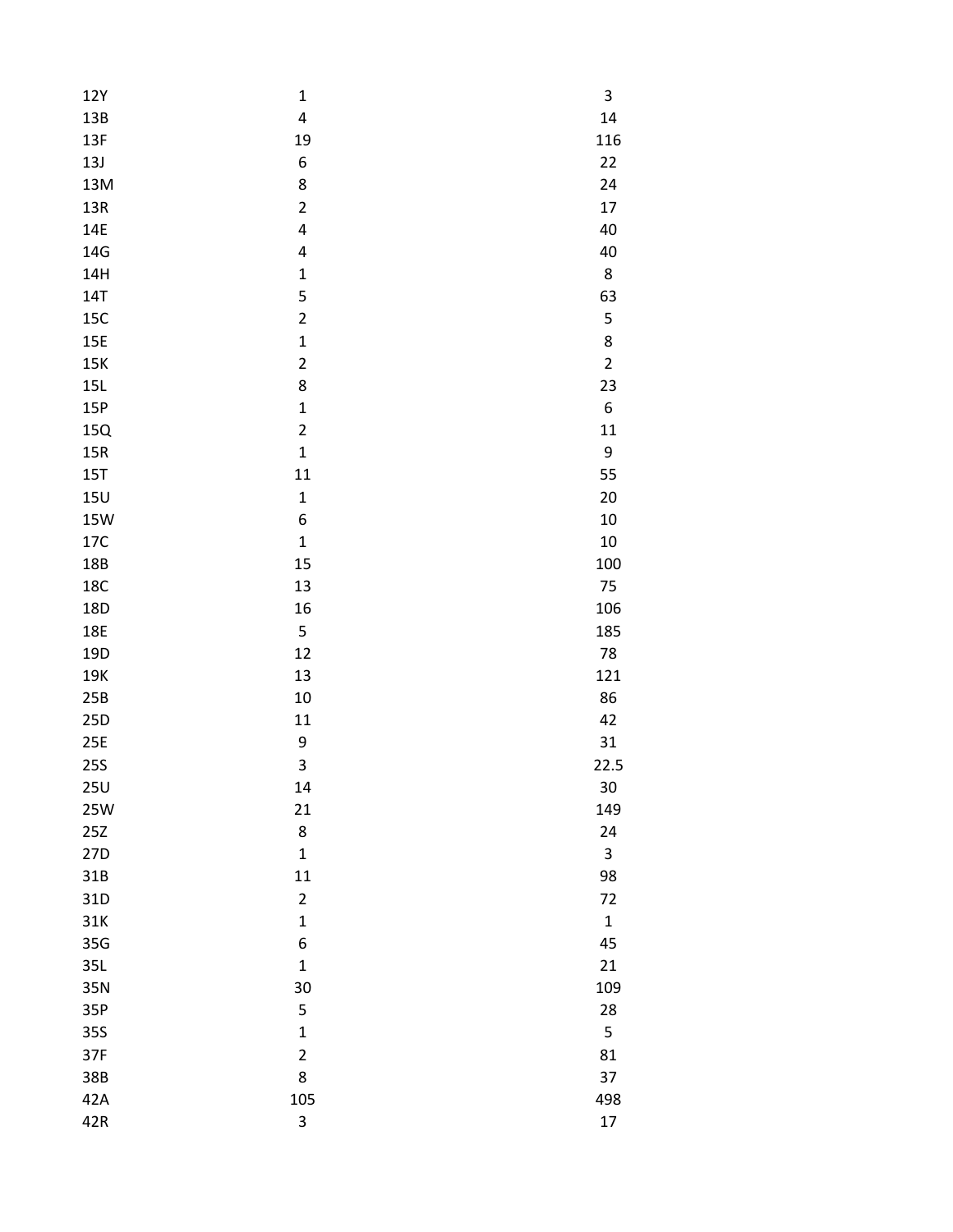| | | |
|---|---|---|
| 12Y | 1 | 3 |
| 13B | 4 | 14 |
| 13F | 19 | 116 |
| 13J | 6 | 22 |
| 13M | 8 | 24 |
| 13R | 2 | 17 |
| 14E | 4 | 40 |
| 14G | 4 | 40 |
| 14H | 1 | 8 |
| 14T | 5 | 63 |
| 15C | 2 | 5 |
| 15E | 1 | 8 |
| 15K | 2 | 2 |
| 15L | 8 | 23 |
| 15P | 1 | 6 |
| 15Q | 2 | 11 |
| 15R | 1 | 9 |
| 15T | 11 | 55 |
| 15U | 1 | 20 |
| 15W | 6 | 10 |
| 17C | 1 | 10 |
| 18B | 15 | 100 |
| 18C | 13 | 75 |
| 18D | 16 | 106 |
| 18E | 5 | 185 |
| 19D | 12 | 78 |
| 19K | 13 | 121 |
| 25B | 10 | 86 |
| 25D | 11 | 42 |
| 25E | 9 | 31 |
| 25S | 3 | 22.5 |
| 25U | 14 | 30 |
| 25W | 21 | 149 |
| 25Z | 8 | 24 |
| 27D | 1 | 3 |
| 31B | 11 | 98 |
| 31D | 2 | 72 |
| 31K | 1 | 1 |
| 35G | 6 | 45 |
| 35L | 1 | 21 |
| 35N | 30 | 109 |
| 35P | 5 | 28 |
| 35S | 1 | 5 |
| 37F | 2 | 81 |
| 38B | 8 | 37 |
| 42A | 105 | 498 |
| 42R | 3 | 17 |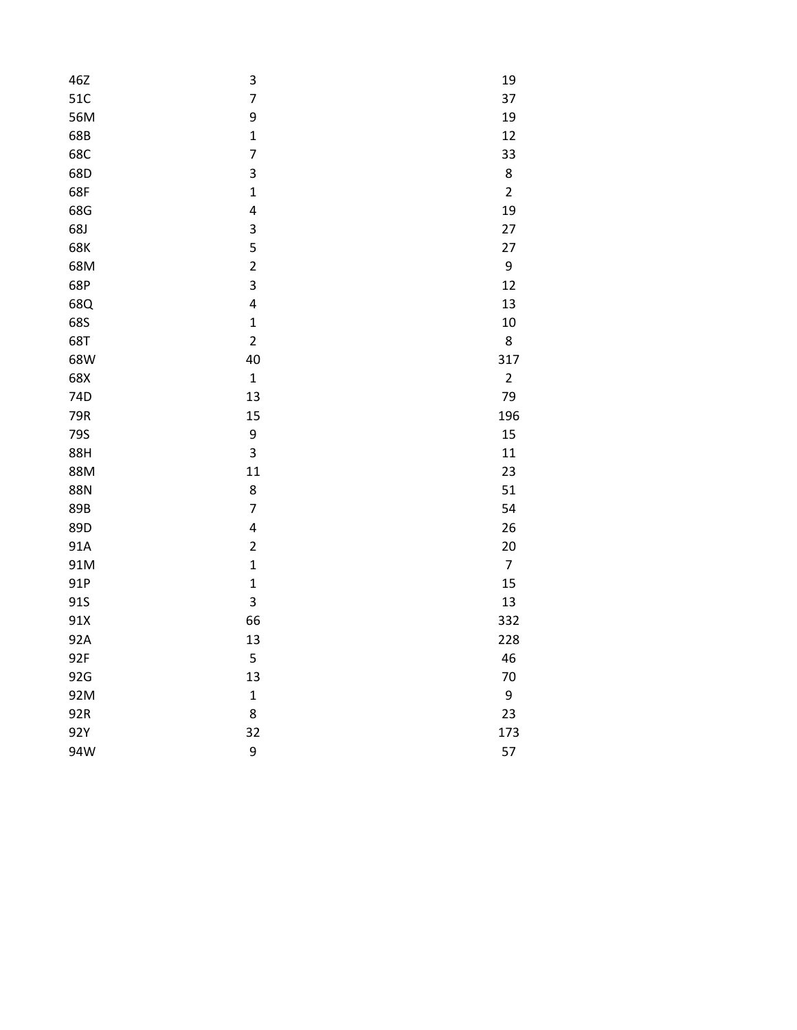| | | |
|---|---|---|
| 46Z | 3 | 19 |
| 51C | 7 | 37 |
| 56M | 9 | 19 |
| 68B | 1 | 12 |
| 68C | 7 | 33 |
| 68D | 3 | 8 |
| 68F | 1 | 2 |
| 68G | 4 | 19 |
| 68J | 3 | 27 |
| 68K | 5 | 27 |
| 68M | 2 | 9 |
| 68P | 3 | 12 |
| 68Q | 4 | 13 |
| 68S | 1 | 10 |
| 68T | 2 | 8 |
| 68W | 40 | 317 |
| 68X | 1 | 2 |
| 74D | 13 | 79 |
| 79R | 15 | 196 |
| 79S | 9 | 15 |
| 88H | 3 | 11 |
| 88M | 11 | 23 |
| 88N | 8 | 51 |
| 89B | 7 | 54 |
| 89D | 4 | 26 |
| 91A | 2 | 20 |
| 91M | 1 | 7 |
| 91P | 1 | 15 |
| 91S | 3 | 13 |
| 91X | 66 | 332 |
| 92A | 13 | 228 |
| 92F | 5 | 46 |
| 92G | 13 | 70 |
| 92M | 1 | 9 |
| 92R | 8 | 23 |
| 92Y | 32 | 173 |
| 94W | 9 | 57 |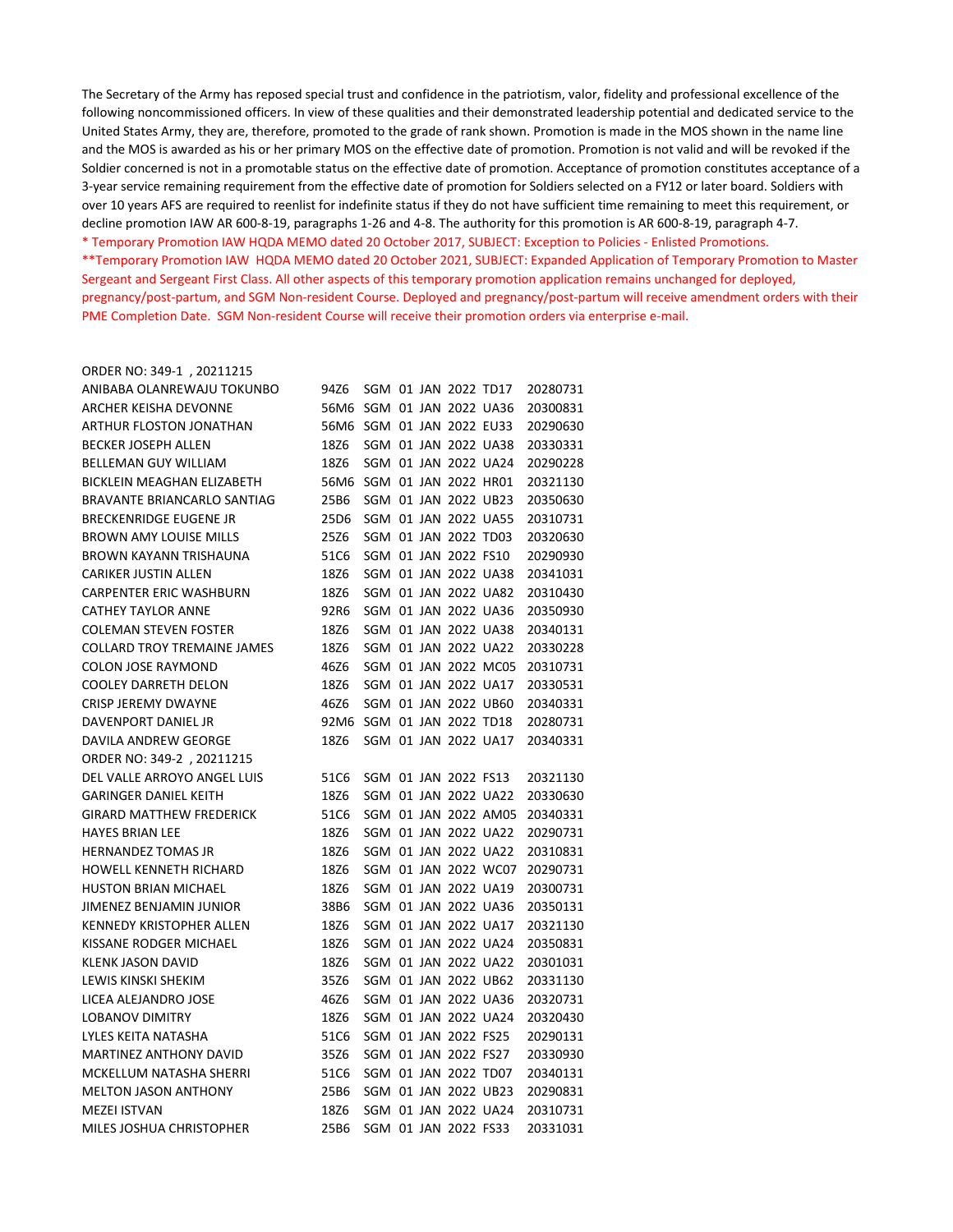The Secretary of the Army has reposed special trust and confidence in the patriotism, valor, fidelity and professional excellence of the following noncommissioned officers. In view of these qualities and their demonstrated leadership potential and dedicated service to the United States Army, they are, therefore, promoted to the grade of rank shown. Promotion is made in the MOS shown in the name line and the MOS is awarded as his or her primary MOS on the effective date of promotion. Promotion is not valid and will be revoked if the Soldier concerned is not in a promotable status on the effective date of promotion. Acceptance of promotion constitutes acceptance of a 3-year service remaining requirement from the effective date of promotion for Soldiers selected on a FY12 or later board. Soldiers with over 10 years AFS are required to reenlist for indefinite status if they do not have sufficient time remaining to meet this requirement, or decline promotion IAW AR 600-8-19, paragraphs 1-26 and 4-8. The authority for this promotion is AR 600-8-19, paragraph 4-7.

* Temporary Promotion IAW HQDA MEMO dated 20 October 2017, SUBJECT: Exception to Policies - Enlisted Promotions.

**Temporary Promotion IAW HQDA MEMO dated 20 October 2021, SUBJECT: Expanded Application of Temporary Promotion to Master Sergeant and Sergeant First Class. All other aspects of this temporary promotion application remains unchanged for deployed, pregnancy/post-partum, and SGM Non-resident Course. Deployed and pregnancy/post-partum will receive amendment orders with their PME Completion Date. SGM Non-resident Course will receive their promotion orders via enterprise e-mail.

ORDER NO: 349-1 , 20211215

| | | | | | |
|---|---|---|---|---|---|
| ANIBABA OLANREWAJU TOKUNBO | 94Z6 | SGM | 01 JAN 2022 | TD17 | 20280731 |
| ARCHER KEISHA DEVONNE | 56M6 | SGM | 01 JAN 2022 | UA36 | 20300831 |
| ARTHUR FLOSTON JONATHAN | 56M6 | SGM | 01 JAN 2022 | EU33 | 20290630 |
| BECKER JOSEPH ALLEN | 18Z6 | SGM | 01 JAN 2022 | UA38 | 20330331 |
| BELLEMAN GUY WILLIAM | 18Z6 | SGM | 01 JAN 2022 | UA24 | 20290228 |
| BICKLEIN MEAGHAN ELIZABETH | 56M6 | SGM | 01 JAN 2022 | HR01 | 20321130 |
| BRAVANTE BRIANCARLO SANTIAG | 25B6 | SGM | 01 JAN 2022 | UB23 | 20350630 |
| BRECKENRIDGE EUGENE JR | 25D6 | SGM | 01 JAN 2022 | UA55 | 20310731 |
| BROWN AMY LOUISE MILLS | 25Z6 | SGM | 01 JAN 2022 | TD03 | 20320630 |
| BROWN KAYANN TRISHAUNA | 51C6 | SGM | 01 JAN 2022 | FS10 | 20290930 |
| CARIKER JUSTIN ALLEN | 18Z6 | SGM | 01 JAN 2022 | UA38 | 20341031 |
| CARPENTER ERIC WASHBURN | 18Z6 | SGM | 01 JAN 2022 | UA82 | 20310430 |
| CATHEY TAYLOR ANNE | 92R6 | SGM | 01 JAN 2022 | UA36 | 20350930 |
| COLEMAN STEVEN FOSTER | 18Z6 | SGM | 01 JAN 2022 | UA38 | 20340131 |
| COLLARD TROY TREMAINE JAMES | 18Z6 | SGM | 01 JAN 2022 | UA22 | 20330228 |
| COLON JOSE RAYMOND | 46Z6 | SGM | 01 JAN 2022 | MC05 | 20310731 |
| COOLEY DARRETH DELON | 18Z6 | SGM | 01 JAN 2022 | UA17 | 20330531 |
| CRISP JEREMY DWAYNE | 46Z6 | SGM | 01 JAN 2022 | UB60 | 20340331 |
| DAVENPORT DANIEL JR | 92M6 | SGM | 01 JAN 2022 | TD18 | 20280731 |
| DAVILA ANDREW GEORGE | 18Z6 | SGM | 01 JAN 2022 | UA17 | 20340331 |

ORDER NO: 349-2 , 20211215

| | | | | | |
|---|---|---|---|---|---|
| DEL VALLE ARROYO ANGEL LUIS | 51C6 | SGM | 01 JAN 2022 | FS13 | 20321130 |
| GARINGER DANIEL KEITH | 18Z6 | SGM | 01 JAN 2022 | UA22 | 20330630 |
| GIRARD MATTHEW FREDERICK | 51C6 | SGM | 01 JAN 2022 | AM05 | 20340331 |
| HAYES BRIAN LEE | 18Z6 | SGM | 01 JAN 2022 | UA22 | 20290731 |
| HERNANDEZ TOMAS JR | 18Z6 | SGM | 01 JAN 2022 | UA22 | 20310831 |
| HOWELL KENNETH RICHARD | 18Z6 | SGM | 01 JAN 2022 | WC07 | 20290731 |
| HUSTON BRIAN MICHAEL | 18Z6 | SGM | 01 JAN 2022 | UA19 | 20300731 |
| JIMENEZ BENJAMIN JUNIOR | 38B6 | SGM | 01 JAN 2022 | UA36 | 20350131 |
| KENNEDY KRISTOPHER ALLEN | 18Z6 | SGM | 01 JAN 2022 | UA17 | 20321130 |
| KISSANE RODGER MICHAEL | 18Z6 | SGM | 01 JAN 2022 | UA24 | 20350831 |
| KLENK JASON DAVID | 18Z6 | SGM | 01 JAN 2022 | UA22 | 20301031 |
| LEWIS KINSKI SHEKIM | 35Z6 | SGM | 01 JAN 2022 | UB62 | 20331130 |
| LICEA ALEJANDRO JOSE | 46Z6 | SGM | 01 JAN 2022 | UA36 | 20320731 |
| LOBANOV DIMITRY | 18Z6 | SGM | 01 JAN 2022 | UA24 | 20320430 |
| LYLES KEITA NATASHA | 51C6 | SGM | 01 JAN 2022 | FS25 | 20290131 |
| MARTINEZ ANTHONY DAVID | 35Z6 | SGM | 01 JAN 2022 | FS27 | 20330930 |
| MCKELLUM NATASHA SHERRI | 51C6 | SGM | 01 JAN 2022 | TD07 | 20340131 |
| MELTON JASON ANTHONY | 25B6 | SGM | 01 JAN 2022 | UB23 | 20290831 |
| MEZEI ISTVAN | 18Z6 | SGM | 01 JAN 2022 | UA24 | 20310731 |
| MILES JOSHUA CHRISTOPHER | 25B6 | SGM | 01 JAN 2022 | FS33 | 20331031 |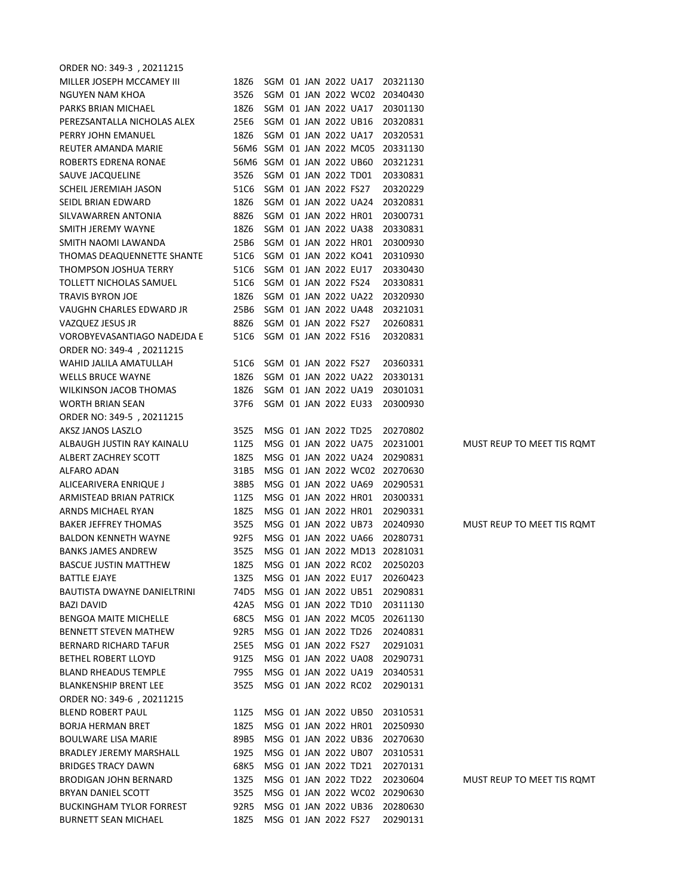ORDER NO: 349-3 , 20211215

| | | | | | | | | |
|---|---|---|---|---|---|---|---|---|
| MILLER JOSEPH MCCAMEY III | 18Z6 | SGM | 01 | JAN | 2022 | UA17 | 20321130 | |
| NGUYEN NAM KHOA | 35Z6 | SGM | 01 | JAN | 2022 | WC02 | 20340430 | |
| PARKS BRIAN MICHAEL | 18Z6 | SGM | 01 | JAN | 2022 | UA17 | 20301130 | |
| PEREZSANTALLA NICHOLAS ALEX | 25E6 | SGM | 01 | JAN | 2022 | UB16 | 20320831 | |
| PERRY JOHN EMANUEL | 18Z6 | SGM | 01 | JAN | 2022 | UA17 | 20320531 | |
| REUTER AMANDA MARIE | 56M6 | SGM | 01 | JAN | 2022 | MC05 | 20331130 | |
| ROBERTS EDRENA RONAE | 56M6 | SGM | 01 | JAN | 2022 | UB60 | 20321231 | |
| SAUVE JACQUELINE | 35Z6 | SGM | 01 | JAN | 2022 | TD01 | 20330831 | |
| SCHEIL JEREMIAH JASON | 51C6 | SGM | 01 | JAN | 2022 | FS27 | 20320229 | |
| SEIDL BRIAN EDWARD | 18Z6 | SGM | 01 | JAN | 2022 | UA24 | 20320831 | |
| SILVAWARREN ANTONIA | 88Z6 | SGM | 01 | JAN | 2022 | HR01 | 20300731 | |
| SMITH JEREMY WAYNE | 18Z6 | SGM | 01 | JAN | 2022 | UA38 | 20330831 | |
| SMITH NAOMI LAWANDA | 25B6 | SGM | 01 | JAN | 2022 | HR01 | 20300930 | |
| THOMAS DEAQUENNETTE SHANTE | 51C6 | SGM | 01 | JAN | 2022 | KO41 | 20310930 | |
| THOMPSON JOSHUA TERRY | 51C6 | SGM | 01 | JAN | 2022 | EU17 | 20330430 | |
| TOLLETT NICHOLAS SAMUEL | 51C6 | SGM | 01 | JAN | 2022 | FS24 | 20330831 | |
| TRAVIS BYRON JOE | 18Z6 | SGM | 01 | JAN | 2022 | UA22 | 20320930 | |
| VAUGHN CHARLES EDWARD JR | 25B6 | SGM | 01 | JAN | 2022 | UA48 | 20321031 | |
| VAZQUEZ JESUS JR | 88Z6 | SGM | 01 | JAN | 2022 | FS27 | 20260831 | |
| VOROBYEVASANTIAGO NADEJDA E | 51C6 | SGM | 01 | JAN | 2022 | FS16 | 20320831 | |

ORDER NO: 349-4 , 20211215

| | | | | | | | | |
|---|---|---|---|---|---|---|---|---|
| WAHID JALILA AMATULLAH | 51C6 | SGM | 01 | JAN | 2022 | FS27 | 20360331 | |
| WELLS BRUCE WAYNE | 18Z6 | SGM | 01 | JAN | 2022 | UA22 | 20330131 | |
| WILKINSON JACOB THOMAS | 18Z6 | SGM | 01 | JAN | 2022 | UA19 | 20301031 | |
| WORTH BRIAN SEAN | 37F6 | SGM | 01 | JAN | 2022 | EU33 | 20300930 | |

ORDER NO: 349-5 , 20211215

| | | | | | | | | |
|---|---|---|---|---|---|---|---|---|
| AKSZ JANOS LASZLO | 35Z5 | MSG | 01 | JAN | 2022 | TD25 | 20270802 | |
| ALBAUGH JUSTIN RAY KAINALU | 11Z5 | MSG | 01 | JAN | 2022 | UA75 | 20231001 | MUST REUP TO MEET TIS RQMT |
| ALBERT ZACHREY SCOTT | 18Z5 | MSG | 01 | JAN | 2022 | UA24 | 20290831 | |
| ALFARO ADAN | 31B5 | MSG | 01 | JAN | 2022 | WC02 | 20270630 | |
| ALICEARIVERA ENRIQUE J | 38B5 | MSG | 01 | JAN | 2022 | UA69 | 20290531 | |
| ARMISTEAD BRIAN PATRICK | 11Z5 | MSG | 01 | JAN | 2022 | HR01 | 20300331 | |
| ARNDS MICHAEL RYAN | 18Z5 | MSG | 01 | JAN | 2022 | HR01 | 20290331 | |
| BAKER JEFFREY THOMAS | 35Z5 | MSG | 01 | JAN | 2022 | UB73 | 20240930 | MUST REUP TO MEET TIS RQMT |
| BALDON KENNETH WAYNE | 92F5 | MSG | 01 | JAN | 2022 | UA66 | 20280731 | |
| BANKS JAMES ANDREW | 35Z5 | MSG | 01 | JAN | 2022 | MD13 | 20281031 | |
| BASCUE JUSTIN MATTHEW | 18Z5 | MSG | 01 | JAN | 2022 | RC02 | 20250203 | |
| BATTLE EJAYE | 13Z5 | MSG | 01 | JAN | 2022 | EU17 | 20260423 | |
| BAUTISTA DWAYNE DANIELTRINI | 74D5 | MSG | 01 | JAN | 2022 | UB51 | 20290831 | |
| BAZI DAVID | 42A5 | MSG | 01 | JAN | 2022 | TD10 | 20311130 | |
| BENGOA MAITE MICHELLE | 68C5 | MSG | 01 | JAN | 2022 | MC05 | 20261130 | |
| BENNETT STEVEN MATHEW | 92R5 | MSG | 01 | JAN | 2022 | TD26 | 20240831 | |
| BERNARD RICHARD TAFUR | 25E5 | MSG | 01 | JAN | 2022 | FS27 | 20291031 | |
| BETHEL ROBERT LLOYD | 91Z5 | MSG | 01 | JAN | 2022 | UA08 | 20290731 | |
| BLAND RHEADUS TEMPLE | 79S5 | MSG | 01 | JAN | 2022 | UA19 | 20340531 | |
| BLANKENSHIP BRENT LEE | 35Z5 | MSG | 01 | JAN | 2022 | RC02 | 20290131 | |

ORDER NO: 349-6 , 20211215

| | | | | | | | | |
|---|---|---|---|---|---|---|---|---|
| BLEND ROBERT PAUL | 11Z5 | MSG | 01 | JAN | 2022 | UB50 | 20310531 | |
| BORJA HERMAN BRET | 18Z5 | MSG | 01 | JAN | 2022 | HR01 | 20250930 | |
| BOULWARE LISA MARIE | 89B5 | MSG | 01 | JAN | 2022 | UB36 | 20270630 | |
| BRADLEY JEREMY MARSHALL | 19Z5 | MSG | 01 | JAN | 2022 | UB07 | 20310531 | |
| BRIDGES TRACY DAWN | 68K5 | MSG | 01 | JAN | 2022 | TD21 | 20270131 | |
| BRODIGAN JOHN BERNARD | 13Z5 | MSG | 01 | JAN | 2022 | TD22 | 20230604 | MUST REUP TO MEET TIS RQMT |
| BRYAN DANIEL SCOTT | 35Z5 | MSG | 01 | JAN | 2022 | WC02 | 20290630 | |
| BUCKINGHAM TYLOR FORREST | 92R5 | MSG | 01 | JAN | 2022 | UB36 | 20280630 | |
| BURNETT SEAN MICHAEL | 18Z5 | MSG | 01 | JAN | 2022 | FS27 | 20290131 | |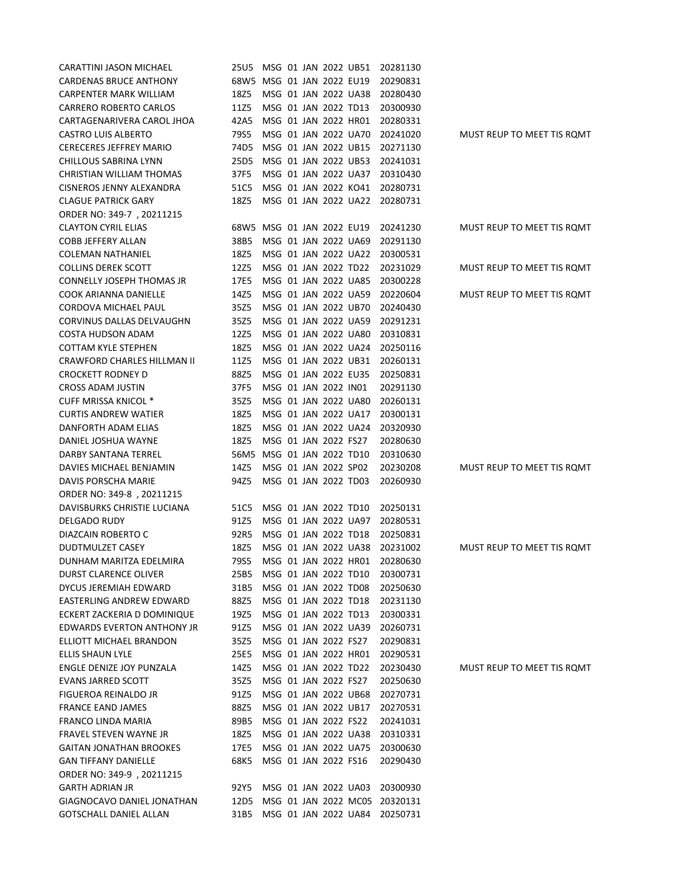| | | | | | | | | |
|---|---|---|---|---|---|---|---|---|
| CARATTINI JASON MICHAEL | 25U5 | MSG | 01 | JAN | 2022 | UB51 | 20281130 | |
| CARDENAS BRUCE ANTHONY | 68W5 | MSG | 01 | JAN | 2022 | EU19 | 20290831 | |
| CARPENTER MARK WILLIAM | 18Z5 | MSG | 01 | JAN | 2022 | UA38 | 20280430 | |
| CARRERO ROBERTO CARLOS | 11Z5 | MSG | 01 | JAN | 2022 | TD13 | 20300930 | |
| CARTAGENARIVERA CAROL JHOA | 42A5 | MSG | 01 | JAN | 2022 | HR01 | 20280331 | |
| CASTRO LUIS ALBERTO | 79S5 | MSG | 01 | JAN | 2022 | UA70 | 20241020 | MUST REUP TO MEET TIS RQMT |
| CERECERES JEFFREY MARIO | 74D5 | MSG | 01 | JAN | 2022 | UB15 | 20271130 | |
| CHILLOUS SABRINA LYNN | 25D5 | MSG | 01 | JAN | 2022 | UB53 | 20241031 | |
| CHRISTIAN WILLIAM THOMAS | 37F5 | MSG | 01 | JAN | 2022 | UA37 | 20310430 | |
| CISNEROS JENNY ALEXANDRA | 51C5 | MSG | 01 | JAN | 2022 | KO41 | 20280731 | |
| CLAGUE PATRICK GARY | 18Z5 | MSG | 01 | JAN | 2022 | UA22 | 20280731 | |
| ORDER NO: 349-7 , 20211215 | | | | | | | | |
| CLAYTON CYRIL ELIAS | 68W5 | MSG | 01 | JAN | 2022 | EU19 | 20241230 | MUST REUP TO MEET TIS RQMT |
| COBB JEFFERY ALLAN | 38B5 | MSG | 01 | JAN | 2022 | UA69 | 20291130 | |
| COLEMAN NATHANIEL | 18Z5 | MSG | 01 | JAN | 2022 | UA22 | 20300531 | |
| COLLINS DEREK SCOTT | 12Z5 | MSG | 01 | JAN | 2022 | TD22 | 20231029 | MUST REUP TO MEET TIS RQMT |
| CONNELLY JOSEPH THOMAS JR | 17E5 | MSG | 01 | JAN | 2022 | UA85 | 20300228 | |
| COOK ARIANNA DANIELLE | 14Z5 | MSG | 01 | JAN | 2022 | UA59 | 20220604 | MUST REUP TO MEET TIS RQMT |
| CORDOVA MICHAEL PAUL | 35Z5 | MSG | 01 | JAN | 2022 | UB70 | 20240430 | |
| CORVINUS DALLAS DELVAUGHN | 35Z5 | MSG | 01 | JAN | 2022 | UA59 | 20291231 | |
| COSTA HUDSON ADAM | 12Z5 | MSG | 01 | JAN | 2022 | UA80 | 20310831 | |
| COTTAM KYLE STEPHEN | 18Z5 | MSG | 01 | JAN | 2022 | UA24 | 20250116 | |
| CRAWFORD CHARLES HILLMAN II | 11Z5 | MSG | 01 | JAN | 2022 | UB31 | 20260131 | |
| CROCKETT RODNEY D | 88Z5 | MSG | 01 | JAN | 2022 | EU35 | 20250831 | |
| CROSS ADAM JUSTIN | 37F5 | MSG | 01 | JAN | 2022 | IN01 | 20291130 | |
| CUFF MRISSA KNICOL * | 35Z5 | MSG | 01 | JAN | 2022 | UA80 | 20260131 | |
| CURTIS ANDREW WATIER | 18Z5 | MSG | 01 | JAN | 2022 | UA17 | 20300131 | |
| DANFORTH ADAM ELIAS | 18Z5 | MSG | 01 | JAN | 2022 | UA24 | 20320930 | |
| DANIEL JOSHUA WAYNE | 18Z5 | MSG | 01 | JAN | 2022 | FS27 | 20280630 | |
| DARBY SANTANA TERREL | 56M5 | MSG | 01 | JAN | 2022 | TD10 | 20310630 | |
| DAVIES MICHAEL BENJAMIN | 14Z5 | MSG | 01 | JAN | 2022 | SP02 | 20230208 | MUST REUP TO MEET TIS RQMT |
| DAVIS PORSCHA MARIE | 94Z5 | MSG | 01 | JAN | 2022 | TD03 | 20260930 | |
| ORDER NO: 349-8 , 20211215 | | | | | | | | |
| DAVISBURKS CHRISTIE LUCIANA | 51C5 | MSG | 01 | JAN | 2022 | TD10 | 20250131 | |
| DELGADO RUDY | 91Z5 | MSG | 01 | JAN | 2022 | UA97 | 20280531 | |
| DIAZCAIN ROBERTO C | 92R5 | MSG | 01 | JAN | 2022 | TD18 | 20250831 | |
| DUDTMULZET CASEY | 18Z5 | MSG | 01 | JAN | 2022 | UA38 | 20231002 | MUST REUP TO MEET TIS RQMT |
| DUNHAM MARITZA EDELMIRA | 79S5 | MSG | 01 | JAN | 2022 | HR01 | 20280630 | |
| DURST CLARENCE OLIVER | 25B5 | MSG | 01 | JAN | 2022 | TD10 | 20300731 | |
| DYCUS JEREMIAH EDWARD | 31B5 | MSG | 01 | JAN | 2022 | TD08 | 20250630 | |
| EASTERLING ANDREW EDWARD | 88Z5 | MSG | 01 | JAN | 2022 | TD18 | 20231130 | |
| ECKERT ZACKERIA D DOMINIQUE | 19Z5 | MSG | 01 | JAN | 2022 | TD13 | 20300331 | |
| EDWARDS EVERTON ANTHONY JR | 91Z5 | MSG | 01 | JAN | 2022 | UA39 | 20260731 | |
| ELLIOTT MICHAEL BRANDON | 35Z5 | MSG | 01 | JAN | 2022 | FS27 | 20290831 | |
| ELLIS SHAUN LYLE | 25E5 | MSG | 01 | JAN | 2022 | HR01 | 20290531 | |
| ENGLE DENIZE JOY PUNZALA | 14Z5 | MSG | 01 | JAN | 2022 | TD22 | 20230430 | MUST REUP TO MEET TIS RQMT |
| EVANS JARRED SCOTT | 35Z5 | MSG | 01 | JAN | 2022 | FS27 | 20250630 | |
| FIGUEROA REINALDO JR | 91Z5 | MSG | 01 | JAN | 2022 | UB68 | 20270731 | |
| FRANCE EAND JAMES | 88Z5 | MSG | 01 | JAN | 2022 | UB17 | 20270531 | |
| FRANCO LINDA MARIA | 89B5 | MSG | 01 | JAN | 2022 | FS22 | 20241031 | |
| FRAVEL STEVEN WAYNE JR | 18Z5 | MSG | 01 | JAN | 2022 | UA38 | 20310331 | |
| GAITAN JONATHAN BROOKES | 17E5 | MSG | 01 | JAN | 2022 | UA75 | 20300630 | |
| GAN TIFFANY DANIELLE | 68K5 | MSG | 01 | JAN | 2022 | FS16 | 20290430 | |
| ORDER NO: 349-9 , 20211215 | | | | | | | | |
| GARTH ADRIAN JR | 92Y5 | MSG | 01 | JAN | 2022 | UA03 | 20300930 | |
| GIAGNOCAVO DANIEL JONATHAN | 12D5 | MSG | 01 | JAN | 2022 | MC05 | 20320131 | |
| GOTSCHALL DANIEL ALLAN | 31B5 | MSG | 01 | JAN | 2022 | UA84 | 20250731 | |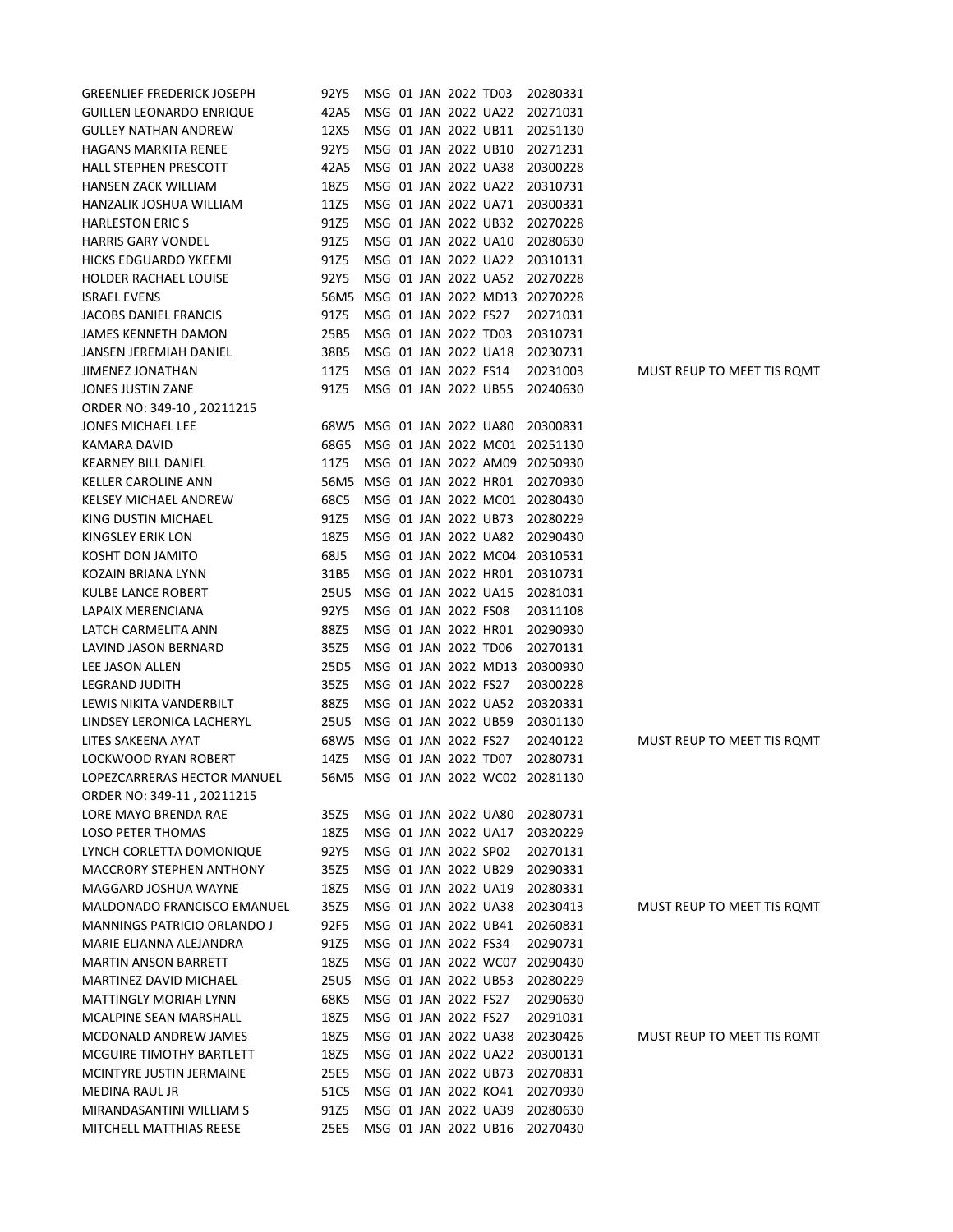| | | | | | | | | |
|---|---|---|---|---|---|---|---|---|
| GREENLIEF FREDERICK JOSEPH | 92Y5 | MSG | 01 | JAN | 2022 | TD03 | 20280331 | |
| GUILLEN LEONARDO ENRIQUE | 42A5 | MSG | 01 | JAN | 2022 | UA22 | 20271031 | |
| GULLEY NATHAN ANDREW | 12X5 | MSG | 01 | JAN | 2022 | UB11 | 20251130 | |
| HAGANS MARKITA RENEE | 92Y5 | MSG | 01 | JAN | 2022 | UB10 | 20271231 | |
| HALL STEPHEN PRESCOTT | 42A5 | MSG | 01 | JAN | 2022 | UA38 | 20300228 | |
| HANSEN ZACK WILLIAM | 18Z5 | MSG | 01 | JAN | 2022 | UA22 | 20310731 | |
| HANZALIK JOSHUA WILLIAM | 11Z5 | MSG | 01 | JAN | 2022 | UA71 | 20300331 | |
| HARLESTON ERIC S | 91Z5 | MSG | 01 | JAN | 2022 | UB32 | 20270228 | |
| HARRIS GARY VONDEL | 91Z5 | MSG | 01 | JAN | 2022 | UA10 | 20280630 | |
| HICKS EDGUARDO YKEEMI | 91Z5 | MSG | 01 | JAN | 2022 | UA22 | 20310131 | |
| HOLDER RACHAEL LOUISE | 92Y5 | MSG | 01 | JAN | 2022 | UA52 | 20270228 | |
| ISRAEL EVENS | 56M5 | MSG | 01 | JAN | 2022 | MD13 | 20270228 | |
| JACOBS DANIEL FRANCIS | 91Z5 | MSG | 01 | JAN | 2022 | FS27 | 20271031 | |
| JAMES KENNETH DAMON | 25B5 | MSG | 01 | JAN | 2022 | TD03 | 20310731 | |
| JANSEN JEREMIAH DANIEL | 38B5 | MSG | 01 | JAN | 2022 | UA18 | 20230731 | |
| JIMENEZ JONATHAN | 11Z5 | MSG | 01 | JAN | 2022 | FS14 | 20231003 | MUST REUP TO MEET TIS RQMT |
| JONES JUSTIN ZANE | 91Z5 | MSG | 01 | JAN | 2022 | UB55 | 20240630 | |
| ORDER NO: 349-10 , 20211215 | | | | | | | | |
| JONES MICHAEL LEE | 68W5 | MSG | 01 | JAN | 2022 | UA80 | 20300831 | |
| KAMARA DAVID | 68G5 | MSG | 01 | JAN | 2022 | MC01 | 20251130 | |
| KEARNEY BILL DANIEL | 11Z5 | MSG | 01 | JAN | 2022 | AM09 | 20250930 | |
| KELLER CAROLINE ANN | 56M5 | MSG | 01 | JAN | 2022 | HR01 | 20270930 | |
| KELSEY MICHAEL ANDREW | 68C5 | MSG | 01 | JAN | 2022 | MC01 | 20280430 | |
| KING DUSTIN MICHAEL | 91Z5 | MSG | 01 | JAN | 2022 | UB73 | 20280229 | |
| KINGSLEY ERIK LON | 18Z5 | MSG | 01 | JAN | 2022 | UA82 | 20290430 | |
| KOSHT DON JAMITO | 68J5 | MSG | 01 | JAN | 2022 | MC04 | 20310531 | |
| KOZAIN BRIANA LYNN | 31B5 | MSG | 01 | JAN | 2022 | HR01 | 20310731 | |
| KULBE LANCE ROBERT | 25U5 | MSG | 01 | JAN | 2022 | UA15 | 20281031 | |
| LAPAIX MERENCIANA | 92Y5 | MSG | 01 | JAN | 2022 | FS08 | 20311108 | |
| LATCH CARMELITA ANN | 88Z5 | MSG | 01 | JAN | 2022 | HR01 | 20290930 | |
| LAVIND JASON BERNARD | 35Z5 | MSG | 01 | JAN | 2022 | TD06 | 20270131 | |
| LEE JASON ALLEN | 25D5 | MSG | 01 | JAN | 2022 | MD13 | 20300930 | |
| LEGRAND JUDITH | 35Z5 | MSG | 01 | JAN | 2022 | FS27 | 20300228 | |
| LEWIS NIKITA VANDERBILT | 88Z5 | MSG | 01 | JAN | 2022 | UA52 | 20320331 | |
| LINDSEY LERONICA LACHERYL | 25U5 | MSG | 01 | JAN | 2022 | UB59 | 20301130 | |
| LITES SAKEENA AYAT | 68W5 | MSG | 01 | JAN | 2022 | FS27 | 20240122 | MUST REUP TO MEET TIS RQMT |
| LOCKWOOD RYAN ROBERT | 14Z5 | MSG | 01 | JAN | 2022 | TD07 | 20280731 | |
| LOPEZCARRERAS HECTOR MANUEL | 56M5 | MSG | 01 | JAN | 2022 | WC02 | 20281130 | |
| ORDER NO: 349-11 , 20211215 | | | | | | | | |
| LORE MAYO BRENDA RAE | 35Z5 | MSG | 01 | JAN | 2022 | UA80 | 20280731 | |
| LOSO PETER THOMAS | 18Z5 | MSG | 01 | JAN | 2022 | UA17 | 20320229 | |
| LYNCH CORLETTA DOMONIQUE | 92Y5 | MSG | 01 | JAN | 2022 | SP02 | 20270131 | |
| MACCRORY STEPHEN ANTHONY | 35Z5 | MSG | 01 | JAN | 2022 | UB29 | 20290331 | |
| MAGGARD JOSHUA WAYNE | 18Z5 | MSG | 01 | JAN | 2022 | UA19 | 20280331 | |
| MALDONADO FRANCISCO EMANUEL | 35Z5 | MSG | 01 | JAN | 2022 | UA38 | 20230413 | MUST REUP TO MEET TIS RQMT |
| MANNINGS PATRICIO ORLANDO J | 92F5 | MSG | 01 | JAN | 2022 | UB41 | 20260831 | |
| MARIE ELIANNA ALEJANDRA | 91Z5 | MSG | 01 | JAN | 2022 | FS34 | 20290731 | |
| MARTIN ANSON BARRETT | 18Z5 | MSG | 01 | JAN | 2022 | WC07 | 20290430 | |
| MARTINEZ DAVID MICHAEL | 25U5 | MSG | 01 | JAN | 2022 | UB53 | 20280229 | |
| MATTINGLY MORIAH LYNN | 68K5 | MSG | 01 | JAN | 2022 | FS27 | 20290630 | |
| MCALPINE SEAN MARSHALL | 18Z5 | MSG | 01 | JAN | 2022 | FS27 | 20291031 | |
| MCDONALD ANDREW JAMES | 18Z5 | MSG | 01 | JAN | 2022 | UA38 | 20230426 | MUST REUP TO MEET TIS RQMT |
| MCGUIRE TIMOTHY BARTLETT | 18Z5 | MSG | 01 | JAN | 2022 | UA22 | 20300131 | |
| MCINTYRE JUSTIN JERMAINE | 25E5 | MSG | 01 | JAN | 2022 | UB73 | 20270831 | |
| MEDINA RAUL JR | 51C5 | MSG | 01 | JAN | 2022 | KO41 | 20270930 | |
| MIRANDASANTINI WILLIAM S | 91Z5 | MSG | 01 | JAN | 2022 | UA39 | 20280630 | |
| MITCHELL MATTHIAS REESE | 25E5 | MSG | 01 | JAN | 2022 | UB16 | 20270430 | |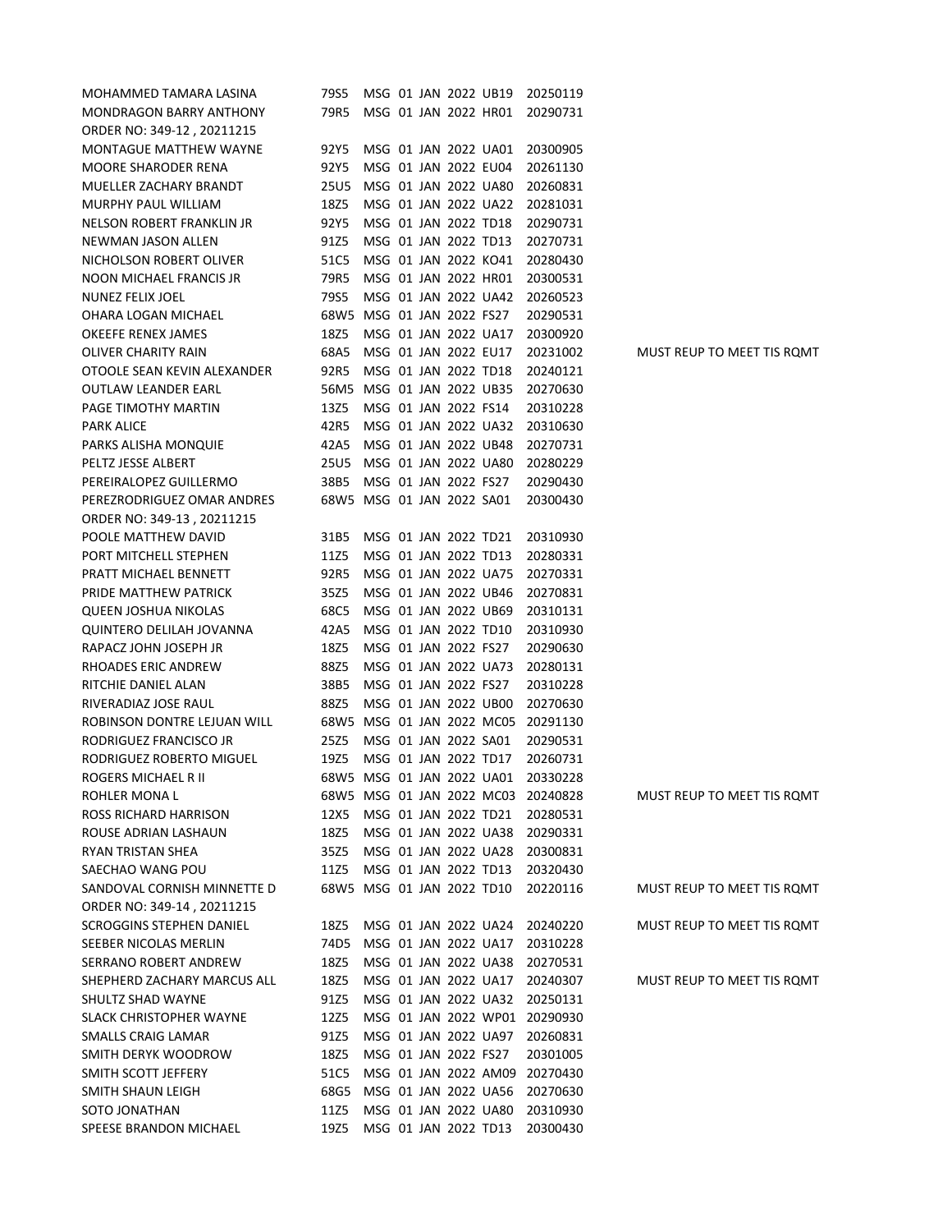| | | | | | | | | |
|---|---|---|---|---|---|---|---|---|
| MOHAMMED TAMARA LASINA | 79S5 | MSG | 01 | JAN | 2022 | UB19 | 20250119 | |
| MONDRAGON BARRY ANTHONY | 79R5 | MSG | 01 | JAN | 2022 | HR01 | 20290731 | |
| ORDER NO: 349-12 , 20211215 | | | | | | | | |
| MONTAGUE MATTHEW WAYNE | 92Y5 | MSG | 01 | JAN | 2022 | UA01 | 20300905 | |
| MOORE SHARODER RENA | 92Y5 | MSG | 01 | JAN | 2022 | EU04 | 20261130 | |
| MUELLER ZACHARY BRANDT | 25U5 | MSG | 01 | JAN | 2022 | UA80 | 20260831 | |
| MURPHY PAUL WILLIAM | 18Z5 | MSG | 01 | JAN | 2022 | UA22 | 20281031 | |
| NELSON ROBERT FRANKLIN JR | 92Y5 | MSG | 01 | JAN | 2022 | TD18 | 20290731 | |
| NEWMAN JASON ALLEN | 91Z5 | MSG | 01 | JAN | 2022 | TD13 | 20270731 | |
| NICHOLSON ROBERT OLIVER | 51C5 | MSG | 01 | JAN | 2022 | KO41 | 20280430 | |
| NOON MICHAEL FRANCIS JR | 79R5 | MSG | 01 | JAN | 2022 | HR01 | 20300531 | |
| NUNEZ FELIX JOEL | 79S5 | MSG | 01 | JAN | 2022 | UA42 | 20260523 | |
| OHARA LOGAN MICHAEL | 68W5 | MSG | 01 | JAN | 2022 | FS27 | 20290531 | |
| OKEEFE RENEX JAMES | 18Z5 | MSG | 01 | JAN | 2022 | UA17 | 20300920 | |
| OLIVER CHARITY RAIN | 68A5 | MSG | 01 | JAN | 2022 | EU17 | 20231002 | MUST REUP TO MEET TIS RQMT |
| OTOOLE SEAN KEVIN ALEXANDER | 92R5 | MSG | 01 | JAN | 2022 | TD18 | 20240121 | |
| OUTLAW LEANDER EARL | 56M5 | MSG | 01 | JAN | 2022 | UB35 | 20270630 | |
| PAGE TIMOTHY MARTIN | 13Z5 | MSG | 01 | JAN | 2022 | FS14 | 20310228 | |
| PARK ALICE | 42R5 | MSG | 01 | JAN | 2022 | UA32 | 20310630 | |
| PARKS ALISHA MONQUIE | 42A5 | MSG | 01 | JAN | 2022 | UB48 | 20270731 | |
| PELTZ JESSE ALBERT | 25U5 | MSG | 01 | JAN | 2022 | UA80 | 20280229 | |
| PEREIRALOPEZ GUILLERMO | 38B5 | MSG | 01 | JAN | 2022 | FS27 | 20290430 | |
| PEREZRODRIGUEZ OMAR ANDRES | 68W5 | MSG | 01 | JAN | 2022 | SA01 | 20300430 | |
| ORDER NO: 349-13 , 20211215 | | | | | | | | |
| POOLE MATTHEW DAVID | 31B5 | MSG | 01 | JAN | 2022 | TD21 | 20310930 | |
| PORT MITCHELL STEPHEN | 11Z5 | MSG | 01 | JAN | 2022 | TD13 | 20280331 | |
| PRATT MICHAEL BENNETT | 92R5 | MSG | 01 | JAN | 2022 | UA75 | 20270331 | |
| PRIDE MATTHEW PATRICK | 35Z5 | MSG | 01 | JAN | 2022 | UB46 | 20270831 | |
| QUEEN JOSHUA NIKOLAS | 68C5 | MSG | 01 | JAN | 2022 | UB69 | 20310131 | |
| QUINTERO DELILAH JOVANNA | 42A5 | MSG | 01 | JAN | 2022 | TD10 | 20310930 | |
| RAPACZ JOHN JOSEPH JR | 18Z5 | MSG | 01 | JAN | 2022 | FS27 | 20290630 | |
| RHOADES ERIC ANDREW | 88Z5 | MSG | 01 | JAN | 2022 | UA73 | 20280131 | |
| RITCHIE DANIEL ALAN | 38B5 | MSG | 01 | JAN | 2022 | FS27 | 20310228 | |
| RIVERADIAZ JOSE RAUL | 88Z5 | MSG | 01 | JAN | 2022 | UB00 | 20270630 | |
| ROBINSON DONTRE LEJUAN WILL | 68W5 | MSG | 01 | JAN | 2022 | MC05 | 20291130 | |
| RODRIGUEZ FRANCISCO JR | 25Z5 | MSG | 01 | JAN | 2022 | SA01 | 20290531 | |
| RODRIGUEZ ROBERTO MIGUEL | 19Z5 | MSG | 01 | JAN | 2022 | TD17 | 20260731 | |
| ROGERS MICHAEL R II | 68W5 | MSG | 01 | JAN | 2022 | UA01 | 20330228 | |
| ROHLER MONA L | 68W5 | MSG | 01 | JAN | 2022 | MC03 | 20240828 | MUST REUP TO MEET TIS RQMT |
| ROSS RICHARD HARRISON | 12X5 | MSG | 01 | JAN | 2022 | TD21 | 20280531 | |
| ROUSE ADRIAN LASHAUN | 18Z5 | MSG | 01 | JAN | 2022 | UA38 | 20290331 | |
| RYAN TRISTAN SHEA | 35Z5 | MSG | 01 | JAN | 2022 | UA28 | 20300831 | |
| SAECHAO WANG POU | 11Z5 | MSG | 01 | JAN | 2022 | TD13 | 20320430 | |
| SANDOVAL CORNISH MINNETTE D | 68W5 | MSG | 01 | JAN | 2022 | TD10 | 20220116 | MUST REUP TO MEET TIS RQMT |
| ORDER NO: 349-14 , 20211215 | | | | | | | | |
| SCROGGINS STEPHEN DANIEL | 18Z5 | MSG | 01 | JAN | 2022 | UA24 | 20240220 | MUST REUP TO MEET TIS RQMT |
| SEEBER NICOLAS MERLIN | 74D5 | MSG | 01 | JAN | 2022 | UA17 | 20310228 | |
| SERRANO ROBERT ANDREW | 18Z5 | MSG | 01 | JAN | 2022 | UA38 | 20270531 | |
| SHEPHERD ZACHARY MARCUS ALL | 18Z5 | MSG | 01 | JAN | 2022 | UA17 | 20240307 | MUST REUP TO MEET TIS RQMT |
| SHULTZ SHAD WAYNE | 91Z5 | MSG | 01 | JAN | 2022 | UA32 | 20250131 | |
| SLACK CHRISTOPHER WAYNE | 12Z5 | MSG | 01 | JAN | 2022 | WP01 | 20290930 | |
| SMALLS CRAIG LAMAR | 91Z5 | MSG | 01 | JAN | 2022 | UA97 | 20260831 | |
| SMITH DERYK WOODROW | 18Z5 | MSG | 01 | JAN | 2022 | FS27 | 20301005 | |
| SMITH SCOTT JEFFERY | 51C5 | MSG | 01 | JAN | 2022 | AM09 | 20270430 | |
| SMITH SHAUN LEIGH | 68G5 | MSG | 01 | JAN | 2022 | UA56 | 20270630 | |
| SOTO JONATHAN | 11Z5 | MSG | 01 | JAN | 2022 | UA80 | 20310930 | |
| SPEESE BRANDON MICHAEL | 19Z5 | MSG | 01 | JAN | 2022 | TD13 | 20300430 | |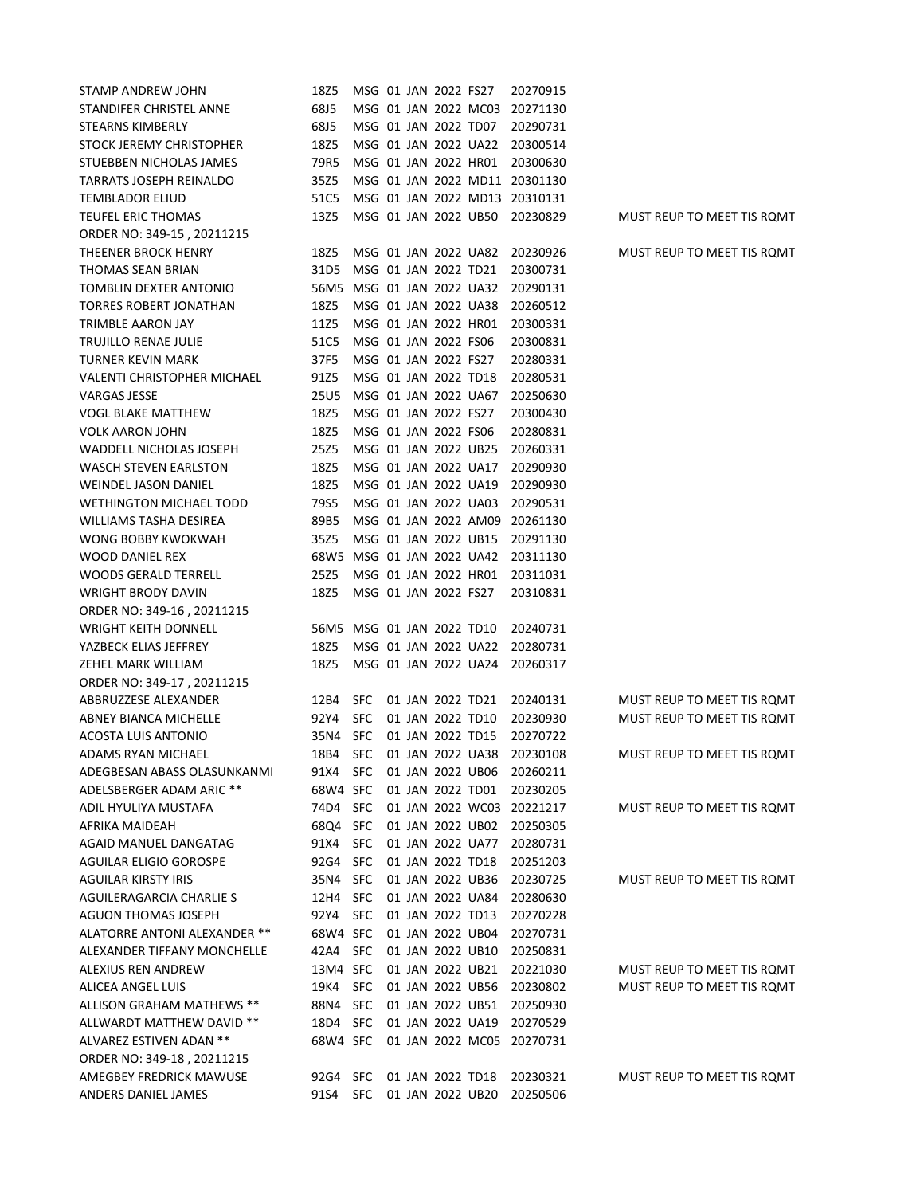| | | | | | | | | |
|---|---|---|---|---|---|---|---|---|
| STAMP ANDREW JOHN | 18Z5 | MSG | 01 JAN 2022 | FS27 | 20270915 | |
| STANDIFER CHRISTEL ANNE | 68J5 | MSG | 01 JAN 2022 | MC03 | 20271130 | |
| STEARNS KIMBERLY | 68J5 | MSG | 01 JAN 2022 | TD07 | 20290731 | |
| STOCK JEREMY CHRISTOPHER | 18Z5 | MSG | 01 JAN 2022 | UA22 | 20300514 | |
| STUEBBEN NICHOLAS JAMES | 79R5 | MSG | 01 JAN 2022 | HR01 | 20300630 | |
| TARRATS JOSEPH REINALDO | 35Z5 | MSG | 01 JAN 2022 | MD11 | 20301130 | |
| TEMBLADOR ELIUD | 51C5 | MSG | 01 JAN 2022 | MD13 | 20310131 | |
| TEUFEL ERIC THOMAS | 13Z5 | MSG | 01 JAN 2022 | UB50 | 20230829 | MUST REUP TO MEET TIS RQMT |
| ORDER NO: 349-15 , 20211215 | | | | | | |
| THEENER BROCK HENRY | 18Z5 | MSG | 01 JAN 2022 | UA82 | 20230926 | MUST REUP TO MEET TIS RQMT |
| THOMAS SEAN BRIAN | 31D5 | MSG | 01 JAN 2022 | TD21 | 20300731 | |
| TOMBLIN DEXTER ANTONIO | 56M5 | MSG | 01 JAN 2022 | UA32 | 20290131 | |
| TORRES ROBERT JONATHAN | 18Z5 | MSG | 01 JAN 2022 | UA38 | 20260512 | |
| TRIMBLE AARON JAY | 11Z5 | MSG | 01 JAN 2022 | HR01 | 20300331 | |
| TRUJILLO RENAE JULIE | 51C5 | MSG | 01 JAN 2022 | FS06 | 20300831 | |
| TURNER KEVIN MARK | 37F5 | MSG | 01 JAN 2022 | FS27 | 20280331 | |
| VALENTI CHRISTOPHER MICHAEL | 91Z5 | MSG | 01 JAN 2022 | TD18 | 20280531 | |
| VARGAS JESSE | 25U5 | MSG | 01 JAN 2022 | UA67 | 20250630 | |
| VOGL BLAKE MATTHEW | 18Z5 | MSG | 01 JAN 2022 | FS27 | 20300430 | |
| VOLK AARON JOHN | 18Z5 | MSG | 01 JAN 2022 | FS06 | 20280831 | |
| WADDELL NICHOLAS JOSEPH | 25Z5 | MSG | 01 JAN 2022 | UB25 | 20260331 | |
| WASCH STEVEN EARLSTON | 18Z5 | MSG | 01 JAN 2022 | UA17 | 20290930 | |
| WEINDEL JASON DANIEL | 18Z5 | MSG | 01 JAN 2022 | UA19 | 20290930 | |
| WETHINGTON MICHAEL TODD | 79S5 | MSG | 01 JAN 2022 | UA03 | 20290531 | |
| WILLIAMS TASHA DESIREA | 89B5 | MSG | 01 JAN 2022 | AM09 | 20261130 | |
| WONG BOBBY KWOKWAH | 35Z5 | MSG | 01 JAN 2022 | UB15 | 20291130 | |
| WOOD DANIEL REX | 68W5 | MSG | 01 JAN 2022 | UA42 | 20311130 | |
| WOODS GERALD TERRELL | 25Z5 | MSG | 01 JAN 2022 | HR01 | 20311031 | |
| WRIGHT BRODY DAVIN | 18Z5 | MSG | 01 JAN 2022 | FS27 | 20310831 | |
| ORDER NO: 349-16 , 20211215 | | | | | | |
| WRIGHT KEITH DONNELL | 56M5 | MSG | 01 JAN 2022 | TD10 | 20240731 | |
| YAZBECK ELIAS JEFFREY | 18Z5 | MSG | 01 JAN 2022 | UA22 | 20280731 | |
| ZEHEL MARK WILLIAM | 18Z5 | MSG | 01 JAN 2022 | UA24 | 20260317 | |
| ORDER NO: 349-17 , 20211215 | | | | | | |
| ABBRUZZESE ALEXANDER | 12B4 | SFC | 01 JAN 2022 | TD21 | 20240131 | MUST REUP TO MEET TIS RQMT |
| ABNEY BIANCA MICHELLE | 92Y4 | SFC | 01 JAN 2022 | TD10 | 20230930 | MUST REUP TO MEET TIS RQMT |
| ACOSTA LUIS ANTONIO | 35N4 | SFC | 01 JAN 2022 | TD15 | 20270722 | |
| ADAMS RYAN MICHAEL | 18B4 | SFC | 01 JAN 2022 | UA38 | 20230108 | MUST REUP TO MEET TIS RQMT |
| ADEGBESAN ABASS OLASUNKANMI | 91X4 | SFC | 01 JAN 2022 | UB06 | 20260211 | |
| ADELSBERGER ADAM ARIC ** | 68W4 | SFC | 01 JAN 2022 | TD01 | 20230205 | |
| ADIL HYULIYA MUSTAFA | 74D4 | SFC | 01 JAN 2022 | WC03 | 20221217 | MUST REUP TO MEET TIS RQMT |
| AFRIKA MAIDEAH | 68Q4 | SFC | 01 JAN 2022 | UB02 | 20250305 | |
| AGAID MANUEL DANGATAG | 91X4 | SFC | 01 JAN 2022 | UA77 | 20280731 | |
| AGUILAR ELIGIO GOROSPE | 92G4 | SFC | 01 JAN 2022 | TD18 | 20251203 | |
| AGUILAR KIRSTY IRIS | 35N4 | SFC | 01 JAN 2022 | UB36 | 20230725 | MUST REUP TO MEET TIS RQMT |
| AGUILERAGARCIA CHARLIE S | 12H4 | SFC | 01 JAN 2022 | UA84 | 20280630 | |
| AGUON THOMAS JOSEPH | 92Y4 | SFC | 01 JAN 2022 | TD13 | 20270228 | |
| ALATORRE ANTONI ALEXANDER ** | 68W4 | SFC | 01 JAN 2022 | UB04 | 20270731 | |
| ALEXANDER TIFFANY MONCHELLE | 42A4 | SFC | 01 JAN 2022 | UB10 | 20250831 | |
| ALEXIUS REN ANDREW | 13M4 | SFC | 01 JAN 2022 | UB21 | 20221030 | MUST REUP TO MEET TIS RQMT |
| ALICEA ANGEL LUIS | 19K4 | SFC | 01 JAN 2022 | UB56 | 20230802 | MUST REUP TO MEET TIS RQMT |
| ALLISON GRAHAM MATHEWS ** | 88N4 | SFC | 01 JAN 2022 | UB51 | 20250930 | |
| ALLWARDT MATTHEW DAVID ** | 18D4 | SFC | 01 JAN 2022 | UA19 | 20270529 | |
| ALVAREZ ESTIVEN ADAN ** | 68W4 | SFC | 01 JAN 2022 | MC05 | 20270731 | |
| ORDER NO: 349-18 , 20211215 | | | | | | |
| AMEGBEY FREDRICK MAWUSE | 92G4 | SFC | 01 JAN 2022 | TD18 | 20230321 | MUST REUP TO MEET TIS RQMT |
| ANDERS DANIEL JAMES | 91S4 | SFC | 01 JAN 2022 | UB20 | 20250506 | |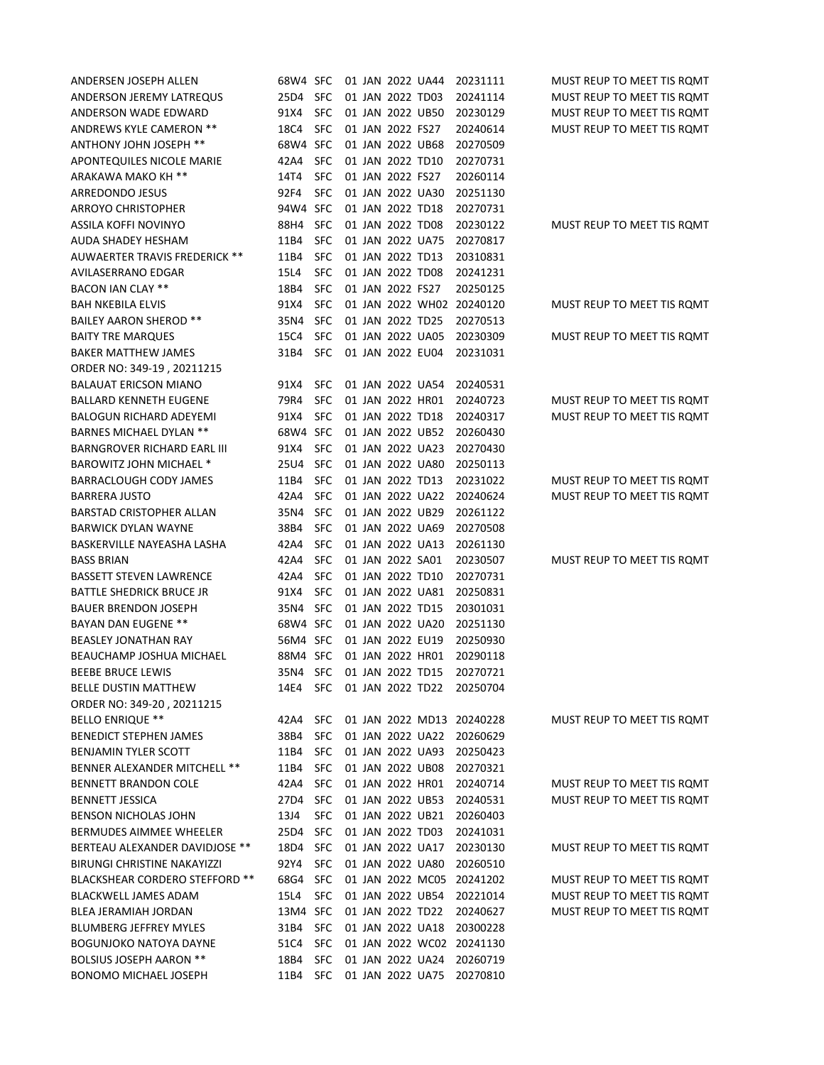| | | | | | | |
|---|---|---|---|---|---|---|
| ANDERSEN JOSEPH ALLEN | 68W4 | SFC | 01 JAN 2022 | UA44 | 20231111 | MUST REUP TO MEET TIS RQMT |
| ANDERSON JEREMY LATREQUS | 25D4 | SFC | 01 JAN 2022 | TD03 | 20241114 | MUST REUP TO MEET TIS RQMT |
| ANDERSON WADE EDWARD | 91X4 | SFC | 01 JAN 2022 | UB50 | 20230129 | MUST REUP TO MEET TIS RQMT |
| ANDREWS KYLE CAMERON ** | 18C4 | SFC | 01 JAN 2022 | FS27 | 20240614 | MUST REUP TO MEET TIS RQMT |
| ANTHONY JOHN JOSEPH ** | 68W4 | SFC | 01 JAN 2022 | UB68 | 20270509 | |
| APONTEQUILES NICOLE MARIE | 42A4 | SFC | 01 JAN 2022 | TD10 | 20270731 | |
| ARAKAWA MAKO KH ** | 14T4 | SFC | 01 JAN 2022 | FS27 | 20260114 | |
| ARREDONDO JESUS | 92F4 | SFC | 01 JAN 2022 | UA30 | 20251130 | |
| ARROYO CHRISTOPHER | 94W4 | SFC | 01 JAN 2022 | TD18 | 20270731 | |
| ASSILA KOFFI NOVINYO | 88H4 | SFC | 01 JAN 2022 | TD08 | 20230122 | MUST REUP TO MEET TIS RQMT |
| AUDA SHADEY HESHAM | 11B4 | SFC | 01 JAN 2022 | UA75 | 20270817 | |
| AUWAERTER TRAVIS FREDERICK ** | 11B4 | SFC | 01 JAN 2022 | TD13 | 20310831 | |
| AVILASERRANO EDGAR | 15L4 | SFC | 01 JAN 2022 | TD08 | 20241231 | |
| BACON IAN CLAY ** | 18B4 | SFC | 01 JAN 2022 | FS27 | 20250125 | |
| BAH NKEBILA ELVIS | 91X4 | SFC | 01 JAN 2022 | WH02 | 20240120 | MUST REUP TO MEET TIS RQMT |
| BAILEY AARON SHEROD ** | 35N4 | SFC | 01 JAN 2022 | TD25 | 20270513 | |
| BAITY TRE MARQUES | 15C4 | SFC | 01 JAN 2022 | UA05 | 20230309 | MUST REUP TO MEET TIS RQMT |
| BAKER MATTHEW JAMES | 31B4 | SFC | 01 JAN 2022 | EU04 | 20231031 | |
| ORDER NO: 349-19 , 20211215 | | | | | | |
| BALAUAT ERICSON MIANO | 91X4 | SFC | 01 JAN 2022 | UA54 | 20240531 | |
| BALLARD KENNETH EUGENE | 79R4 | SFC | 01 JAN 2022 | HR01 | 20240723 | MUST REUP TO MEET TIS RQMT |
| BALOGUN RICHARD ADEYEMI | 91X4 | SFC | 01 JAN 2022 | TD18 | 20240317 | MUST REUP TO MEET TIS RQMT |
| BARNES MICHAEL DYLAN ** | 68W4 | SFC | 01 JAN 2022 | UB52 | 20260430 | |
| BARNGROVER RICHARD EARL III | 91X4 | SFC | 01 JAN 2022 | UA23 | 20270430 | |
| BAROWITZ JOHN MICHAEL * | 25U4 | SFC | 01 JAN 2022 | UA80 | 20250113 | |
| BARRACLOUGH CODY JAMES | 11B4 | SFC | 01 JAN 2022 | TD13 | 20231022 | MUST REUP TO MEET TIS RQMT |
| BARRERA JUSTO | 42A4 | SFC | 01 JAN 2022 | UA22 | 20240624 | MUST REUP TO MEET TIS RQMT |
| BARSTAD CRISTOPHER ALLAN | 35N4 | SFC | 01 JAN 2022 | UB29 | 20261122 | |
| BARWICK DYLAN WAYNE | 38B4 | SFC | 01 JAN 2022 | UA69 | 20270508 | |
| BASKERVILLE NAYEASHA LASHA | 42A4 | SFC | 01 JAN 2022 | UA13 | 20261130 | |
| BASS BRIAN | 42A4 | SFC | 01 JAN 2022 | SA01 | 20230507 | MUST REUP TO MEET TIS RQMT |
| BASSETT STEVEN LAWRENCE | 42A4 | SFC | 01 JAN 2022 | TD10 | 20270731 | |
| BATTLE SHEDRICK BRUCE JR | 91X4 | SFC | 01 JAN 2022 | UA81 | 20250831 | |
| BAUER BRENDON JOSEPH | 35N4 | SFC | 01 JAN 2022 | TD15 | 20301031 | |
| BAYAN DAN EUGENE ** | 68W4 | SFC | 01 JAN 2022 | UA20 | 20251130 | |
| BEASLEY JONATHAN RAY | 56M4 | SFC | 01 JAN 2022 | EU19 | 20250930 | |
| BEAUCHAMP JOSHUA MICHAEL | 88M4 | SFC | 01 JAN 2022 | HR01 | 20290118 | |
| BEEBE BRUCE LEWIS | 35N4 | SFC | 01 JAN 2022 | TD15 | 20270721 | |
| BELLE DUSTIN MATTHEW | 14E4 | SFC | 01 JAN 2022 | TD22 | 20250704 | |
| ORDER NO: 349-20 , 20211215 | | | | | | |
| BELLO ENRIQUE ** | 42A4 | SFC | 01 JAN 2022 | MD13 | 20240228 | MUST REUP TO MEET TIS RQMT |
| BENEDICT STEPHEN JAMES | 38B4 | SFC | 01 JAN 2022 | UA22 | 20260629 | |
| BENJAMIN TYLER SCOTT | 11B4 | SFC | 01 JAN 2022 | UA93 | 20250423 | |
| BENNER ALEXANDER MITCHELL ** | 11B4 | SFC | 01 JAN 2022 | UB08 | 20270321 | |
| BENNETT BRANDON COLE | 42A4 | SFC | 01 JAN 2022 | HR01 | 20240714 | MUST REUP TO MEET TIS RQMT |
| BENNETT JESSICA | 27D4 | SFC | 01 JAN 2022 | UB53 | 20240531 | MUST REUP TO MEET TIS RQMT |
| BENSON NICHOLAS JOHN | 13J4 | SFC | 01 JAN 2022 | UB21 | 20260403 | |
| BERMUDES AIMMEE WHEELER | 25D4 | SFC | 01 JAN 2022 | TD03 | 20241031 | |
| BERTEAU ALEXANDER DAVIDJOSE ** | 18D4 | SFC | 01 JAN 2022 | UA17 | 20230130 | MUST REUP TO MEET TIS RQMT |
| BIRUNGI CHRISTINE NAKAYIZZI | 92Y4 | SFC | 01 JAN 2022 | UA80 | 20260510 | |
| BLACKSHEAR CORDERO STEFFORD ** | 68G4 | SFC | 01 JAN 2022 | MC05 | 20241202 | MUST REUP TO MEET TIS RQMT |
| BLACKWELL JAMES ADAM | 15L4 | SFC | 01 JAN 2022 | UB54 | 20221014 | MUST REUP TO MEET TIS RQMT |
| BLEA JERAMIAH JORDAN | 13M4 | SFC | 01 JAN 2022 | TD22 | 20240627 | MUST REUP TO MEET TIS RQMT |
| BLUMBERG JEFFREY MYLES | 31B4 | SFC | 01 JAN 2022 | UA18 | 20300228 | |
| BOGUNJOKO NATOYA DAYNE | 51C4 | SFC | 01 JAN 2022 | WC02 | 20241130 | |
| BOLSIUS JOSEPH AARON ** | 18B4 | SFC | 01 JAN 2022 | UA24 | 20260719 | |
| BONOMO MICHAEL JOSEPH | 11B4 | SFC | 01 JAN 2022 | UA75 | 20270810 | |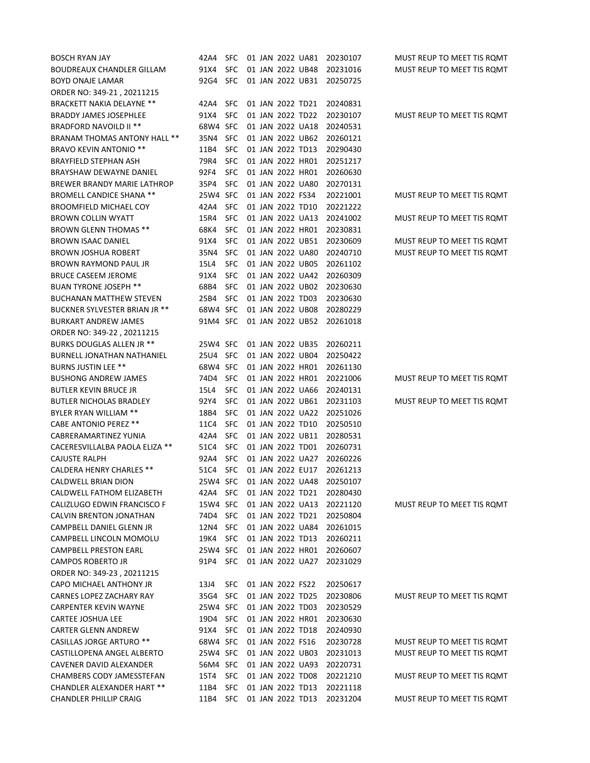| | | | | | | |
|---|---|---|---|---|---|---|
| BOSCH RYAN JAY | 42A4 | SFC | 01 JAN 2022 | UA81 | 20230107 | MUST REUP TO MEET TIS RQMT |
| BOUDREAUX CHANDLER GILLAM | 91X4 | SFC | 01 JAN 2022 | UB48 | 20231016 | MUST REUP TO MEET TIS RQMT |
| BOYD ONAJE LAMAR | 92G4 | SFC | 01 JAN 2022 | UB31 | 20250725 | |
| ORDER NO: 349-21 , 20211215 | | | | | | |
| BRACKETT NAKIA DELAYNE ** | 42A4 | SFC | 01 JAN 2022 | TD21 | 20240831 | |
| BRADDY JAMES JOSEPHLEE | 91X4 | SFC | 01 JAN 2022 | TD22 | 20230107 | MUST REUP TO MEET TIS RQMT |
| BRADFORD NAVOILD II ** | 68W4 | SFC | 01 JAN 2022 | UA18 | 20240531 | |
| BRANAM THOMAS ANTONY HALL ** | 35N4 | SFC | 01 JAN 2022 | UB62 | 20260121 | |
| BRAVO KEVIN ANTONIO ** | 11B4 | SFC | 01 JAN 2022 | TD13 | 20290430 | |
| BRAYFIELD STEPHAN ASH | 79R4 | SFC | 01 JAN 2022 | HR01 | 20251217 | |
| BRAYSHAW DEWAYNE DANIEL | 92F4 | SFC | 01 JAN 2022 | HR01 | 20260630 | |
| BREWER BRANDY MARIE LATHROP | 35P4 | SFC | 01 JAN 2022 | UA80 | 20270131 | |
| BROMELL CANDICE SHANA ** | 25W4 | SFC | 01 JAN 2022 | FS34 | 20221001 | MUST REUP TO MEET TIS RQMT |
| BROOMFIELD MICHAEL COY | 42A4 | SFC | 01 JAN 2022 | TD10 | 20221222 | |
| BROWN COLLIN WYATT | 15R4 | SFC | 01 JAN 2022 | UA13 | 20241002 | MUST REUP TO MEET TIS RQMT |
| BROWN GLENN THOMAS ** | 68K4 | SFC | 01 JAN 2022 | HR01 | 20230831 | |
| BROWN ISAAC DANIEL | 91X4 | SFC | 01 JAN 2022 | UB51 | 20230609 | MUST REUP TO MEET TIS RQMT |
| BROWN JOSHUA ROBERT | 35N4 | SFC | 01 JAN 2022 | UA80 | 20240710 | MUST REUP TO MEET TIS RQMT |
| BROWN RAYMOND PAUL JR | 15L4 | SFC | 01 JAN 2022 | UB05 | 20261102 | |
| BRUCE CASEEM JEROME | 91X4 | SFC | 01 JAN 2022 | UA42 | 20260309 | |
| BUAN TYRONE JOSEPH ** | 68B4 | SFC | 01 JAN 2022 | UB02 | 20230630 | |
| BUCHANAN MATTHEW STEVEN | 25B4 | SFC | 01 JAN 2022 | TD03 | 20230630 | |
| BUCKNER SYLVESTER BRIAN JR ** | 68W4 | SFC | 01 JAN 2022 | UB08 | 20280229 | |
| BURKART ANDREW JAMES | 91M4 | SFC | 01 JAN 2022 | UB52 | 20261018 | |
| ORDER NO: 349-22 , 20211215 | | | | | | |
| BURKS DOUGLAS ALLEN JR ** | 25W4 | SFC | 01 JAN 2022 | UB35 | 20260211 | |
| BURNELL JONATHAN NATHANIEL | 25U4 | SFC | 01 JAN 2022 | UB04 | 20250422 | |
| BURNS JUSTIN LEE ** | 68W4 | SFC | 01 JAN 2022 | HR01 | 20261130 | |
| BUSHONG ANDREW JAMES | 74D4 | SFC | 01 JAN 2022 | HR01 | 20221006 | MUST REUP TO MEET TIS RQMT |
| BUTLER KEVIN BRUCE JR | 15L4 | SFC | 01 JAN 2022 | UA66 | 20240131 | |
| BUTLER NICHOLAS BRADLEY | 92Y4 | SFC | 01 JAN 2022 | UB61 | 20231103 | MUST REUP TO MEET TIS RQMT |
| BYLER RYAN WILLIAM ** | 18B4 | SFC | 01 JAN 2022 | UA22 | 20251026 | |
| CABE ANTONIO PEREZ ** | 11C4 | SFC | 01 JAN 2022 | TD10 | 20250510 | |
| CABRERAMARTINEZ YUNIA | 42A4 | SFC | 01 JAN 2022 | UB11 | 20280531 | |
| CACERESVILLALBA PAOLA ELIZA ** | 51C4 | SFC | 01 JAN 2022 | TD01 | 20260731 | |
| CAJUSTE RALPH | 92A4 | SFC | 01 JAN 2022 | UA27 | 20260226 | |
| CALDERA HENRY CHARLES ** | 51C4 | SFC | 01 JAN 2022 | EU17 | 20261213 | |
| CALDWELL BRIAN DION | 25W4 | SFC | 01 JAN 2022 | UA48 | 20250107 | |
| CALDWELL FATHOM ELIZABETH | 42A4 | SFC | 01 JAN 2022 | TD21 | 20280430 | |
| CALIZLUGO EDWIN FRANCISCO F | 15W4 | SFC | 01 JAN 2022 | UA13 | 20221120 | MUST REUP TO MEET TIS RQMT |
| CALVIN BRENTON JONATHAN | 74D4 | SFC | 01 JAN 2022 | TD21 | 20250804 | |
| CAMPBELL DANIEL GLENN JR | 12N4 | SFC | 01 JAN 2022 | UA84 | 20261015 | |
| CAMPBELL LINCOLN MOMOLU | 19K4 | SFC | 01 JAN 2022 | TD13 | 20260211 | |
| CAMPBELL PRESTON EARL | 25W4 | SFC | 01 JAN 2022 | HR01 | 20260607 | |
| CAMPOS ROBERTO JR | 91P4 | SFC | 01 JAN 2022 | UA27 | 20231029 | |
| ORDER NO: 349-23 , 20211215 | | | | | | |
| CAPO MICHAEL ANTHONY JR | 13J4 | SFC | 01 JAN 2022 | FS22 | 20250617 | |
| CARNES LOPEZ ZACHARY RAY | 35G4 | SFC | 01 JAN 2022 | TD25 | 20230806 | MUST REUP TO MEET TIS RQMT |
| CARPENTER KEVIN WAYNE | 25W4 | SFC | 01 JAN 2022 | TD03 | 20230529 | |
| CARTEE JOSHUA LEE | 19D4 | SFC | 01 JAN 2022 | HR01 | 20230630 | |
| CARTER GLENN ANDREW | 91X4 | SFC | 01 JAN 2022 | TD18 | 20240930 | |
| CASILLAS JORGE ARTURO ** | 68W4 | SFC | 01 JAN 2022 | FS16 | 20230728 | MUST REUP TO MEET TIS RQMT |
| CASTILLOPENA ANGEL ALBERTO | 25W4 | SFC | 01 JAN 2022 | UB03 | 20231013 | MUST REUP TO MEET TIS RQMT |
| CAVENER DAVID ALEXANDER | 56M4 | SFC | 01 JAN 2022 | UA93 | 20220731 | |
| CHAMBERS CODY JAMESSTEFAN | 15T4 | SFC | 01 JAN 2022 | TD08 | 20221210 | MUST REUP TO MEET TIS RQMT |
| CHANDLER ALEXANDER HART ** | 11B4 | SFC | 01 JAN 2022 | TD13 | 20221118 | |
| CHANDLER PHILLIP CRAIG | 11B4 | SFC | 01 JAN 2022 | TD13 | 20231204 | MUST REUP TO MEET TIS RQMT |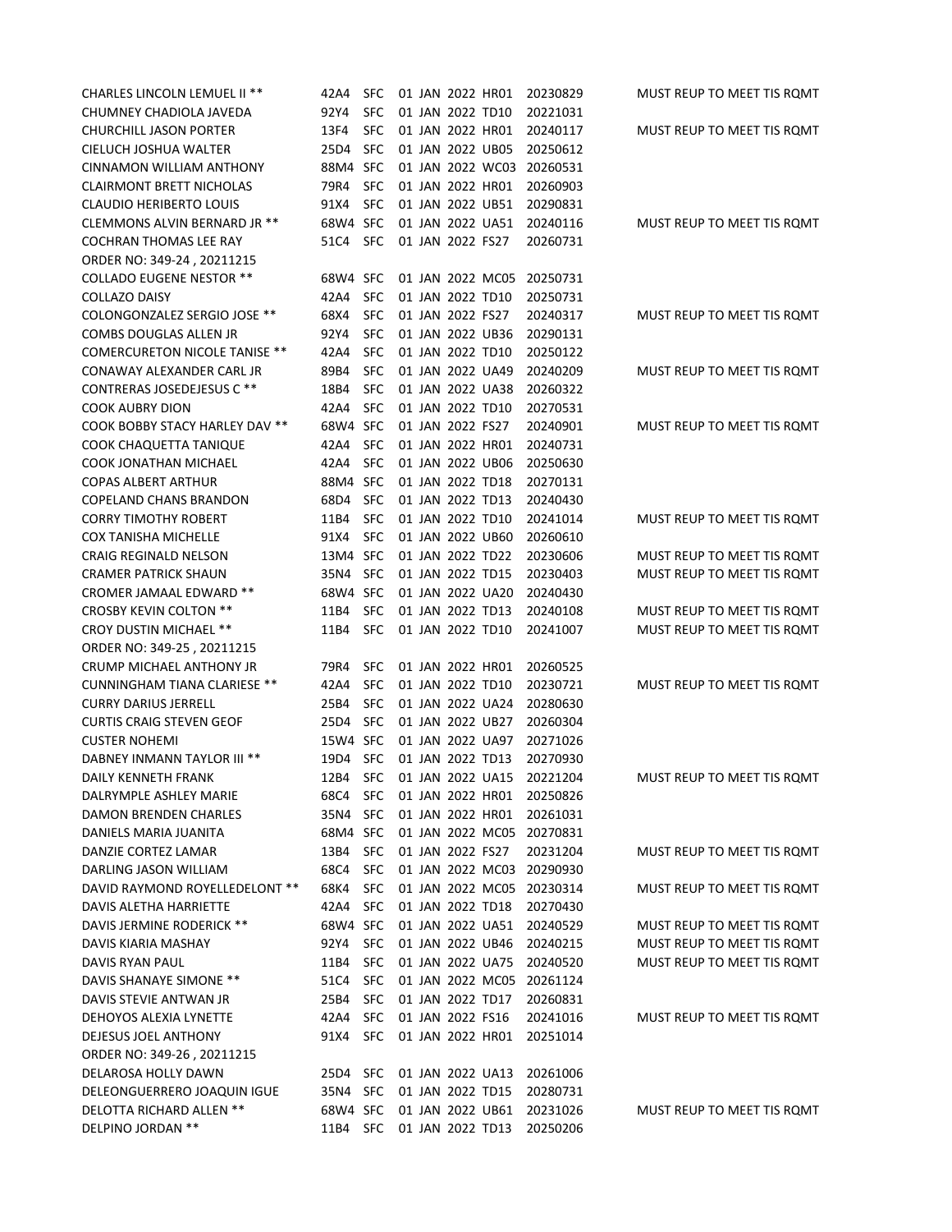| | | | | | |
|---|---|---|---|---|---|
| CHARLES LINCOLN LEMUEL II ** | 42A4 | SFC | 01 JAN 2022 HR01 | 20230829 | MUST REUP TO MEET TIS RQMT |
| CHUMNEY CHADIOLA JAVEDA | 92Y4 | SFC | 01 JAN 2022 TD10 | 20221031 | |
| CHURCHILL JASON PORTER | 13F4 | SFC | 01 JAN 2022 HR01 | 20240117 | MUST REUP TO MEET TIS RQMT |
| CIELUCH JOSHUA WALTER | 25D4 | SFC | 01 JAN 2022 UB05 | 20250612 | |
| CINNAMON WILLIAM ANTHONY | 88M4 | SFC | 01 JAN 2022 WC03 | 20260531 | |
| CLAIRMONT BRETT NICHOLAS | 79R4 | SFC | 01 JAN 2022 HR01 | 20260903 | |
| CLAUDIO HERIBERTO LOUIS | 91X4 | SFC | 01 JAN 2022 UB51 | 20290831 | |
| CLEMMONS ALVIN BERNARD JR ** | 68W4 | SFC | 01 JAN 2022 UA51 | 20240116 | MUST REUP TO MEET TIS RQMT |
| COCHRAN THOMAS LEE RAY | 51C4 | SFC | 01 JAN 2022 FS27 | 20260731 | |
| ORDER NO: 349-24 , 20211215 | | | | | |
| COLLADO EUGENE NESTOR ** | 68W4 | SFC | 01 JAN 2022 MC05 | 20250731 | |
| COLLAZO DAISY | 42A4 | SFC | 01 JAN 2022 TD10 | 20250731 | |
| COLONGONZALEZ SERGIO JOSE ** | 68X4 | SFC | 01 JAN 2022 FS27 | 20240317 | MUST REUP TO MEET TIS RQMT |
| COMBS DOUGLAS ALLEN JR | 92Y4 | SFC | 01 JAN 2022 UB36 | 20290131 | |
| COMERCURETON NICOLE TANISE ** | 42A4 | SFC | 01 JAN 2022 TD10 | 20250122 | |
| CONAWAY ALEXANDER CARL JR | 89B4 | SFC | 01 JAN 2022 UA49 | 20240209 | MUST REUP TO MEET TIS RQMT |
| CONTRERAS JOSEDEJESUS C ** | 18B4 | SFC | 01 JAN 2022 UA38 | 20260322 | |
| COOK AUBRY DION | 42A4 | SFC | 01 JAN 2022 TD10 | 20270531 | |
| COOK BOBBY STACY HARLEY DAV ** | 68W4 | SFC | 01 JAN 2022 FS27 | 20240901 | MUST REUP TO MEET TIS RQMT |
| COOK CHAQUETTA TANIQUE | 42A4 | SFC | 01 JAN 2022 HR01 | 20240731 | |
| COOK JONATHAN MICHAEL | 42A4 | SFC | 01 JAN 2022 UB06 | 20250630 | |
| COPAS ALBERT ARTHUR | 88M4 | SFC | 01 JAN 2022 TD18 | 20270131 | |
| COPELAND CHANS BRANDON | 68D4 | SFC | 01 JAN 2022 TD13 | 20240430 | |
| CORRY TIMOTHY ROBERT | 11B4 | SFC | 01 JAN 2022 TD10 | 20241014 | MUST REUP TO MEET TIS RQMT |
| COX TANISHA MICHELLE | 91X4 | SFC | 01 JAN 2022 UB60 | 20260610 | |
| CRAIG REGINALD NELSON | 13M4 | SFC | 01 JAN 2022 TD22 | 20230606 | MUST REUP TO MEET TIS RQMT |
| CRAMER PATRICK SHAUN | 35N4 | SFC | 01 JAN 2022 TD15 | 20230403 | MUST REUP TO MEET TIS RQMT |
| CROMER JAMAAL EDWARD ** | 68W4 | SFC | 01 JAN 2022 UA20 | 20240430 | |
| CROSBY KEVIN COLTON ** | 11B4 | SFC | 01 JAN 2022 TD13 | 20240108 | MUST REUP TO MEET TIS RQMT |
| CROY DUSTIN MICHAEL ** | 11B4 | SFC | 01 JAN 2022 TD10 | 20241007 | MUST REUP TO MEET TIS RQMT |
| ORDER NO: 349-25 , 20211215 | | | | | |
| CRUMP MICHAEL ANTHONY JR | 79R4 | SFC | 01 JAN 2022 HR01 | 20260525 | |
| CUNNINGHAM TIANA CLARIESE ** | 42A4 | SFC | 01 JAN 2022 TD10 | 20230721 | MUST REUP TO MEET TIS RQMT |
| CURRY DARIUS JERRELL | 25B4 | SFC | 01 JAN 2022 UA24 | 20280630 | |
| CURTIS CRAIG STEVEN GEOF | 25D4 | SFC | 01 JAN 2022 UB27 | 20260304 | |
| CUSTER NOHEMI | 15W4 | SFC | 01 JAN 2022 UA97 | 20271026 | |
| DABNEY INMANN TAYLOR III ** | 19D4 | SFC | 01 JAN 2022 TD13 | 20270930 | |
| DAILY KENNETH FRANK | 12B4 | SFC | 01 JAN 2022 UA15 | 20221204 | MUST REUP TO MEET TIS RQMT |
| DALRYMPLE ASHLEY MARIE | 68C4 | SFC | 01 JAN 2022 HR01 | 20250826 | |
| DAMON BRENDEN CHARLES | 35N4 | SFC | 01 JAN 2022 HR01 | 20261031 | |
| DANIELS MARIA JUANITA | 68M4 | SFC | 01 JAN 2022 MC05 | 20270831 | |
| DANZIE CORTEZ LAMAR | 13B4 | SFC | 01 JAN 2022 FS27 | 20231204 | MUST REUP TO MEET TIS RQMT |
| DARLING JASON WILLIAM | 68C4 | SFC | 01 JAN 2022 MC03 | 20290930 | |
| DAVID RAYMOND ROYELLEDELONT ** | 68K4 | SFC | 01 JAN 2022 MC05 | 20230314 | MUST REUP TO MEET TIS RQMT |
| DAVIS ALETHA HARRIETTE | 42A4 | SFC | 01 JAN 2022 TD18 | 20270430 | |
| DAVIS JERMINE RODERICK ** | 68W4 | SFC | 01 JAN 2022 UA51 | 20240529 | MUST REUP TO MEET TIS RQMT |
| DAVIS KIARIA MASHAY | 92Y4 | SFC | 01 JAN 2022 UB46 | 20240215 | MUST REUP TO MEET TIS RQMT |
| DAVIS RYAN PAUL | 11B4 | SFC | 01 JAN 2022 UA75 | 20240520 | MUST REUP TO MEET TIS RQMT |
| DAVIS SHANAYE SIMONE ** | 51C4 | SFC | 01 JAN 2022 MC05 | 20261124 | |
| DAVIS STEVIE ANTWAN JR | 25B4 | SFC | 01 JAN 2022 TD17 | 20260831 | |
| DEHOYOS ALEXIA LYNETTE | 42A4 | SFC | 01 JAN 2022 FS16 | 20241016 | MUST REUP TO MEET TIS RQMT |
| DEJESUS JOEL ANTHONY | 91X4 | SFC | 01 JAN 2022 HR01 | 20251014 | |
| ORDER NO: 349-26 , 20211215 | | | | | |
| DELAROSA HOLLY DAWN | 25D4 | SFC | 01 JAN 2022 UA13 | 20261006 | |
| DELEONGUERRERO JOAQUIN IGUE | 35N4 | SFC | 01 JAN 2022 TD15 | 20280731 | |
| DELOTTA RICHARD ALLEN ** | 68W4 | SFC | 01 JAN 2022 UB61 | 20231026 | MUST REUP TO MEET TIS RQMT |
| DELPINO JORDAN ** | 11B4 | SFC | 01 JAN 2022 TD13 | 20250206 | |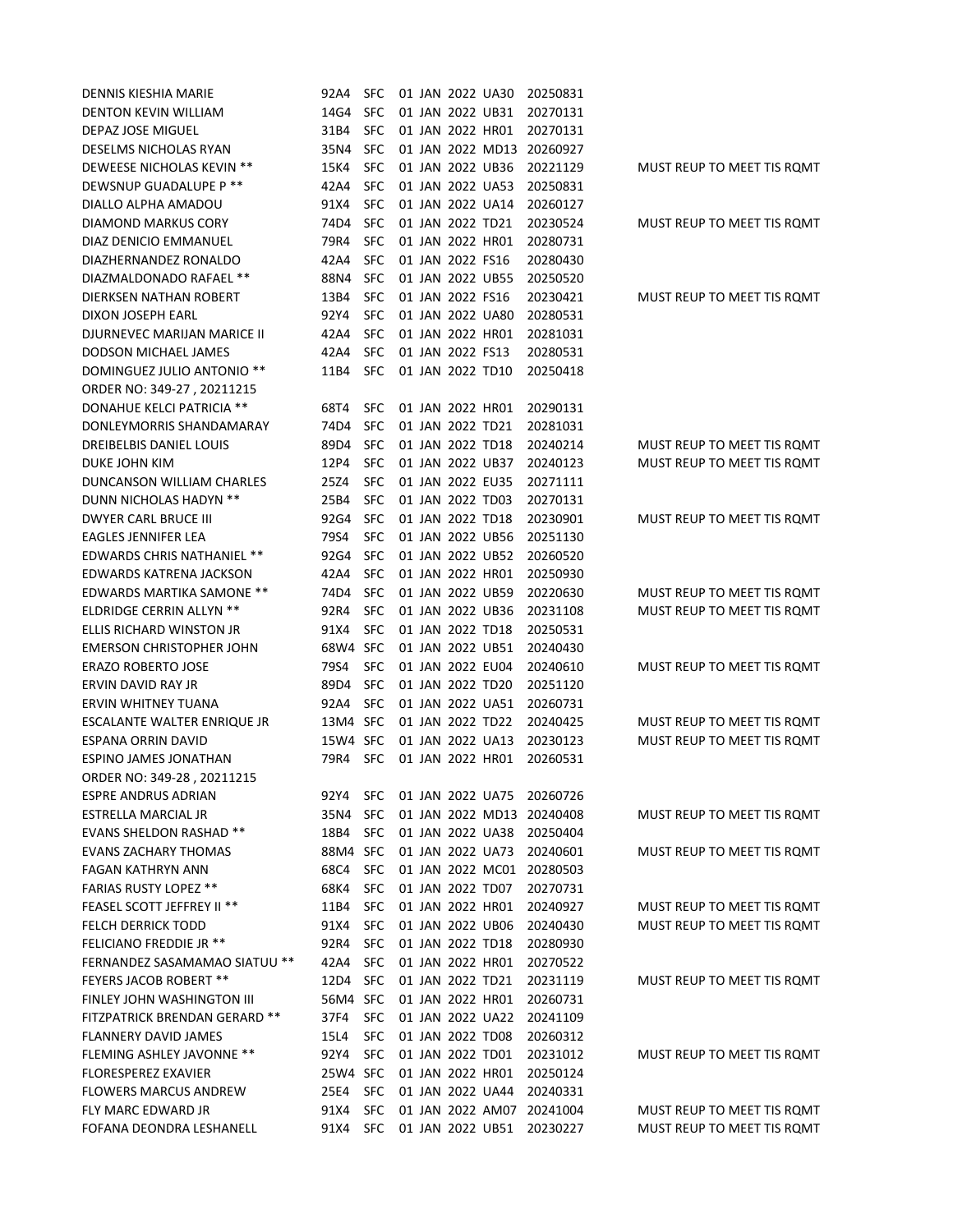| | | | | | |
|---|---|---|---|---|---|
| DENNIS KIESHIA MARIE | 92A4 | SFC | 01 JAN 2022 UA30 | 20250831 | |
| DENTON KEVIN WILLIAM | 14G4 | SFC | 01 JAN 2022 UB31 | 20270131 | |
| DEPAZ JOSE MIGUEL | 31B4 | SFC | 01 JAN 2022 HR01 | 20270131 | |
| DESELMS NICHOLAS RYAN | 35N4 | SFC | 01 JAN 2022 MD13 | 20260927 | |
| DEWEESE NICHOLAS KEVIN ** | 15K4 | SFC | 01 JAN 2022 UB36 | 20221129 | MUST REUP TO MEET TIS RQMT |
| DEWSNUP GUADALUPE P ** | 42A4 | SFC | 01 JAN 2022 UA53 | 20250831 | |
| DIALLO ALPHA AMADOU | 91X4 | SFC | 01 JAN 2022 UA14 | 20260127 | |
| DIAMOND MARKUS CORY | 74D4 | SFC | 01 JAN 2022 TD21 | 20230524 | MUST REUP TO MEET TIS RQMT |
| DIAZ DENICIO EMMANUEL | 79R4 | SFC | 01 JAN 2022 HR01 | 20280731 | |
| DIAZHERNANDEZ RONALDO | 42A4 | SFC | 01 JAN 2022 FS16 | 20280430 | |
| DIAZMALDONADO RAFAEL ** | 88N4 | SFC | 01 JAN 2022 UB55 | 20250520 | |
| DIERKSEN NATHAN ROBERT | 13B4 | SFC | 01 JAN 2022 FS16 | 20230421 | MUST REUP TO MEET TIS RQMT |
| DIXON JOSEPH EARL | 92Y4 | SFC | 01 JAN 2022 UA80 | 20280531 | |
| DJURNEVEC MARIJAN MARICE II | 42A4 | SFC | 01 JAN 2022 HR01 | 20281031 | |
| DODSON MICHAEL JAMES | 42A4 | SFC | 01 JAN 2022 FS13 | 20280531 | |
| DOMINGUEZ JULIO ANTONIO ** | 11B4 | SFC | 01 JAN 2022 TD10 | 20250418 | |
| ORDER NO: 349-27 , 20211215 | | | | | |
| DONAHUE KELCI PATRICIA ** | 68T4 | SFC | 01 JAN 2022 HR01 | 20290131 | |
| DONLEYMORRIS SHANDAMARAY | 74D4 | SFC | 01 JAN 2022 TD21 | 20281031 | |
| DREIBELBIS DANIEL LOUIS | 89D4 | SFC | 01 JAN 2022 TD18 | 20240214 | MUST REUP TO MEET TIS RQMT |
| DUKE JOHN KIM | 12P4 | SFC | 01 JAN 2022 UB37 | 20240123 | MUST REUP TO MEET TIS RQMT |
| DUNCANSON WILLIAM CHARLES | 25Z4 | SFC | 01 JAN 2022 EU35 | 20271111 | |
| DUNN NICHOLAS HADYN ** | 25B4 | SFC | 01 JAN 2022 TD03 | 20270131 | |
| DWYER CARL BRUCE III | 92G4 | SFC | 01 JAN 2022 TD18 | 20230901 | MUST REUP TO MEET TIS RQMT |
| EAGLES JENNIFER LEA | 79S4 | SFC | 01 JAN 2022 UB56 | 20251130 | |
| EDWARDS CHRIS NATHANIEL ** | 92G4 | SFC | 01 JAN 2022 UB52 | 20260520 | |
| EDWARDS KATRENA JACKSON | 42A4 | SFC | 01 JAN 2022 HR01 | 20250930 | |
| EDWARDS MARTIKA SAMONE ** | 74D4 | SFC | 01 JAN 2022 UB59 | 20220630 | MUST REUP TO MEET TIS RQMT |
| ELDRIDGE CERRIN ALLYN ** | 92R4 | SFC | 01 JAN 2022 UB36 | 20231108 | MUST REUP TO MEET TIS RQMT |
| ELLIS RICHARD WINSTON JR | 91X4 | SFC | 01 JAN 2022 TD18 | 20250531 | |
| EMERSON CHRISTOPHER JOHN | 68W4 | SFC | 01 JAN 2022 UB51 | 20240430 | |
| ERAZO ROBERTO JOSE | 79S4 | SFC | 01 JAN 2022 EU04 | 20240610 | MUST REUP TO MEET TIS RQMT |
| ERVIN DAVID RAY JR | 89D4 | SFC | 01 JAN 2022 TD20 | 20251120 | |
| ERVIN WHITNEY TUANA | 92A4 | SFC | 01 JAN 2022 UA51 | 20260731 | |
| ESCALANTE WALTER ENRIQUE JR | 13M4 | SFC | 01 JAN 2022 TD22 | 20240425 | MUST REUP TO MEET TIS RQMT |
| ESPANA ORRIN DAVID | 15W4 | SFC | 01 JAN 2022 UA13 | 20230123 | MUST REUP TO MEET TIS RQMT |
| ESPINO JAMES JONATHAN | 79R4 | SFC | 01 JAN 2022 HR01 | 20260531 | |
| ORDER NO: 349-28 , 20211215 | | | | | |
| ESPRE ANDRUS ADRIAN | 92Y4 | SFC | 01 JAN 2022 UA75 | 20260726 | |
| ESTRELLA MARCIAL JR | 35N4 | SFC | 01 JAN 2022 MD13 | 20240408 | MUST REUP TO MEET TIS RQMT |
| EVANS SHELDON RASHAD ** | 18B4 | SFC | 01 JAN 2022 UA38 | 20250404 | |
| EVANS ZACHARY THOMAS | 88M4 | SFC | 01 JAN 2022 UA73 | 20240601 | MUST REUP TO MEET TIS RQMT |
| FAGAN KATHRYN ANN | 68C4 | SFC | 01 JAN 2022 MC01 | 20280503 | |
| FARIAS RUSTY LOPEZ ** | 68K4 | SFC | 01 JAN 2022 TD07 | 20270731 | |
| FEASEL SCOTT JEFFREY II ** | 11B4 | SFC | 01 JAN 2022 HR01 | 20240927 | MUST REUP TO MEET TIS RQMT |
| FELCH DERRICK TODD | 91X4 | SFC | 01 JAN 2022 UB06 | 20240430 | MUST REUP TO MEET TIS RQMT |
| FELICIANO FREDDIE JR ** | 92R4 | SFC | 01 JAN 2022 TD18 | 20280930 | |
| FERNANDEZ SASAMAMAO SIATUU ** | 42A4 | SFC | 01 JAN 2022 HR01 | 20270522 | |
| FEYERS JACOB ROBERT ** | 12D4 | SFC | 01 JAN 2022 TD21 | 20231119 | MUST REUP TO MEET TIS RQMT |
| FINLEY JOHN WASHINGTON III | 56M4 | SFC | 01 JAN 2022 HR01 | 20260731 | |
| FITZPATRICK BRENDAN GERARD ** | 37F4 | SFC | 01 JAN 2022 UA22 | 20241109 | |
| FLANNERY DAVID JAMES | 15L4 | SFC | 01 JAN 2022 TD08 | 20260312 | |
| FLEMING ASHLEY JAVONNE ** | 92Y4 | SFC | 01 JAN 2022 TD01 | 20231012 | MUST REUP TO MEET TIS RQMT |
| FLORESPEREZ EXAVIER | 25W4 | SFC | 01 JAN 2022 HR01 | 20250124 | |
| FLOWERS MARCUS ANDREW | 25E4 | SFC | 01 JAN 2022 UA44 | 20240331 | |
| FLY MARC EDWARD JR | 91X4 | SFC | 01 JAN 2022 AM07 | 20241004 | MUST REUP TO MEET TIS RQMT |
| FOFANA DEONDRA LESHANELL | 91X4 | SFC | 01 JAN 2022 UB51 | 20230227 | MUST REUP TO MEET TIS RQMT |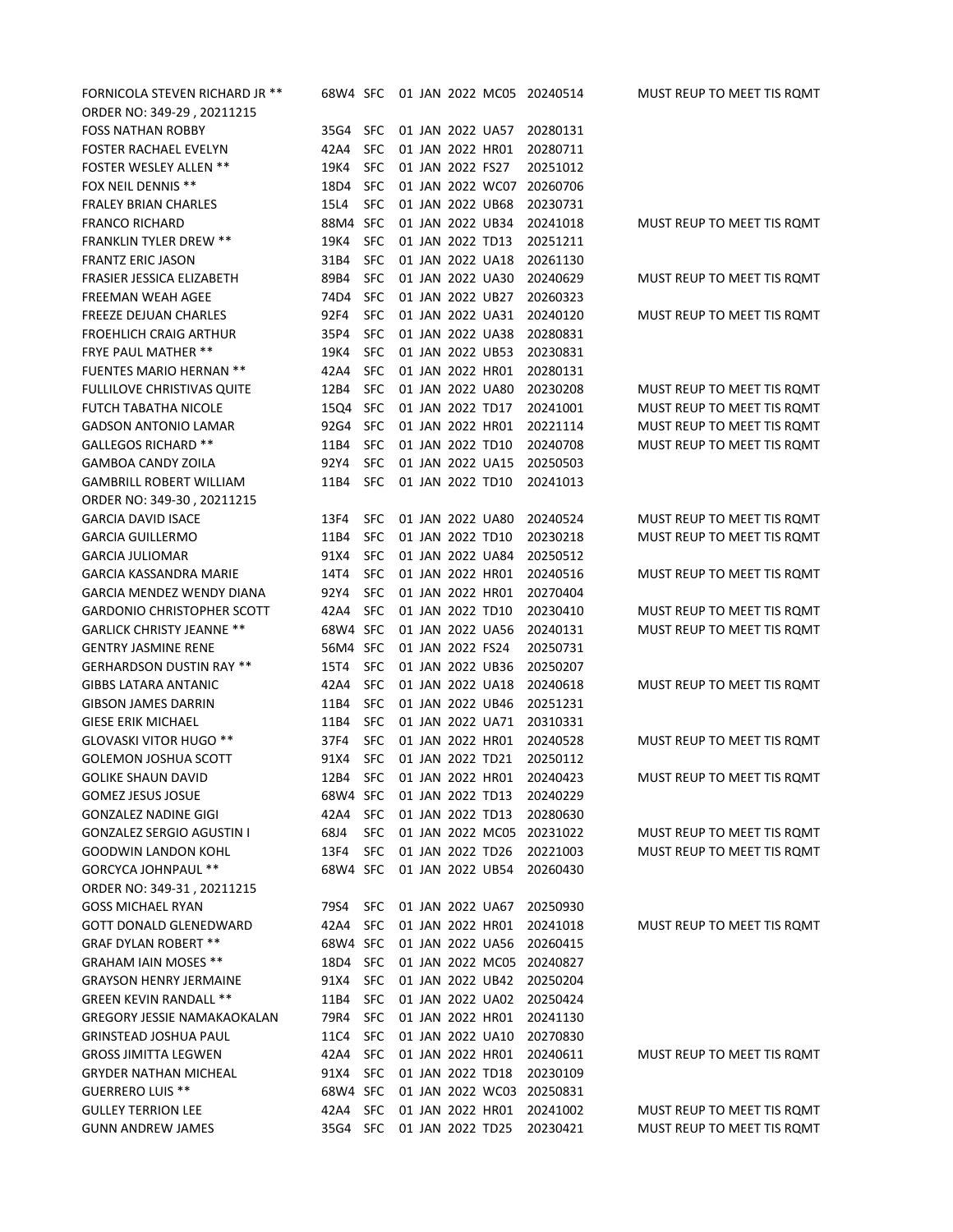| | | | | | | |
|---|---|---|---|---|---|---|
| FORNICOLA STEVEN RICHARD JR ** | 68W4 | SFC | 01 JAN 2022 | MC05 | 20240514 | MUST REUP TO MEET TIS RQMT |
| ORDER NO: 349-29 , 20211215 | | | | | | |
| FOSS NATHAN ROBBY | 35G4 | SFC | 01 JAN 2022 | UA57 | 20280131 | |
| FOSTER RACHAEL EVELYN | 42A4 | SFC | 01 JAN 2022 | HR01 | 20280711 | |
| FOSTER WESLEY ALLEN ** | 19K4 | SFC | 01 JAN 2022 | FS27 | 20251012 | |
| FOX NEIL DENNIS ** | 18D4 | SFC | 01 JAN 2022 | WC07 | 20260706 | |
| FRALEY BRIAN CHARLES | 15L4 | SFC | 01 JAN 2022 | UB68 | 20230731 | |
| FRANCO RICHARD | 88M4 | SFC | 01 JAN 2022 | UB34 | 20241018 | MUST REUP TO MEET TIS RQMT |
| FRANKLIN TYLER DREW ** | 19K4 | SFC | 01 JAN 2022 | TD13 | 20251211 | |
| FRANTZ ERIC JASON | 31B4 | SFC | 01 JAN 2022 | UA18 | 20261130 | |
| FRASIER JESSICA ELIZABETH | 89B4 | SFC | 01 JAN 2022 | UA30 | 20240629 | MUST REUP TO MEET TIS RQMT |
| FREEMAN WEAH AGEE | 74D4 | SFC | 01 JAN 2022 | UB27 | 20260323 | |
| FREEZE DEJUAN CHARLES | 92F4 | SFC | 01 JAN 2022 | UA31 | 20240120 | MUST REUP TO MEET TIS RQMT |
| FROEHLICH CRAIG ARTHUR | 35P4 | SFC | 01 JAN 2022 | UA38 | 20280831 | |
| FRYE PAUL MATHER ** | 19K4 | SFC | 01 JAN 2022 | UB53 | 20230831 | |
| FUENTES MARIO HERNAN ** | 42A4 | SFC | 01 JAN 2022 | HR01 | 20280131 | |
| FULLILOVE CHRISTIVAS QUITE | 12B4 | SFC | 01 JAN 2022 | UA80 | 20230208 | MUST REUP TO MEET TIS RQMT |
| FUTCH TABATHA NICOLE | 15Q4 | SFC | 01 JAN 2022 | TD17 | 20241001 | MUST REUP TO MEET TIS RQMT |
| GADSON ANTONIO LAMAR | 92G4 | SFC | 01 JAN 2022 | HR01 | 20221114 | MUST REUP TO MEET TIS RQMT |
| GALLEGOS RICHARD ** | 11B4 | SFC | 01 JAN 2022 | TD10 | 20240708 | MUST REUP TO MEET TIS RQMT |
| GAMBOA CANDY ZOILA | 92Y4 | SFC | 01 JAN 2022 | UA15 | 20250503 | |
| GAMBRILL ROBERT WILLIAM | 11B4 | SFC | 01 JAN 2022 | TD10 | 20241013 | |
| ORDER NO: 349-30 , 20211215 | | | | | | |
| GARCIA DAVID ISACE | 13F4 | SFC | 01 JAN 2022 | UA80 | 20240524 | MUST REUP TO MEET TIS RQMT |
| GARCIA GUILLERMO | 11B4 | SFC | 01 JAN 2022 | TD10 | 20230218 | MUST REUP TO MEET TIS RQMT |
| GARCIA JULIOMAR | 91X4 | SFC | 01 JAN 2022 | UA84 | 20250512 | |
| GARCIA KASSANDRA MARIE | 14T4 | SFC | 01 JAN 2022 | HR01 | 20240516 | MUST REUP TO MEET TIS RQMT |
| GARCIA MENDEZ WENDY DIANA | 92Y4 | SFC | 01 JAN 2022 | HR01 | 20270404 | |
| GARDONIO CHRISTOPHER SCOTT | 42A4 | SFC | 01 JAN 2022 | TD10 | 20230410 | MUST REUP TO MEET TIS RQMT |
| GARLICK CHRISTY JEANNE ** | 68W4 | SFC | 01 JAN 2022 | UA56 | 20240131 | MUST REUP TO MEET TIS RQMT |
| GENTRY JASMINE RENE | 56M4 | SFC | 01 JAN 2022 | FS24 | 20250731 | |
| GERHARDSON DUSTIN RAY ** | 15T4 | SFC | 01 JAN 2022 | UB36 | 20250207 | |
| GIBBS LATARA ANTANIC | 42A4 | SFC | 01 JAN 2022 | UA18 | 20240618 | MUST REUP TO MEET TIS RQMT |
| GIBSON JAMES DARRIN | 11B4 | SFC | 01 JAN 2022 | UB46 | 20251231 | |
| GIESE ERIK MICHAEL | 11B4 | SFC | 01 JAN 2022 | UA71 | 20310331 | |
| GLOVASKI VITOR HUGO ** | 37F4 | SFC | 01 JAN 2022 | HR01 | 20240528 | MUST REUP TO MEET TIS RQMT |
| GOLEMON JOSHUA SCOTT | 91X4 | SFC | 01 JAN 2022 | TD21 | 20250112 | |
| GOLIKE SHAUN DAVID | 12B4 | SFC | 01 JAN 2022 | HR01 | 20240423 | MUST REUP TO MEET TIS RQMT |
| GOMEZ JESUS JOSUE | 68W4 | SFC | 01 JAN 2022 | TD13 | 20240229 | |
| GONZALEZ NADINE GIGI | 42A4 | SFC | 01 JAN 2022 | TD13 | 20280630 | |
| GONZALEZ SERGIO AGUSTIN I | 68J4 | SFC | 01 JAN 2022 | MC05 | 20231022 | MUST REUP TO MEET TIS RQMT |
| GOODWIN LANDON KOHL | 13F4 | SFC | 01 JAN 2022 | TD26 | 20221003 | MUST REUP TO MEET TIS RQMT |
| GORCYCA JOHNPAUL ** | 68W4 | SFC | 01 JAN 2022 | UB54 | 20260430 | |
| ORDER NO: 349-31 , 20211215 | | | | | | |
| GOSS MICHAEL RYAN | 79S4 | SFC | 01 JAN 2022 | UA67 | 20250930 | |
| GOTT DONALD GLENEDWARD | 42A4 | SFC | 01 JAN 2022 | HR01 | 20241018 | MUST REUP TO MEET TIS RQMT |
| GRAF DYLAN ROBERT ** | 68W4 | SFC | 01 JAN 2022 | UA56 | 20260415 | |
| GRAHAM IAIN MOSES ** | 18D4 | SFC | 01 JAN 2022 | MC05 | 20240827 | |
| GRAYSON HENRY JERMAINE | 91X4 | SFC | 01 JAN 2022 | UB42 | 20250204 | |
| GREEN KEVIN RANDALL ** | 11B4 | SFC | 01 JAN 2022 | UA02 | 20250424 | |
| GREGORY JESSIE NAMAKAOKALAN | 79R4 | SFC | 01 JAN 2022 | HR01 | 20241130 | |
| GRINSTEAD JOSHUA PAUL | 11C4 | SFC | 01 JAN 2022 | UA10 | 20270830 | |
| GROSS JIMITTA LEGWEN | 42A4 | SFC | 01 JAN 2022 | HR01 | 20240611 | MUST REUP TO MEET TIS RQMT |
| GRYDER NATHAN MICHEAL | 91X4 | SFC | 01 JAN 2022 | TD18 | 20230109 | |
| GUERRERO LUIS ** | 68W4 | SFC | 01 JAN 2022 | WC03 | 20250831 | |
| GULLEY TERRION LEE | 42A4 | SFC | 01 JAN 2022 | HR01 | 20241002 | MUST REUP TO MEET TIS RQMT |
| GUNN ANDREW JAMES | 35G4 | SFC | 01 JAN 2022 | TD25 | 20230421 | MUST REUP TO MEET TIS RQMT |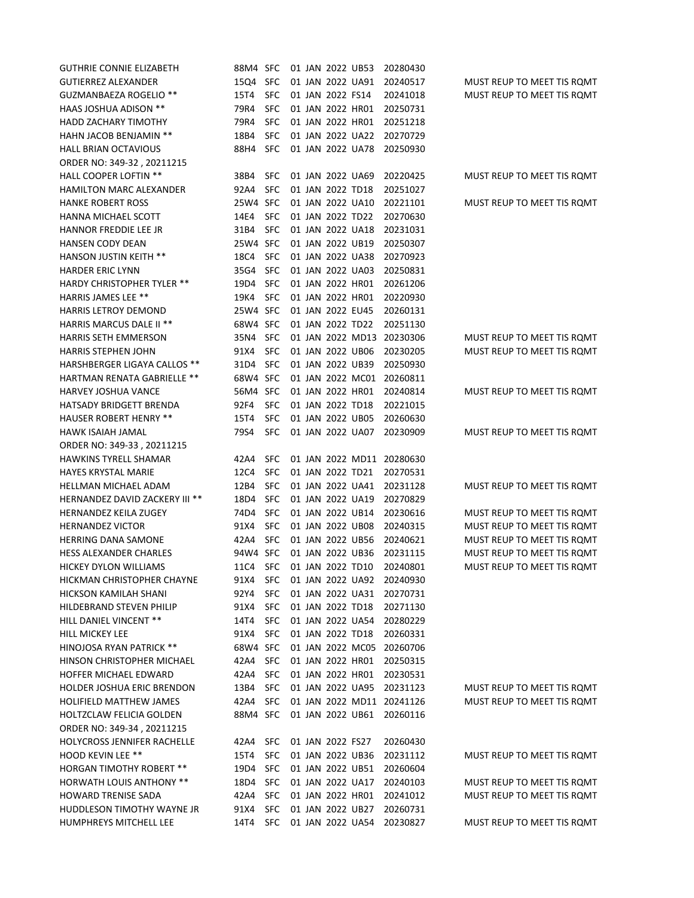| | | | | | |
|---|---|---|---|---|---|
| GUTHRIE CONNIE ELIZABETH | 88M4 | SFC | 01 JAN 2022 UB53 | 20280430 | |
| GUTIERREZ ALEXANDER | 15Q4 | SFC | 01 JAN 2022 UA91 | 20240517 | MUST REUP TO MEET TIS RQMT |
| GUZMANBAEZA ROGELIO ** | 15T4 | SFC | 01 JAN 2022 FS14 | 20241018 | MUST REUP TO MEET TIS RQMT |
| HAAS JOSHUA ADISON ** | 79R4 | SFC | 01 JAN 2022 HR01 | 20250731 | |
| HADD ZACHARY TIMOTHY | 79R4 | SFC | 01 JAN 2022 HR01 | 20251218 | |
| HAHN JACOB BENJAMIN ** | 18B4 | SFC | 01 JAN 2022 UA22 | 20270729 | |
| HALL BRIAN OCTAVIOUS | 88H4 | SFC | 01 JAN 2022 UA78 | 20250930 | |
| ORDER NO: 349-32 , 20211215 | | | | | |
| HALL COOPER LOFTIN ** | 38B4 | SFC | 01 JAN 2022 UA69 | 20220425 | MUST REUP TO MEET TIS RQMT |
| HAMILTON MARC ALEXANDER | 92A4 | SFC | 01 JAN 2022 TD18 | 20251027 | |
| HANKE ROBERT ROSS | 25W4 | SFC | 01 JAN 2022 UA10 | 20221101 | MUST REUP TO MEET TIS RQMT |
| HANNA MICHAEL SCOTT | 14E4 | SFC | 01 JAN 2022 TD22 | 20270630 | |
| HANNOR FREDDIE LEE JR | 31B4 | SFC | 01 JAN 2022 UA18 | 20231031 | |
| HANSEN CODY DEAN | 25W4 | SFC | 01 JAN 2022 UB19 | 20250307 | |
| HANSON JUSTIN KEITH ** | 18C4 | SFC | 01 JAN 2022 UA38 | 20270923 | |
| HARDER ERIC LYNN | 35G4 | SFC | 01 JAN 2022 UA03 | 20250831 | |
| HARDY CHRISTOPHER TYLER ** | 19D4 | SFC | 01 JAN 2022 HR01 | 20261206 | |
| HARRIS JAMES LEE ** | 19K4 | SFC | 01 JAN 2022 HR01 | 20220930 | |
| HARRIS LETROY DEMOND | 25W4 | SFC | 01 JAN 2022 EU45 | 20260131 | |
| HARRIS MARCUS DALE II ** | 68W4 | SFC | 01 JAN 2022 TD22 | 20251130 | |
| HARRIS SETH EMMERSON | 35N4 | SFC | 01 JAN 2022 MD13 | 20230306 | MUST REUP TO MEET TIS RQMT |
| HARRIS STEPHEN JOHN | 91X4 | SFC | 01 JAN 2022 UB06 | 20230205 | MUST REUP TO MEET TIS RQMT |
| HARSHBERGER LIGAYA CALLOS ** | 31D4 | SFC | 01 JAN 2022 UB39 | 20250930 | |
| HARTMAN RENATA GABRIELLE ** | 68W4 | SFC | 01 JAN 2022 MC01 | 20260811 | |
| HARVEY JOSHUA VANCE | 56M4 | SFC | 01 JAN 2022 HR01 | 20240814 | MUST REUP TO MEET TIS RQMT |
| HATSADY BRIDGETT BRENDA | 92F4 | SFC | 01 JAN 2022 TD18 | 20221015 | |
| HAUSER ROBERT HENRY ** | 15T4 | SFC | 01 JAN 2022 UB05 | 20260630 | |
| HAWK ISAIAH JAMAL | 79S4 | SFC | 01 JAN 2022 UA07 | 20230909 | MUST REUP TO MEET TIS RQMT |
| ORDER NO: 349-33 , 20211215 | | | | | |
| HAWKINS TYRELL SHAMAR | 42A4 | SFC | 01 JAN 2022 MD11 | 20280630 | |
| HAYES KRYSTAL MARIE | 12C4 | SFC | 01 JAN 2022 TD21 | 20270531 | |
| HELLMAN MICHAEL ADAM | 12B4 | SFC | 01 JAN 2022 UA41 | 20231128 | MUST REUP TO MEET TIS RQMT |
| HERNANDEZ DAVID ZACKERY III ** | 18D4 | SFC | 01 JAN 2022 UA19 | 20270829 | |
| HERNANDEZ KEILA ZUGEY | 74D4 | SFC | 01 JAN 2022 UB14 | 20230616 | MUST REUP TO MEET TIS RQMT |
| HERNANDEZ VICTOR | 91X4 | SFC | 01 JAN 2022 UB08 | 20240315 | MUST REUP TO MEET TIS RQMT |
| HERRING DANA SAMONE | 42A4 | SFC | 01 JAN 2022 UB56 | 20240621 | MUST REUP TO MEET TIS RQMT |
| HESS ALEXANDER CHARLES | 94W4 | SFC | 01 JAN 2022 UB36 | 20231115 | MUST REUP TO MEET TIS RQMT |
| HICKEY DYLON WILLIAMS | 11C4 | SFC | 01 JAN 2022 TD10 | 20240801 | MUST REUP TO MEET TIS RQMT |
| HICKMAN CHRISTOPHER CHAYNE | 91X4 | SFC | 01 JAN 2022 UA92 | 20240930 | |
| HICKSON KAMILAH SHANI | 92Y4 | SFC | 01 JAN 2022 UA31 | 20270731 | |
| HILDEBRAND STEVEN PHILIP | 91X4 | SFC | 01 JAN 2022 TD18 | 20271130 | |
| HILL DANIEL VINCENT ** | 14T4 | SFC | 01 JAN 2022 UA54 | 20280229 | |
| HILL MICKEY LEE | 91X4 | SFC | 01 JAN 2022 TD18 | 20260331 | |
| HINOJOSA RYAN PATRICK ** | 68W4 | SFC | 01 JAN 2022 MC05 | 20260706 | |
| HINSON CHRISTOPHER MICHAEL | 42A4 | SFC | 01 JAN 2022 HR01 | 20250315 | |
| HOFFER MICHAEL EDWARD | 42A4 | SFC | 01 JAN 2022 HR01 | 20230531 | |
| HOLDER JOSHUA ERIC BRENDON | 13B4 | SFC | 01 JAN 2022 UA95 | 20231123 | MUST REUP TO MEET TIS RQMT |
| HOLIFIELD MATTHEW JAMES | 42A4 | SFC | 01 JAN 2022 MD11 | 20241126 | MUST REUP TO MEET TIS RQMT |
| HOLTZCLAW FELICIA GOLDEN | 88M4 | SFC | 01 JAN 2022 UB61 | 20260116 | |
| ORDER NO: 349-34 , 20211215 | | | | | |
| HOLYCROSS JENNIFER RACHELLE | 42A4 | SFC | 01 JAN 2022 FS27 | 20260430 | |
| HOOD KEVIN LEE ** | 15T4 | SFC | 01 JAN 2022 UB36 | 20231112 | MUST REUP TO MEET TIS RQMT |
| HORGAN TIMOTHY ROBERT ** | 19D4 | SFC | 01 JAN 2022 UB51 | 20260604 | |
| HORWATH LOUIS ANTHONY ** | 18D4 | SFC | 01 JAN 2022 UA17 | 20240103 | MUST REUP TO MEET TIS RQMT |
| HOWARD TRENISE SADA | 42A4 | SFC | 01 JAN 2022 HR01 | 20241012 | MUST REUP TO MEET TIS RQMT |
| HUDDLESON TIMOTHY WAYNE JR | 91X4 | SFC | 01 JAN 2022 UB27 | 20260731 | |
| HUMPHREYS MITCHELL LEE | 14T4 | SFC | 01 JAN 2022 UA54 | 20230827 | MUST REUP TO MEET TIS RQMT |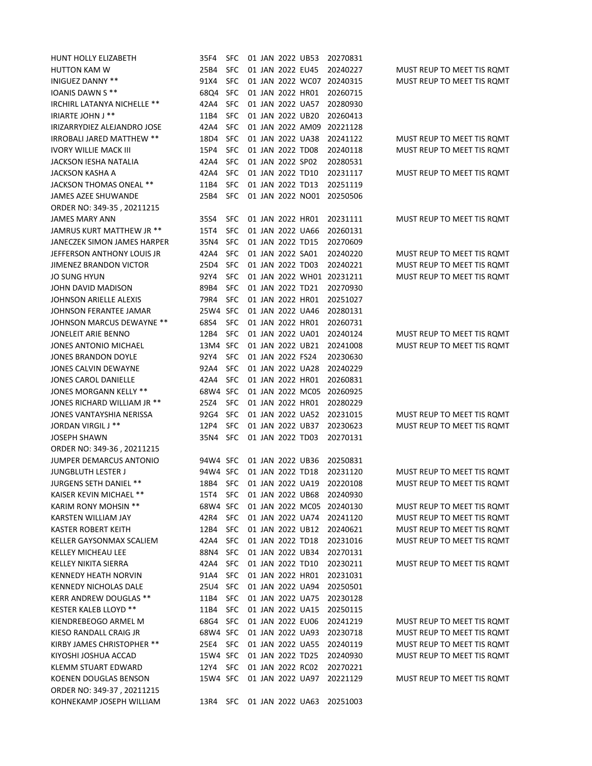| | | | | | | |
|---|---|---|---|---|---|---|
| HUNT HOLLY ELIZABETH | 35F4 | SFC | 01 JAN 2022 | UB53 | 20270831 | |
| HUTTON KAM W | 25B4 | SFC | 01 JAN 2022 | EU45 | 20240227 | MUST REUP TO MEET TIS RQMT |
| INIGUEZ DANNY ** | 91X4 | SFC | 01 JAN 2022 | WC07 | 20240315 | MUST REUP TO MEET TIS RQMT |
| IOANIS DAWN S ** | 68Q4 | SFC | 01 JAN 2022 | HR01 | 20260715 | |
| IRCHIRL LATANYA NICHELLE ** | 42A4 | SFC | 01 JAN 2022 | UA57 | 20280930 | |
| IRIARTE JOHN J ** | 11B4 | SFC | 01 JAN 2022 | UB20 | 20260413 | |
| IRIZARRYDIEZ ALEJANDRO JOSE | 42A4 | SFC | 01 JAN 2022 | AM09 | 20221128 | |
| IRROBALI JARED MATTHEW ** | 18D4 | SFC | 01 JAN 2022 | UA38 | 20241122 | MUST REUP TO MEET TIS RQMT |
| IVORY WILLIE MACK III | 15P4 | SFC | 01 JAN 2022 | TD08 | 20240118 | MUST REUP TO MEET TIS RQMT |
| JACKSON IESHA NATALIA | 42A4 | SFC | 01 JAN 2022 | SP02 | 20280531 | |
| JACKSON KASHA A | 42A4 | SFC | 01 JAN 2022 | TD10 | 20231117 | MUST REUP TO MEET TIS RQMT |
| JACKSON THOMAS ONEAL ** | 11B4 | SFC | 01 JAN 2022 | TD13 | 20251119 | |
| JAMES AZEE SHUWANDE | 25B4 | SFC | 01 JAN 2022 | NO01 | 20250506 | |
| ORDER NO: 349-35 , 20211215 | | | | | | |
| JAMES MARY ANN | 35S4 | SFC | 01 JAN 2022 | HR01 | 20231111 | MUST REUP TO MEET TIS RQMT |
| JAMRUS KURT MATTHEW JR ** | 15T4 | SFC | 01 JAN 2022 | UA66 | 20260131 | |
| JANECZEK SIMON JAMES HARPER | 35N4 | SFC | 01 JAN 2022 | TD15 | 20270609 | |
| JEFFERSON ANTHONY LOUIS JR | 42A4 | SFC | 01 JAN 2022 | SA01 | 20240220 | MUST REUP TO MEET TIS RQMT |
| JIMENEZ BRANDON VICTOR | 25D4 | SFC | 01 JAN 2022 | TD03 | 20240221 | MUST REUP TO MEET TIS RQMT |
| JO SUNG HYUN | 92Y4 | SFC | 01 JAN 2022 | WH01 | 20231211 | MUST REUP TO MEET TIS RQMT |
| JOHN DAVID MADISON | 89B4 | SFC | 01 JAN 2022 | TD21 | 20270930 | |
| JOHNSON ARIELLE ALEXIS | 79R4 | SFC | 01 JAN 2022 | HR01 | 20251027 | |
| JOHNSON FERANTEE JAMAR | 25W4 | SFC | 01 JAN 2022 | UA46 | 20280131 | |
| JOHNSON MARCUS DEWAYNE ** | 68S4 | SFC | 01 JAN 2022 | HR01 | 20260731 | |
| JONELEIT ARIE BENNO | 12B4 | SFC | 01 JAN 2022 | UA01 | 20240124 | MUST REUP TO MEET TIS RQMT |
| JONES ANTONIO MICHAEL | 13M4 | SFC | 01 JAN 2022 | UB21 | 20241008 | MUST REUP TO MEET TIS RQMT |
| JONES BRANDON DOYLE | 92Y4 | SFC | 01 JAN 2022 | FS24 | 20230630 | |
| JONES CALVIN DEWAYNE | 92A4 | SFC | 01 JAN 2022 | UA28 | 20240229 | |
| JONES CAROL DANIELLE | 42A4 | SFC | 01 JAN 2022 | HR01 | 20260831 | |
| JONES MORGANN KELLY ** | 68W4 | SFC | 01 JAN 2022 | MC05 | 20260925 | |
| JONES RICHARD WILLIAM JR ** | 25Z4 | SFC | 01 JAN 2022 | HR01 | 20280229 | |
| JONES VANTAYSHIA NERISSA | 92G4 | SFC | 01 JAN 2022 | UA52 | 20231015 | MUST REUP TO MEET TIS RQMT |
| JORDAN VIRGIL J ** | 12P4 | SFC | 01 JAN 2022 | UB37 | 20230623 | MUST REUP TO MEET TIS RQMT |
| JOSEPH SHAWN | 35N4 | SFC | 01 JAN 2022 | TD03 | 20270131 | |
| ORDER NO: 349-36 , 20211215 | | | | | | |
| JUMPER DEMARCUS ANTONIO | 94W4 | SFC | 01 JAN 2022 | UB36 | 20250831 | |
| JUNGBLUTH LESTER J | 94W4 | SFC | 01 JAN 2022 | TD18 | 20231120 | MUST REUP TO MEET TIS RQMT |
| JURGENS SETH DANIEL ** | 18B4 | SFC | 01 JAN 2022 | UA19 | 20220108 | MUST REUP TO MEET TIS RQMT |
| KAISER KEVIN MICHAEL ** | 15T4 | SFC | 01 JAN 2022 | UB68 | 20240930 | |
| KARIM RONY MOHSIN ** | 68W4 | SFC | 01 JAN 2022 | MC05 | 20240130 | MUST REUP TO MEET TIS RQMT |
| KARSTEN WILLIAM JAY | 42R4 | SFC | 01 JAN 2022 | UA74 | 20241120 | MUST REUP TO MEET TIS RQMT |
| KASTER ROBERT KEITH | 12B4 | SFC | 01 JAN 2022 | UB12 | 20240621 | MUST REUP TO MEET TIS RQMT |
| KELLER GAYSONMAX SCALIEM | 42A4 | SFC | 01 JAN 2022 | TD18 | 20231016 | MUST REUP TO MEET TIS RQMT |
| KELLEY MICHEAU LEE | 88N4 | SFC | 01 JAN 2022 | UB34 | 20270131 | |
| KELLEY NIKITA SIERRA | 42A4 | SFC | 01 JAN 2022 | TD10 | 20230211 | MUST REUP TO MEET TIS RQMT |
| KENNEDY HEATH NORVIN | 91A4 | SFC | 01 JAN 2022 | HR01 | 20231031 | |
| KENNEDY NICHOLAS DALE | 25U4 | SFC | 01 JAN 2022 | UA94 | 20250501 | |
| KERR ANDREW DOUGLAS ** | 11B4 | SFC | 01 JAN 2022 | UA75 | 20230128 | |
| KESTER KALEB LLOYD ** | 11B4 | SFC | 01 JAN 2022 | UA15 | 20250115 | |
| KIENDREBEOGO ARMEL M | 68G4 | SFC | 01 JAN 2022 | EU06 | 20241219 | MUST REUP TO MEET TIS RQMT |
| KIESO RANDALL CRAIG JR | 68W4 | SFC | 01 JAN 2022 | UA93 | 20230718 | MUST REUP TO MEET TIS RQMT |
| KIRBY JAMES CHRISTOPHER ** | 25E4 | SFC | 01 JAN 2022 | UA55 | 20240119 | MUST REUP TO MEET TIS RQMT |
| KIYOSHI JOSHUA ACCAD | 15W4 | SFC | 01 JAN 2022 | TD25 | 20240930 | MUST REUP TO MEET TIS RQMT |
| KLEMM STUART EDWARD | 12Y4 | SFC | 01 JAN 2022 | RC02 | 20270221 | |
| KOENEN DOUGLAS BENSON | 15W4 | SFC | 01 JAN 2022 | UA97 | 20221129 | MUST REUP TO MEET TIS RQMT |
| ORDER NO: 349-37 , 20211215 | | | | | | |
| KOHNEKAMP JOSEPH WILLIAM | 13R4 | SFC | 01 JAN 2022 | UA63 | 20251003 | |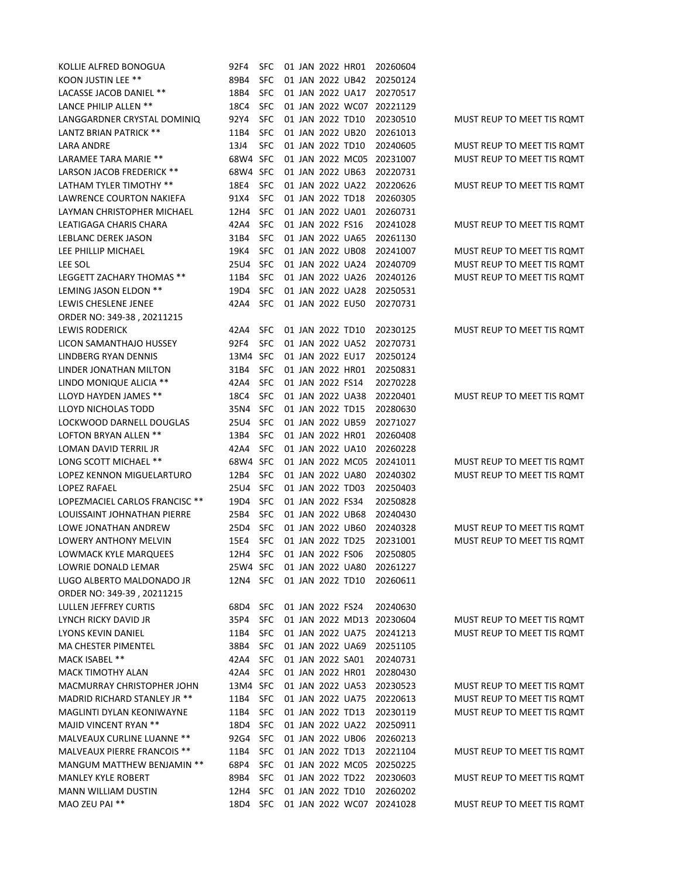| | | | | | |
|---|---|---|---|---|---|
| KOLLIE ALFRED BONOGUA | 92F4 | SFC | 01 JAN 2022 HR01 | 20260604 | |
| KOON JUSTIN LEE ** | 89B4 | SFC | 01 JAN 2022 UB42 | 20250124 | |
| LACASSE JACOB DANIEL ** | 18B4 | SFC | 01 JAN 2022 UA17 | 20270517 | |
| LANCE PHILIP ALLEN ** | 18C4 | SFC | 01 JAN 2022 WC07 | 20221129 | |
| LANGGARDNER CRYSTAL DOMINIQ | 92Y4 | SFC | 01 JAN 2022 TD10 | 20230510 | MUST REUP TO MEET TIS RQMT |
| LANTZ BRIAN PATRICK ** | 11B4 | SFC | 01 JAN 2022 UB20 | 20261013 | |
| LARA ANDRE | 13J4 | SFC | 01 JAN 2022 TD10 | 20240605 | MUST REUP TO MEET TIS RQMT |
| LARAMEE TARA MARIE ** | 68W4 | SFC | 01 JAN 2022 MC05 | 20231007 | MUST REUP TO MEET TIS RQMT |
| LARSON JACOB FREDERICK ** | 68W4 | SFC | 01 JAN 2022 UB63 | 20220731 | |
| LATHAM TYLER TIMOTHY ** | 18E4 | SFC | 01 JAN 2022 UA22 | 20220626 | MUST REUP TO MEET TIS RQMT |
| LAWRENCE COURTON NAKIEFA | 91X4 | SFC | 01 JAN 2022 TD18 | 20260305 | |
| LAYMAN CHRISTOPHER MICHAEL | 12H4 | SFC | 01 JAN 2022 UA01 | 20260731 | |
| LEATIGAGA CHARIS CHARA | 42A4 | SFC | 01 JAN 2022 FS16 | 20241028 | MUST REUP TO MEET TIS RQMT |
| LEBLANC DEREK JASON | 31B4 | SFC | 01 JAN 2022 UA65 | 20261130 | |
| LEE PHILLIP MICHAEL | 19K4 | SFC | 01 JAN 2022 UB08 | 20241007 | MUST REUP TO MEET TIS RQMT |
| LEE SOL | 25U4 | SFC | 01 JAN 2022 UA24 | 20240709 | MUST REUP TO MEET TIS RQMT |
| LEGGETT ZACHARY THOMAS ** | 11B4 | SFC | 01 JAN 2022 UA26 | 20240126 | MUST REUP TO MEET TIS RQMT |
| LEMING JASON ELDON ** | 19D4 | SFC | 01 JAN 2022 UA28 | 20250531 | |
| LEWIS CHESLENE JENEE | 42A4 | SFC | 01 JAN 2022 EU50 | 20270731 | |
| ORDER NO: 349-38 , 20211215 | | | | | |
| LEWIS RODERICK | 42A4 | SFC | 01 JAN 2022 TD10 | 20230125 | MUST REUP TO MEET TIS RQMT |
| LICON SAMANTHAJO HUSSEY | 92F4 | SFC | 01 JAN 2022 UA52 | 20270731 | |
| LINDBERG RYAN DENNIS | 13M4 | SFC | 01 JAN 2022 EU17 | 20250124 | |
| LINDER JONATHAN MILTON | 31B4 | SFC | 01 JAN 2022 HR01 | 20250831 | |
| LINDO MONIQUE ALICIA ** | 42A4 | SFC | 01 JAN 2022 FS14 | 20270228 | |
| LLOYD HAYDEN JAMES ** | 18C4 | SFC | 01 JAN 2022 UA38 | 20220401 | MUST REUP TO MEET TIS RQMT |
| LLOYD NICHOLAS TODD | 35N4 | SFC | 01 JAN 2022 TD15 | 20280630 | |
| LOCKWOOD DARNELL DOUGLAS | 25U4 | SFC | 01 JAN 2022 UB59 | 20271027 | |
| LOFTON BRYAN ALLEN ** | 13B4 | SFC | 01 JAN 2022 HR01 | 20260408 | |
| LOMAN DAVID TERRIL JR | 42A4 | SFC | 01 JAN 2022 UA10 | 20260228 | |
| LONG SCOTT MICHAEL ** | 68W4 | SFC | 01 JAN 2022 MC05 | 20241011 | MUST REUP TO MEET TIS RQMT |
| LOPEZ KENNON MIGUELARTURO | 12B4 | SFC | 01 JAN 2022 UA80 | 20240302 | MUST REUP TO MEET TIS RQMT |
| LOPEZ RAFAEL | 25U4 | SFC | 01 JAN 2022 TD03 | 20250403 | |
| LOPEZMACIEL CARLOS FRANCISC ** | 19D4 | SFC | 01 JAN 2022 FS34 | 20250828 | |
| LOUISSAINT JOHNATHAN PIERRE | 25B4 | SFC | 01 JAN 2022 UB68 | 20240430 | |
| LOWE JONATHAN ANDREW | 25D4 | SFC | 01 JAN 2022 UB60 | 20240328 | MUST REUP TO MEET TIS RQMT |
| LOWERY ANTHONY MELVIN | 15E4 | SFC | 01 JAN 2022 TD25 | 20231001 | MUST REUP TO MEET TIS RQMT |
| LOWMACK KYLE MARQUEES | 12H4 | SFC | 01 JAN 2022 FS06 | 20250805 | |
| LOWRIE DONALD LEMAR | 25W4 | SFC | 01 JAN 2022 UA80 | 20261227 | |
| LUGO ALBERTO MALDONADO JR | 12N4 | SFC | 01 JAN 2022 TD10 | 20260611 | |
| ORDER NO: 349-39 , 20211215 | | | | | |
| LULLEN JEFFREY CURTIS | 68D4 | SFC | 01 JAN 2022 FS24 | 20240630 | |
| LYNCH RICKY DAVID JR | 35P4 | SFC | 01 JAN 2022 MD13 | 20230604 | MUST REUP TO MEET TIS RQMT |
| LYONS KEVIN DANIEL | 11B4 | SFC | 01 JAN 2022 UA75 | 20241213 | MUST REUP TO MEET TIS RQMT |
| MA CHESTER PIMENTEL | 38B4 | SFC | 01 JAN 2022 UA69 | 20251105 | |
| MACK ISABEL ** | 42A4 | SFC | 01 JAN 2022 SA01 | 20240731 | |
| MACK TIMOTHY ALAN | 42A4 | SFC | 01 JAN 2022 HR01 | 20280430 | |
| MACMURRAY CHRISTOPHER JOHN | 13M4 | SFC | 01 JAN 2022 UA53 | 20230523 | MUST REUP TO MEET TIS RQMT |
| MADRID RICHARD STANLEY JR ** | 11B4 | SFC | 01 JAN 2022 UA75 | 20220613 | MUST REUP TO MEET TIS RQMT |
| MAGLINTI DYLAN KEONIWAYNE | 11B4 | SFC | 01 JAN 2022 TD13 | 20230119 | MUST REUP TO MEET TIS RQMT |
| MAJID VINCENT RYAN ** | 18D4 | SFC | 01 JAN 2022 UA22 | 20250911 | |
| MALVEAUX CURLINE LUANNE ** | 92G4 | SFC | 01 JAN 2022 UB06 | 20260213 | |
| MALVEAUX PIERRE FRANCOIS ** | 11B4 | SFC | 01 JAN 2022 TD13 | 20221104 | MUST REUP TO MEET TIS RQMT |
| MANGUM MATTHEW BENJAMIN ** | 68P4 | SFC | 01 JAN 2022 MC05 | 20250225 | |
| MANLEY KYLE ROBERT | 89B4 | SFC | 01 JAN 2022 TD22 | 20230603 | MUST REUP TO MEET TIS RQMT |
| MANN WILLIAM DUSTIN | 12H4 | SFC | 01 JAN 2022 TD10 | 20260202 | |
| MAO ZEU PAI ** | 18D4 | SFC | 01 JAN 2022 WC07 | 20241028 | MUST REUP TO MEET TIS RQMT |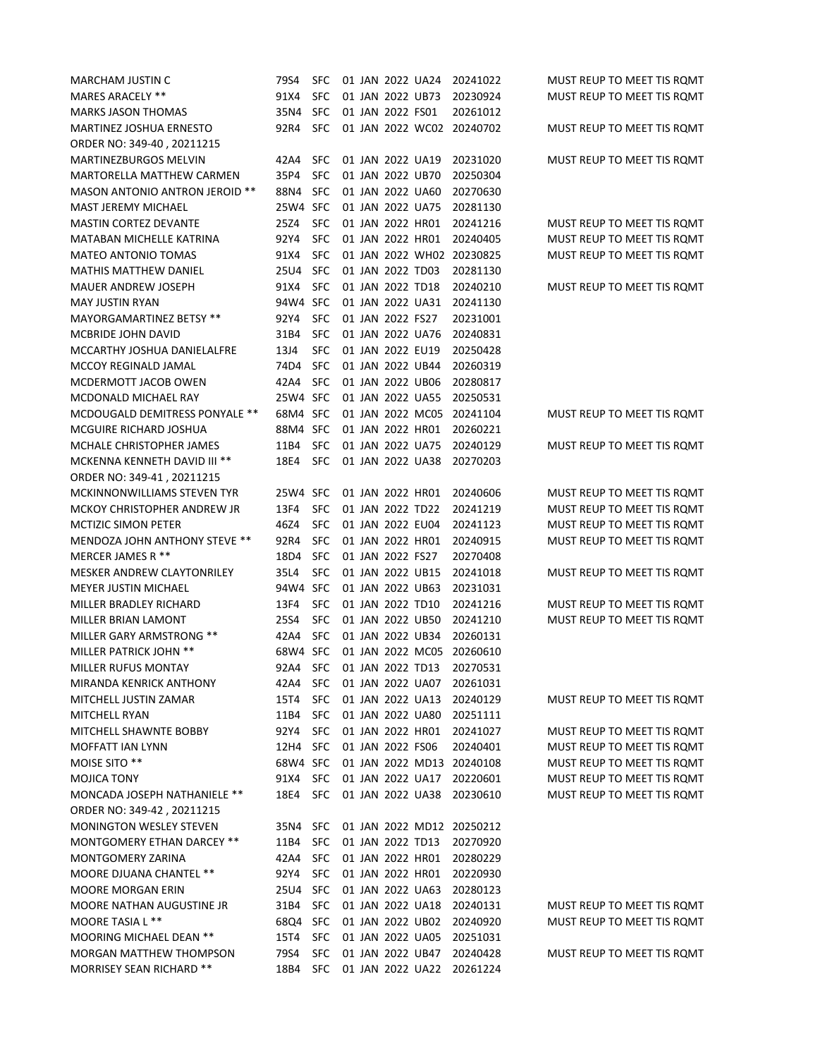| | | | | | | |
|---|---|---|---|---|---|---|
| MARCHAM JUSTIN C | 79S4 | SFC | 01 JAN 2022 | UA24 | 20241022 | MUST REUP TO MEET TIS RQMT |
| MARES ARACELY ** | 91X4 | SFC | 01 JAN 2022 | UB73 | 20230924 | MUST REUP TO MEET TIS RQMT |
| MARKS JASON THOMAS | 35N4 | SFC | 01 JAN 2022 | FS01 | 20261012 | |
| MARTINEZ JOSHUA ERNESTO | 92R4 | SFC | 01 JAN 2022 | WC02 | 20240702 | MUST REUP TO MEET TIS RQMT |
| ORDER NO: 349-40 , 20211215 | | | | | | |
| MARTINEZBURGOS MELVIN | 42A4 | SFC | 01 JAN 2022 | UA19 | 20231020 | MUST REUP TO MEET TIS RQMT |
| MARTORELLA MATTHEW CARMEN | 35P4 | SFC | 01 JAN 2022 | UB70 | 20250304 | |
| MASON ANTONIO ANTRON JEROID ** | 88N4 | SFC | 01 JAN 2022 | UA60 | 20270630 | |
| MAST JEREMY MICHAEL | 25W4 | SFC | 01 JAN 2022 | UA75 | 20281130 | |
| MASTIN CORTEZ DEVANTE | 25Z4 | SFC | 01 JAN 2022 | HR01 | 20241216 | MUST REUP TO MEET TIS RQMT |
| MATABAN MICHELLE KATRINA | 92Y4 | SFC | 01 JAN 2022 | HR01 | 20240405 | MUST REUP TO MEET TIS RQMT |
| MATEO ANTONIO TOMAS | 91X4 | SFC | 01 JAN 2022 | WH02 | 20230825 | MUST REUP TO MEET TIS RQMT |
| MATHIS MATTHEW DANIEL | 25U4 | SFC | 01 JAN 2022 | TD03 | 20281130 | |
| MAUER ANDREW JOSEPH | 91X4 | SFC | 01 JAN 2022 | TD18 | 20240210 | MUST REUP TO MEET TIS RQMT |
| MAY JUSTIN RYAN | 94W4 | SFC | 01 JAN 2022 | UA31 | 20241130 | |
| MAYORGAMARTINEZ BETSY ** | 92Y4 | SFC | 01 JAN 2022 | FS27 | 20231001 | |
| MCBRIDE JOHN DAVID | 31B4 | SFC | 01 JAN 2022 | UA76 | 20240831 | |
| MCCARTHY JOSHUA DANIELALFRE | 13J4 | SFC | 01 JAN 2022 | EU19 | 20250428 | |
| MCCOY REGINALD JAMAL | 74D4 | SFC | 01 JAN 2022 | UB44 | 20260319 | |
| MCDERMOTT JACOB OWEN | 42A4 | SFC | 01 JAN 2022 | UB06 | 20280817 | |
| MCDONALD MICHAEL RAY | 25W4 | SFC | 01 JAN 2022 | UA55 | 20250531 | |
| MCDOUGALD DEMITRESS PONYALE ** | 68M4 | SFC | 01 JAN 2022 | MC05 | 20241104 | MUST REUP TO MEET TIS RQMT |
| MCGUIRE RICHARD JOSHUA | 88M4 | SFC | 01 JAN 2022 | HR01 | 20260221 | |
| MCHALE CHRISTOPHER JAMES | 11B4 | SFC | 01 JAN 2022 | UA75 | 20240129 | MUST REUP TO MEET TIS RQMT |
| MCKENNA KENNETH DAVID III ** | 18E4 | SFC | 01 JAN 2022 | UA38 | 20270203 | |
| ORDER NO: 349-41 , 20211215 | | | | | | |
| MCKINNONWILLIAMS STEVEN TYR | 25W4 | SFC | 01 JAN 2022 | HR01 | 20240606 | MUST REUP TO MEET TIS RQMT |
| MCKOY CHRISTOPHER ANDREW JR | 13F4 | SFC | 01 JAN 2022 | TD22 | 20241219 | MUST REUP TO MEET TIS RQMT |
| MCTIZIC SIMON PETER | 46Z4 | SFC | 01 JAN 2022 | EU04 | 20241123 | MUST REUP TO MEET TIS RQMT |
| MENDOZA JOHN ANTHONY STEVE ** | 92R4 | SFC | 01 JAN 2022 | HR01 | 20240915 | MUST REUP TO MEET TIS RQMT |
| MERCER JAMES R ** | 18D4 | SFC | 01 JAN 2022 | FS27 | 20270408 | |
| MESKER ANDREW CLAYTONRILEY | 35L4 | SFC | 01 JAN 2022 | UB15 | 20241018 | MUST REUP TO MEET TIS RQMT |
| MEYER JUSTIN MICHAEL | 94W4 | SFC | 01 JAN 2022 | UB63 | 20231031 | |
| MILLER BRADLEY RICHARD | 13F4 | SFC | 01 JAN 2022 | TD10 | 20241216 | MUST REUP TO MEET TIS RQMT |
| MILLER BRIAN LAMONT | 25S4 | SFC | 01 JAN 2022 | UB50 | 20241210 | MUST REUP TO MEET TIS RQMT |
| MILLER GARY ARMSTRONG ** | 42A4 | SFC | 01 JAN 2022 | UB34 | 20260131 | |
| MILLER PATRICK JOHN ** | 68W4 | SFC | 01 JAN 2022 | MC05 | 20260610 | |
| MILLER RUFUS MONTAY | 92A4 | SFC | 01 JAN 2022 | TD13 | 20270531 | |
| MIRANDA KENRICK ANTHONY | 42A4 | SFC | 01 JAN 2022 | UA07 | 20261031 | |
| MITCHELL JUSTIN ZAMAR | 15T4 | SFC | 01 JAN 2022 | UA13 | 20240129 | MUST REUP TO MEET TIS RQMT |
| MITCHELL RYAN | 11B4 | SFC | 01 JAN 2022 | UA80 | 20251111 | |
| MITCHELL SHAWNTE BOBBY | 92Y4 | SFC | 01 JAN 2022 | HR01 | 20241027 | MUST REUP TO MEET TIS RQMT |
| MOFFATT IAN LYNN | 12H4 | SFC | 01 JAN 2022 | FS06 | 20240401 | MUST REUP TO MEET TIS RQMT |
| MOISE SITO ** | 68W4 | SFC | 01 JAN 2022 | MD13 | 20240108 | MUST REUP TO MEET TIS RQMT |
| MOJICA TONY | 91X4 | SFC | 01 JAN 2022 | UA17 | 20220601 | MUST REUP TO MEET TIS RQMT |
| MONCADA JOSEPH NATHANIELE ** | 18E4 | SFC | 01 JAN 2022 | UA38 | 20230610 | MUST REUP TO MEET TIS RQMT |
| ORDER NO: 349-42 , 20211215 | | | | | | |
| MONINGTON WESLEY STEVEN | 35N4 | SFC | 01 JAN 2022 | MD12 | 20250212 | |
| MONTGOMERY ETHAN DARCEY ** | 11B4 | SFC | 01 JAN 2022 | TD13 | 20270920 | |
| MONTGOMERY ZARINA | 42A4 | SFC | 01 JAN 2022 | HR01 | 20280229 | |
| MOORE DJUANA CHANTEL ** | 92Y4 | SFC | 01 JAN 2022 | HR01 | 20220930 | |
| MOORE MORGAN ERIN | 25U4 | SFC | 01 JAN 2022 | UA63 | 20280123 | |
| MOORE NATHAN AUGUSTINE JR | 31B4 | SFC | 01 JAN 2022 | UA18 | 20240131 | MUST REUP TO MEET TIS RQMT |
| MOORE TASIA L ** | 68Q4 | SFC | 01 JAN 2022 | UB02 | 20240920 | MUST REUP TO MEET TIS RQMT |
| MOORING MICHAEL DEAN ** | 15T4 | SFC | 01 JAN 2022 | UA05 | 20251031 | |
| MORGAN MATTHEW THOMPSON | 79S4 | SFC | 01 JAN 2022 | UB47 | 20240428 | MUST REUP TO MEET TIS RQMT |
| MORRISEY SEAN RICHARD ** | 18B4 | SFC | 01 JAN 2022 | UA22 | 20261224 | |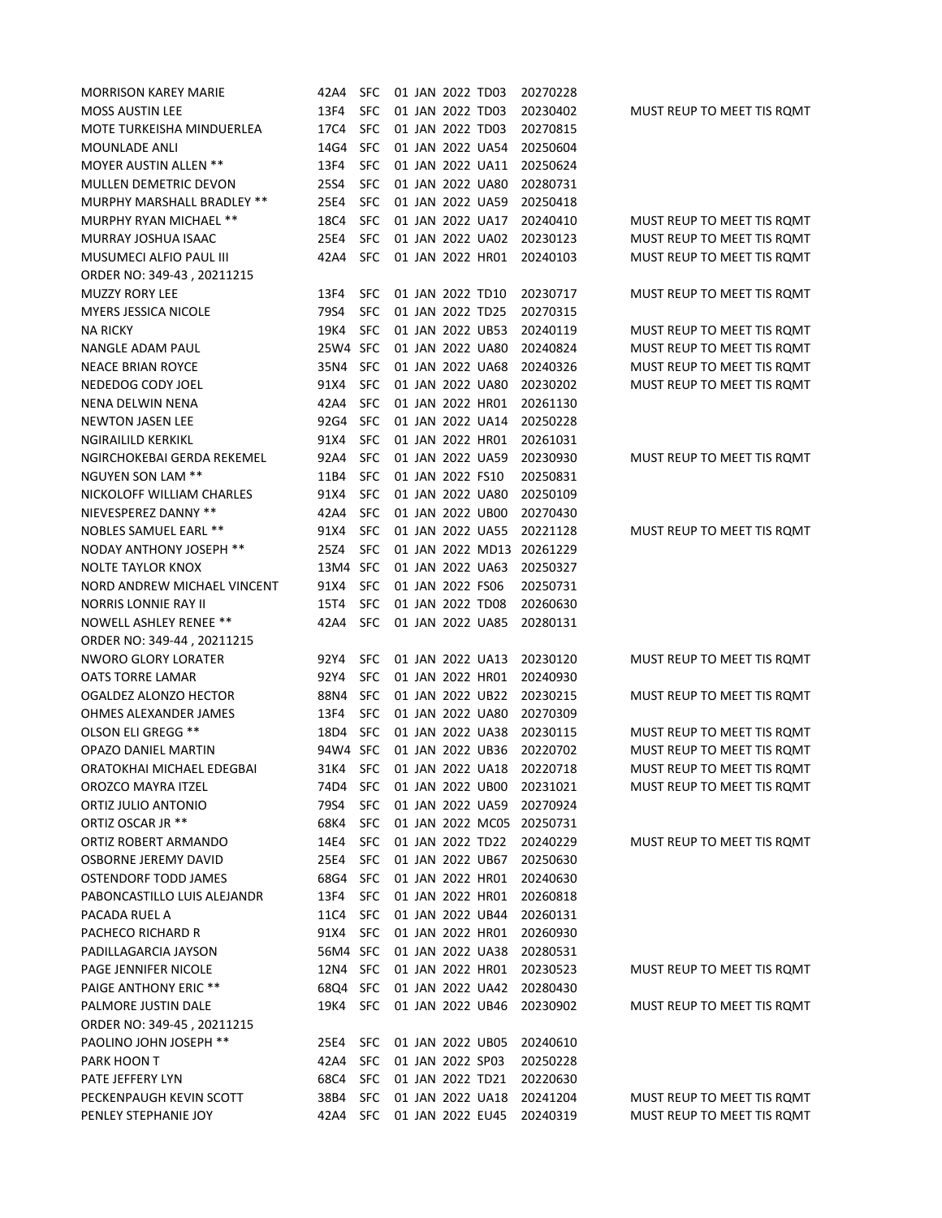| | | | | | |
|---|---|---|---|---|---|
| MORRISON KAREY MARIE | 42A4 | SFC | 01 JAN 2022 TD03 | 20270228 | |
| MOSS AUSTIN LEE | 13F4 | SFC | 01 JAN 2022 TD03 | 20230402 | MUST REUP TO MEET TIS RQMT |
| MOTE TURKEISHA MINDUERLEA | 17C4 | SFC | 01 JAN 2022 TD03 | 20270815 | |
| MOUNLADE ANLI | 14G4 | SFC | 01 JAN 2022 UA54 | 20250604 | |
| MOYER AUSTIN ALLEN ** | 13F4 | SFC | 01 JAN 2022 UA11 | 20250624 | |
| MULLEN DEMETRIC DEVON | 25S4 | SFC | 01 JAN 2022 UA80 | 20280731 | |
| MURPHY MARSHALL BRADLEY ** | 25E4 | SFC | 01 JAN 2022 UA59 | 20250418 | |
| MURPHY RYAN MICHAEL ** | 18C4 | SFC | 01 JAN 2022 UA17 | 20240410 | MUST REUP TO MEET TIS RQMT |
| MURRAY JOSHUA ISAAC | 25E4 | SFC | 01 JAN 2022 UA02 | 20230123 | MUST REUP TO MEET TIS RQMT |
| MUSUMECI ALFIO PAUL III | 42A4 | SFC | 01 JAN 2022 HR01 | 20240103 | MUST REUP TO MEET TIS RQMT |
| ORDER NO: 349-43 , 20211215 | | | | | |
| MUZZY RORY LEE | 13F4 | SFC | 01 JAN 2022 TD10 | 20230717 | MUST REUP TO MEET TIS RQMT |
| MYERS JESSICA NICOLE | 79S4 | SFC | 01 JAN 2022 TD25 | 20270315 | |
| NA RICKY | 19K4 | SFC | 01 JAN 2022 UB53 | 20240119 | MUST REUP TO MEET TIS RQMT |
| NANGLE ADAM PAUL | 25W4 | SFC | 01 JAN 2022 UA80 | 20240824 | MUST REUP TO MEET TIS RQMT |
| NEACE BRIAN ROYCE | 35N4 | SFC | 01 JAN 2022 UA68 | 20240326 | MUST REUP TO MEET TIS RQMT |
| NEDEDOG CODY JOEL | 91X4 | SFC | 01 JAN 2022 UA80 | 20230202 | MUST REUP TO MEET TIS RQMT |
| NENA DELWIN NENA | 42A4 | SFC | 01 JAN 2022 HR01 | 20261130 | |
| NEWTON JASEN LEE | 92G4 | SFC | 01 JAN 2022 UA14 | 20250228 | |
| NGIRAILILD KERKIKL | 91X4 | SFC | 01 JAN 2022 HR01 | 20261031 | |
| NGIRCHOKEBAI GERDA REKEMEL | 92A4 | SFC | 01 JAN 2022 UA59 | 20230930 | MUST REUP TO MEET TIS RQMT |
| NGUYEN SON LAM ** | 11B4 | SFC | 01 JAN 2022 FS10 | 20250831 | |
| NICKOLOFF WILLIAM CHARLES | 91X4 | SFC | 01 JAN 2022 UA80 | 20250109 | |
| NIEVESPEREZ DANNY ** | 42A4 | SFC | 01 JAN 2022 UB00 | 20270430 | |
| NOBLES SAMUEL EARL ** | 91X4 | SFC | 01 JAN 2022 UA55 | 20221128 | MUST REUP TO MEET TIS RQMT |
| NODAY ANTHONY JOSEPH ** | 25Z4 | SFC | 01 JAN 2022 MD13 | 20261229 | |
| NOLTE TAYLOR KNOX | 13M4 | SFC | 01 JAN 2022 UA63 | 20250327 | |
| NORD ANDREW MICHAEL VINCENT | 91X4 | SFC | 01 JAN 2022 FS06 | 20250731 | |
| NORRIS LONNIE RAY II | 15T4 | SFC | 01 JAN 2022 TD08 | 20260630 | |
| NOWELL ASHLEY RENEE ** | 42A4 | SFC | 01 JAN 2022 UA85 | 20280131 | |
| ORDER NO: 349-44 , 20211215 | | | | | |
| NWORO GLORY LORATER | 92Y4 | SFC | 01 JAN 2022 UA13 | 20230120 | MUST REUP TO MEET TIS RQMT |
| OATS TORRE LAMAR | 92Y4 | SFC | 01 JAN 2022 HR01 | 20240930 | |
| OGALDEZ ALONZO HECTOR | 88N4 | SFC | 01 JAN 2022 UB22 | 20230215 | MUST REUP TO MEET TIS RQMT |
| OHMES ALEXANDER JAMES | 13F4 | SFC | 01 JAN 2022 UA80 | 20270309 | |
| OLSON ELI GREGG ** | 18D4 | SFC | 01 JAN 2022 UA38 | 20230115 | MUST REUP TO MEET TIS RQMT |
| OPAZO DANIEL MARTIN | 94W4 | SFC | 01 JAN 2022 UB36 | 20220702 | MUST REUP TO MEET TIS RQMT |
| ORATOKHAI MICHAEL EDEGBAI | 31K4 | SFC | 01 JAN 2022 UA18 | 20220718 | MUST REUP TO MEET TIS RQMT |
| OROZCO MAYRA ITZEL | 74D4 | SFC | 01 JAN 2022 UB00 | 20231021 | MUST REUP TO MEET TIS RQMT |
| ORTIZ JULIO ANTONIO | 79S4 | SFC | 01 JAN 2022 UA59 | 20270924 | |
| ORTIZ OSCAR JR ** | 68K4 | SFC | 01 JAN 2022 MC05 | 20250731 | |
| ORTIZ ROBERT ARMANDO | 14E4 | SFC | 01 JAN 2022 TD22 | 20240229 | MUST REUP TO MEET TIS RQMT |
| OSBORNE JEREMY DAVID | 25E4 | SFC | 01 JAN 2022 UB67 | 20250630 | |
| OSTENDORF TODD JAMES | 68G4 | SFC | 01 JAN 2022 HR01 | 20240630 | |
| PABONCASTILLO LUIS ALEJANDR | 13F4 | SFC | 01 JAN 2022 HR01 | 20260818 | |
| PACADA RUEL A | 11C4 | SFC | 01 JAN 2022 UB44 | 20260131 | |
| PACHECO RICHARD R | 91X4 | SFC | 01 JAN 2022 HR01 | 20260930 | |
| PADILLAGARCIA JAYSON | 56M4 | SFC | 01 JAN 2022 UA38 | 20280531 | |
| PAGE JENNIFER NICOLE | 12N4 | SFC | 01 JAN 2022 HR01 | 20230523 | MUST REUP TO MEET TIS RQMT |
| PAIGE ANTHONY ERIC ** | 68Q4 | SFC | 01 JAN 2022 UA42 | 20280430 | |
| PALMORE JUSTIN DALE | 19K4 | SFC | 01 JAN 2022 UB46 | 20230902 | MUST REUP TO MEET TIS RQMT |
| ORDER NO: 349-45 , 20211215 | | | | | |
| PAOLINO JOHN JOSEPH ** | 25E4 | SFC | 01 JAN 2022 UB05 | 20240610 | |
| PARK HOON T | 42A4 | SFC | 01 JAN 2022 SP03 | 20250228 | |
| PATE JEFFERY LYN | 68C4 | SFC | 01 JAN 2022 TD21 | 20220630 | |
| PECKENPAUGH KEVIN SCOTT | 38B4 | SFC | 01 JAN 2022 UA18 | 20241204 | MUST REUP TO MEET TIS RQMT |
| PENLEY STEPHANIE JOY | 42A4 | SFC | 01 JAN 2022 EU45 | 20240319 | MUST REUP TO MEET TIS RQMT |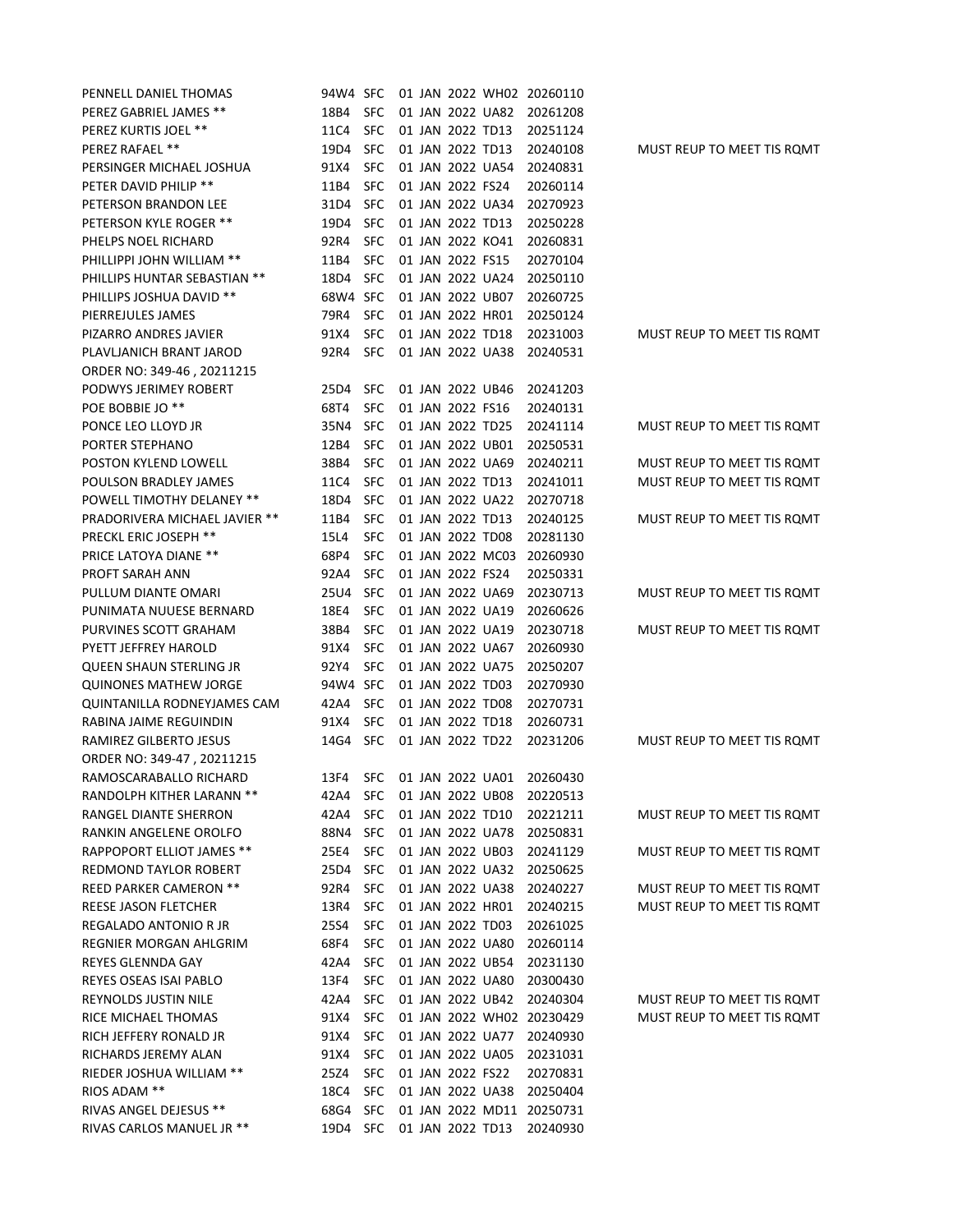| | | | | | | |
|---|---|---|---|---|---|---|
| PENNELL DANIEL THOMAS | 94W4 | SFC | 01 JAN 2022 | WH02 | 20260110 | |
| PEREZ GABRIEL JAMES ** | 18B4 | SFC | 01 JAN 2022 | UA82 | 20261208 | |
| PEREZ KURTIS JOEL ** | 11C4 | SFC | 01 JAN 2022 | TD13 | 20251124 | |
| PEREZ RAFAEL ** | 19D4 | SFC | 01 JAN 2022 | TD13 | 20240108 | MUST REUP TO MEET TIS RQMT |
| PERSINGER MICHAEL JOSHUA | 91X4 | SFC | 01 JAN 2022 | UA54 | 20240831 | |
| PETER DAVID PHILIP ** | 11B4 | SFC | 01 JAN 2022 | FS24 | 20260114 | |
| PETERSON BRANDON LEE | 31D4 | SFC | 01 JAN 2022 | UA34 | 20270923 | |
| PETERSON KYLE ROGER ** | 19D4 | SFC | 01 JAN 2022 | TD13 | 20250228 | |
| PHELPS NOEL RICHARD | 92R4 | SFC | 01 JAN 2022 | KO41 | 20260831 | |
| PHILLIPPI JOHN WILLIAM ** | 11B4 | SFC | 01 JAN 2022 | FS15 | 20270104 | |
| PHILLIPS HUNTAR SEBASTIAN ** | 18D4 | SFC | 01 JAN 2022 | UA24 | 20250110 | |
| PHILLIPS JOSHUA DAVID ** | 68W4 | SFC | 01 JAN 2022 | UB07 | 20260725 | |
| PIERREJULES JAMES | 79R4 | SFC | 01 JAN 2022 | HR01 | 20250124 | |
| PIZARRO ANDRES JAVIER | 91X4 | SFC | 01 JAN 2022 | TD18 | 20231003 | MUST REUP TO MEET TIS RQMT |
| PLAVLJANICH BRANT JAROD | 92R4 | SFC | 01 JAN 2022 | UA38 | 20240531 | |
| ORDER NO: 349-46 , 20211215 | | | | | | |
| PODWYS JERIMEY ROBERT | 25D4 | SFC | 01 JAN 2022 | UB46 | 20241203 | |
| POE BOBBIE JO ** | 68T4 | SFC | 01 JAN 2022 | FS16 | 20240131 | |
| PONCE LEO LLOYD JR | 35N4 | SFC | 01 JAN 2022 | TD25 | 20241114 | MUST REUP TO MEET TIS RQMT |
| PORTER STEPHANO | 12B4 | SFC | 01 JAN 2022 | UB01 | 20250531 | |
| POSTON KYLEND LOWELL | 38B4 | SFC | 01 JAN 2022 | UA69 | 20240211 | MUST REUP TO MEET TIS RQMT |
| POULSON BRADLEY JAMES | 11C4 | SFC | 01 JAN 2022 | TD13 | 20241011 | MUST REUP TO MEET TIS RQMT |
| POWELL TIMOTHY DELANEY ** | 18D4 | SFC | 01 JAN 2022 | UA22 | 20270718 | |
| PRADORIVERA MICHAEL JAVIER ** | 11B4 | SFC | 01 JAN 2022 | TD13 | 20240125 | MUST REUP TO MEET TIS RQMT |
| PRECKL ERIC JOSEPH ** | 15L4 | SFC | 01 JAN 2022 | TD08 | 20281130 | |
| PRICE LATOYA DIANE ** | 68P4 | SFC | 01 JAN 2022 | MC03 | 20260930 | |
| PROFT SARAH ANN | 92A4 | SFC | 01 JAN 2022 | FS24 | 20250331 | |
| PULLUM DIANTE OMARI | 25U4 | SFC | 01 JAN 2022 | UA69 | 20230713 | MUST REUP TO MEET TIS RQMT |
| PUNIMATA NUUESE BERNARD | 18E4 | SFC | 01 JAN 2022 | UA19 | 20260626 | |
| PURVINES SCOTT GRAHAM | 38B4 | SFC | 01 JAN 2022 | UA19 | 20230718 | MUST REUP TO MEET TIS RQMT |
| PYETT JEFFREY HAROLD | 91X4 | SFC | 01 JAN 2022 | UA67 | 20260930 | |
| QUEEN SHAUN STERLING JR | 92Y4 | SFC | 01 JAN 2022 | UA75 | 20250207 | |
| QUINONES MATHEW JORGE | 94W4 | SFC | 01 JAN 2022 | TD03 | 20270930 | |
| QUINTANILLA RODNEYJAMES CAM | 42A4 | SFC | 01 JAN 2022 | TD08 | 20270731 | |
| RABINA JAIME REGUINDIN | 91X4 | SFC | 01 JAN 2022 | TD18 | 20260731 | |
| RAMIREZ GILBERTO JESUS | 14G4 | SFC | 01 JAN 2022 | TD22 | 20231206 | MUST REUP TO MEET TIS RQMT |
| ORDER NO: 349-47 , 20211215 | | | | | | |
| RAMOSCARABALLO RICHARD | 13F4 | SFC | 01 JAN 2022 | UA01 | 20260430 | |
| RANDOLPH KITHER LARANN ** | 42A4 | SFC | 01 JAN 2022 | UB08 | 20220513 | |
| RANGEL DIANTE SHERRON | 42A4 | SFC | 01 JAN 2022 | TD10 | 20221211 | MUST REUP TO MEET TIS RQMT |
| RANKIN ANGELENE OROLFO | 88N4 | SFC | 01 JAN 2022 | UA78 | 20250831 | |
| RAPPOPORT ELLIOT JAMES ** | 25E4 | SFC | 01 JAN 2022 | UB03 | 20241129 | MUST REUP TO MEET TIS RQMT |
| REDMOND TAYLOR ROBERT | 25D4 | SFC | 01 JAN 2022 | UA32 | 20250625 | |
| REED PARKER CAMERON ** | 92R4 | SFC | 01 JAN 2022 | UA38 | 20240227 | MUST REUP TO MEET TIS RQMT |
| REESE JASON FLETCHER | 13R4 | SFC | 01 JAN 2022 | HR01 | 20240215 | MUST REUP TO MEET TIS RQMT |
| REGALADO ANTONIO R JR | 25S4 | SFC | 01 JAN 2022 | TD03 | 20261025 | |
| REGNIER MORGAN AHLGRIM | 68F4 | SFC | 01 JAN 2022 | UA80 | 20260114 | |
| REYES GLENNDA GAY | 42A4 | SFC | 01 JAN 2022 | UB54 | 20231130 | |
| REYES OSEAS ISAI PABLO | 13F4 | SFC | 01 JAN 2022 | UA80 | 20300430 | |
| REYNOLDS JUSTIN NILE | 42A4 | SFC | 01 JAN 2022 | UB42 | 20240304 | MUST REUP TO MEET TIS RQMT |
| RICE MICHAEL THOMAS | 91X4 | SFC | 01 JAN 2022 | WH02 | 20230429 | MUST REUP TO MEET TIS RQMT |
| RICH JEFFERY RONALD JR | 91X4 | SFC | 01 JAN 2022 | UA77 | 20240930 | |
| RICHARDS JEREMY ALAN | 91X4 | SFC | 01 JAN 2022 | UA05 | 20231031 | |
| RIEDER JOSHUA WILLIAM ** | 25Z4 | SFC | 01 JAN 2022 | FS22 | 20270831 | |
| RIOS ADAM ** | 18C4 | SFC | 01 JAN 2022 | UA38 | 20250404 | |
| RIVAS ANGEL DEJESUS ** | 68G4 | SFC | 01 JAN 2022 | MD11 | 20250731 | |
| RIVAS CARLOS MANUEL JR ** | 19D4 | SFC | 01 JAN 2022 | TD13 | 20240930 | |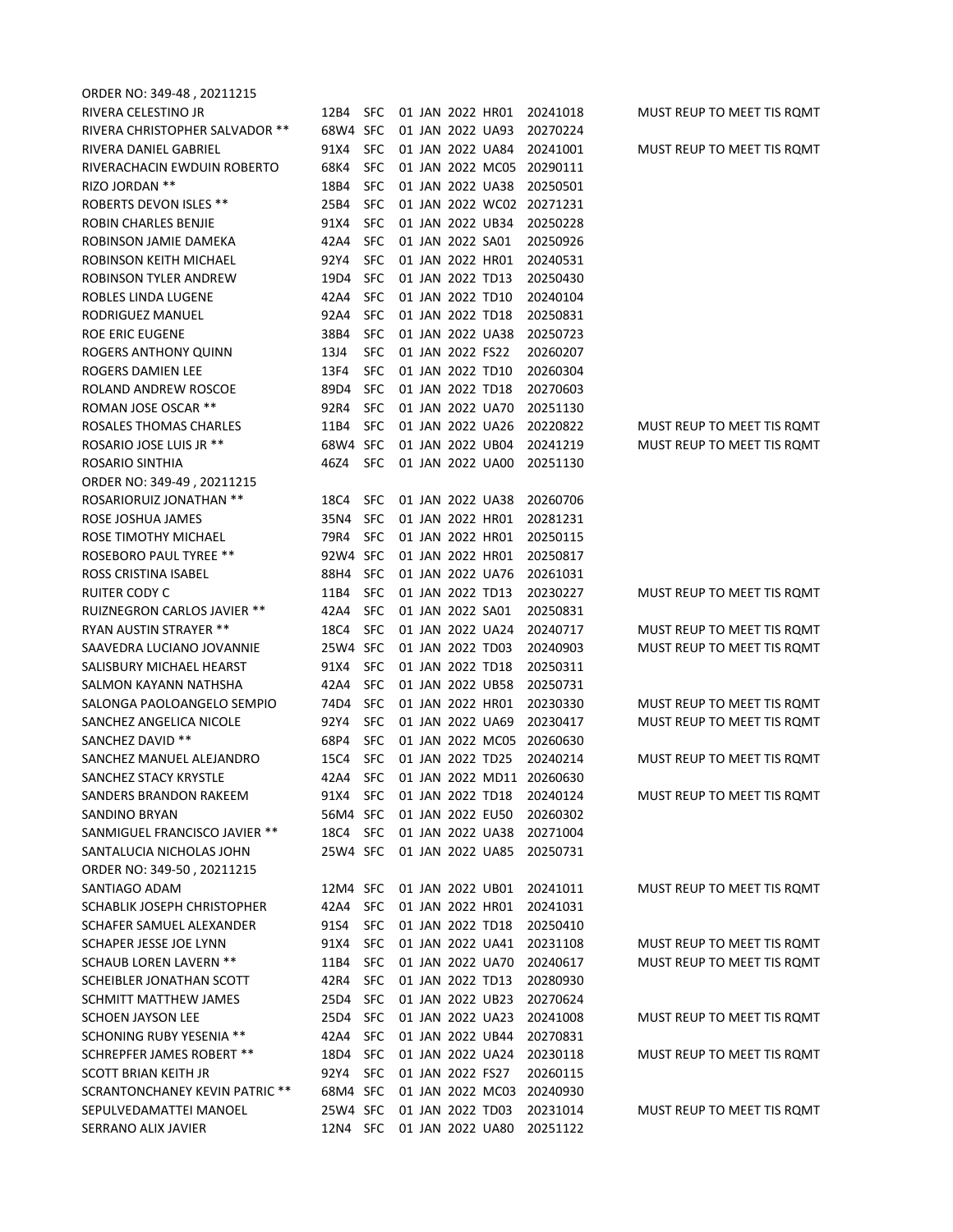ORDER NO: 349-48 , 20211215

| | | | | | | |
|---|---|---|---|---|---|---|
| RIVERA CELESTINO JR | 12B4 | SFC | 01 JAN 2022 | HR01 | 20241018 | MUST REUP TO MEET TIS RQMT |
| RIVERA CHRISTOPHER SALVADOR ** | 68W4 | SFC | 01 JAN 2022 | UA93 | 20270224 | |
| RIVERA DANIEL GABRIEL | 91X4 | SFC | 01 JAN 2022 | UA84 | 20241001 | MUST REUP TO MEET TIS RQMT |
| RIVERACHACIN EWDUIN ROBERTO | 68K4 | SFC | 01 JAN 2022 | MC05 | 20290111 | |
| RIZO JORDAN ** | 18B4 | SFC | 01 JAN 2022 | UA38 | 20250501 | |
| ROBERTS DEVON ISLES ** | 25B4 | SFC | 01 JAN 2022 | WC02 | 20271231 | |
| ROBIN CHARLES BENJIE | 91X4 | SFC | 01 JAN 2022 | UB34 | 20250228 | |
| ROBINSON JAMIE DAMEKA | 42A4 | SFC | 01 JAN 2022 | SA01 | 20250926 | |
| ROBINSON KEITH MICHAEL | 92Y4 | SFC | 01 JAN 2022 | HR01 | 20240531 | |
| ROBINSON TYLER ANDREW | 19D4 | SFC | 01 JAN 2022 | TD13 | 20250430 | |
| ROBLES LINDA LUGENE | 42A4 | SFC | 01 JAN 2022 | TD10 | 20240104 | |
| RODRIGUEZ MANUEL | 92A4 | SFC | 01 JAN 2022 | TD18 | 20250831 | |
| ROE ERIC EUGENE | 38B4 | SFC | 01 JAN 2022 | UA38 | 20250723 | |
| ROGERS ANTHONY QUINN | 13J4 | SFC | 01 JAN 2022 | FS22 | 20260207 | |
| ROGERS DAMIEN LEE | 13F4 | SFC | 01 JAN 2022 | TD10 | 20260304 | |
| ROLAND ANDREW ROSCOE | 89D4 | SFC | 01 JAN 2022 | TD18 | 20270603 | |
| ROMAN JOSE OSCAR ** | 92R4 | SFC | 01 JAN 2022 | UA70 | 20251130 | |
| ROSALES THOMAS CHARLES | 11B4 | SFC | 01 JAN 2022 | UA26 | 20220822 | MUST REUP TO MEET TIS RQMT |
| ROSARIO JOSE LUIS JR ** | 68W4 | SFC | 01 JAN 2022 | UB04 | 20241219 | MUST REUP TO MEET TIS RQMT |
| ROSARIO SINTHIA | 46Z4 | SFC | 01 JAN 2022 | UA00 | 20251130 | |

ORDER NO: 349-49 , 20211215

| | | | | | | |
|---|---|---|---|---|---|---|
| ROSARIORUIZ JONATHAN ** | 18C4 | SFC | 01 JAN 2022 | UA38 | 20260706 | |
| ROSE JOSHUA JAMES | 35N4 | SFC | 01 JAN 2022 | HR01 | 20281231 | |
| ROSE TIMOTHY MICHAEL | 79R4 | SFC | 01 JAN 2022 | HR01 | 20250115 | |
| ROSEBORO PAUL TYREE ** | 92W4 | SFC | 01 JAN 2022 | HR01 | 20250817 | |
| ROSS CRISTINA ISABEL | 88H4 | SFC | 01 JAN 2022 | UA76 | 20261031 | |
| RUITER CODY C | 11B4 | SFC | 01 JAN 2022 | TD13 | 20230227 | MUST REUP TO MEET TIS RQMT |
| RUIZNEGRON CARLOS JAVIER ** | 42A4 | SFC | 01 JAN 2022 | SA01 | 20250831 | |
| RYAN AUSTIN STRAYER ** | 18C4 | SFC | 01 JAN 2022 | UA24 | 20240717 | MUST REUP TO MEET TIS RQMT |
| SAAVEDRA LUCIANO JOVANNIE | 25W4 | SFC | 01 JAN 2022 | TD03 | 20240903 | MUST REUP TO MEET TIS RQMT |
| SALISBURY MICHAEL HEARST | 91X4 | SFC | 01 JAN 2022 | TD18 | 20250311 | |
| SALMON KAYANN NATHSHA | 42A4 | SFC | 01 JAN 2022 | UB58 | 20250731 | |
| SALONGA PAOLOANGELO SEMPIO | 74D4 | SFC | 01 JAN 2022 | HR01 | 20230330 | MUST REUP TO MEET TIS RQMT |
| SANCHEZ ANGELICA NICOLE | 92Y4 | SFC | 01 JAN 2022 | UA69 | 20230417 | MUST REUP TO MEET TIS RQMT |
| SANCHEZ DAVID ** | 68P4 | SFC | 01 JAN 2022 | MC05 | 20260630 | |
| SANCHEZ MANUEL ALEJANDRO | 15C4 | SFC | 01 JAN 2022 | TD25 | 20240214 | MUST REUP TO MEET TIS RQMT |
| SANCHEZ STACY KRYSTLE | 42A4 | SFC | 01 JAN 2022 | MD11 | 20260630 | |
| SANDERS BRANDON RAKEEM | 91X4 | SFC | 01 JAN 2022 | TD18 | 20240124 | MUST REUP TO MEET TIS RQMT |
| SANDINO BRYAN | 56M4 | SFC | 01 JAN 2022 | EU50 | 20260302 | |
| SANMIGUEL FRANCISCO JAVIER ** | 18C4 | SFC | 01 JAN 2022 | UA38 | 20271004 | |
| SANTALUCIA NICHOLAS JOHN | 25W4 | SFC | 01 JAN 2022 | UA85 | 20250731 | |

ORDER NO: 349-50 , 20211215

| | | | | | | |
|---|---|---|---|---|---|---|
| SANTIAGO ADAM | 12M4 | SFC | 01 JAN 2022 | UB01 | 20241011 | MUST REUP TO MEET TIS RQMT |
| SCHABLIK JOSEPH CHRISTOPHER | 42A4 | SFC | 01 JAN 2022 | HR01 | 20241031 | |
| SCHAFER SAMUEL ALEXANDER | 91S4 | SFC | 01 JAN 2022 | TD18 | 20250410 | |
| SCHAPER JESSE JOE LYNN | 91X4 | SFC | 01 JAN 2022 | UA41 | 20231108 | MUST REUP TO MEET TIS RQMT |
| SCHAUB LOREN LAVERN ** | 11B4 | SFC | 01 JAN 2022 | UA70 | 20240617 | MUST REUP TO MEET TIS RQMT |
| SCHEIBLER JONATHAN SCOTT | 42R4 | SFC | 01 JAN 2022 | TD13 | 20280930 | |
| SCHMITT MATTHEW JAMES | 25D4 | SFC | 01 JAN 2022 | UB23 | 20270624 | |
| SCHOEN JAYSON LEE | 25D4 | SFC | 01 JAN 2022 | UA23 | 20241008 | MUST REUP TO MEET TIS RQMT |
| SCHONING RUBY YESENIA ** | 42A4 | SFC | 01 JAN 2022 | UB44 | 20270831 | |
| SCHREPFER JAMES ROBERT ** | 18D4 | SFC | 01 JAN 2022 | UA24 | 20230118 | MUST REUP TO MEET TIS RQMT |
| SCOTT BRIAN KEITH JR | 92Y4 | SFC | 01 JAN 2022 | FS27 | 20260115 | |
| SCRANTONCHANEY KEVIN PATRIC ** | 68M4 | SFC | 01 JAN 2022 | MC03 | 20240930 | |
| SEPULVEDAMATTEI MANOEL | 25W4 | SFC | 01 JAN 2022 | TD03 | 20231014 | MUST REUP TO MEET TIS RQMT |
| SERRANO ALIX JAVIER | 12N4 | SFC | 01 JAN 2022 | UA80 | 20251122 | |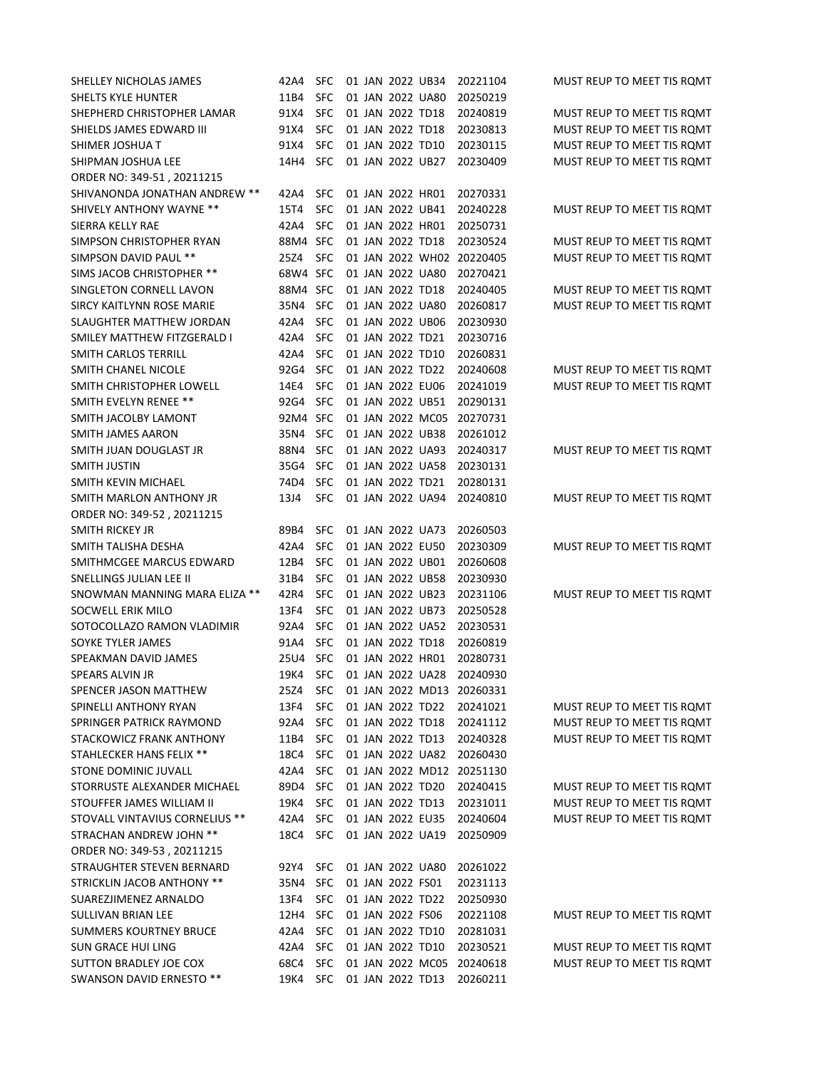| | | | | | |
|---|---|---|---|---|---|
| SHELLEY NICHOLAS JAMES | 42A4 | SFC | 01 JAN 2022 UB34 | 20221104 | MUST REUP TO MEET TIS RQMT |
| SHELTS KYLE HUNTER | 11B4 | SFC | 01 JAN 2022 UA80 | 20250219 | |
| SHEPHERD CHRISTOPHER LAMAR | 91X4 | SFC | 01 JAN 2022 TD18 | 20240819 | MUST REUP TO MEET TIS RQMT |
| SHIELDS JAMES EDWARD III | 91X4 | SFC | 01 JAN 2022 TD18 | 20230813 | MUST REUP TO MEET TIS RQMT |
| SHIMER JOSHUA T | 91X4 | SFC | 01 JAN 2022 TD10 | 20230115 | MUST REUP TO MEET TIS RQMT |
| SHIPMAN JOSHUA LEE | 14H4 | SFC | 01 JAN 2022 UB27 | 20230409 | MUST REUP TO MEET TIS RQMT |
| ORDER NO: 349-51 , 20211215 | | | | | |
| SHIVANONDA JONATHAN ANDREW ** | 42A4 | SFC | 01 JAN 2022 HR01 | 20270331 | |
| SHIVELY ANTHONY WAYNE ** | 15T4 | SFC | 01 JAN 2022 UB41 | 20240228 | MUST REUP TO MEET TIS RQMT |
| SIERRA KELLY RAE | 42A4 | SFC | 01 JAN 2022 HR01 | 20250731 | |
| SIMPSON CHRISTOPHER RYAN | 88M4 | SFC | 01 JAN 2022 TD18 | 20230524 | MUST REUP TO MEET TIS RQMT |
| SIMPSON DAVID PAUL ** | 25Z4 | SFC | 01 JAN 2022 WH02 | 20220405 | MUST REUP TO MEET TIS RQMT |
| SIMS JACOB CHRISTOPHER ** | 68W4 | SFC | 01 JAN 2022 UA80 | 20270421 | |
| SINGLETON CORNELL LAVON | 88M4 | SFC | 01 JAN 2022 TD18 | 20240405 | MUST REUP TO MEET TIS RQMT |
| SIRCY KAITLYNN ROSE MARIE | 35N4 | SFC | 01 JAN 2022 UA80 | 20260817 | MUST REUP TO MEET TIS RQMT |
| SLAUGHTER MATTHEW JORDAN | 42A4 | SFC | 01 JAN 2022 UB06 | 20230930 | |
| SMILEY MATTHEW FITZGERALD I | 42A4 | SFC | 01 JAN 2022 TD21 | 20230716 | |
| SMITH CARLOS TERRILL | 42A4 | SFC | 01 JAN 2022 TD10 | 20260831 | |
| SMITH CHANEL NICOLE | 92G4 | SFC | 01 JAN 2022 TD22 | 20240608 | MUST REUP TO MEET TIS RQMT |
| SMITH CHRISTOPHER LOWELL | 14E4 | SFC | 01 JAN 2022 EU06 | 20241019 | MUST REUP TO MEET TIS RQMT |
| SMITH EVELYN RENEE ** | 92G4 | SFC | 01 JAN 2022 UB51 | 20290131 | |
| SMITH JACOLBY LAMONT | 92M4 | SFC | 01 JAN 2022 MC05 | 20270731 | |
| SMITH JAMES AARON | 35N4 | SFC | 01 JAN 2022 UB38 | 20261012 | |
| SMITH JUAN DOUGLAST JR | 88N4 | SFC | 01 JAN 2022 UA93 | 20240317 | MUST REUP TO MEET TIS RQMT |
| SMITH JUSTIN | 35G4 | SFC | 01 JAN 2022 UA58 | 20230131 | |
| SMITH KEVIN MICHAEL | 74D4 | SFC | 01 JAN 2022 TD21 | 20280131 | |
| SMITH MARLON ANTHONY JR | 13J4 | SFC | 01 JAN 2022 UA94 | 20240810 | MUST REUP TO MEET TIS RQMT |
| ORDER NO: 349-52 , 20211215 | | | | | |
| SMITH RICKEY JR | 89B4 | SFC | 01 JAN 2022 UA73 | 20260503 | |
| SMITH TALISHA DESHA | 42A4 | SFC | 01 JAN 2022 EU50 | 20230309 | MUST REUP TO MEET TIS RQMT |
| SMITHMCGEE MARCUS EDWARD | 12B4 | SFC | 01 JAN 2022 UB01 | 20260608 | |
| SNELLINGS JULIAN LEE II | 31B4 | SFC | 01 JAN 2022 UB58 | 20230930 | |
| SNOWMAN MANNING MARA ELIZA ** | 42R4 | SFC | 01 JAN 2022 UB23 | 20231106 | MUST REUP TO MEET TIS RQMT |
| SOCWELL ERIK MILO | 13F4 | SFC | 01 JAN 2022 UB73 | 20250528 | |
| SOTOCOLLAZO RAMON VLADIMIR | 92A4 | SFC | 01 JAN 2022 UA52 | 20230531 | |
| SOYKE TYLER JAMES | 91A4 | SFC | 01 JAN 2022 TD18 | 20260819 | |
| SPEAKMAN DAVID JAMES | 25U4 | SFC | 01 JAN 2022 HR01 | 20280731 | |
| SPEARS ALVIN JR | 19K4 | SFC | 01 JAN 2022 UA28 | 20240930 | |
| SPENCER JASON MATTHEW | 25Z4 | SFC | 01 JAN 2022 MD13 | 20260331 | |
| SPINELLI ANTHONY RYAN | 13F4 | SFC | 01 JAN 2022 TD22 | 20241021 | MUST REUP TO MEET TIS RQMT |
| SPRINGER PATRICK RAYMOND | 92A4 | SFC | 01 JAN 2022 TD18 | 20241112 | MUST REUP TO MEET TIS RQMT |
| STACKOWICZ FRANK ANTHONY | 11B4 | SFC | 01 JAN 2022 TD13 | 20240328 | MUST REUP TO MEET TIS RQMT |
| STAHLECKER HANS FELIX ** | 18C4 | SFC | 01 JAN 2022 UA82 | 20260430 | |
| STONE DOMINIC JUVALL | 42A4 | SFC | 01 JAN 2022 MD12 | 20251130 | |
| STORRUSTE ALEXANDER MICHAEL | 89D4 | SFC | 01 JAN 2022 TD20 | 20240415 | MUST REUP TO MEET TIS RQMT |
| STOUFFER JAMES WILLIAM II | 19K4 | SFC | 01 JAN 2022 TD13 | 20231011 | MUST REUP TO MEET TIS RQMT |
| STOVALL VINTAVIUS CORNELIUS ** | 42A4 | SFC | 01 JAN 2022 EU35 | 20240604 | MUST REUP TO MEET TIS RQMT |
| STRACHAN ANDREW JOHN ** | 18C4 | SFC | 01 JAN 2022 UA19 | 20250909 | |
| ORDER NO: 349-53 , 20211215 | | | | | |
| STRAUGHTER STEVEN BERNARD | 92Y4 | SFC | 01 JAN 2022 UA80 | 20261022 | |
| STRICKLIN JACOB ANTHONY ** | 35N4 | SFC | 01 JAN 2022 FS01 | 20231113 | |
| SUAREZJIMENEZ ARNALDO | 13F4 | SFC | 01 JAN 2022 TD22 | 20250930 | |
| SULLIVAN BRIAN LEE | 12H4 | SFC | 01 JAN 2022 FS06 | 20221108 | MUST REUP TO MEET TIS RQMT |
| SUMMERS KOURTNEY BRUCE | 42A4 | SFC | 01 JAN 2022 TD10 | 20281031 | |
| SUN GRACE HUI LING | 42A4 | SFC | 01 JAN 2022 TD10 | 20230521 | MUST REUP TO MEET TIS RQMT |
| SUTTON BRADLEY JOE COX | 68C4 | SFC | 01 JAN 2022 MC05 | 20240618 | MUST REUP TO MEET TIS RQMT |
| SWANSON DAVID ERNESTO ** | 19K4 | SFC | 01 JAN 2022 TD13 | 20260211 | |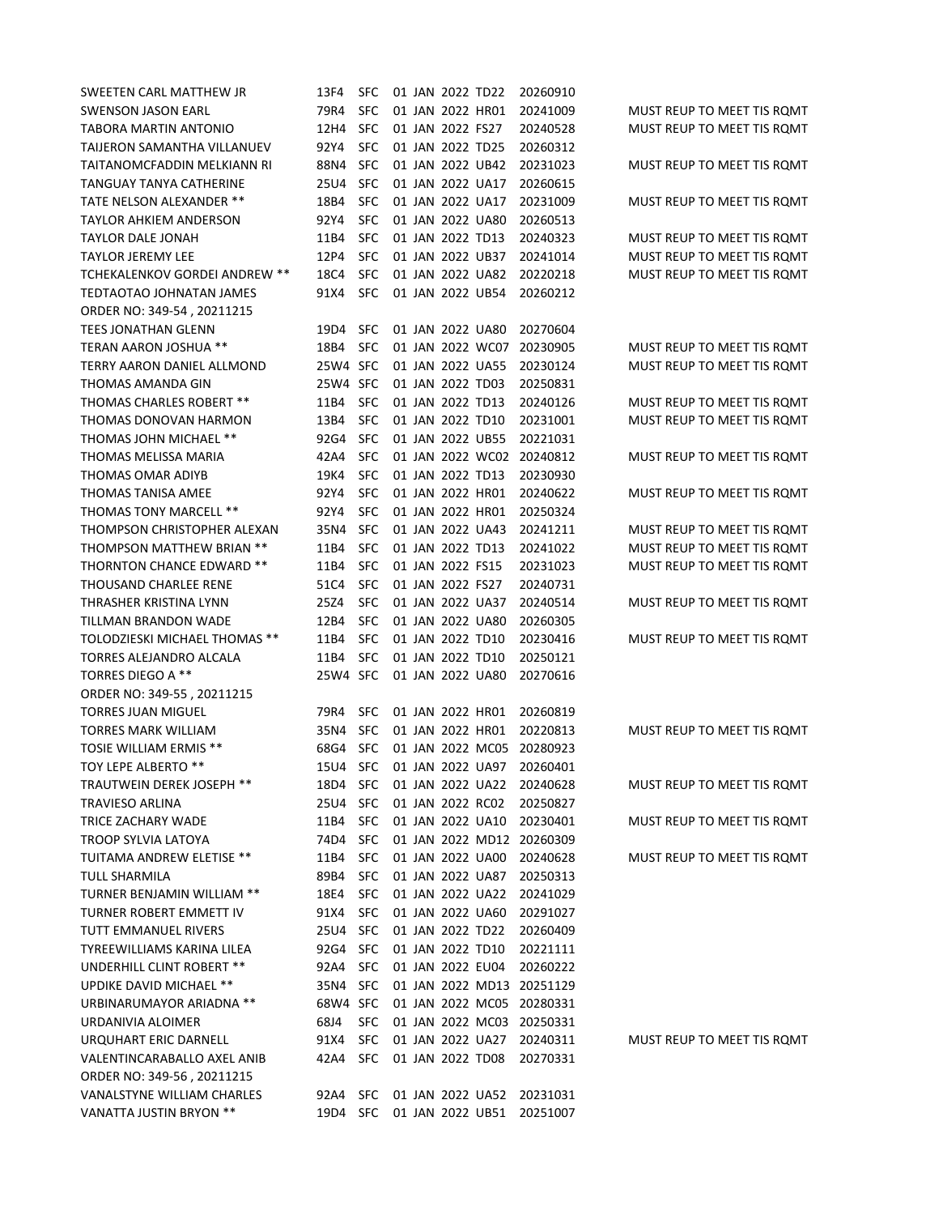| | | | | | |
|---|---|---|---|---|---|
| SWEETEN CARL MATTHEW JR | 13F4 | SFC | 01 JAN 2022 TD22 | 20260910 | |
| SWENSON JASON EARL | 79R4 | SFC | 01 JAN 2022 HR01 | 20241009 | MUST REUP TO MEET TIS RQMT |
| TABORA MARTIN ANTONIO | 12H4 | SFC | 01 JAN 2022 FS27 | 20240528 | MUST REUP TO MEET TIS RQMT |
| TAIJERON SAMANTHA VILLANUEV | 92Y4 | SFC | 01 JAN 2022 TD25 | 20260312 | |
| TAITANOMCFADDIN MELKIANN RI | 88N4 | SFC | 01 JAN 2022 UB42 | 20231023 | MUST REUP TO MEET TIS RQMT |
| TANGUAY TANYA CATHERINE | 25U4 | SFC | 01 JAN 2022 UA17 | 20260615 | |
| TATE NELSON ALEXANDER ** | 18B4 | SFC | 01 JAN 2022 UA17 | 20231009 | MUST REUP TO MEET TIS RQMT |
| TAYLOR AHKIEM ANDERSON | 92Y4 | SFC | 01 JAN 2022 UA80 | 20260513 | |
| TAYLOR DALE JONAH | 11B4 | SFC | 01 JAN 2022 TD13 | 20240323 | MUST REUP TO MEET TIS RQMT |
| TAYLOR JEREMY LEE | 12P4 | SFC | 01 JAN 2022 UB37 | 20241014 | MUST REUP TO MEET TIS RQMT |
| TCHEKALENKOV GORDEI ANDREW ** | 18C4 | SFC | 01 JAN 2022 UA82 | 20220218 | MUST REUP TO MEET TIS RQMT |
| TEDTAOTAO JOHNATAN JAMES | 91X4 | SFC | 01 JAN 2022 UB54 | 20260212 | |
| ORDER NO: 349-54 , 20211215 | | | | | |
| TEES JONATHAN GLENN | 19D4 | SFC | 01 JAN 2022 UA80 | 20270604 | |
| TERAN AARON JOSHUA ** | 18B4 | SFC | 01 JAN 2022 WC07 | 20230905 | MUST REUP TO MEET TIS RQMT |
| TERRY AARON DANIEL ALLMOND | 25W4 | SFC | 01 JAN 2022 UA55 | 20230124 | MUST REUP TO MEET TIS RQMT |
| THOMAS AMANDA GIN | 25W4 | SFC | 01 JAN 2022 TD03 | 20250831 | |
| THOMAS CHARLES ROBERT ** | 11B4 | SFC | 01 JAN 2022 TD13 | 20240126 | MUST REUP TO MEET TIS RQMT |
| THOMAS DONOVAN HARMON | 13B4 | SFC | 01 JAN 2022 TD10 | 20231001 | MUST REUP TO MEET TIS RQMT |
| THOMAS JOHN MICHAEL ** | 92G4 | SFC | 01 JAN 2022 UB55 | 20221031 | |
| THOMAS MELISSA MARIA | 42A4 | SFC | 01 JAN 2022 WC02 | 20240812 | MUST REUP TO MEET TIS RQMT |
| THOMAS OMAR ADIYB | 19K4 | SFC | 01 JAN 2022 TD13 | 20230930 | |
| THOMAS TANISA AMEE | 92Y4 | SFC | 01 JAN 2022 HR01 | 20240622 | MUST REUP TO MEET TIS RQMT |
| THOMAS TONY MARCELL ** | 92Y4 | SFC | 01 JAN 2022 HR01 | 20250324 | |
| THOMPSON CHRISTOPHER ALEXAN | 35N4 | SFC | 01 JAN 2022 UA43 | 20241211 | MUST REUP TO MEET TIS RQMT |
| THOMPSON MATTHEW BRIAN ** | 11B4 | SFC | 01 JAN 2022 TD13 | 20241022 | MUST REUP TO MEET TIS RQMT |
| THORNTON CHANCE EDWARD ** | 11B4 | SFC | 01 JAN 2022 FS15 | 20231023 | MUST REUP TO MEET TIS RQMT |
| THOUSAND CHARLEE RENE | 51C4 | SFC | 01 JAN 2022 FS27 | 20240731 | |
| THRASHER KRISTINA LYNN | 25Z4 | SFC | 01 JAN 2022 UA37 | 20240514 | MUST REUP TO MEET TIS RQMT |
| TILLMAN BRANDON WADE | 12B4 | SFC | 01 JAN 2022 UA80 | 20260305 | |
| TOLODZIESKI MICHAEL THOMAS ** | 11B4 | SFC | 01 JAN 2022 TD10 | 20230416 | MUST REUP TO MEET TIS RQMT |
| TORRES ALEJANDRO ALCALA | 11B4 | SFC | 01 JAN 2022 TD10 | 20250121 | |
| TORRES DIEGO A ** | 25W4 | SFC | 01 JAN 2022 UA80 | 20270616 | |
| ORDER NO: 349-55 , 20211215 | | | | | |
| TORRES JUAN MIGUEL | 79R4 | SFC | 01 JAN 2022 HR01 | 20260819 | |
| TORRES MARK WILLIAM | 35N4 | SFC | 01 JAN 2022 HR01 | 20220813 | MUST REUP TO MEET TIS RQMT |
| TOSIE WILLIAM ERMIS ** | 68G4 | SFC | 01 JAN 2022 MC05 | 20280923 | |
| TOY LEPE ALBERTO ** | 15U4 | SFC | 01 JAN 2022 UA97 | 20260401 | |
| TRAUTWEIN DEREK JOSEPH ** | 18D4 | SFC | 01 JAN 2022 UA22 | 20240628 | MUST REUP TO MEET TIS RQMT |
| TRAVIESO ARLINA | 25U4 | SFC | 01 JAN 2022 RC02 | 20250827 | |
| TRICE ZACHARY WADE | 11B4 | SFC | 01 JAN 2022 UA10 | 20230401 | MUST REUP TO MEET TIS RQMT |
| TROOP SYLVIA LATOYA | 74D4 | SFC | 01 JAN 2022 MD12 | 20260309 | |
| TUITAMA ANDREW ELETISE ** | 11B4 | SFC | 01 JAN 2022 UA00 | 20240628 | MUST REUP TO MEET TIS RQMT |
| TULL SHARMILA | 89B4 | SFC | 01 JAN 2022 UA87 | 20250313 | |
| TURNER BENJAMIN WILLIAM ** | 18E4 | SFC | 01 JAN 2022 UA22 | 20241029 | |
| TURNER ROBERT EMMETT IV | 91X4 | SFC | 01 JAN 2022 UA60 | 20291027 | |
| TUTT EMMANUEL RIVERS | 25U4 | SFC | 01 JAN 2022 TD22 | 20260409 | |
| TYREEWILLIAMS KARINA LILEA | 92G4 | SFC | 01 JAN 2022 TD10 | 20221111 | |
| UNDERHILL CLINT ROBERT ** | 92A4 | SFC | 01 JAN 2022 EU04 | 20260222 | |
| UPDIKE DAVID MICHAEL ** | 35N4 | SFC | 01 JAN 2022 MD13 | 20251129 | |
| URBINARUMAYOR ARIADNA ** | 68W4 | SFC | 01 JAN 2022 MC05 | 20280331 | |
| URDANIVIA ALOIMER | 68J4 | SFC | 01 JAN 2022 MC03 | 20250331 | |
| URQUHART ERIC DARNELL | 91X4 | SFC | 01 JAN 2022 UA27 | 20240311 | MUST REUP TO MEET TIS RQMT |
| VALENTINCARABALLO AXEL ANIB | 42A4 | SFC | 01 JAN 2022 TD08 | 20270331 | |
| ORDER NO: 349-56 , 20211215 | | | | | |
| VANALSTYNE WILLIAM CHARLES | 92A4 | SFC | 01 JAN 2022 UA52 | 20231031 | |
| VANATTA JUSTIN BRYON ** | 19D4 | SFC | 01 JAN 2022 UB51 | 20251007 | |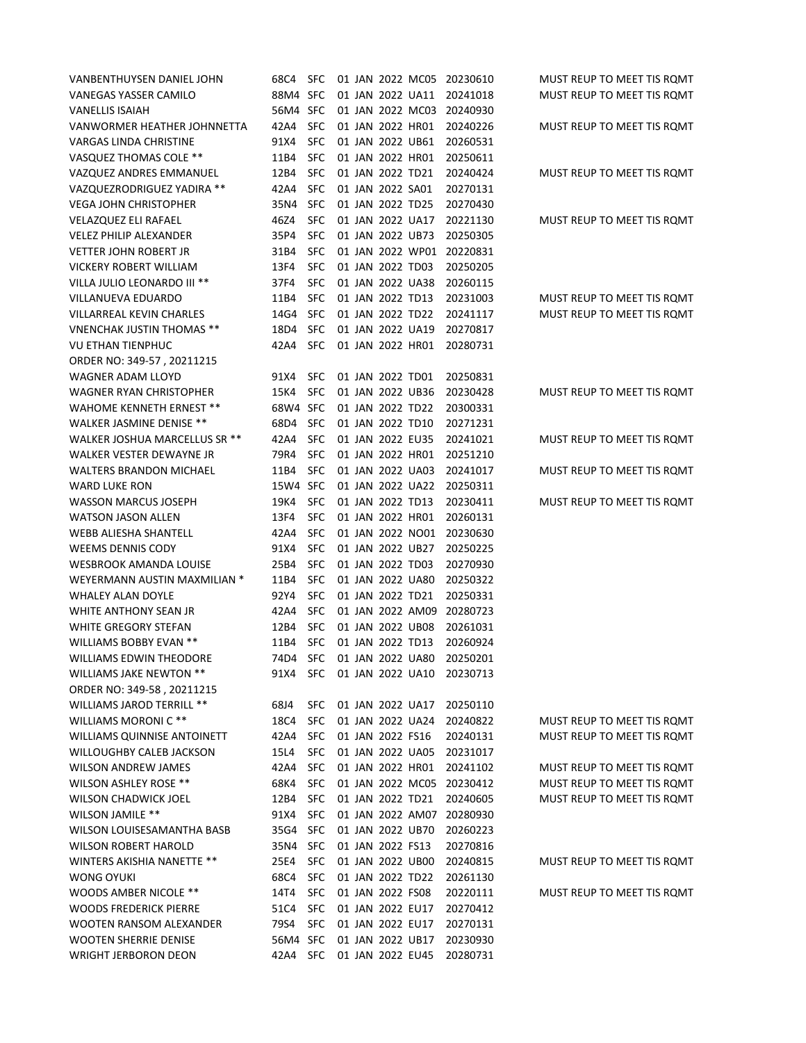| | | | | | | |
|---|---|---|---|---|---|---|
| VANBENTHUYSEN DANIEL JOHN | 68C4 | SFC | 01 JAN 2022 | MC05 | 20230610 | MUST REUP TO MEET TIS RQMT |
| VANEGAS YASSER CAMILO | 88M4 | SFC | 01 JAN 2022 | UA11 | 20241018 | MUST REUP TO MEET TIS RQMT |
| VANELLIS ISAIAH | 56M4 | SFC | 01 JAN 2022 | MC03 | 20240930 | |
| VANWORMER HEATHER JOHNNETTA | 42A4 | SFC | 01 JAN 2022 | HR01 | 20240226 | MUST REUP TO MEET TIS RQMT |
| VARGAS LINDA CHRISTINE | 91X4 | SFC | 01 JAN 2022 | UB61 | 20260531 | |
| VASQUEZ THOMAS COLE ** | 11B4 | SFC | 01 JAN 2022 | HR01 | 20250611 | |
| VAZQUEZ ANDRES EMMANUEL | 12B4 | SFC | 01 JAN 2022 | TD21 | 20240424 | MUST REUP TO MEET TIS RQMT |
| VAZQUEZRODRIGUEZ YADIRA ** | 42A4 | SFC | 01 JAN 2022 | SA01 | 20270131 | |
| VEGA JOHN CHRISTOPHER | 35N4 | SFC | 01 JAN 2022 | TD25 | 20270430 | |
| VELAZQUEZ ELI RAFAEL | 46Z4 | SFC | 01 JAN 2022 | UA17 | 20221130 | MUST REUP TO MEET TIS RQMT |
| VELEZ PHILIP ALEXANDER | 35P4 | SFC | 01 JAN 2022 | UB73 | 20250305 | |
| VETTER JOHN ROBERT JR | 31B4 | SFC | 01 JAN 2022 | WP01 | 20220831 | |
| VICKERY ROBERT WILLIAM | 13F4 | SFC | 01 JAN 2022 | TD03 | 20250205 | |
| VILLA JULIO LEONARDO III ** | 37F4 | SFC | 01 JAN 2022 | UA38 | 20260115 | |
| VILLANUEVA EDUARDO | 11B4 | SFC | 01 JAN 2022 | TD13 | 20231003 | MUST REUP TO MEET TIS RQMT |
| VILLARREAL KEVIN CHARLES | 14G4 | SFC | 01 JAN 2022 | TD22 | 20241117 | MUST REUP TO MEET TIS RQMT |
| VNENCHAK JUSTIN THOMAS ** | 18D4 | SFC | 01 JAN 2022 | UA19 | 20270817 | |
| VU ETHAN TIENPHUC | 42A4 | SFC | 01 JAN 2022 | HR01 | 20280731 | |
| ORDER NO: 349-57 , 20211215 | | | | | | |
| WAGNER ADAM LLOYD | 91X4 | SFC | 01 JAN 2022 | TD01 | 20250831 | |
| WAGNER RYAN CHRISTOPHER | 15K4 | SFC | 01 JAN 2022 | UB36 | 20230428 | MUST REUP TO MEET TIS RQMT |
| WAHOME KENNETH ERNEST ** | 68W4 | SFC | 01 JAN 2022 | TD22 | 20300331 | |
| WALKER JASMINE DENISE ** | 68D4 | SFC | 01 JAN 2022 | TD10 | 20271231 | |
| WALKER JOSHUA MARCELLUS SR ** | 42A4 | SFC | 01 JAN 2022 | EU35 | 20241021 | MUST REUP TO MEET TIS RQMT |
| WALKER VESTER DEWAYNE JR | 79R4 | SFC | 01 JAN 2022 | HR01 | 20251210 | |
| WALTERS BRANDON MICHAEL | 11B4 | SFC | 01 JAN 2022 | UA03 | 20241017 | MUST REUP TO MEET TIS RQMT |
| WARD LUKE RON | 15W4 | SFC | 01 JAN 2022 | UA22 | 20250311 | |
| WASSON MARCUS JOSEPH | 19K4 | SFC | 01 JAN 2022 | TD13 | 20230411 | MUST REUP TO MEET TIS RQMT |
| WATSON JASON ALLEN | 13F4 | SFC | 01 JAN 2022 | HR01 | 20260131 | |
| WEBB ALIESHA SHANTELL | 42A4 | SFC | 01 JAN 2022 | NO01 | 20230630 | |
| WEEMS DENNIS CODY | 91X4 | SFC | 01 JAN 2022 | UB27 | 20250225 | |
| WESBROOK AMANDA LOUISE | 25B4 | SFC | 01 JAN 2022 | TD03 | 20270930 | |
| WEYERMANN AUSTIN MAXMILIAN * | 11B4 | SFC | 01 JAN 2022 | UA80 | 20250322 | |
| WHALEY ALAN DOYLE | 92Y4 | SFC | 01 JAN 2022 | TD21 | 20250331 | |
| WHITE ANTHONY SEAN JR | 42A4 | SFC | 01 JAN 2022 | AM09 | 20280723 | |
| WHITE GREGORY STEFAN | 12B4 | SFC | 01 JAN 2022 | UB08 | 20261031 | |
| WILLIAMS BOBBY EVAN ** | 11B4 | SFC | 01 JAN 2022 | TD13 | 20260924 | |
| WILLIAMS EDWIN THEODORE | 74D4 | SFC | 01 JAN 2022 | UA80 | 20250201 | |
| WILLIAMS JAKE NEWTON ** | 91X4 | SFC | 01 JAN 2022 | UA10 | 20230713 | |
| ORDER NO: 349-58 , 20211215 | | | | | | |
| WILLIAMS JAROD TERRILL ** | 68J4 | SFC | 01 JAN 2022 | UA17 | 20250110 | |
| WILLIAMS MORONI C ** | 18C4 | SFC | 01 JAN 2022 | UA24 | 20240822 | MUST REUP TO MEET TIS RQMT |
| WILLIAMS QUINNISE ANTOINETT | 42A4 | SFC | 01 JAN 2022 | FS16 | 20240131 | MUST REUP TO MEET TIS RQMT |
| WILLOUGHBY CALEB JACKSON | 15L4 | SFC | 01 JAN 2022 | UA05 | 20231017 | |
| WILSON ANDREW JAMES | 42A4 | SFC | 01 JAN 2022 | HR01 | 20241102 | MUST REUP TO MEET TIS RQMT |
| WILSON ASHLEY ROSE ** | 68K4 | SFC | 01 JAN 2022 | MC05 | 20230412 | MUST REUP TO MEET TIS RQMT |
| WILSON CHADWICK JOEL | 12B4 | SFC | 01 JAN 2022 | TD21 | 20240605 | MUST REUP TO MEET TIS RQMT |
| WILSON JAMILE ** | 91X4 | SFC | 01 JAN 2022 | AM07 | 20280930 | |
| WILSON LOUISESAMANTHA BASB | 35G4 | SFC | 01 JAN 2022 | UB70 | 20260223 | |
| WILSON ROBERT HAROLD | 35N4 | SFC | 01 JAN 2022 | FS13 | 20270816 | |
| WINTERS AKISHIA NANETTE ** | 25E4 | SFC | 01 JAN 2022 | UB00 | 20240815 | MUST REUP TO MEET TIS RQMT |
| WONG OYUKI | 68C4 | SFC | 01 JAN 2022 | TD22 | 20261130 | |
| WOODS AMBER NICOLE ** | 14T4 | SFC | 01 JAN 2022 | FS08 | 20220111 | MUST REUP TO MEET TIS RQMT |
| WOODS FREDERICK PIERRE | 51C4 | SFC | 01 JAN 2022 | EU17 | 20270412 | |
| WOOTEN RANSOM ALEXANDER | 79S4 | SFC | 01 JAN 2022 | EU17 | 20270131 | |
| WOOTEN SHERRIE DENISE | 56M4 | SFC | 01 JAN 2022 | UB17 | 20230930 | |
| WRIGHT JERBORON DEON | 42A4 | SFC | 01 JAN 2022 | EU45 | 20280731 | |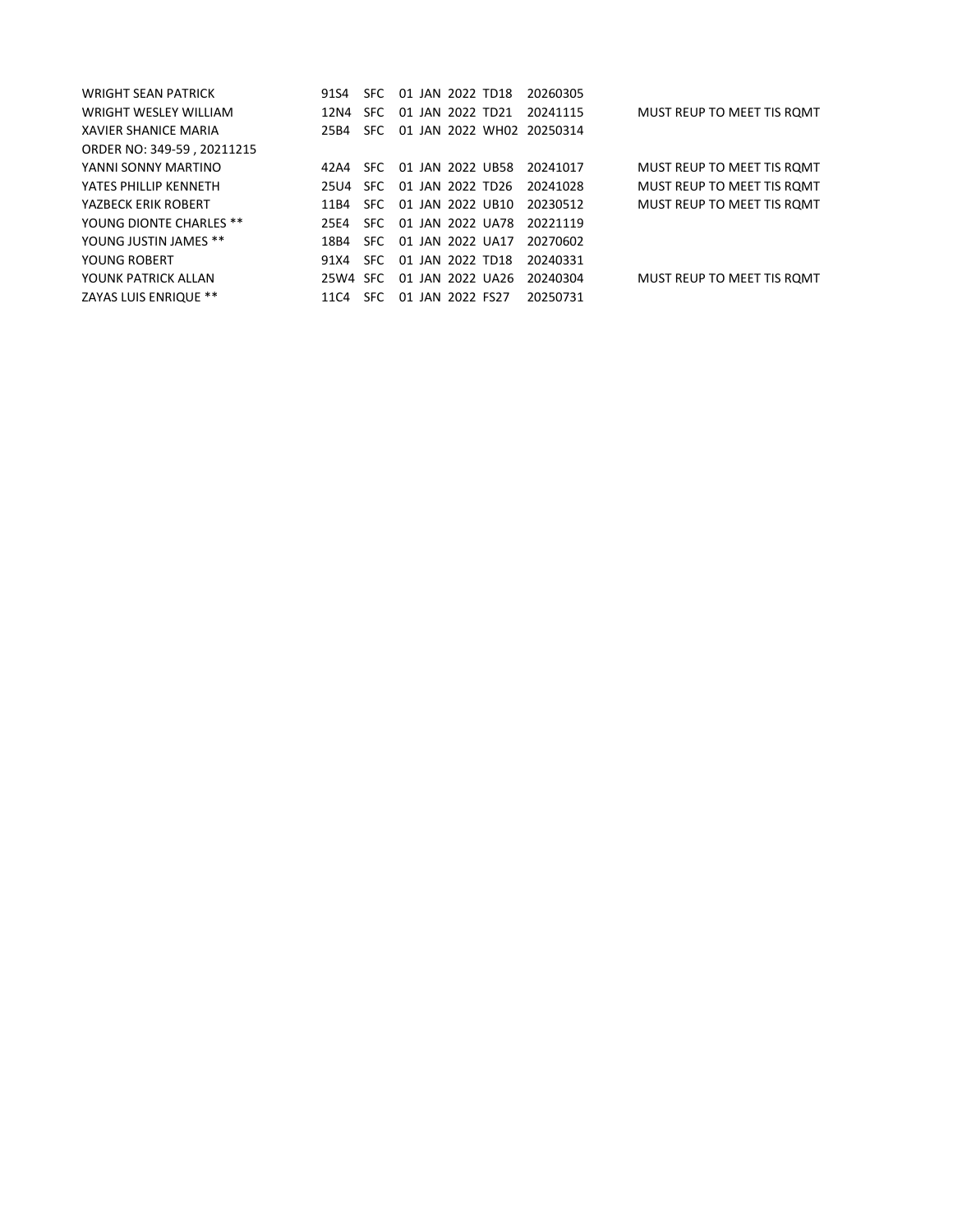| | | | | | | |
|---|---|---|---|---|---|---|
| WRIGHT SEAN PATRICK | 91S4 | SFC | 01 JAN 2022 | TD18 | 20260305 | |
| WRIGHT WESLEY WILLIAM | 12N4 | SFC | 01 JAN 2022 | TD21 | 20241115 | MUST REUP TO MEET TIS RQMT |
| XAVIER SHANICE MARIA | 25B4 | SFC | 01 JAN 2022 | WH02 | 20250314 | |
| ORDER NO: 349-59 , 20211215 | | | | | | |
| YANNI SONNY MARTINO | 42A4 | SFC | 01 JAN 2022 | UB58 | 20241017 | MUST REUP TO MEET TIS RQMT |
| YATES PHILLIP KENNETH | 25U4 | SFC | 01 JAN 2022 | TD26 | 20241028 | MUST REUP TO MEET TIS RQMT |
| YAZBECK ERIK ROBERT | 11B4 | SFC | 01 JAN 2022 | UB10 | 20230512 | MUST REUP TO MEET TIS RQMT |
| YOUNG DIONTE CHARLES ** | 25E4 | SFC | 01 JAN 2022 | UA78 | 20221119 | |
| YOUNG JUSTIN JAMES ** | 18B4 | SFC | 01 JAN 2022 | UA17 | 20270602 | |
| YOUNG ROBERT | 91X4 | SFC | 01 JAN 2022 | TD18 | 20240331 | |
| YOUNK PATRICK ALLAN | 25W4 | SFC | 01 JAN 2022 | UA26 | 20240304 | MUST REUP TO MEET TIS RQMT |
| ZAYAS LUIS ENRIQUE ** | 11C4 | SFC | 01 JAN 2022 | FS27 | 20250731 | |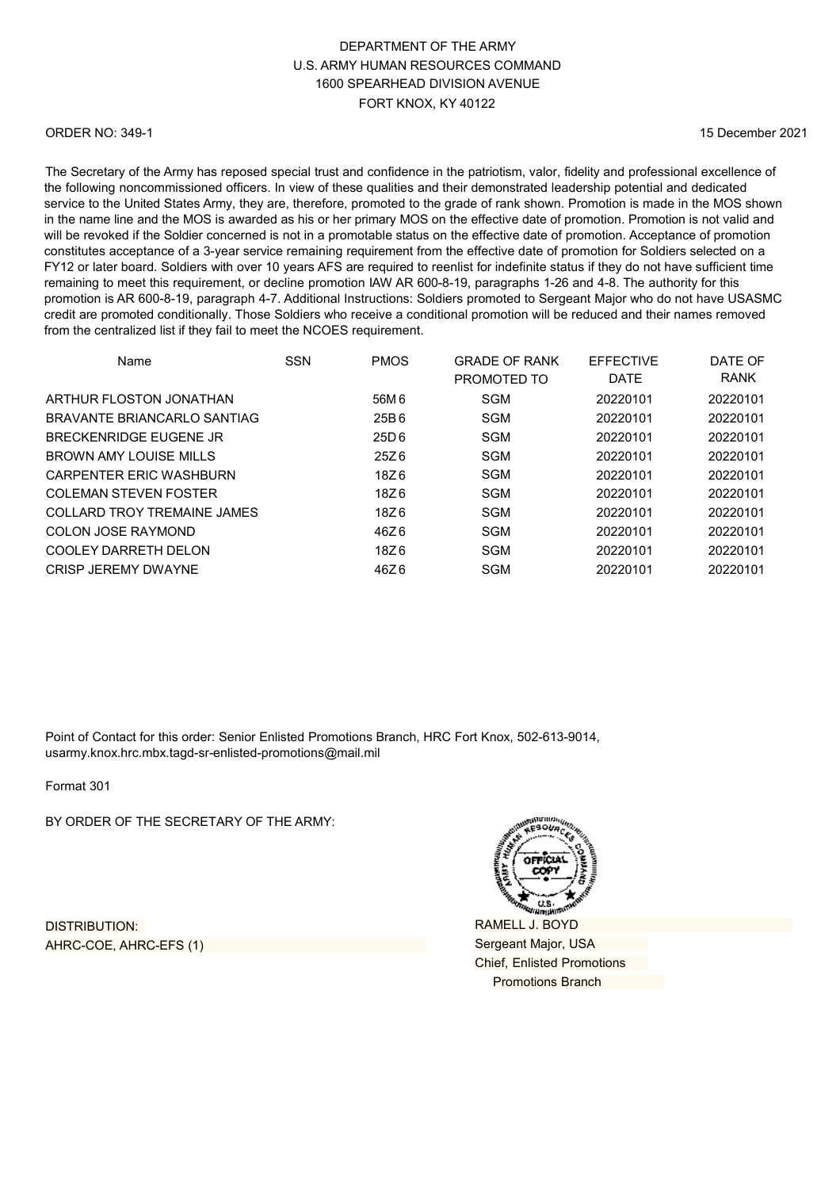DEPARTMENT OF THE ARMY
U.S. ARMY HUMAN RESOURCES COMMAND
1600 SPEARHEAD DIVISION AVENUE
FORT KNOX, KY 40122

ORDER NO: 349-1

15 December 2021

The Secretary of the Army has reposed special trust and confidence in the patriotism, valor, fidelity and professional excellence of the following noncommissioned officers. In view of these qualities and their demonstrated leadership potential and dedicated service to the United States Army, they are, therefore, promoted to the grade of rank shown. Promotion is made in the MOS shown in the name line and the MOS is awarded as his or her primary MOS on the effective date of promotion. Promotion is not valid and will be revoked if the Soldier concerned is not in a promotable status on the effective date of promotion. Acceptance of promotion constitutes acceptance of a 3-year service remaining requirement from the effective date of promotion for Soldiers selected on a FY12 or later board. Soldiers with over 10 years AFS are required to reenlist for indefinite status if they do not have sufficient time remaining to meet this requirement, or decline promotion IAW AR 600-8-19, paragraphs 1-26 and 4-8. The authority for this promotion is AR 600-8-19, paragraph 4-7. Additional Instructions: Soldiers promoted to Sergeant Major who do not have USASMC credit are promoted conditionally. Those Soldiers who receive a conditional promotion will be reduced and their names removed from the centralized list if they fail to meet the NCOES requirement.

| Name | SSN | PMOS | GRADE OF RANK PROMOTED TO | EFFECTIVE DATE | DATE OF RANK |
|---|---|---|---|---|---|
| ARTHUR FLOSTON JONATHAN | | 56M6 | SGM | 20220101 | 20220101 |
| BRAVANTE BRIANCARLO SANTIAG | | 25B6 | SGM | 20220101 | 20220101 |
| BRECKENRIDGE EUGENE JR | | 25D6 | SGM | 20220101 | 20220101 |
| BROWN AMY LOUISE MILLS | | 25Z6 | SGM | 20220101 | 20220101 |
| CARPENTER ERIC WASHBURN | | 18Z6 | SGM | 20220101 | 20220101 |
| COLEMAN STEVEN FOSTER | | 18Z6 | SGM | 20220101 | 20220101 |
| COLLARD TROY TREMAINE JAMES | | 18Z6 | SGM | 20220101 | 20220101 |
| COLON JOSE RAYMOND | | 46Z6 | SGM | 20220101 | 20220101 |
| COOLEY DARRETH DELON | | 18Z6 | SGM | 20220101 | 20220101 |
| CRISP JEREMY DWAYNE | | 46Z6 | SGM | 20220101 | 20220101 |

Point of Contact for this order: Senior Enlisted Promotions Branch, HRC Fort Knox, 502-613-9014, usarmy.knox.hrc.mbx.tagd-sr-enlisted-promotions@mail.mil

Format 301

BY ORDER OF THE SECRETARY OF THE ARMY:

RAMELL J. BOYD
Sergeant Major, USA
Chief, Enlisted Promotions
Promotions Branch

DISTRIBUTION:
AHRC-COE, AHRC-EFS (1)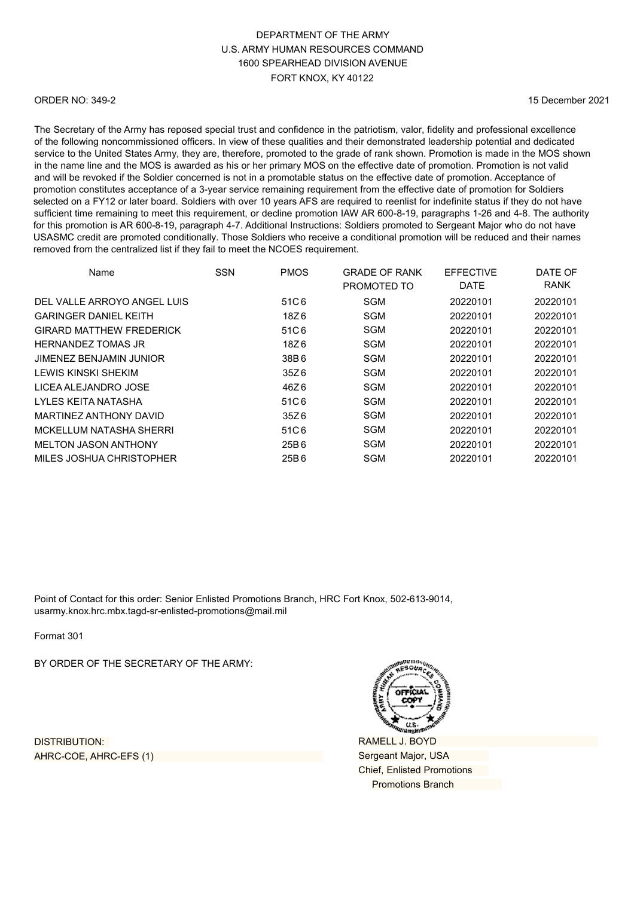DEPARTMENT OF THE ARMY
U.S. ARMY HUMAN RESOURCES COMMAND
1600 SPEARHEAD DIVISION AVENUE
FORT KNOX, KY 40122

ORDER NO: 349-2

15 December 2021

The Secretary of the Army has reposed special trust and confidence in the patriotism, valor, fidelity and professional excellence of the following noncommissioned officers. In view of these qualities and their demonstrated leadership potential and dedicated service to the United States Army, they are, therefore, promoted to the grade of rank shown. Promotion is made in the MOS shown in the name line and the MOS is awarded as his or her primary MOS on the effective date of promotion. Promotion is not valid and will be revoked if the Soldier concerned is not in a promotable status on the effective date of promotion. Acceptance of promotion constitutes acceptance of a 3-year service remaining requirement from the effective date of promotion for Soldiers selected on a FY12 or later board. Soldiers with over 10 years AFS are required to reenlist for indefinite status if they do not have sufficient time remaining to meet this requirement, or decline promotion IAW AR 600-8-19, paragraphs 1-26 and 4-8. The authority for this promotion is AR 600-8-19, paragraph 4-7. Additional Instructions: Soldiers promoted to Sergeant Major who do not have USASMC credit are promoted conditionally. Those Soldiers who receive a conditional promotion will be reduced and their names removed from the centralized list if they fail to meet the NCOES requirement.

| Name | SSN | PMOS | GRADE OF RANK PROMOTED TO | EFFECTIVE DATE | DATE OF RANK |
|---|---|---|---|---|---|
| DEL VALLE ARROYO ANGEL LUIS | | 51C6 | SGM | 20220101 | 20220101 |
| GARINGER DANIEL KEITH | | 18Z6 | SGM | 20220101 | 20220101 |
| GIRARD MATTHEW FREDERICK | | 51C6 | SGM | 20220101 | 20220101 |
| HERNANDEZ TOMAS JR | | 18Z6 | SGM | 20220101 | 20220101 |
| JIMENEZ BENJAMIN JUNIOR | | 38B6 | SGM | 20220101 | 20220101 |
| LEWIS KINSKI SHEKIM | | 35Z6 | SGM | 20220101 | 20220101 |
| LICEA ALEJANDRO JOSE | | 46Z6 | SGM | 20220101 | 20220101 |
| LYLES KEITA NATASHA | | 51C6 | SGM | 20220101 | 20220101 |
| MARTINEZ ANTHONY DAVID | | 35Z6 | SGM | 20220101 | 20220101 |
| MCKELLUM NATASHA SHERRI | | 51C6 | SGM | 20220101 | 20220101 |
| MELTON JASON ANTHONY | | 25B6 | SGM | 20220101 | 20220101 |
| MILES JOSHUA CHRISTOPHER | | 25B6 | SGM | 20220101 | 20220101 |

Point of Contact for this order: Senior Enlisted Promotions Branch, HRC Fort Knox, 502-613-9014, usarmy.knox.hrc.mbx.tagd-sr-enlisted-promotions@mail.mil

Format 301

BY ORDER OF THE SECRETARY OF THE ARMY:

RAMELL J. BOYD
Sergeant Major, USA
Chief, Enlisted Promotions
Promotions Branch

DISTRIBUTION:
AHRC-COE, AHRC-EFS (1)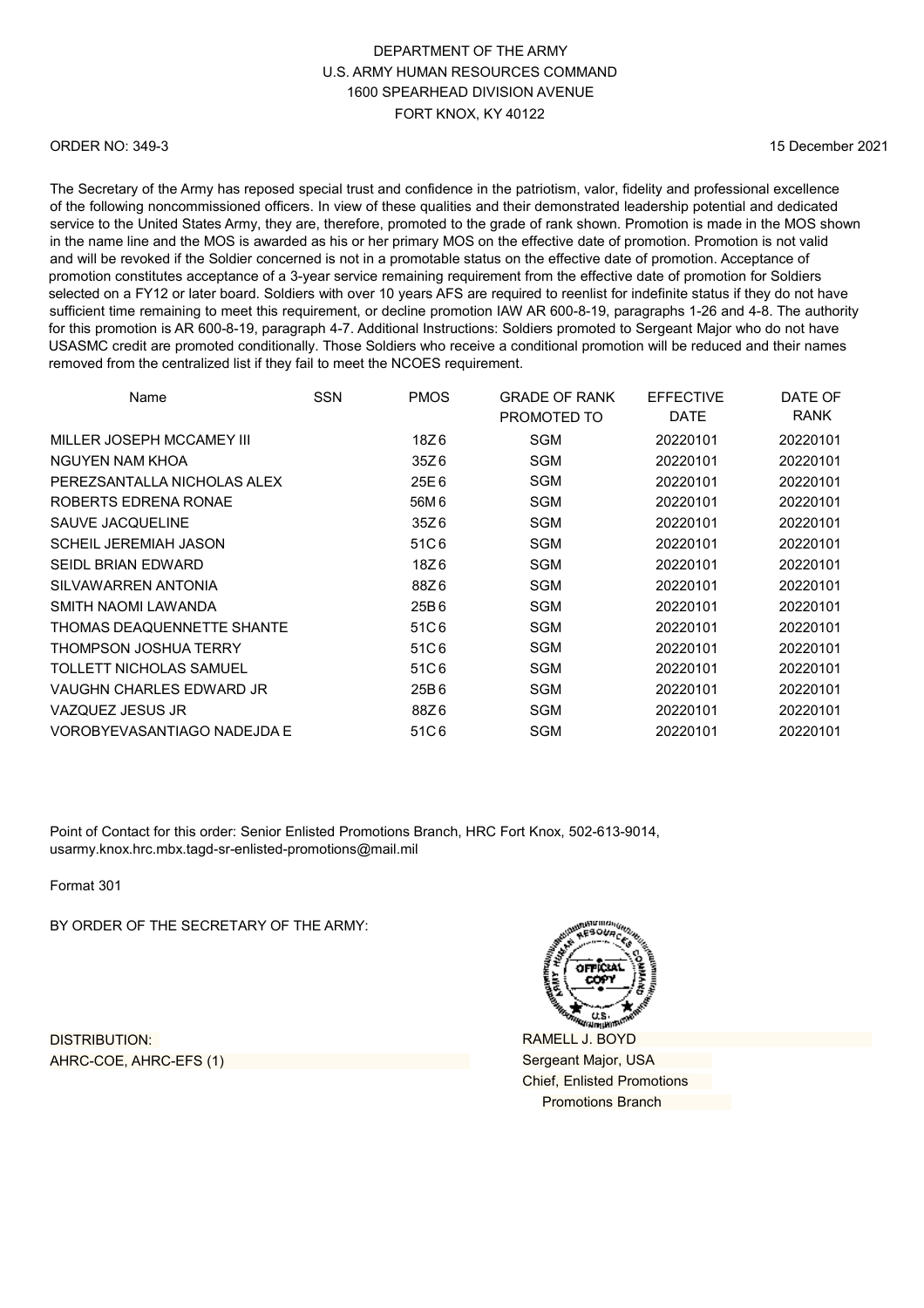DEPARTMENT OF THE ARMY
U.S. ARMY HUMAN RESOURCES COMMAND
1600 SPEARHEAD DIVISION AVENUE
FORT KNOX, KY 40122

ORDER NO: 349-3

15 December 2021

The Secretary of the Army has reposed special trust and confidence in the patriotism, valor, fidelity and professional excellence of the following noncommissioned officers. In view of these qualities and their demonstrated leadership potential and dedicated service to the United States Army, they are, therefore, promoted to the grade of rank shown. Promotion is made in the MOS shown in the name line and the MOS is awarded as his or her primary MOS on the effective date of promotion. Promotion is not valid and will be revoked if the Soldier concerned is not in a promotable status on the effective date of promotion. Acceptance of promotion constitutes acceptance of a 3-year service remaining requirement from the effective date of promotion for Soldiers selected on a FY12 or later board. Soldiers with over 10 years AFS are required to reenlist for indefinite status if they do not have sufficient time remaining to meet this requirement, or decline promotion IAW AR 600-8-19, paragraphs 1-26 and 4-8. The authority for this promotion is AR 600-8-19, paragraph 4-7. Additional Instructions: Soldiers promoted to Sergeant Major who do not have USASMC credit are promoted conditionally. Those Soldiers who receive a conditional promotion will be reduced and their names removed from the centralized list if they fail to meet the NCOES requirement.

| Name | SSN | PMOS | GRADE OF RANK PROMOTED TO | EFFECTIVE DATE | DATE OF RANK |
|---|---|---|---|---|---|
| MILLER JOSEPH MCCAMEY III | | 18Z6 | SGM | 20220101 | 20220101 |
| NGUYEN NAM KHOA | | 35Z6 | SGM | 20220101 | 20220101 |
| PEREZSANTALLA NICHOLAS ALEX | | 25E6 | SGM | 20220101 | 20220101 |
| ROBERTS EDRENA RONAE | | 56M6 | SGM | 20220101 | 20220101 |
| SAUVE JACQUELINE | | 35Z6 | SGM | 20220101 | 20220101 |
| SCHEIL JEREMIAH JASON | | 51C6 | SGM | 20220101 | 20220101 |
| SEIDL BRIAN EDWARD | | 18Z6 | SGM | 20220101 | 20220101 |
| SILVAWARREN ANTONIA | | 88Z6 | SGM | 20220101 | 20220101 |
| SMITH NAOMI LAWANDA | | 25B6 | SGM | 20220101 | 20220101 |
| THOMAS DEAQUENNETTE SHANTE | | 51C6 | SGM | 20220101 | 20220101 |
| THOMPSON JOSHUA TERRY | | 51C6 | SGM | 20220101 | 20220101 |
| TOLLETT NICHOLAS SAMUEL | | 51C6 | SGM | 20220101 | 20220101 |
| VAUGHN CHARLES EDWARD JR | | 25B6 | SGM | 20220101 | 20220101 |
| VAZQUEZ JESUS JR | | 88Z6 | SGM | 20220101 | 20220101 |
| VOROBYEVASANTIAGO NADEJDA E | | 51C6 | SGM | 20220101 | 20220101 |

Point of Contact for this order: Senior Enlisted Promotions Branch, HRC Fort Knox, 502-613-9014, usarmy.knox.hrc.mbx.tagd-sr-enlisted-promotions@mail.mil

Format 301

BY ORDER OF THE SECRETARY OF THE ARMY:

DISTRIBUTION:
AHRC-COE, AHRC-EFS (1)

RAMELL J. BOYD
Sergeant Major, USA
Chief, Enlisted Promotions
Promotions Branch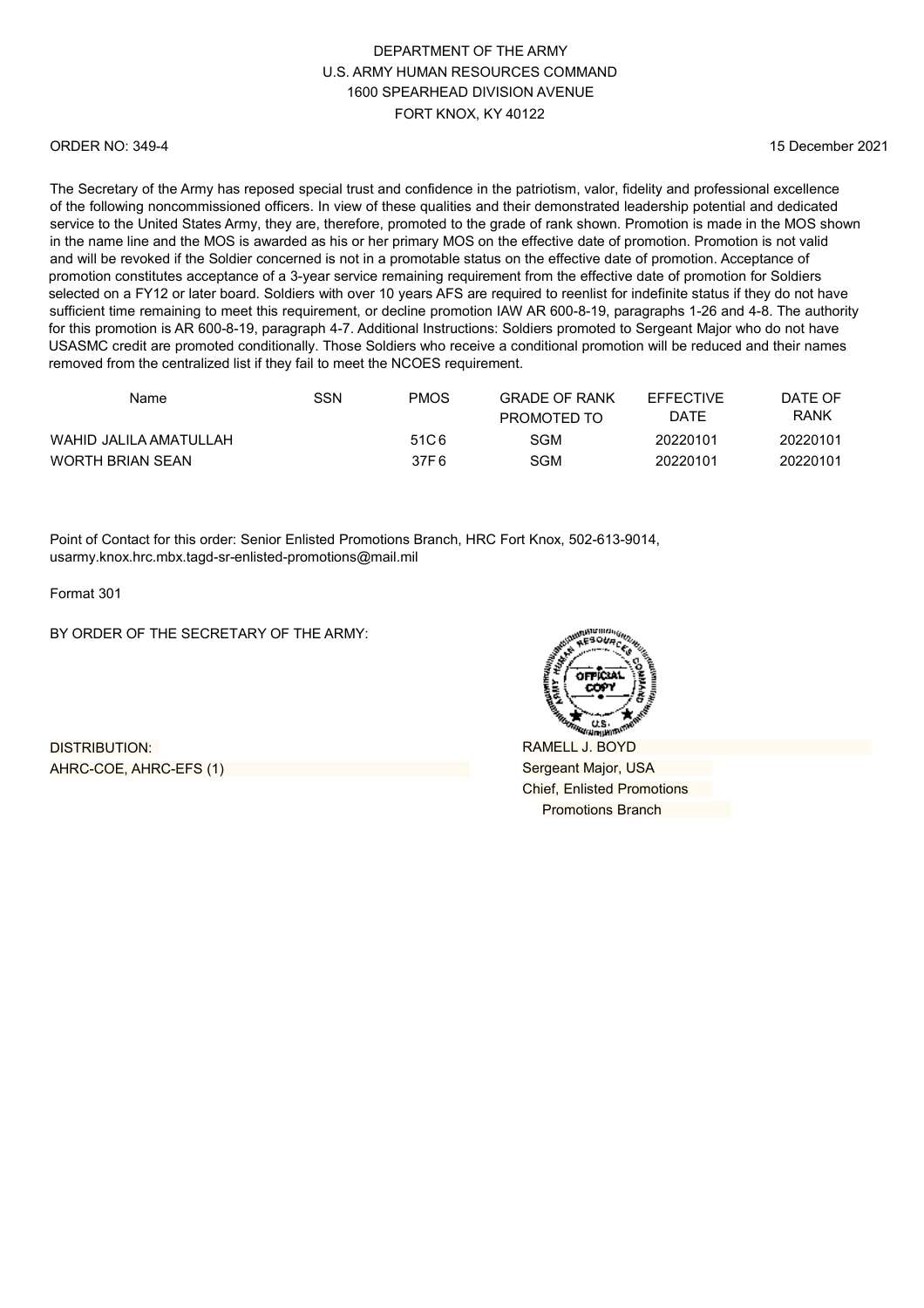DEPARTMENT OF THE ARMY
U.S. ARMY HUMAN RESOURCES COMMAND
1600 SPEARHEAD DIVISION AVENUE
FORT KNOX, KY 40122

ORDER NO: 349-4

15 December 2021

The Secretary of the Army has reposed special trust and confidence in the patriotism, valor, fidelity and professional excellence of the following noncommissioned officers. In view of these qualities and their demonstrated leadership potential and dedicated service to the United States Army, they are, therefore, promoted to the grade of rank shown. Promotion is made in the MOS shown in the name line and the MOS is awarded as his or her primary MOS on the effective date of promotion. Promotion is not valid and will be revoked if the Soldier concerned is not in a promotable status on the effective date of promotion. Acceptance of promotion constitutes acceptance of a 3-year service remaining requirement from the effective date of promotion for Soldiers selected on a FY12 or later board. Soldiers with over 10 years AFS are required to reenlist for indefinite status if they do not have sufficient time remaining to meet this requirement, or decline promotion IAW AR 600-8-19, paragraphs 1-26 and 4-8. The authority for this promotion is AR 600-8-19, paragraph 4-7. Additional Instructions: Soldiers promoted to Sergeant Major who do not have USASMC credit are promoted conditionally. Those Soldiers who receive a conditional promotion will be reduced and their names removed from the centralized list if they fail to meet the NCOES requirement.

| Name | SSN | PMOS | GRADE OF RANK PROMOTED TO | EFFECTIVE DATE | DATE OF RANK |
|---|---|---|---|---|---|
| WAHID JALILA AMATULLAH | | 51C6 | SGM | 20220101 | 20220101 |
| WORTH BRIAN SEAN | | 37F6 | SGM | 20220101 | 20220101 |

Point of Contact for this order: Senior Enlisted Promotions Branch, HRC Fort Knox, 502-613-9014, usarmy.knox.hrc.mbx.tagd-sr-enlisted-promotions@mail.mil

Format 301

BY ORDER OF THE SECRETARY OF THE ARMY:

RAMELL J. BOYD
Sergeant Major, USA
Chief, Enlisted Promotions
Promotions Branch

DISTRIBUTION:
AHRC-COE, AHRC-EFS (1)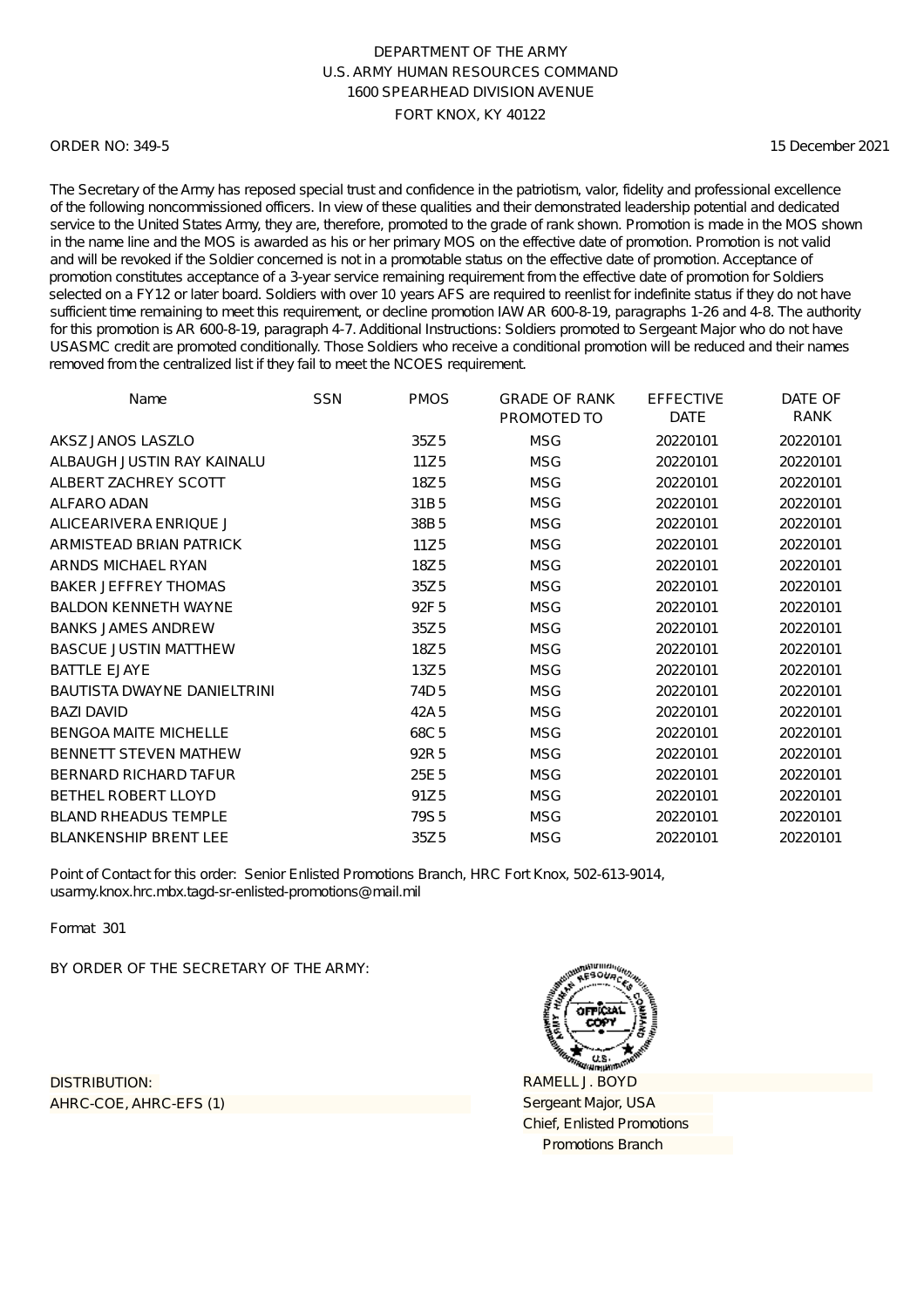DEPARTMENT OF THE ARMY
U.S. ARMY HUMAN RESOURCES COMMAND
1600 SPEARHEAD DIVISION AVENUE
FORT KNOX, KY 40122

ORDER NO: 349-5

15 December 2021

The Secretary of the Army has reposed special trust and confidence in the patriotism, valor, fidelity and professional excellence of the following noncommissioned officers. In view of these qualities and their demonstrated leadership potential and dedicated service to the United States Army, they are, therefore, promoted to the grade of rank shown. Promotion is made in the MOS shown in the name line and the MOS is awarded as his or her primary MOS on the effective date of promotion. Promotion is not valid and will be revoked if the Soldier concerned is not in a promotable status on the effective date of promotion. Acceptance of promotion constitutes acceptance of a 3-year service remaining requirement from the effective date of promotion for Soldiers selected on a FY12 or later board. Soldiers with over 10 years AFS are required to reenlist for indefinite status if they do not have sufficient time remaining to meet this requirement, or decline promotion IAW AR 600-8-19, paragraphs 1-26 and 4-8. The authority for this promotion is AR 600-8-19, paragraph 4-7. Additional Instructions: Soldiers promoted to Sergeant Major who do not have USASMC credit are promoted conditionally. Those Soldiers who receive a conditional promotion will be reduced and their names removed from the centralized list if they fail to meet the NCOES requirement.

| Name | SSN | PMOS | GRADE OF RANK PROMOTED TO | EFFECTIVE DATE | DATE OF RANK |
|---|---|---|---|---|---|
| AKSZ JANOS LASZLO | | 35Z5 | MSG | 20220101 | 20220101 |
| ALBAUGH JUSTIN RAY KAINALU | | 11Z5 | MSG | 20220101 | 20220101 |
| ALBERT ZACHREY SCOTT | | 18Z5 | MSG | 20220101 | 20220101 |
| ALFARO ADAN | | 31B5 | MSG | 20220101 | 20220101 |
| ALICEARIVERA ENRIQUE J | | 38B5 | MSG | 20220101 | 20220101 |
| ARMISTEAD BRIAN PATRICK | | 11Z5 | MSG | 20220101 | 20220101 |
| ARNDS MICHAEL RYAN | | 18Z5 | MSG | 20220101 | 20220101 |
| BAKER JEFFREY THOMAS | | 35Z5 | MSG | 20220101 | 20220101 |
| BALDON KENNETH WAYNE | | 92F5 | MSG | 20220101 | 20220101 |
| BANKS JAMES ANDREW | | 35Z5 | MSG | 20220101 | 20220101 |
| BASCUE JUSTIN MATTHEW | | 18Z5 | MSG | 20220101 | 20220101 |
| BATTLE EJAYE | | 13Z5 | MSG | 20220101 | 20220101 |
| BAUTISTA DWAYNE DANIELTRINI | | 74D5 | MSG | 20220101 | 20220101 |
| BAZI DAVID | | 42A5 | MSG | 20220101 | 20220101 |
| BENGOA MAITE MICHELLE | | 68C5 | MSG | 20220101 | 20220101 |
| BENNETT STEVEN MATHEW | | 92R5 | MSG | 20220101 | 20220101 |
| BERNARD RICHARD TAFUR | | 25E5 | MSG | 20220101 | 20220101 |
| BETHEL ROBERT LLOYD | | 91Z5 | MSG | 20220101 | 20220101 |
| BLAND RHEADUS TEMPLE | | 79S5 | MSG | 20220101 | 20220101 |
| BLANKENSHIP BRENT LEE | | 35Z5 | MSG | 20220101 | 20220101 |

Point of Contact for this order: Senior Enlisted Promotions Branch, HRC Fort Knox, 502-613-9014, usarmy.knox.hrc.mbx.tagd-sr-enlisted-promotions@mail.mil

Format 301

BY ORDER OF THE SECRETARY OF THE ARMY:

DISTRIBUTION:
AHRC-COE, AHRC-EFS (1)

RAMELL J. BOYD
Sergeant Major, USA
Chief, Enlisted Promotions
Promotions Branch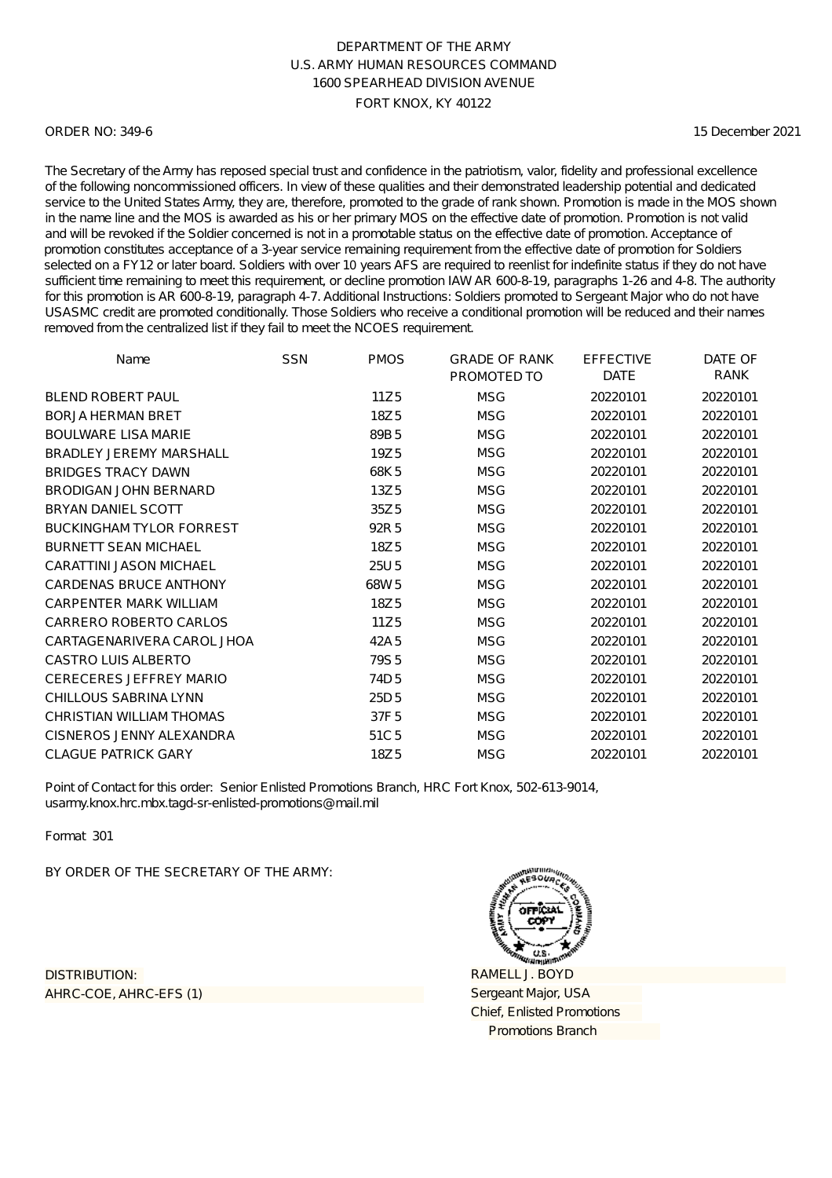DEPARTMENT OF THE ARMY
U.S. ARMY HUMAN RESOURCES COMMAND
1600 SPEARHEAD DIVISION AVENUE
FORT KNOX, KY 40122

ORDER NO: 349-6

15 December 2021

The Secretary of the Army has reposed special trust and confidence in the patriotism, valor, fidelity and professional excellence of the following noncommissioned officers. In view of these qualities and their demonstrated leadership potential and dedicated service to the United States Army, they are, therefore, promoted to the grade of rank shown. Promotion is made in the MOS shown in the name line and the MOS is awarded as his or her primary MOS on the effective date of promotion. Promotion is not valid and will be revoked if the Soldier concerned is not in a promotable status on the effective date of promotion. Acceptance of promotion constitutes acceptance of a 3-year service remaining requirement from the effective date of promotion for Soldiers selected on a FY12 or later board. Soldiers with over 10 years AFS are required to reenlist for indefinite status if they do not have sufficient time remaining to meet this requirement, or decline promotion IAW AR 600-8-19, paragraphs 1-26 and 4-8. The authority for this promotion is AR 600-8-19, paragraph 4-7. Additional Instructions: Soldiers promoted to Sergeant Major who do not have USASMC credit are promoted conditionally. Those Soldiers who receive a conditional promotion will be reduced and their names removed from the centralized list if they fail to meet the NCOES requirement.

| Name | SSN | PMOS | GRADE OF RANK PROMOTED TO | EFFECTIVE DATE | DATE OF RANK |
|---|---|---|---|---|---|
| BLEND ROBERT PAUL | | 11Z5 | MSG | 20220101 | 20220101 |
| BORJA HERMAN BRET | | 18Z5 | MSG | 20220101 | 20220101 |
| BOULWARE LISA MARIE | | 89B5 | MSG | 20220101 | 20220101 |
| BRADLEY JEREMY MARSHALL | | 19Z5 | MSG | 20220101 | 20220101 |
| BRIDGES TRACY DAWN | | 68K5 | MSG | 20220101 | 20220101 |
| BRODIGAN JOHN BERNARD | | 13Z5 | MSG | 20220101 | 20220101 |
| BRYAN DANIEL SCOTT | | 35Z5 | MSG | 20220101 | 20220101 |
| BUCKINGHAM TYLOR FORREST | | 92R5 | MSG | 20220101 | 20220101 |
| BURNETT SEAN MICHAEL | | 18Z5 | MSG | 20220101 | 20220101 |
| CARATTINI JASON MICHAEL | | 25U5 | MSG | 20220101 | 20220101 |
| CARDENAS BRUCE ANTHONY | | 68W5 | MSG | 20220101 | 20220101 |
| CARPENTER MARK WILLIAM | | 18Z5 | MSG | 20220101 | 20220101 |
| CARRERO ROBERTO CARLOS | | 11Z5 | MSG | 20220101 | 20220101 |
| CARTAGENARIVERA CAROL JHOA | | 42A5 | MSG | 20220101 | 20220101 |
| CASTRO LUIS ALBERTO | | 79S5 | MSG | 20220101 | 20220101 |
| CERECERES JEFFREY MARIO | | 74D5 | MSG | 20220101 | 20220101 |
| CHILLOUS SABRINA LYNN | | 25D5 | MSG | 20220101 | 20220101 |
| CHRISTIAN WILLIAM THOMAS | | 37F5 | MSG | 20220101 | 20220101 |
| CISNEROS JENNY ALEXANDRA | | 51C5 | MSG | 20220101 | 20220101 |
| CLAGUE PATRICK GARY | | 18Z5 | MSG | 20220101 | 20220101 |

Point of Contact for this order: Senior Enlisted Promotions Branch, HRC Fort Knox, 502-613-9014, usarmy.knox.hrc.mbx.tagd-sr-enlisted-promotions@mail.mil

Format 301

BY ORDER OF THE SECRETARY OF THE ARMY:

RAMELL J. BOYD
Sergeant Major, USA
Chief, Enlisted Promotions
Promotions Branch

DISTRIBUTION:
AHRC-COE, AHRC-EFS (1)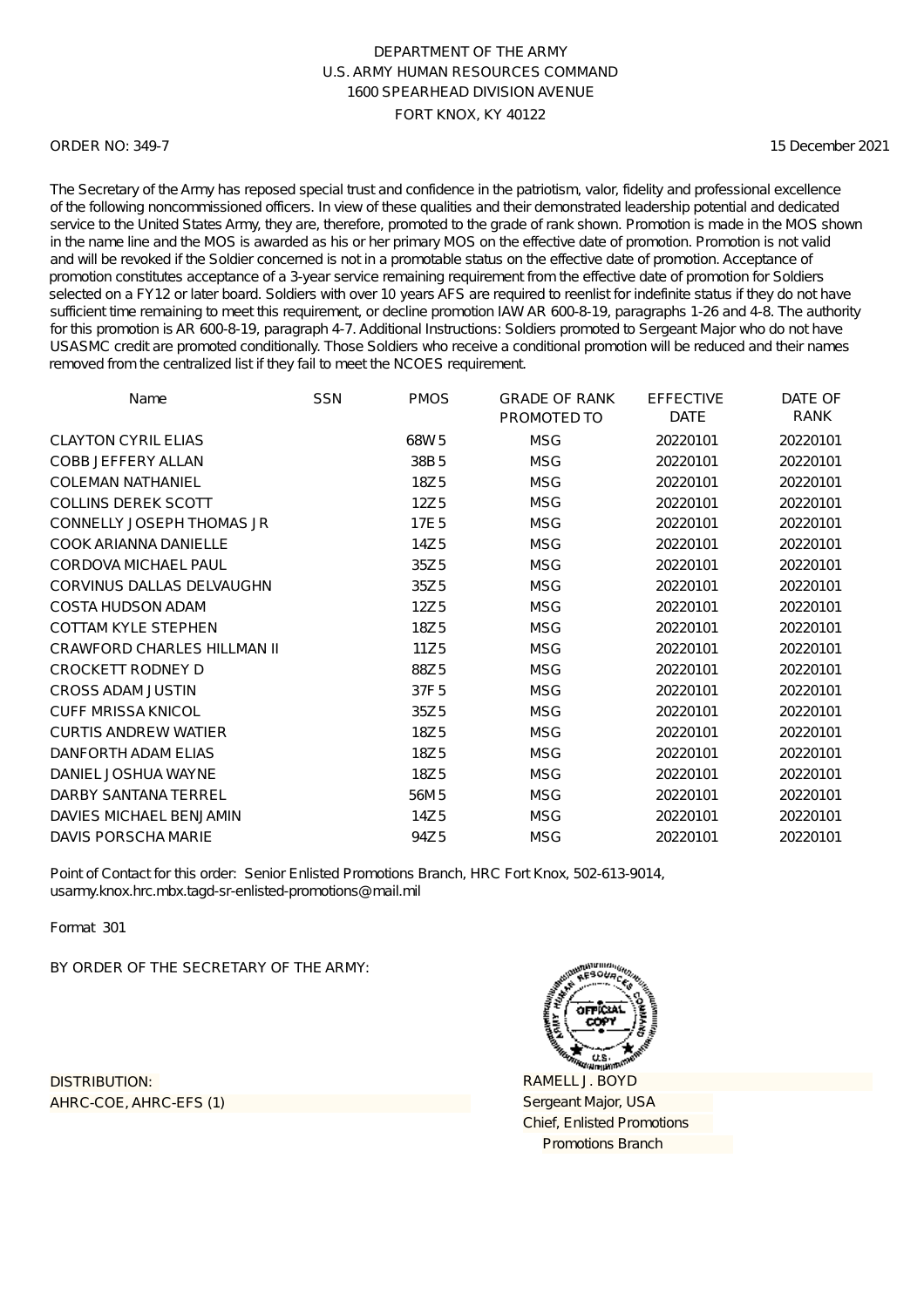DEPARTMENT OF THE ARMY
U.S. ARMY HUMAN RESOURCES COMMAND
1600 SPEARHEAD DIVISION AVENUE
FORT KNOX, KY 40122

ORDER NO: 349-7

15 December 2021

The Secretary of the Army has reposed special trust and confidence in the patriotism, valor, fidelity and professional excellence of the following noncommissioned officers. In view of these qualities and their demonstrated leadership potential and dedicated service to the United States Army, they are, therefore, promoted to the grade of rank shown. Promotion is made in the MOS shown in the name line and the MOS is awarded as his or her primary MOS on the effective date of promotion. Promotion is not valid and will be revoked if the Soldier concerned is not in a promotable status on the effective date of promotion. Acceptance of promotion constitutes acceptance of a 3-year service remaining requirement from the effective date of promotion for Soldiers selected on a FY12 or later board. Soldiers with over 10 years AFS are required to reenlist for indefinite status if they do not have sufficient time remaining to meet this requirement, or decline promotion IAW AR 600-8-19, paragraphs 1-26 and 4-8. The authority for this promotion is AR 600-8-19, paragraph 4-7. Additional Instructions: Soldiers promoted to Sergeant Major who do not have USASMC credit are promoted conditionally. Those Soldiers who receive a conditional promotion will be reduced and their names removed from the centralized list if they fail to meet the NCOES requirement.

| Name | SSN | PMOS | GRADE OF RANK PROMOTED TO | EFFECTIVE DATE | DATE OF RANK |
|---|---|---|---|---|---|
| CLAYTON CYRIL ELIAS | | 68W5 | MSG | 20220101 | 20220101 |
| COBB JEFFERY ALLAN | | 38B5 | MSG | 20220101 | 20220101 |
| COLEMAN NATHANIEL | | 18Z5 | MSG | 20220101 | 20220101 |
| COLLINS DEREK SCOTT | | 12Z5 | MSG | 20220101 | 20220101 |
| CONNELLY JOSEPH THOMAS JR | | 17E5 | MSG | 20220101 | 20220101 |
| COOK ARIANNA DANIELLE | | 14Z5 | MSG | 20220101 | 20220101 |
| CORDOVA MICHAEL PAUL | | 35Z5 | MSG | 20220101 | 20220101 |
| CORVINUS DALLAS DELVAUGHN | | 35Z5 | MSG | 20220101 | 20220101 |
| COSTA HUDSON ADAM | | 12Z5 | MSG | 20220101 | 20220101 |
| COTTAM KYLE STEPHEN | | 18Z5 | MSG | 20220101 | 20220101 |
| CRAWFORD CHARLES HILLMAN II | | 11Z5 | MSG | 20220101 | 20220101 |
| CROCKETT RODNEY D | | 88Z5 | MSG | 20220101 | 20220101 |
| CROSS ADAM JUSTIN | | 37F5 | MSG | 20220101 | 20220101 |
| CUFF MRISSA KNICOL | | 35Z5 | MSG | 20220101 | 20220101 |
| CURTIS ANDREW WATIER | | 18Z5 | MSG | 20220101 | 20220101 |
| DANFORTH ADAM ELIAS | | 18Z5 | MSG | 20220101 | 20220101 |
| DANIEL JOSHUA WAYNE | | 18Z5 | MSG | 20220101 | 20220101 |
| DARBY SANTANA TERREL | | 56M5 | MSG | 20220101 | 20220101 |
| DAVIES MICHAEL BENJAMIN | | 14Z5 | MSG | 20220101 | 20220101 |
| DAVIS PORSCHA MARIE | | 94Z5 | MSG | 20220101 | 20220101 |

Point of Contact for this order: Senior Enlisted Promotions Branch, HRC Fort Knox, 502-613-9014, usarmy.knox.hrc.mbx.tagd-sr-enlisted-promotions@mail.mil

Format 301

BY ORDER OF THE SECRETARY OF THE ARMY:

DISTRIBUTION:
AHRC-COE, AHRC-EFS (1)

RAMELL J. BOYD
Sergeant Major, USA
Chief, Enlisted Promotions
Promotions Branch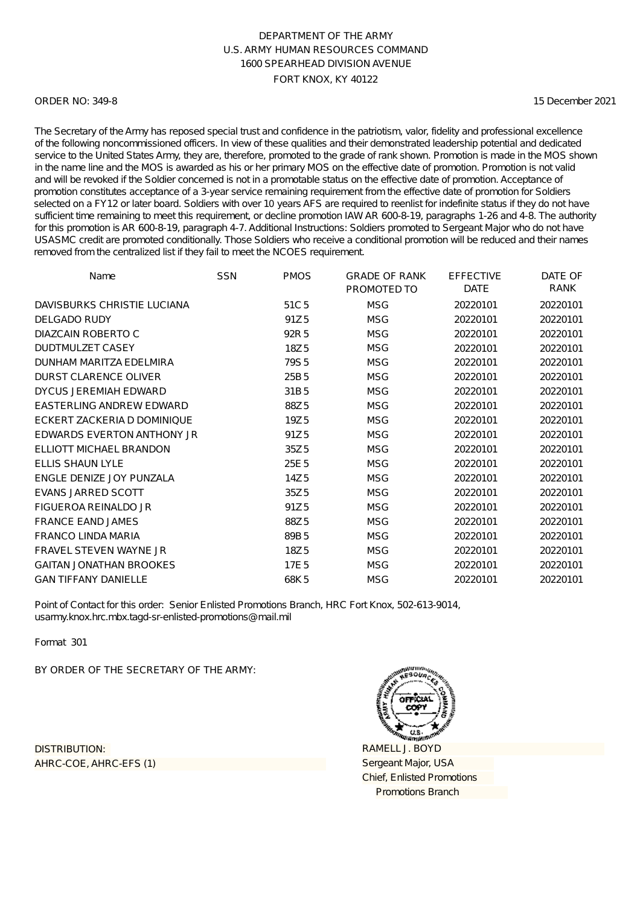DEPARTMENT OF THE ARMY
U.S. ARMY HUMAN RESOURCES COMMAND
1600 SPEARHEAD DIVISION AVENUE
FORT KNOX, KY 40122

ORDER NO: 349-8

15 December 2021

The Secretary of the Army has reposed special trust and confidence in the patriotism, valor, fidelity and professional excellence of the following noncommissioned officers. In view of these qualities and their demonstrated leadership potential and dedicated service to the United States Army, they are, therefore, promoted to the grade of rank shown. Promotion is made in the MOS shown in the name line and the MOS is awarded as his or her primary MOS on the effective date of promotion. Promotion is not valid and will be revoked if the Soldier concerned is not in a promotable status on the effective date of promotion. Acceptance of promotion constitutes acceptance of a 3-year service remaining requirement from the effective date of promotion for Soldiers selected on a FY12 or later board. Soldiers with over 10 years AFS are required to reenlist for indefinite status if they do not have sufficient time remaining to meet this requirement, or decline promotion IAW AR 600-8-19, paragraphs 1-26 and 4-8. The authority for this promotion is AR 600-8-19, paragraph 4-7. Additional Instructions: Soldiers promoted to Sergeant Major who do not have USASMC credit are promoted conditionally. Those Soldiers who receive a conditional promotion will be reduced and their names removed from the centralized list if they fail to meet the NCOES requirement.

| Name | SSN | PMOS | GRADE OF RANK PROMOTED TO | EFFECTIVE DATE | DATE OF RANK |
|---|---|---|---|---|---|
| DAVISBURKS CHRISTIE LUCIANA | | 51C 5 | MSG | 20220101 | 20220101 |
| DELGADO RUDY | | 91Z 5 | MSG | 20220101 | 20220101 |
| DIAZCAIN ROBERTO C | | 92R 5 | MSG | 20220101 | 20220101 |
| DUDTMULZET CASEY | | 18Z 5 | MSG | 20220101 | 20220101 |
| DUNHAM MARITZA EDELMIRA | | 79S 5 | MSG | 20220101 | 20220101 |
| DURST CLARENCE OLIVER | | 25B 5 | MSG | 20220101 | 20220101 |
| DYCUS JEREMIAH EDWARD | | 31B 5 | MSG | 20220101 | 20220101 |
| EASTERLING ANDREW EDWARD | | 88Z 5 | MSG | 20220101 | 20220101 |
| ECKERT ZACKERIA D DOMINIQUE | | 19Z 5 | MSG | 20220101 | 20220101 |
| EDWARDS EVERTON ANTHONY JR | | 91Z 5 | MSG | 20220101 | 20220101 |
| ELLIOTT MICHAEL BRANDON | | 35Z 5 | MSG | 20220101 | 20220101 |
| ELLIS SHAUN LYLE | | 25E 5 | MSG | 20220101 | 20220101 |
| ENGLE DENIZE JOY PUNZALA | | 14Z 5 | MSG | 20220101 | 20220101 |
| EVANS JARRED SCOTT | | 35Z 5 | MSG | 20220101 | 20220101 |
| FIGUEROA REINALDO JR | | 91Z 5 | MSG | 20220101 | 20220101 |
| FRANCE EAND JAMES | | 88Z 5 | MSG | 20220101 | 20220101 |
| FRANCO LINDA MARIA | | 89B 5 | MSG | 20220101 | 20220101 |
| FRAVEL STEVEN WAYNE JR | | 18Z 5 | MSG | 20220101 | 20220101 |
| GAITAN JONATHAN BROOKES | | 17E 5 | MSG | 20220101 | 20220101 |
| GAN TIFFANY DANIELLE | | 68K 5 | MSG | 20220101 | 20220101 |

Point of Contact for this order: Senior Enlisted Promotions Branch, HRC Fort Knox, 502-613-9014, usarmy.knox.hrc.mbx.tagd-sr-enlisted-promotions@mail.mil

Format 301

BY ORDER OF THE SECRETARY OF THE ARMY:

RAMELL J. BOYD
Sergeant Major, USA
Chief, Enlisted Promotions
Promotions Branch

DISTRIBUTION:
AHRC-COE, AHRC-EFS (1)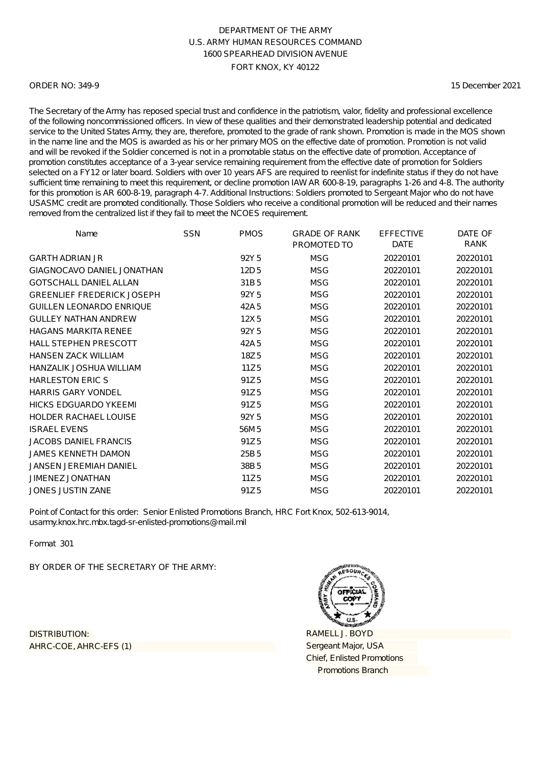DEPARTMENT OF THE ARMY
U.S. ARMY HUMAN RESOURCES COMMAND
1600 SPEARHEAD DIVISION AVENUE
FORT KNOX, KY 40122

ORDER NO: 349-9 15 December 2021

The Secretary of the Army has reposed special trust and confidence in the patriotism, valor, fidelity and professional excellence of the following noncommissioned officers. In view of these qualities and their demonstrated leadership potential and dedicated service to the United States Army, they are, therefore, promoted to the grade of rank shown. Promotion is made in the MOS shown in the name line and the MOS is awarded as his or her primary MOS on the effective date of promotion. Promotion is not valid and will be revoked if the Soldier concerned is not in a promotable status on the effective date of promotion. Acceptance of promotion constitutes acceptance of a 3-year service remaining requirement from the effective date of promotion for Soldiers selected on a FY12 or later board. Soldiers with over 10 years AFS are required to reenlist for indefinite status if they do not have sufficient time remaining to meet this requirement, or decline promotion IAW AR 600-8-19, paragraphs 1-26 and 4-8. The authority for this promotion is AR 600-8-19, paragraph 4-7. Additional Instructions: Soldiers promoted to Sergeant Major who do not have USASMC credit are promoted conditionally. Those Soldiers who receive a conditional promotion will be reduced and their names removed from the centralized list if they fail to meet the NCOES requirement.

| Name | SSN | PMOS | GRADE OF RANK PROMOTED TO | EFFECTIVE DATE | DATE OF RANK |
|---|---|---|---|---|---|
| GARTH ADRIAN JR | | 92Y5 | MSG | 20220101 | 20220101 |
| GIAGNOCAVO DANIEL JONATHAN | | 12D5 | MSG | 20220101 | 20220101 |
| GOTSCHALL DANIEL ALLAN | | 31B5 | MSG | 20220101 | 20220101 |
| GREENLIEF FREDERICK JOSEPH | | 92Y5 | MSG | 20220101 | 20220101 |
| GUILLEN LEONARDO ENRIQUE | | 42A5 | MSG | 20220101 | 20220101 |
| GULLEY NATHAN ANDREW | | 12X5 | MSG | 20220101 | 20220101 |
| HAGANS MARKITA RENEE | | 92Y5 | MSG | 20220101 | 20220101 |
| HALL STEPHEN PRESCOTT | | 42A5 | MSG | 20220101 | 20220101 |
| HANSEN ZACK WILLIAM | | 18Z5 | MSG | 20220101 | 20220101 |
| HANZALIK JOSHUA WILLIAM | | 11Z5 | MSG | 20220101 | 20220101 |
| HARLESTON ERIC S | | 91Z5 | MSG | 20220101 | 20220101 |
| HARRIS GARY VONDEL | | 91Z5 | MSG | 20220101 | 20220101 |
| HICKS EDGUARDO YKEEMI | | 91Z5 | MSG | 20220101 | 20220101 |
| HOLDER RACHAEL LOUISE | | 92Y5 | MSG | 20220101 | 20220101 |
| ISRAEL EVENS | | 56M5 | MSG | 20220101 | 20220101 |
| JACOBS DANIEL FRANCIS | | 91Z5 | MSG | 20220101 | 20220101 |
| JAMES KENNETH DAMON | | 25B5 | MSG | 20220101 | 20220101 |
| JANSEN JEREMIAH DANIEL | | 38B5 | MSG | 20220101 | 20220101 |
| JIMENEZ JONATHAN | | 11Z5 | MSG | 20220101 | 20220101 |
| JONES JUSTIN ZANE | | 91Z5 | MSG | 20220101 | 20220101 |

Point of Contact for this order: Senior Enlisted Promotions Branch, HRC Fort Knox, 502-613-9014, usarmy.knox.hrc.mbx.tagd-sr-enlisted-promotions@mail.mil

Format 301

BY ORDER OF THE SECRETARY OF THE ARMY:

DISTRIBUTION:
AHRC-COE, AHRC-EFS (1)

RAMELL J. BOYD
Sergeant Major, USA
Chief, Enlisted Promotions
Promotions Branch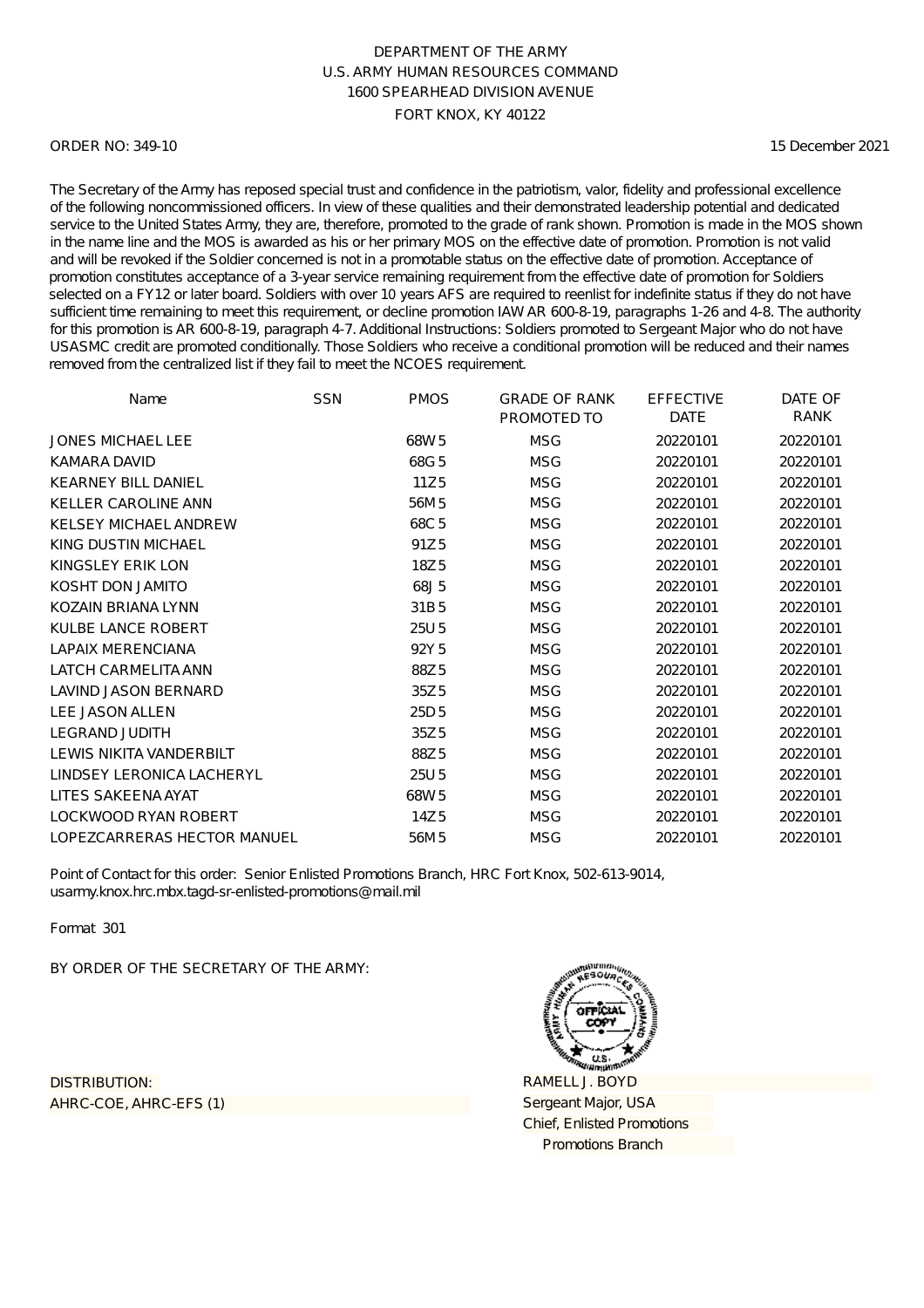DEPARTMENT OF THE ARMY
U.S. ARMY HUMAN RESOURCES COMMAND
1600 SPEARHEAD DIVISION AVENUE
FORT KNOX, KY 40122

ORDER NO: 349-10 15 December 2021

The Secretary of the Army has reposed special trust and confidence in the patriotism, valor, fidelity and professional excellence of the following noncommissioned officers. In view of these qualities and their demonstrated leadership potential and dedicated service to the United States Army, they are, therefore, promoted to the grade of rank shown. Promotion is made in the MOS shown in the name line and the MOS is awarded as his or her primary MOS on the effective date of promotion. Promotion is not valid and will be revoked if the Soldier concerned is not in a promotable status on the effective date of promotion. Acceptance of promotion constitutes acceptance of a 3-year service remaining requirement from the effective date of promotion for Soldiers selected on a FY12 or later board. Soldiers with over 10 years AFS are required to reenlist for indefinite status if they do not have sufficient time remaining to meet this requirement, or decline promotion IAW AR 600-8-19, paragraphs 1-26 and 4-8. The authority for this promotion is AR 600-8-19, paragraph 4-7. Additional Instructions: Soldiers promoted to Sergeant Major who do not have USASMC credit are promoted conditionally. Those Soldiers who receive a conditional promotion will be reduced and their names removed from the centralized list if they fail to meet the NCOES requirement.

| Name | SSN | PMOS | GRADE OF RANK PROMOTED TO | EFFECTIVE DATE | DATE OF RANK |
|---|---|---|---|---|---|
| JONES MICHAEL LEE | | 68W5 | MSG | 20220101 | 20220101 |
| KAMARA DAVID | | 68G5 | MSG | 20220101 | 20220101 |
| KEARNEY BILL DANIEL | | 11Z5 | MSG | 20220101 | 20220101 |
| KELLER CAROLINE ANN | | 56M5 | MSG | 20220101 | 20220101 |
| KELSEY MICHAEL ANDREW | | 68C5 | MSG | 20220101 | 20220101 |
| KING DUSTIN MICHAEL | | 91Z5 | MSG | 20220101 | 20220101 |
| KINGSLEY ERIK LON | | 18Z5 | MSG | 20220101 | 20220101 |
| KOSHT DON JAMITO | | 68J5 | MSG | 20220101 | 20220101 |
| KOZAIN BRIANA LYNN | | 31B5 | MSG | 20220101 | 20220101 |
| KULBE LANCE ROBERT | | 25U5 | MSG | 20220101 | 20220101 |
| LAPAIX MERENCIANA | | 92Y5 | MSG | 20220101 | 20220101 |
| LATCH CARMELITA ANN | | 88Z5 | MSG | 20220101 | 20220101 |
| LAVIND JASON BERNARD | | 35Z5 | MSG | 20220101 | 20220101 |
| LEE JASON ALLEN | | 25D5 | MSG | 20220101 | 20220101 |
| LEGRAND JUDITH | | 35Z5 | MSG | 20220101 | 20220101 |
| LEWIS NIKITA VANDERBILT | | 88Z5 | MSG | 20220101 | 20220101 |
| LINDSEY LERONICA LACHERYL | | 25U5 | MSG | 20220101 | 20220101 |
| LITES SAKEENA AYAT | | 68W5 | MSG | 20220101 | 20220101 |
| LOCKWOOD RYAN ROBERT | | 14Z5 | MSG | 20220101 | 20220101 |
| LOPEZCARRERAS HECTOR MANUEL | | 56M5 | MSG | 20220101 | 20220101 |

Point of Contact for this order: Senior Enlisted Promotions Branch, HRC Fort Knox, 502-613-9014, usarmy.knox.hrc.mbx.tagd-sr-enlisted-promotions@mail.mil

Format 301

BY ORDER OF THE SECRETARY OF THE ARMY:

DISTRIBUTION:
AHRC-COE, AHRC-EFS (1)

RAMELL J. BOYD
Sergeant Major, USA
Chief, Enlisted Promotions
Promotions Branch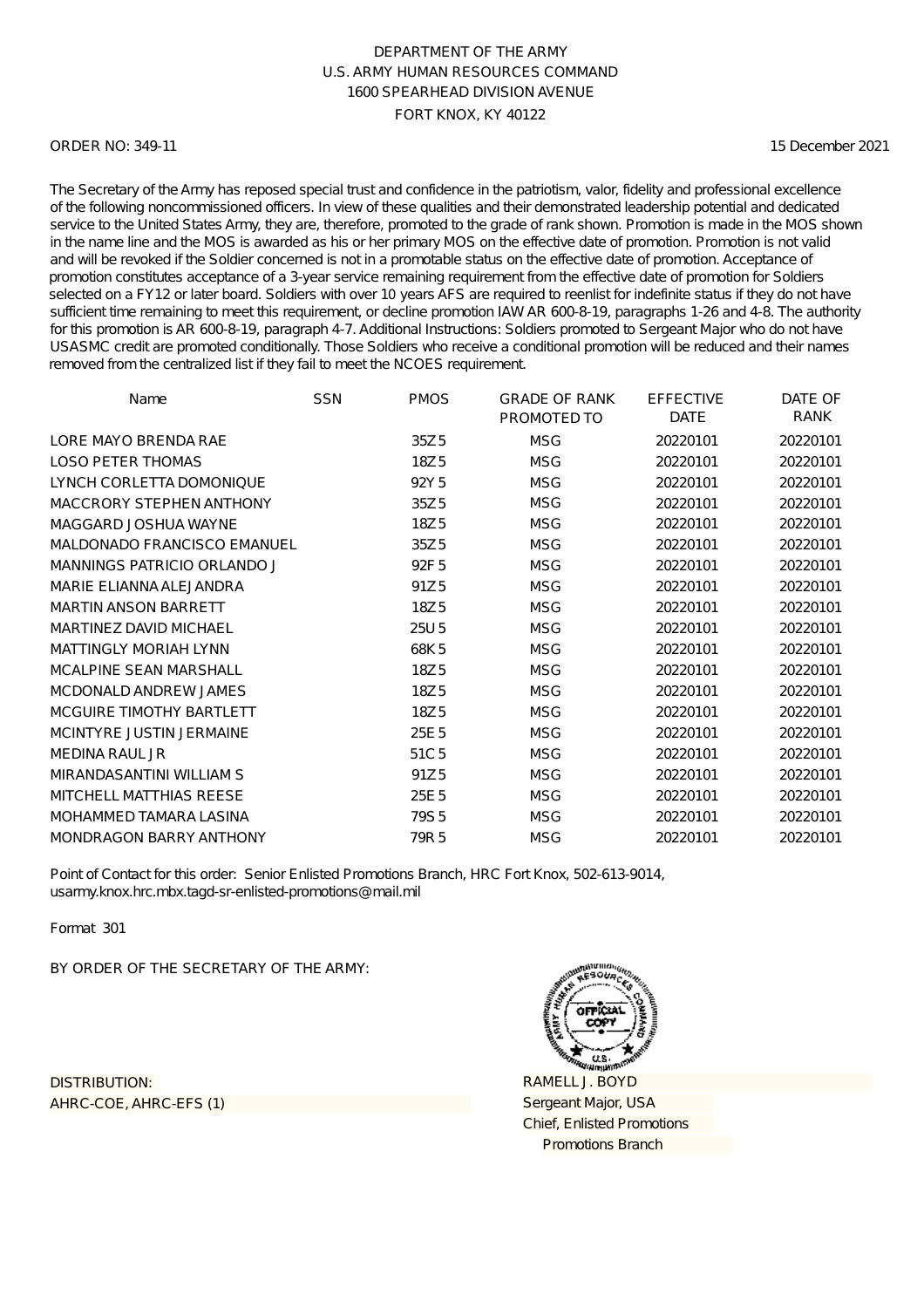DEPARTMENT OF THE ARMY
U.S. ARMY HUMAN RESOURCES COMMAND
1600 SPEARHEAD DIVISION AVENUE
FORT KNOX, KY 40122

ORDER NO: 349-11

15 December 2021

The Secretary of the Army has reposed special trust and confidence in the patriotism, valor, fidelity and professional excellence of the following noncommissioned officers. In view of these qualities and their demonstrated leadership potential and dedicated service to the United States Army, they are, therefore, promoted to the grade of rank shown. Promotion is made in the MOS shown in the name line and the MOS is awarded as his or her primary MOS on the effective date of promotion. Promotion is not valid and will be revoked if the Soldier concerned is not in a promotable status on the effective date of promotion. Acceptance of promotion constitutes acceptance of a 3-year service remaining requirement from the effective date of promotion for Soldiers selected on a FY12 or later board. Soldiers with over 10 years AFS are required to reenlist for indefinite status if they do not have sufficient time remaining to meet this requirement, or decline promotion IAW AR 600-8-19, paragraphs 1-26 and 4-8. The authority for this promotion is AR 600-8-19, paragraph 4-7. Additional Instructions: Soldiers promoted to Sergeant Major who do not have USASMC credit are promoted conditionally. Those Soldiers who receive a conditional promotion will be reduced and their names removed from the centralized list if they fail to meet the NCOES requirement.

| Name | SSN | PMOS | GRADE OF RANK PROMOTED TO | EFFECTIVE DATE | DATE OF RANK |
|---|---|---|---|---|---|
| LORE MAYO BRENDA RAE | | 35Z5 | MSG | 20220101 | 20220101 |
| LOSO PETER THOMAS | | 18Z5 | MSG | 20220101 | 20220101 |
| LYNCH CORLETTA DOMONIQUE | | 92Y5 | MSG | 20220101 | 20220101 |
| MACCRORY STEPHEN ANTHONY | | 35Z5 | MSG | 20220101 | 20220101 |
| MAGGARD JOSHUA WAYNE | | 18Z5 | MSG | 20220101 | 20220101 |
| MALDONADO FRANCISCO EMANUEL | | 35Z5 | MSG | 20220101 | 20220101 |
| MANNINGS PATRICIO ORLANDO J | | 92F5 | MSG | 20220101 | 20220101 |
| MARIE ELIANNA ALEJANDRA | | 91Z5 | MSG | 20220101 | 20220101 |
| MARTIN ANSON BARRETT | | 18Z5 | MSG | 20220101 | 20220101 |
| MARTINEZ DAVID MICHAEL | | 25U5 | MSG | 20220101 | 20220101 |
| MATTINGLY MORIAH LYNN | | 68K5 | MSG | 20220101 | 20220101 |
| MCALPINE SEAN MARSHALL | | 18Z5 | MSG | 20220101 | 20220101 |
| MCDONALD ANDREW JAMES | | 18Z5 | MSG | 20220101 | 20220101 |
| MCGUIRE TIMOTHY BARTLETT | | 18Z5 | MSG | 20220101 | 20220101 |
| MCINTYRE JUSTIN JERMAINE | | 25E5 | MSG | 20220101 | 20220101 |
| MEDINA RAUL JR | | 51C5 | MSG | 20220101 | 20220101 |
| MIRANDASANTINI WILLIAM S | | 91Z5 | MSG | 20220101 | 20220101 |
| MITCHELL MATTHIAS REESE | | 25E5 | MSG | 20220101 | 20220101 |
| MOHAMMED TAMARA LASINA | | 79S5 | MSG | 20220101 | 20220101 |
| MONDRAGON BARRY ANTHONY | | 79R5 | MSG | 20220101 | 20220101 |

Point of Contact for this order: Senior Enlisted Promotions Branch, HRC Fort Knox, 502-613-9014, usarmy.knox.hrc.mbx.tagd-sr-enlisted-promotions@mail.mil

Format 301

BY ORDER OF THE SECRETARY OF THE ARMY:

RAMELL J. BOYD
Sergeant Major, USA
Chief, Enlisted Promotions
Promotions Branch

DISTRIBUTION:
AHRC-COE, AHRC-EFS (1)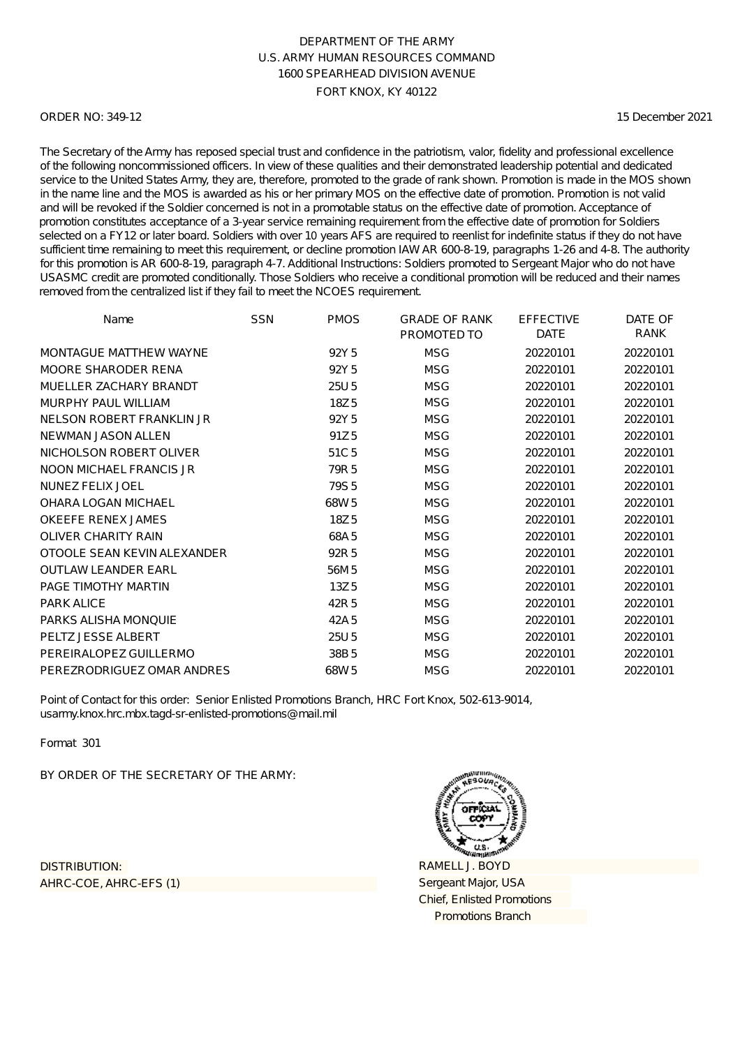DEPARTMENT OF THE ARMY
U.S. ARMY HUMAN RESOURCES COMMAND
1600 SPEARHEAD DIVISION AVENUE
FORT KNOX, KY 40122

ORDER NO: 349-12 15 December 2021

The Secretary of the Army has reposed special trust and confidence in the patriotism, valor, fidelity and professional excellence of the following noncommissioned officers. In view of these qualities and their demonstrated leadership potential and dedicated service to the United States Army, they are, therefore, promoted to the grade of rank shown. Promotion is made in the MOS shown in the name line and the MOS is awarded as his or her primary MOS on the effective date of promotion. Promotion is not valid and will be revoked if the Soldier concerned is not in a promotable status on the effective date of promotion. Acceptance of promotion constitutes acceptance of a 3-year service remaining requirement from the effective date of promotion for Soldiers selected on a FY12 or later board. Soldiers with over 10 years AFS are required to reenlist for indefinite status if they do not have sufficient time remaining to meet this requirement, or decline promotion IAW AR 600-8-19, paragraphs 1-26 and 4-8. The authority for this promotion is AR 600-8-19, paragraph 4-7. Additional Instructions: Soldiers promoted to Sergeant Major who do not have USASMC credit are promoted conditionally. Those Soldiers who receive a conditional promotion will be reduced and their names removed from the centralized list if they fail to meet the NCOES requirement.

| Name | SSN | PMOS | GRADE OF RANK PROMOTED TO | EFFECTIVE DATE | DATE OF RANK |
|---|---|---|---|---|---|
| MONTAGUE MATTHEW WAYNE | | 92Y 5 | MSG | 20220101 | 20220101 |
| MOORE SHARODER RENA | | 92Y 5 | MSG | 20220101 | 20220101 |
| MUELLER ZACHARY BRANDT | | 25U 5 | MSG | 20220101 | 20220101 |
| MURPHY PAUL WILLIAM | | 18Z 5 | MSG | 20220101 | 20220101 |
| NELSON ROBERT FRANKLIN JR | | 92Y 5 | MSG | 20220101 | 20220101 |
| NEWMAN JASON ALLEN | | 91Z 5 | MSG | 20220101 | 20220101 |
| NICHOLSON ROBERT OLIVER | | 51C 5 | MSG | 20220101 | 20220101 |
| NOON MICHAEL FRANCIS JR | | 79R 5 | MSG | 20220101 | 20220101 |
| NUNEZ FELIX JOEL | | 79S 5 | MSG | 20220101 | 20220101 |
| OHARA LOGAN MICHAEL | | 68W 5 | MSG | 20220101 | 20220101 |
| OKEEFE RENEX JAMES | | 18Z 5 | MSG | 20220101 | 20220101 |
| OLIVER CHARITY RAIN | | 68A 5 | MSG | 20220101 | 20220101 |
| OTOOLE SEAN KEVIN ALEXANDER | | 92R 5 | MSG | 20220101 | 20220101 |
| OUTLAW LEANDER EARL | | 56M 5 | MSG | 20220101 | 20220101 |
| PAGE TIMOTHY MARTIN | | 13Z 5 | MSG | 20220101 | 20220101 |
| PARK ALICE | | 42R 5 | MSG | 20220101 | 20220101 |
| PARKS ALISHA MONQUIE | | 42A 5 | MSG | 20220101 | 20220101 |
| PELTZ JESSE ALBERT | | 25U 5 | MSG | 20220101 | 20220101 |
| PEREIRALOPEZ GUILLERMO | | 38B 5 | MSG | 20220101 | 20220101 |
| PEREZRODRIGUEZ OMAR ANDRES | | 68W 5 | MSG | 20220101 | 20220101 |

Point of Contact for this order: Senior Enlisted Promotions Branch, HRC Fort Knox, 502-613-9014, usarmy.knox.hrc.mbx.tagd-sr-enlisted-promotions@mail.mil

Format 301

BY ORDER OF THE SECRETARY OF THE ARMY:

DISTRIBUTION:
AHRC-COE, AHRC-EFS (1)

RAMELL J. BOYD
Sergeant Major, USA
Chief, Enlisted Promotions
Promotions Branch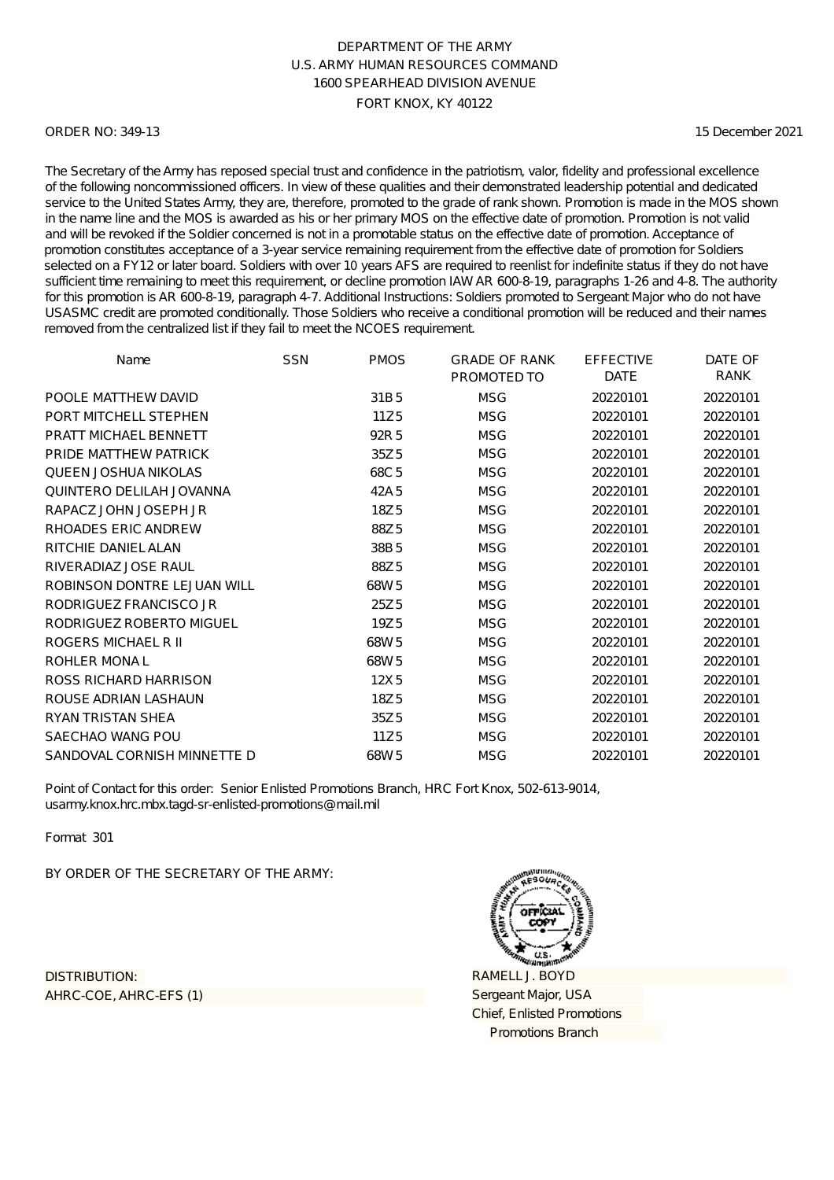DEPARTMENT OF THE ARMY
U.S. ARMY HUMAN RESOURCES COMMAND
1600 SPEARHEAD DIVISION AVENUE
FORT KNOX, KY 40122

ORDER NO: 349-13 15 December 2021

The Secretary of the Army has reposed special trust and confidence in the patriotism, valor, fidelity and professional excellence of the following noncommissioned officers. In view of these qualities and their demonstrated leadership potential and dedicated service to the United States Army, they are, therefore, promoted to the grade of rank shown. Promotion is made in the MOS shown in the name line and the MOS is awarded as his or her primary MOS on the effective date of promotion. Promotion is not valid and will be revoked if the Soldier concerned is not in a promotable status on the effective date of promotion. Acceptance of promotion constitutes acceptance of a 3-year service remaining requirement from the effective date of promotion for Soldiers selected on a FY12 or later board. Soldiers with over 10 years AFS are required to reenlist for indefinite status if they do not have sufficient time remaining to meet this requirement, or decline promotion IAW AR 600-8-19, paragraphs 1-26 and 4-8. The authority for this promotion is AR 600-8-19, paragraph 4-7. Additional Instructions: Soldiers promoted to Sergeant Major who do not have USASMC credit are promoted conditionally. Those Soldiers who receive a conditional promotion will be reduced and their names removed from the centralized list if they fail to meet the NCOES requirement.

| Name | SSN | PMOS | GRADE OF RANK PROMOTED TO | EFFECTIVE DATE | DATE OF RANK |
|---|---|---|---|---|---|
| POOLE MATTHEW DAVID | | 31B 5 | MSG | 20220101 | 20220101 |
| PORT MITCHELL STEPHEN | | 11Z 5 | MSG | 20220101 | 20220101 |
| PRATT MICHAEL BENNETT | | 92R 5 | MSG | 20220101 | 20220101 |
| PRIDE MATTHEW PATRICK | | 35Z 5 | MSG | 20220101 | 20220101 |
| QUEEN JOSHUA NIKOLAS | | 68C 5 | MSG | 20220101 | 20220101 |
| QUINTERO DELILAH JOVANNA | | 42A 5 | MSG | 20220101 | 20220101 |
| RAPACZ JOHN JOSEPH JR | | 18Z 5 | MSG | 20220101 | 20220101 |
| RHOADES ERIC ANDREW | | 88Z 5 | MSG | 20220101 | 20220101 |
| RITCHIE DANIEL ALAN | | 38B 5 | MSG | 20220101 | 20220101 |
| RIVERADIAZ JOSE RAUL | | 88Z 5 | MSG | 20220101 | 20220101 |
| ROBINSON DONTRE LEJUAN WILL | | 68W 5 | MSG | 20220101 | 20220101 |
| RODRIGUEZ FRANCISCO JR | | 25Z 5 | MSG | 20220101 | 20220101 |
| RODRIGUEZ ROBERTO MIGUEL | | 19Z 5 | MSG | 20220101 | 20220101 |
| ROGERS MICHAEL R II | | 68W 5 | MSG | 20220101 | 20220101 |
| ROHLER MONA L | | 68W 5 | MSG | 20220101 | 20220101 |
| ROSS RICHARD HARRISON | | 12X 5 | MSG | 20220101 | 20220101 |
| ROUSE ADRIAN LASHAUN | | 18Z 5 | MSG | 20220101 | 20220101 |
| RYAN TRISTAN SHEA | | 35Z 5 | MSG | 20220101 | 20220101 |
| SAECHAO WANG POU | | 11Z 5 | MSG | 20220101 | 20220101 |
| SANDOVAL CORNISH MINNETTE D | | 68W 5 | MSG | 20220101 | 20220101 |

Point of Contact for this order: Senior Enlisted Promotions Branch, HRC Fort Knox, 502-613-9014, usarmy.knox.hrc.mbx.tagd-sr-enlisted-promotions@mail.mil

Format 301

BY ORDER OF THE SECRETARY OF THE ARMY:

DISTRIBUTION:
AHRC-COE, AHRC-EFS (1)

RAMELL J. BOYD
Sergeant Major, USA
Chief, Enlisted Promotions
Promotions Branch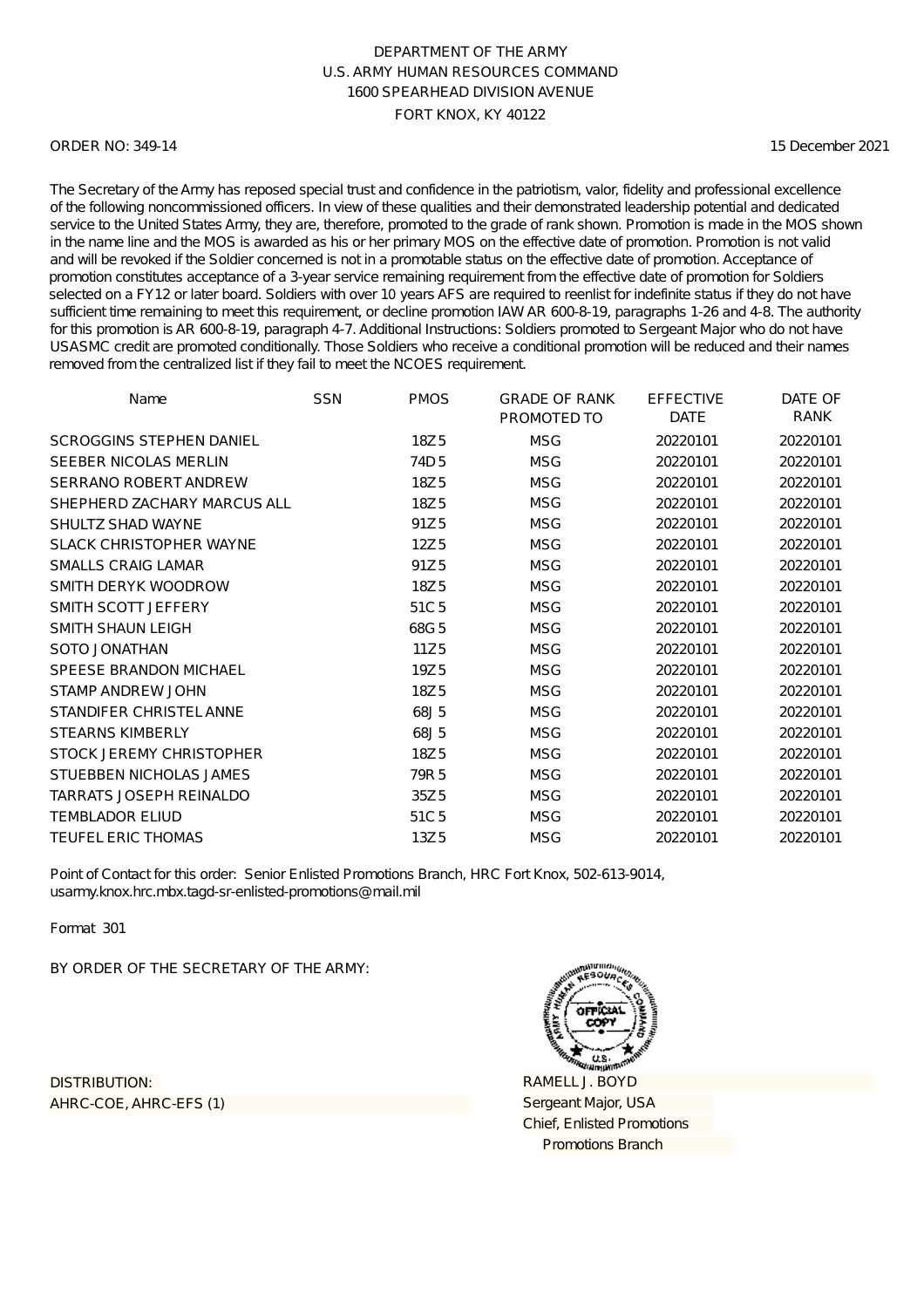DEPARTMENT OF THE ARMY
U.S. ARMY HUMAN RESOURCES COMMAND
1600 SPEARHEAD DIVISION AVENUE
FORT KNOX, KY 40122

ORDER NO: 349-14

15 December 2021

The Secretary of the Army has reposed special trust and confidence in the patriotism, valor, fidelity and professional excellence of the following noncommissioned officers. In view of these qualities and their demonstrated leadership potential and dedicated service to the United States Army, they are, therefore, promoted to the grade of rank shown. Promotion is made in the MOS shown in the name line and the MOS is awarded as his or her primary MOS on the effective date of promotion. Promotion is not valid and will be revoked if the Soldier concerned is not in a promotable status on the effective date of promotion. Acceptance of promotion constitutes acceptance of a 3-year service remaining requirement from the effective date of promotion for Soldiers selected on a FY12 or later board. Soldiers with over 10 years AFS are required to reenlist for indefinite status if they do not have sufficient time remaining to meet this requirement, or decline promotion IAW AR 600-8-19, paragraphs 1-26 and 4-8. The authority for this promotion is AR 600-8-19, paragraph 4-7. Additional Instructions: Soldiers promoted to Sergeant Major who do not have USASMC credit are promoted conditionally. Those Soldiers who receive a conditional promotion will be reduced and their names removed from the centralized list if they fail to meet the NCOES requirement.

| Name | SSN | PMOS | GRADE OF RANK PROMOTED TO | EFFECTIVE DATE | DATE OF RANK |
|---|---|---|---|---|---|
| SCROGGINS STEPHEN DANIEL | | 18Z5 | MSG | 20220101 | 20220101 |
| SEEBER NICOLAS MERLIN | | 74D5 | MSG | 20220101 | 20220101 |
| SERRANO ROBERT ANDREW | | 18Z5 | MSG | 20220101 | 20220101 |
| SHEPHERD ZACHARY MARCUS ALL | | 18Z5 | MSG | 20220101 | 20220101 |
| SHULTZ SHAD WAYNE | | 91Z5 | MSG | 20220101 | 20220101 |
| SLACK CHRISTOPHER WAYNE | | 12Z5 | MSG | 20220101 | 20220101 |
| SMALLS CRAIG LAMAR | | 91Z5 | MSG | 20220101 | 20220101 |
| SMITH DERYK WOODROW | | 18Z5 | MSG | 20220101 | 20220101 |
| SMITH SCOTT JEFFERY | | 51C5 | MSG | 20220101 | 20220101 |
| SMITH SHAUN LEIGH | | 68G5 | MSG | 20220101 | 20220101 |
| SOTO JONATHAN | | 11Z5 | MSG | 20220101 | 20220101 |
| SPEESE BRANDON MICHAEL | | 19Z5 | MSG | 20220101 | 20220101 |
| STAMP ANDREW JOHN | | 18Z5 | MSG | 20220101 | 20220101 |
| STANDIFER CHRISTEL ANNE | | 68J5 | MSG | 20220101 | 20220101 |
| STEARNS KIMBERLY | | 68J5 | MSG | 20220101 | 20220101 |
| STOCK JEREMY CHRISTOPHER | | 18Z5 | MSG | 20220101 | 20220101 |
| STUEBBEN NICHOLAS JAMES | | 79R5 | MSG | 20220101 | 20220101 |
| TARRATS JOSEPH REINALDO | | 35Z5 | MSG | 20220101 | 20220101 |
| TEMBLADOR ELIUD | | 51C5 | MSG | 20220101 | 20220101 |
| TEUFEL ERIC THOMAS | | 13Z5 | MSG | 20220101 | 20220101 |

Point of Contact for this order: Senior Enlisted Promotions Branch, HRC Fort Knox, 502-613-9014, usarmy.knox.hrc.mbx.tagd-sr-enlisted-promotions@mail.mil

Format 301

BY ORDER OF THE SECRETARY OF THE ARMY:

DISTRIBUTION:
AHRC-COE, AHRC-EFS (1)

RAMELL J. BOYD
Sergeant Major, USA
Chief, Enlisted Promotions
Promotions Branch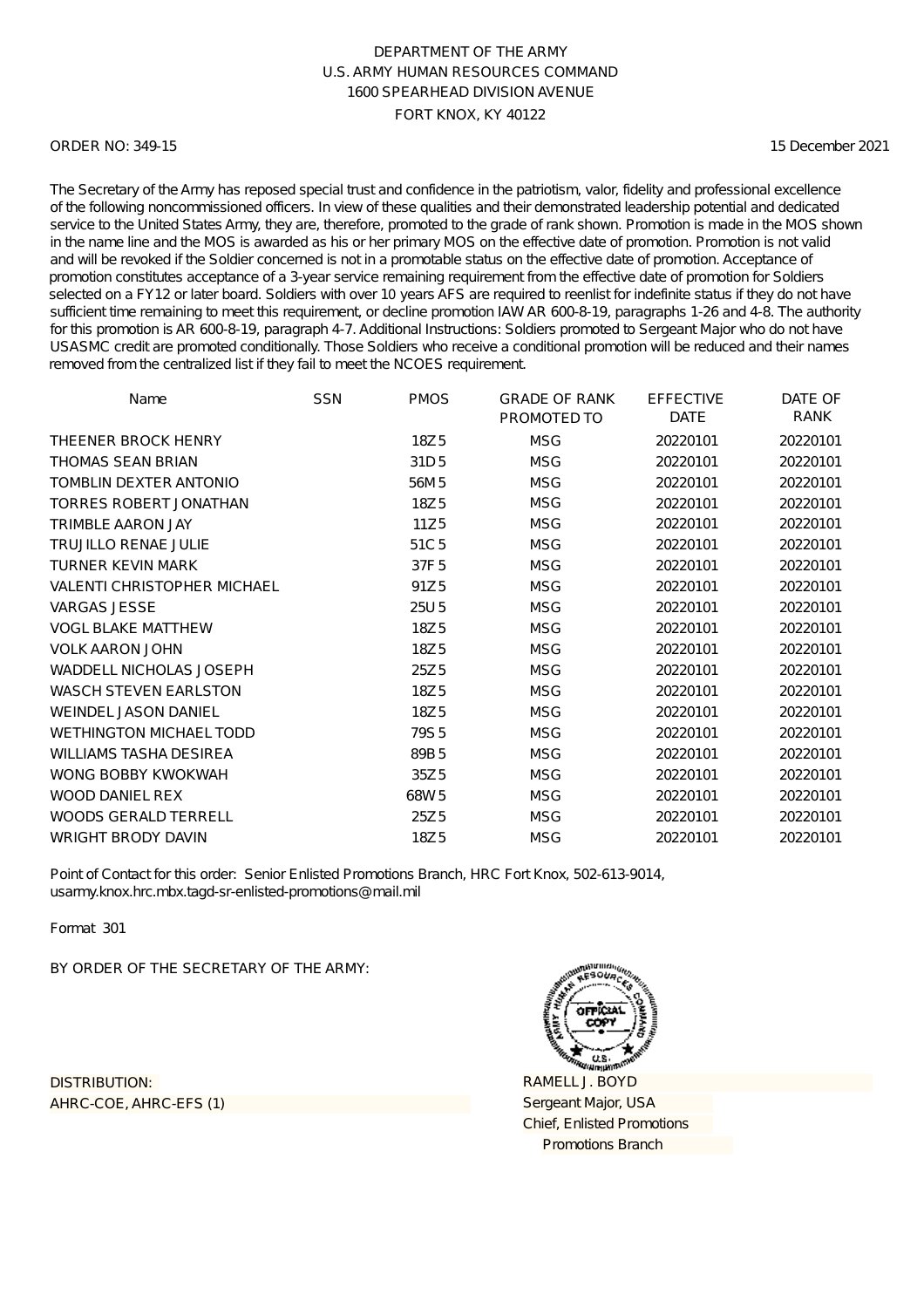DEPARTMENT OF THE ARMY
U.S. ARMY HUMAN RESOURCES COMMAND
1600 SPEARHEAD DIVISION AVENUE
FORT KNOX, KY 40122

ORDER NO: 349-15

15 December 2021

The Secretary of the Army has reposed special trust and confidence in the patriotism, valor, fidelity and professional excellence of the following noncommissioned officers. In view of these qualities and their demonstrated leadership potential and dedicated service to the United States Army, they are, therefore, promoted to the grade of rank shown. Promotion is made in the MOS shown in the name line and the MOS is awarded as his or her primary MOS on the effective date of promotion. Promotion is not valid and will be revoked if the Soldier concerned is not in a promotable status on the effective date of promotion. Acceptance of promotion constitutes acceptance of a 3-year service remaining requirement from the effective date of promotion for Soldiers selected on a FY12 or later board. Soldiers with over 10 years AFS are required to reenlist for indefinite status if they do not have sufficient time remaining to meet this requirement, or decline promotion IAW AR 600-8-19, paragraphs 1-26 and 4-8. The authority for this promotion is AR 600-8-19, paragraph 4-7. Additional Instructions: Soldiers promoted to Sergeant Major who do not have USASMC credit are promoted conditionally. Those Soldiers who receive a conditional promotion will be reduced and their names removed from the centralized list if they fail to meet the NCOES requirement.

| Name | SSN | PMOS | GRADE OF RANK PROMOTED TO | EFFECTIVE DATE | DATE OF RANK |
|---|---|---|---|---|---|
| THEENER BROCK HENRY | | 18Z5 | MSG | 20220101 | 20220101 |
| THOMAS SEAN BRIAN | | 31D5 | MSG | 20220101 | 20220101 |
| TOMBLIN DEXTER ANTONIO | | 56M5 | MSG | 20220101 | 20220101 |
| TORRES ROBERT JONATHAN | | 18Z5 | MSG | 20220101 | 20220101 |
| TRIMBLE AARON JAY | | 11Z5 | MSG | 20220101 | 20220101 |
| TRUJILLO RENAE JULIE | | 51C5 | MSG | 20220101 | 20220101 |
| TURNER KEVIN MARK | | 37F5 | MSG | 20220101 | 20220101 |
| VALENTI CHRISTOPHER MICHAEL | | 91Z5 | MSG | 20220101 | 20220101 |
| VARGAS JESSE | | 25U5 | MSG | 20220101 | 20220101 |
| VOGL BLAKE MATTHEW | | 18Z5 | MSG | 20220101 | 20220101 |
| VOLK AARON JOHN | | 18Z5 | MSG | 20220101 | 20220101 |
| WADDELL NICHOLAS JOSEPH | | 25Z5 | MSG | 20220101 | 20220101 |
| WASCH STEVEN EARLSTON | | 18Z5 | MSG | 20220101 | 20220101 |
| WEINDEL JASON DANIEL | | 18Z5 | MSG | 20220101 | 20220101 |
| WETHINGTON MICHAEL TODD | | 79S5 | MSG | 20220101 | 20220101 |
| WILLIAMS TASHA DESIREA | | 89B5 | MSG | 20220101 | 20220101 |
| WONG BOBBY KWOKWAH | | 35Z5 | MSG | 20220101 | 20220101 |
| WOOD DANIEL REX | | 68W5 | MSG | 20220101 | 20220101 |
| WOODS GERALD TERRELL | | 25Z5 | MSG | 20220101 | 20220101 |
| WRIGHT BRODY DAVIN | | 18Z5 | MSG | 20220101 | 20220101 |

Point of Contact for this order: Senior Enlisted Promotions Branch, HRC Fort Knox, 502-613-9014, usarmy.knox.hrc.mbx.tagd-sr-enlisted-promotions@mail.mil

Format 301

BY ORDER OF THE SECRETARY OF THE ARMY:

RAMELL J. BOYD
Sergeant Major, USA
Chief, Enlisted Promotions
Promotions Branch

DISTRIBUTION:
AHRC-COE, AHRC-EFS (1)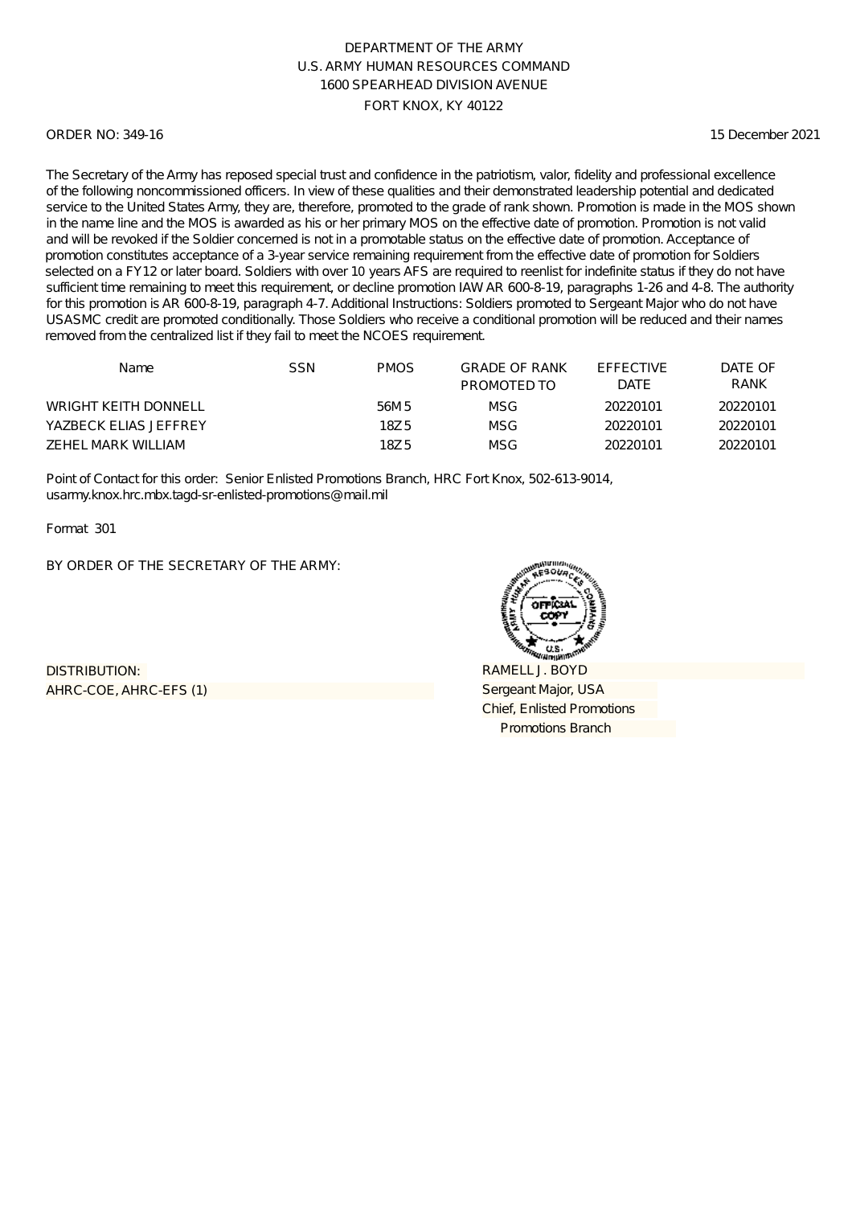DEPARTMENT OF THE ARMY
U.S. ARMY HUMAN RESOURCES COMMAND
1600 SPEARHEAD DIVISION AVENUE
FORT KNOX, KY 40122

ORDER NO: 349-16

15 December 2021

The Secretary of the Army has reposed special trust and confidence in the patriotism, valor, fidelity and professional excellence of the following noncommissioned officers. In view of these qualities and their demonstrated leadership potential and dedicated service to the United States Army, they are, therefore, promoted to the grade of rank shown. Promotion is made in the MOS shown in the name line and the MOS is awarded as his or her primary MOS on the effective date of promotion. Promotion is not valid and will be revoked if the Soldier concerned is not in a promotable status on the effective date of promotion. Acceptance of promotion constitutes acceptance of a 3-year service remaining requirement from the effective date of promotion for Soldiers selected on a FY12 or later board. Soldiers with over 10 years AFS are required to reenlist for indefinite status if they do not have sufficient time remaining to meet this requirement, or decline promotion IAW AR 600-8-19, paragraphs 1-26 and 4-8. The authority for this promotion is AR 600-8-19, paragraph 4-7. Additional Instructions: Soldiers promoted to Sergeant Major who do not have USASMC credit are promoted conditionally. Those Soldiers who receive a conditional promotion will be reduced and their names removed from the centralized list if they fail to meet the NCOES requirement.

| Name | SSN | PMOS | GRADE OF RANK PROMOTED TO | EFFECTIVE DATE | DATE OF RANK |
|---|---|---|---|---|---|
| WRIGHT KEITH DONNELL | | 56M5 | MSG | 20220101 | 20220101 |
| YAZBECK ELIAS JEFFREY | | 18Z5 | MSG | 20220101 | 20220101 |
| ZEHEL MARK WILLIAM | | 18Z5 | MSG | 20220101 | 20220101 |

Point of Contact for this order: Senior Enlisted Promotions Branch, HRC Fort Knox, 502-613-9014, usarmy.knox.hrc.mbx.tagd-sr-enlisted-promotions@mail.mil

Format 301

BY ORDER OF THE SECRETARY OF THE ARMY:

ARMY HUMAN RESOURCES COMMAND OFFICIAL COPY U.S.

DISTRIBUTION:
AHRC-COE, AHRC-EFS (1)

RAMELL J. BOYD
Sergeant Major, USA
Chief, Enlisted Promotions
Promotions Branch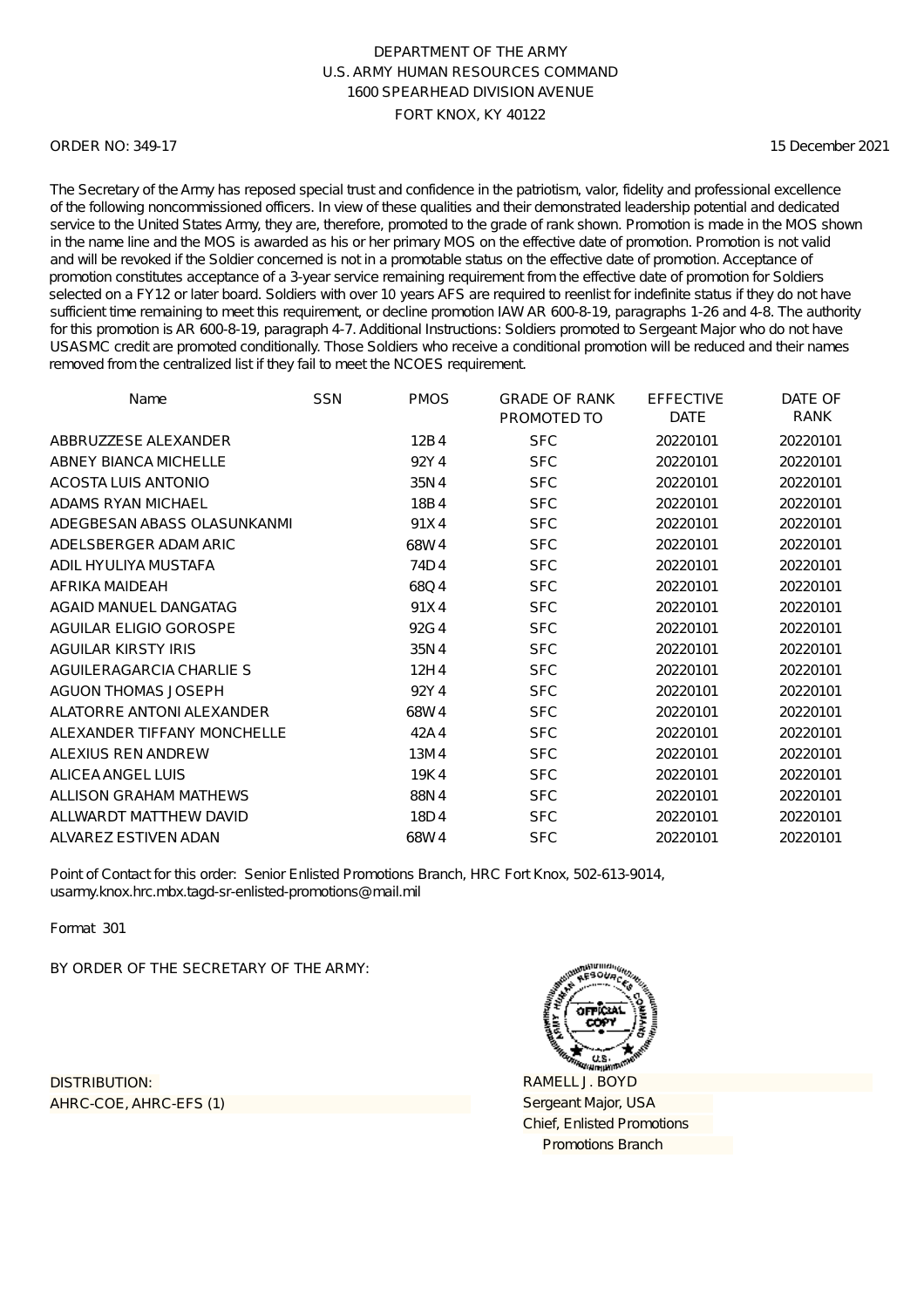DEPARTMENT OF THE ARMY
U.S. ARMY HUMAN RESOURCES COMMAND
1600 SPEARHEAD DIVISION AVENUE
FORT KNOX, KY 40122

ORDER NO: 349-17 15 December 2021

The Secretary of the Army has reposed special trust and confidence in the patriotism, valor, fidelity and professional excellence of the following noncommissioned officers. In view of these qualities and their demonstrated leadership potential and dedicated service to the United States Army, they are, therefore, promoted to the grade of rank shown. Promotion is made in the MOS shown in the name line and the MOS is awarded as his or her primary MOS on the effective date of promotion. Promotion is not valid and will be revoked if the Soldier concerned is not in a promotable status on the effective date of promotion. Acceptance of promotion constitutes acceptance of a 3-year service remaining requirement from the effective date of promotion for Soldiers selected on a FY12 or later board. Soldiers with over 10 years AFS are required to reenlist for indefinite status if they do not have sufficient time remaining to meet this requirement, or decline promotion IAW AR 600-8-19, paragraphs 1-26 and 4-8. The authority for this promotion is AR 600-8-19, paragraph 4-7. Additional Instructions: Soldiers promoted to Sergeant Major who do not have USASMC credit are promoted conditionally. Those Soldiers who receive a conditional promotion will be reduced and their names removed from the centralized list if they fail to meet the NCOES requirement.

| Name | SSN | PMOS | GRADE OF RANK PROMOTED TO | EFFECTIVE DATE | DATE OF RANK |
|---|---|---|---|---|---|
| ABBRUZZESE ALEXANDER | | 12B4 | SFC | 20220101 | 20220101 |
| ABNEY BIANCA MICHELLE | | 92Y4 | SFC | 20220101 | 20220101 |
| ACOSTA LUIS ANTONIO | | 35N4 | SFC | 20220101 | 20220101 |
| ADAMS RYAN MICHAEL | | 18B4 | SFC | 20220101 | 20220101 |
| ADEGBESAN ABASS OLASUNKANMI | | 91X4 | SFC | 20220101 | 20220101 |
| ADELSBERGER ADAM ARIC | | 68W4 | SFC | 20220101 | 20220101 |
| ADIL HYULIYA MUSTAFA | | 74D4 | SFC | 20220101 | 20220101 |
| AFRIKA MAIDEAH | | 68Q4 | SFC | 20220101 | 20220101 |
| AGAID MANUEL DANGATAG | | 91X4 | SFC | 20220101 | 20220101 |
| AGUILAR ELIGIO GOROSPE | | 92G4 | SFC | 20220101 | 20220101 |
| AGUILAR KIRSTY IRIS | | 35N4 | SFC | 20220101 | 20220101 |
| AGUILERAGARCIA CHARLIE S | | 12H4 | SFC | 20220101 | 20220101 |
| AGUON THOMAS JOSEPH | | 92Y4 | SFC | 20220101 | 20220101 |
| ALATORRE ANTONI ALEXANDER | | 68W4 | SFC | 20220101 | 20220101 |
| ALEXANDER TIFFANY MONCHELLE | | 42A4 | SFC | 20220101 | 20220101 |
| ALEXIUS REN ANDREW | | 13M4 | SFC | 20220101 | 20220101 |
| ALICEA ANGEL LUIS | | 19K4 | SFC | 20220101 | 20220101 |
| ALLISON GRAHAM MATHEWS | | 88N4 | SFC | 20220101 | 20220101 |
| ALLWARDT MATTHEW DAVID | | 18D4 | SFC | 20220101 | 20220101 |
| ALVAREZ ESTIVEN ADAN | | 68W4 | SFC | 20220101 | 20220101 |

Point of Contact for this order: Senior Enlisted Promotions Branch, HRC Fort Knox, 502-613-9014, usarmy.knox.hrc.mbx.tagd-sr-enlisted-promotions@mail.mil

Format 301

BY ORDER OF THE SECRETARY OF THE ARMY:

DISTRIBUTION:
AHRC-COE, AHRC-EFS (1)

RAMELL J. BOYD
Sergeant Major, USA
Chief, Enlisted Promotions
Promotions Branch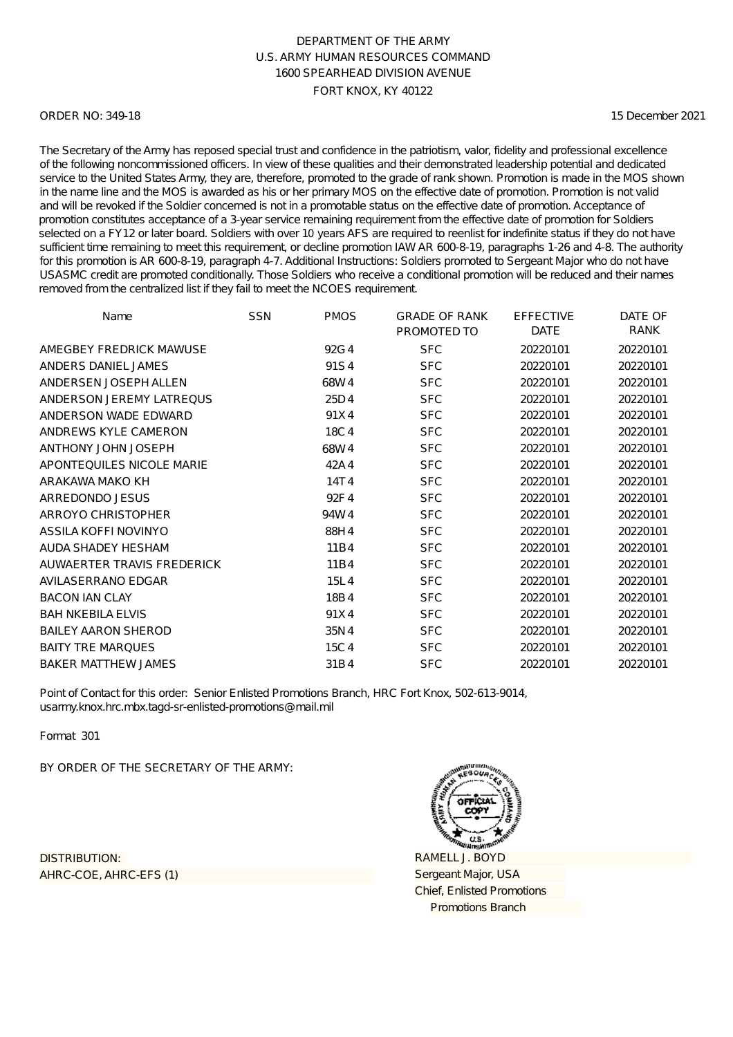DEPARTMENT OF THE ARMY
U.S. ARMY HUMAN RESOURCES COMMAND
1600 SPEARHEAD DIVISION AVENUE
FORT KNOX, KY 40122

ORDER NO: 349-18

15 December 2021

The Secretary of the Army has reposed special trust and confidence in the patriotism, valor, fidelity and professional excellence of the following noncommissioned officers. In view of these qualities and their demonstrated leadership potential and dedicated service to the United States Army, they are, therefore, promoted to the grade of rank shown. Promotion is made in the MOS shown in the name line and the MOS is awarded as his or her primary MOS on the effective date of promotion. Promotion is not valid and will be revoked if the Soldier concerned is not in a promotable status on the effective date of promotion. Acceptance of promotion constitutes acceptance of a 3-year service remaining requirement from the effective date of promotion for Soldiers selected on a FY12 or later board. Soldiers with over 10 years AFS are required to reenlist for indefinite status if they do not have sufficient time remaining to meet this requirement, or decline promotion IAW AR 600-8-19, paragraphs 1-26 and 4-8. The authority for this promotion is AR 600-8-19, paragraph 4-7. Additional Instructions: Soldiers promoted to Sergeant Major who do not have USASMC credit are promoted conditionally. Those Soldiers who receive a conditional promotion will be reduced and their names removed from the centralized list if they fail to meet the NCOES requirement.

| Name | SSN | PMOS | GRADE OF RANK PROMOTED TO | EFFECTIVE DATE | DATE OF RANK |
|---|---|---|---|---|---|
| AMEGBEY FREDRICK MAWUSE | | 92G4 | SFC | 20220101 | 20220101 |
| ANDERS DANIEL JAMES | | 91S4 | SFC | 20220101 | 20220101 |
| ANDERSEN JOSEPH ALLEN | | 68W4 | SFC | 20220101 | 20220101 |
| ANDERSON JEREMY LATREQUS | | 25D4 | SFC | 20220101 | 20220101 |
| ANDERSON WADE EDWARD | | 91X4 | SFC | 20220101 | 20220101 |
| ANDREWS KYLE CAMERON | | 18C4 | SFC | 20220101 | 20220101 |
| ANTHONY JOHN JOSEPH | | 68W4 | SFC | 20220101 | 20220101 |
| APONTEQUILES NICOLE MARIE | | 42A4 | SFC | 20220101 | 20220101 |
| ARAKAWA MAKO KH | | 14T4 | SFC | 20220101 | 20220101 |
| ARREDONDO JESUS | | 92F4 | SFC | 20220101 | 20220101 |
| ARROYO CHRISTOPHER | | 94W4 | SFC | 20220101 | 20220101 |
| ASSILA KOFFI NOVINYO | | 88H4 | SFC | 20220101 | 20220101 |
| AUDA SHADEY HESHAM | | 11B4 | SFC | 20220101 | 20220101 |
| AUWAERTER TRAVIS FREDERICK | | 11B4 | SFC | 20220101 | 20220101 |
| AVILASERRANO EDGAR | | 15L4 | SFC | 20220101 | 20220101 |
| BACON IAN CLAY | | 18B4 | SFC | 20220101 | 20220101 |
| BAH NKEBILA ELVIS | | 91X4 | SFC | 20220101 | 20220101 |
| BAILEY AARON SHEROD | | 35N4 | SFC | 20220101 | 20220101 |
| BAITY TRE MARQUES | | 15C4 | SFC | 20220101 | 20220101 |
| BAKER MATTHEW JAMES | | 31B4 | SFC | 20220101 | 20220101 |

Point of Contact for this order: Senior Enlisted Promotions Branch, HRC Fort Knox, 502-613-9014, usarmy.knox.hrc.mbx.tagd-sr-enlisted-promotions@mail.mil

Format 301

BY ORDER OF THE SECRETARY OF THE ARMY:

RAMELL J. BOYD
Sergeant Major, USA
Chief, Enlisted Promotions
Promotions Branch

DISTRIBUTION:
AHRC-COE, AHRC-EFS (1)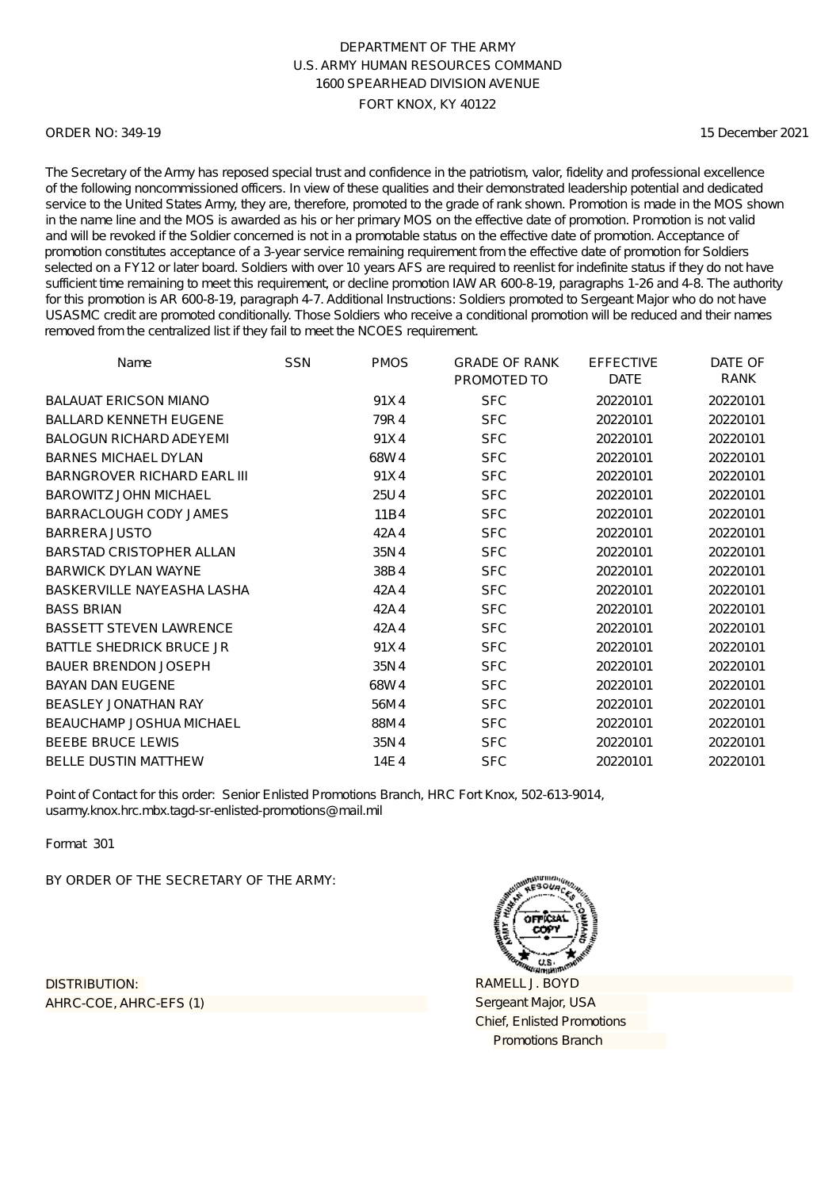DEPARTMENT OF THE ARMY
U.S. ARMY HUMAN RESOURCES COMMAND
1600 SPEARHEAD DIVISION AVENUE
FORT KNOX, KY 40122

ORDER NO: 349-19

15 December 2021

The Secretary of the Army has reposed special trust and confidence in the patriotism, valor, fidelity and professional excellence of the following noncommissioned officers. In view of these qualities and their demonstrated leadership potential and dedicated service to the United States Army, they are, therefore, promoted to the grade of rank shown. Promotion is made in the MOS shown in the name line and the MOS is awarded as his or her primary MOS on the effective date of promotion. Promotion is not valid and will be revoked if the Soldier concerned is not in a promotable status on the effective date of promotion. Acceptance of promotion constitutes acceptance of a 3-year service remaining requirement from the effective date of promotion for Soldiers selected on a FY12 or later board. Soldiers with over 10 years AFS are required to reenlist for indefinite status if they do not have sufficient time remaining to meet this requirement, or decline promotion IAW AR 600-8-19, paragraphs 1-26 and 4-8. The authority for this promotion is AR 600-8-19, paragraph 4-7. Additional Instructions: Soldiers promoted to Sergeant Major who do not have USASMC credit are promoted conditionally. Those Soldiers who receive a conditional promotion will be reduced and their names removed from the centralized list if they fail to meet the NCOES requirement.

| Name | SSN | PMOS | GRADE OF RANK PROMOTED TO | EFFECTIVE DATE | DATE OF RANK |
|---|---|---|---|---|---|
| BALAUAT ERICSON MIANO | | 91X4 | SFC | 20220101 | 20220101 |
| BALLARD KENNETH EUGENE | | 79R4 | SFC | 20220101 | 20220101 |
| BALOGUN RICHARD ADEYEMI | | 91X4 | SFC | 20220101 | 20220101 |
| BARNES MICHAEL DYLAN | | 68W4 | SFC | 20220101 | 20220101 |
| BARNGROVER RICHARD EARL III | | 91X4 | SFC | 20220101 | 20220101 |
| BAROWITZ JOHN MICHAEL | | 25U4 | SFC | 20220101 | 20220101 |
| BARRACLOUGH CODY JAMES | | 11B4 | SFC | 20220101 | 20220101 |
| BARRERA JUSTO | | 42A4 | SFC | 20220101 | 20220101 |
| BARSTAD CRISTOPHER ALLAN | | 35N4 | SFC | 20220101 | 20220101 |
| BARWICK DYLAN WAYNE | | 38B4 | SFC | 20220101 | 20220101 |
| BASKERVILLE NAYEASHA LASHA | | 42A4 | SFC | 20220101 | 20220101 |
| BASS BRIAN | | 42A4 | SFC | 20220101 | 20220101 |
| BASSETT STEVEN LAWRENCE | | 42A4 | SFC | 20220101 | 20220101 |
| BATTLE SHEDRICK BRUCE JR | | 91X4 | SFC | 20220101 | 20220101 |
| BAUER BRENDON JOSEPH | | 35N4 | SFC | 20220101 | 20220101 |
| BAYAN DAN EUGENE | | 68W4 | SFC | 20220101 | 20220101 |
| BEASLEY JONATHAN RAY | | 56M4 | SFC | 20220101 | 20220101 |
| BEAUCHAMP JOSHUA MICHAEL | | 88M4 | SFC | 20220101 | 20220101 |
| BEEBE BRUCE LEWIS | | 35N4 | SFC | 20220101 | 20220101 |
| BELLE DUSTIN MATTHEW | | 14E4 | SFC | 20220101 | 20220101 |

Point of Contact for this order: Senior Enlisted Promotions Branch, HRC Fort Knox, 502-613-9014, usarmy.knox.hrc.mbx.tagd-sr-enlisted-promotions@mail.mil

Format 301

BY ORDER OF THE SECRETARY OF THE ARMY:

RAMELL J. BOYD
Sergeant Major, USA
Chief, Enlisted Promotions
Promotions Branch

DISTRIBUTION:
AHRC-COE, AHRC-EFS (1)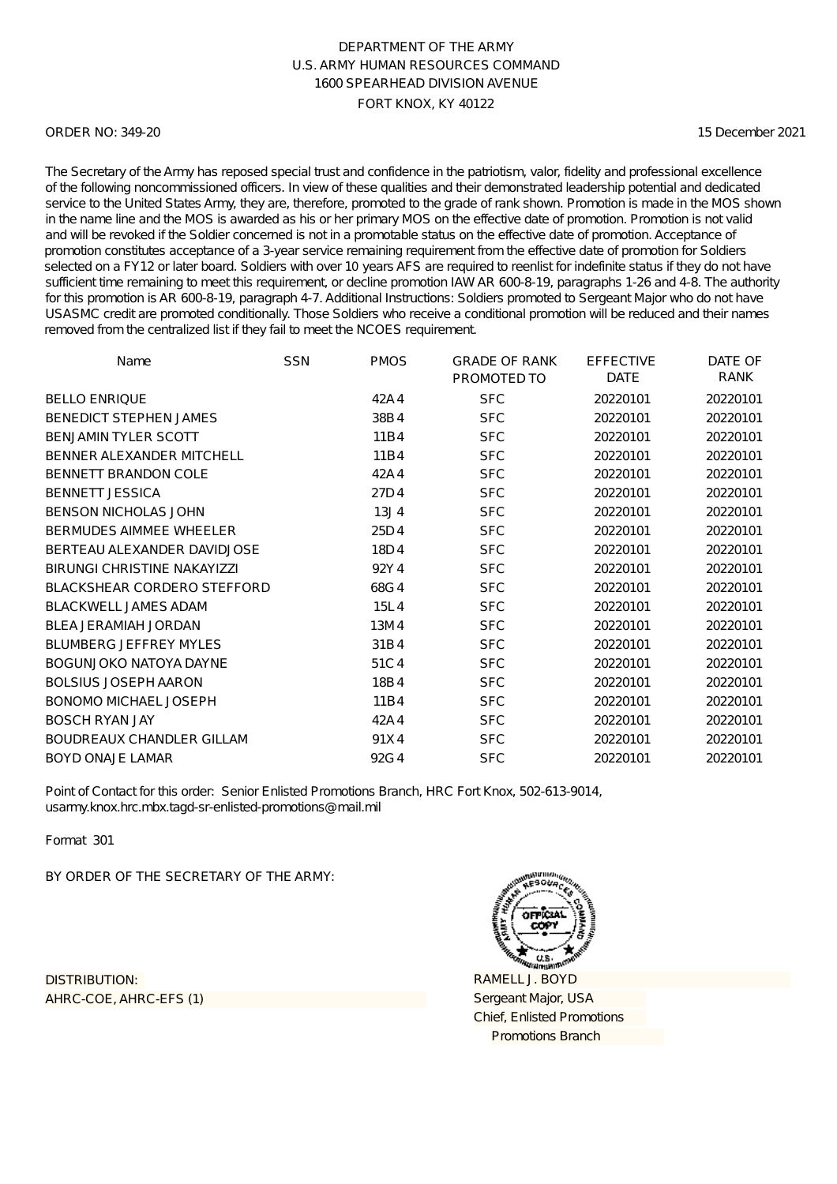DEPARTMENT OF THE ARMY
U.S. ARMY HUMAN RESOURCES COMMAND
1600 SPEARHEAD DIVISION AVENUE
FORT KNOX, KY 40122

ORDER NO: 349-20

15 December 2021

The Secretary of the Army has reposed special trust and confidence in the patriotism, valor, fidelity and professional excellence of the following noncommissioned officers. In view of these qualities and their demonstrated leadership potential and dedicated service to the United States Army, they are, therefore, promoted to the grade of rank shown. Promotion is made in the MOS shown in the name line and the MOS is awarded as his or her primary MOS on the effective date of promotion. Promotion is not valid and will be revoked if the Soldier concerned is not in a promotable status on the effective date of promotion. Acceptance of promotion constitutes acceptance of a 3-year service remaining requirement from the effective date of promotion for Soldiers selected on a FY12 or later board. Soldiers with over 10 years AFS are required to reenlist for indefinite status if they do not have sufficient time remaining to meet this requirement, or decline promotion IAW AR 600-8-19, paragraphs 1-26 and 4-8. The authority for this promotion is AR 600-8-19, paragraph 4-7. Additional Instructions: Soldiers promoted to Sergeant Major who do not have USASMC credit are promoted conditionally. Those Soldiers who receive a conditional promotion will be reduced and their names removed from the centralized list if they fail to meet the NCOES requirement.

| Name | SSN | PMOS | GRADE OF RANK PROMOTED TO | EFFECTIVE DATE | DATE OF RANK |
|---|---|---|---|---|---|
| BELLO ENRIQUE | | 42A4 | SFC | 20220101 | 20220101 |
| BENEDICT STEPHEN JAMES | | 38B4 | SFC | 20220101 | 20220101 |
| BENJAMIN TYLER SCOTT | | 11B4 | SFC | 20220101 | 20220101 |
| BENNER ALEXANDER MITCHELL | | 11B4 | SFC | 20220101 | 20220101 |
| BENNETT BRANDON COLE | | 42A4 | SFC | 20220101 | 20220101 |
| BENNETT JESSICA | | 27D4 | SFC | 20220101 | 20220101 |
| BENSON NICHOLAS JOHN | | 13J4 | SFC | 20220101 | 20220101 |
| BERMUDES AIMMEE WHEELER | | 25D4 | SFC | 20220101 | 20220101 |
| BERTEAU ALEXANDER DAVIDJOSE | | 18D4 | SFC | 20220101 | 20220101 |
| BIRUNGI CHRISTINE NAKAYIZZI | | 92Y4 | SFC | 20220101 | 20220101 |
| BLACKSHEAR CORDERO STEFFORD | | 68G4 | SFC | 20220101 | 20220101 |
| BLACKWELL JAMES ADAM | | 15L4 | SFC | 20220101 | 20220101 |
| BLEA JERAMIAH JORDAN | | 13M4 | SFC | 20220101 | 20220101 |
| BLUMBERG JEFFREY MYLES | | 31B4 | SFC | 20220101 | 20220101 |
| BOGUNJOKO NATOYA DAYNE | | 51C4 | SFC | 20220101 | 20220101 |
| BOLSIUS JOSEPH AARON | | 18B4 | SFC | 20220101 | 20220101 |
| BONOMO MICHAEL JOSEPH | | 11B4 | SFC | 20220101 | 20220101 |
| BOSCH RYAN JAY | | 42A4 | SFC | 20220101 | 20220101 |
| BOUDREAUX CHANDLER GILLAM | | 91X4 | SFC | 20220101 | 20220101 |
| BOYD ONAJE LAMAR | | 92G4 | SFC | 20220101 | 20220101 |

Point of Contact for this order: Senior Enlisted Promotions Branch, HRC Fort Knox, 502-613-9014, usarmy.knox.hrc.mbx.tagd-sr-enlisted-promotions@mail.mil

Format 301

BY ORDER OF THE SECRETARY OF THE ARMY:

DISTRIBUTION:
AHRC-COE, AHRC-EFS (1)

RAMELL J. BOYD
Sergeant Major, USA
Chief, Enlisted Promotions
Promotions Branch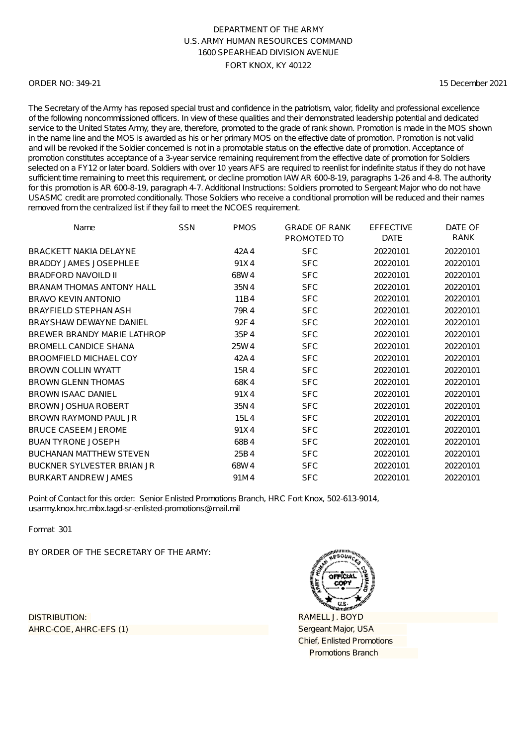DEPARTMENT OF THE ARMY
U.S. ARMY HUMAN RESOURCES COMMAND
1600 SPEARHEAD DIVISION AVENUE
FORT KNOX, KY 40122

ORDER NO: 349-21

15 December 2021

The Secretary of the Army has reposed special trust and confidence in the patriotism, valor, fidelity and professional excellence of the following noncommissioned officers. In view of these qualities and their demonstrated leadership potential and dedicated service to the United States Army, they are, therefore, promoted to the grade of rank shown. Promotion is made in the MOS shown in the name line and the MOS is awarded as his or her primary MOS on the effective date of promotion. Promotion is not valid and will be revoked if the Soldier concerned is not in a promotable status on the effective date of promotion. Acceptance of promotion constitutes acceptance of a 3-year service remaining requirement from the effective date of promotion for Soldiers selected on a FY12 or later board. Soldiers with over 10 years AFS are required to reenlist for indefinite status if they do not have sufficient time remaining to meet this requirement, or decline promotion IAW AR 600-8-19, paragraphs 1-26 and 4-8. The authority for this promotion is AR 600-8-19, paragraph 4-7. Additional Instructions: Soldiers promoted to Sergeant Major who do not have USASMC credit are promoted conditionally. Those Soldiers who receive a conditional promotion will be reduced and their names removed from the centralized list if they fail to meet the NCOES requirement.

| Name | SSN | PMOS | GRADE OF RANK PROMOTED TO | EFFECTIVE DATE | DATE OF RANK |
|---|---|---|---|---|---|
| BRACKETT NAKIA DELAYNE | | 42A4 | SFC | 20220101 | 20220101 |
| BRADDY JAMES JOSEPHLEE | | 91X4 | SFC | 20220101 | 20220101 |
| BRADFORD NAVOILD II | | 68W4 | SFC | 20220101 | 20220101 |
| BRANAM THOMAS ANTONY HALL | | 35N4 | SFC | 20220101 | 20220101 |
| BRAVO KEVIN ANTONIO | | 11B4 | SFC | 20220101 | 20220101 |
| BRAYFIELD STEPHAN ASH | | 79R4 | SFC | 20220101 | 20220101 |
| BRAYSHAW DEWAYNE DANIEL | | 92F4 | SFC | 20220101 | 20220101 |
| BREWER BRANDY MARIE LATHROP | | 35P4 | SFC | 20220101 | 20220101 |
| BROMELL CANDICE SHANA | | 25W4 | SFC | 20220101 | 20220101 |
| BROOMFIELD MICHAEL COY | | 42A4 | SFC | 20220101 | 20220101 |
| BROWN COLLIN WYATT | | 15R4 | SFC | 20220101 | 20220101 |
| BROWN GLENN THOMAS | | 68K4 | SFC | 20220101 | 20220101 |
| BROWN ISAAC DANIEL | | 91X4 | SFC | 20220101 | 20220101 |
| BROWN JOSHUA ROBERT | | 35N4 | SFC | 20220101 | 20220101 |
| BROWN RAYMOND PAUL JR | | 15L4 | SFC | 20220101 | 20220101 |
| BRUCE CASEEM JEROME | | 91X4 | SFC | 20220101 | 20220101 |
| BUAN TYRONE JOSEPH | | 68B4 | SFC | 20220101 | 20220101 |
| BUCHANAN MATTHEW STEVEN | | 25B4 | SFC | 20220101 | 20220101 |
| BUCKNER SYLVESTER BRIAN JR | | 68W4 | SFC | 20220101 | 20220101 |
| BURKART ANDREW JAMES | | 91M4 | SFC | 20220101 | 20220101 |

Point of Contact for this order: Senior Enlisted Promotions Branch, HRC Fort Knox, 502-613-9014, usarmy.knox.hrc.mbx.tagd-sr-enlisted-promotions@mail.mil

Format 301

BY ORDER OF THE SECRETARY OF THE ARMY:

DISTRIBUTION:
AHRC-COE, AHRC-EFS (1)

RAMELL J. BOYD
Sergeant Major, USA
Chief, Enlisted Promotions
Promotions Branch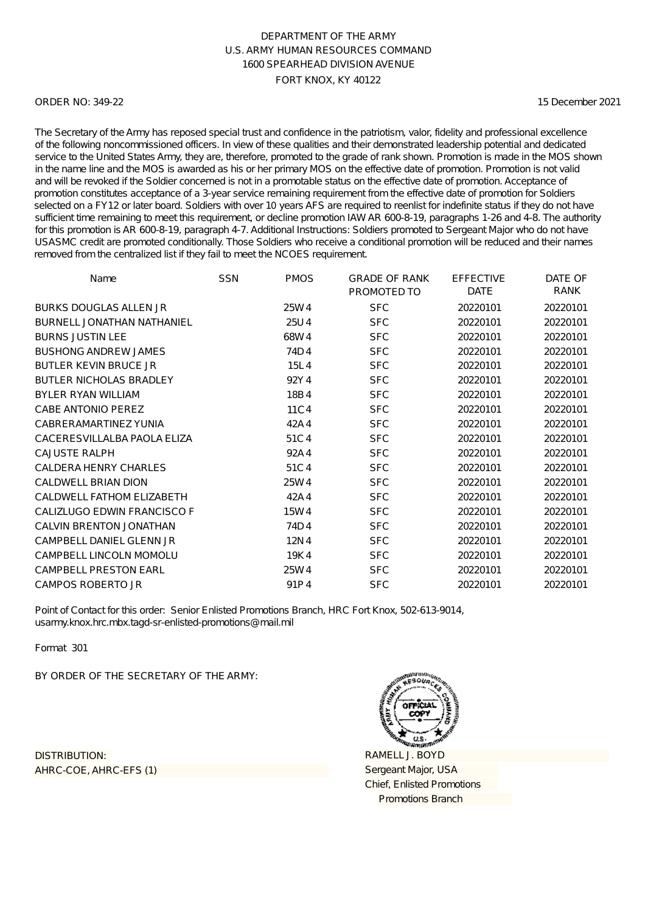DEPARTMENT OF THE ARMY
U.S. ARMY HUMAN RESOURCES COMMAND
1600 SPEARHEAD DIVISION AVENUE
FORT KNOX, KY 40122

ORDER NO: 349-22 15 December 2021

The Secretary of the Army has reposed special trust and confidence in the patriotism, valor, fidelity and professional excellence of the following noncommissioned officers. In view of these qualities and their demonstrated leadership potential and dedicated service to the United States Army, they are, therefore, promoted to the grade of rank shown. Promotion is made in the MOS shown in the name line and the MOS is awarded as his or her primary MOS on the effective date of promotion. Promotion is not valid and will be revoked if the Soldier concerned is not in a promotable status on the effective date of promotion. Acceptance of promotion constitutes acceptance of a 3-year service remaining requirement from the effective date of promotion for Soldiers selected on a FY12 or later board. Soldiers with over 10 years AFS are required to reenlist for indefinite status if they do not have sufficient time remaining to meet this requirement, or decline promotion IAW AR 600-8-19, paragraphs 1-26 and 4-8. The authority for this promotion is AR 600-8-19, paragraph 4-7. Additional Instructions: Soldiers promoted to Sergeant Major who do not have USASMC credit are promoted conditionally. Those Soldiers who receive a conditional promotion will be reduced and their names removed from the centralized list if they fail to meet the NCOES requirement.

| Name | SSN | PMOS | GRADE OF RANK PROMOTED TO | EFFECTIVE DATE | DATE OF RANK |
|---|---|---|---|---|---|
| BURKS DOUGLAS ALLEN JR | | 25W4 | SFC | 20220101 | 20220101 |
| BURNELL JONATHAN NATHANIEL | | 25U4 | SFC | 20220101 | 20220101 |
| BURNS JUSTIN LEE | | 68W4 | SFC | 20220101 | 20220101 |
| BUSHONG ANDREW JAMES | | 74D4 | SFC | 20220101 | 20220101 |
| BUTLER KEVIN BRUCE JR | | 15L4 | SFC | 20220101 | 20220101 |
| BUTLER NICHOLAS BRADLEY | | 92Y4 | SFC | 20220101 | 20220101 |
| BYLER RYAN WILLIAM | | 18B4 | SFC | 20220101 | 20220101 |
| CABE ANTONIO PEREZ | | 11C4 | SFC | 20220101 | 20220101 |
| CABRERAMARTINEZ YUNIA | | 42A4 | SFC | 20220101 | 20220101 |
| CACERESVILLALBA PAOLA ELIZA | | 51C4 | SFC | 20220101 | 20220101 |
| CAJUSTE RALPH | | 92A4 | SFC | 20220101 | 20220101 |
| CALDERA HENRY CHARLES | | 51C4 | SFC | 20220101 | 20220101 |
| CALDWELL BRIAN DION | | 25W4 | SFC | 20220101 | 20220101 |
| CALDWELL FATHOM ELIZABETH | | 42A4 | SFC | 20220101 | 20220101 |
| CALIZLUGO EDWIN FRANCISCO F | | 15W4 | SFC | 20220101 | 20220101 |
| CALVIN BRENTON JONATHAN | | 74D4 | SFC | 20220101 | 20220101 |
| CAMPBELL DANIEL GLENN JR | | 12N4 | SFC | 20220101 | 20220101 |
| CAMPBELL LINCOLN MOMOLU | | 19K4 | SFC | 20220101 | 20220101 |
| CAMPBELL PRESTON EARL | | 25W4 | SFC | 20220101 | 20220101 |
| CAMPOS ROBERTO JR | | 91P4 | SFC | 20220101 | 20220101 |

Point of Contact for this order: Senior Enlisted Promotions Branch, HRC Fort Knox, 502-613-9014, usarmy.knox.hrc.mbx.tagd-sr-enlisted-promotions@mail.mil

Format 301

BY ORDER OF THE SECRETARY OF THE ARMY:

DISTRIBUTION:
AHRC-COE, AHRC-EFS (1)

RAMELL J. BOYD
Sergeant Major, USA
Chief, Enlisted Promotions
Promotions Branch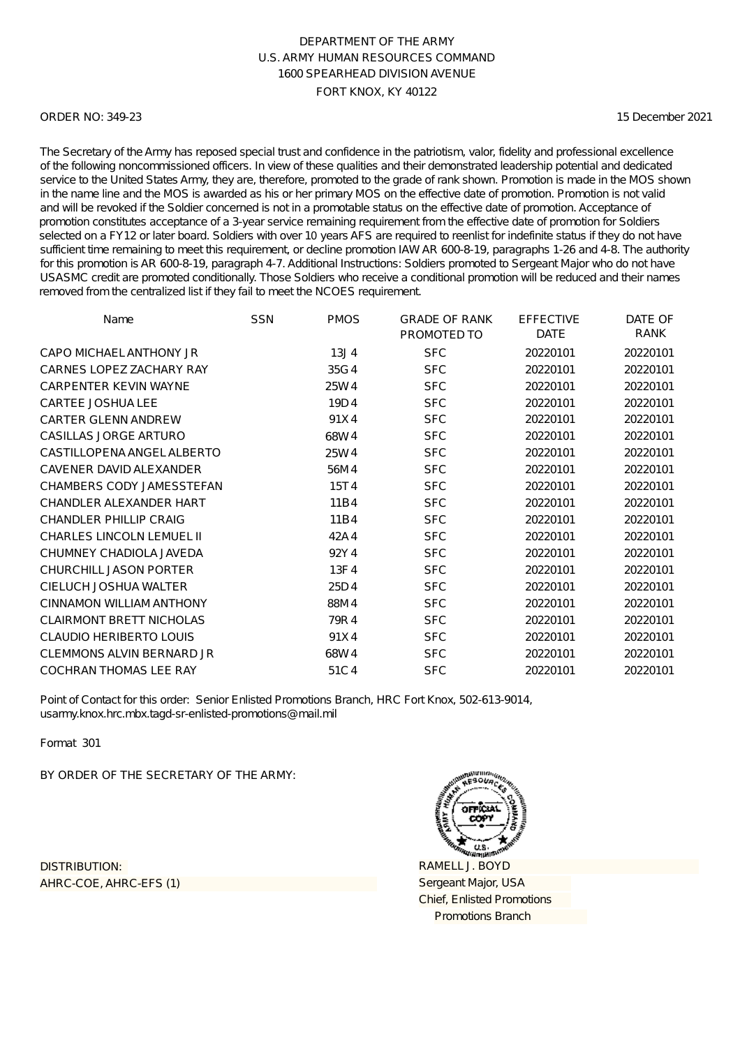DEPARTMENT OF THE ARMY
U.S. ARMY HUMAN RESOURCES COMMAND
1600 SPEARHEAD DIVISION AVENUE
FORT KNOX, KY 40122

ORDER NO: 349-23

15 December 2021

The Secretary of the Army has reposed special trust and confidence in the patriotism, valor, fidelity and professional excellence of the following noncommissioned officers. In view of these qualities and their demonstrated leadership potential and dedicated service to the United States Army, they are, therefore, promoted to the grade of rank shown. Promotion is made in the MOS shown in the name line and the MOS is awarded as his or her primary MOS on the effective date of promotion. Promotion is not valid and will be revoked if the Soldier concerned is not in a promotable status on the effective date of promotion. Acceptance of promotion constitutes acceptance of a 3-year service remaining requirement from the effective date of promotion for Soldiers selected on a FY12 or later board. Soldiers with over 10 years AFS are required to reenlist for indefinite status if they do not have sufficient time remaining to meet this requirement, or decline promotion IAW AR 600-8-19, paragraphs 1-26 and 4-8. The authority for this promotion is AR 600-8-19, paragraph 4-7. Additional Instructions: Soldiers promoted to Sergeant Major who do not have USASMC credit are promoted conditionally. Those Soldiers who receive a conditional promotion will be reduced and their names removed from the centralized list if they fail to meet the NCOES requirement.

| Name | SSN | PMOS | GRADE OF RANK PROMOTED TO | EFFECTIVE DATE | DATE OF RANK |
|---|---|---|---|---|---|
| CAPO MICHAEL ANTHONY JR | | 13J 4 | SFC | 20220101 | 20220101 |
| CARNES LOPEZ ZACHARY RAY | | 35G 4 | SFC | 20220101 | 20220101 |
| CARPENTER KEVIN WAYNE | | 25W 4 | SFC | 20220101 | 20220101 |
| CARTEE JOSHUA LEE | | 19D 4 | SFC | 20220101 | 20220101 |
| CARTER GLENN ANDREW | | 91X 4 | SFC | 20220101 | 20220101 |
| CASILLAS JORGE ARTURO | | 68W 4 | SFC | 20220101 | 20220101 |
| CASTILLOPENA ANGEL ALBERTO | | 25W 4 | SFC | 20220101 | 20220101 |
| CAVENER DAVID ALEXANDER | | 56M 4 | SFC | 20220101 | 20220101 |
| CHAMBERS CODY JAMESSTEFAN | | 15T 4 | SFC | 20220101 | 20220101 |
| CHANDLER ALEXANDER HART | | 11B 4 | SFC | 20220101 | 20220101 |
| CHANDLER PHILLIP CRAIG | | 11B 4 | SFC | 20220101 | 20220101 |
| CHARLES LINCOLN LEMUEL II | | 42A 4 | SFC | 20220101 | 20220101 |
| CHUMNEY CHADIOLA JAVEDA | | 92Y 4 | SFC | 20220101 | 20220101 |
| CHURCHILL JASON PORTER | | 13F 4 | SFC | 20220101 | 20220101 |
| CIELUCH JOSHUA WALTER | | 25D 4 | SFC | 20220101 | 20220101 |
| CINNAMON WILLIAM ANTHONY | | 88M 4 | SFC | 20220101 | 20220101 |
| CLAIRMONT BRETT NICHOLAS | | 79R 4 | SFC | 20220101 | 20220101 |
| CLAUDIO HERIBERTO LOUIS | | 91X 4 | SFC | 20220101 | 20220101 |
| CLEMMONS ALVIN BERNARD JR | | 68W 4 | SFC | 20220101 | 20220101 |
| COCHRAN THOMAS LEE RAY | | 51C 4 | SFC | 20220101 | 20220101 |

Point of Contact for this order: Senior Enlisted Promotions Branch, HRC Fort Knox, 502-613-9014, usarmy.knox.hrc.mbx.tagd-sr-enlisted-promotions@mail.mil

Format 301

BY ORDER OF THE SECRETARY OF THE ARMY:

DISTRIBUTION:
AHRC-COE, AHRC-EFS (1)

RAMELL J. BOYD
Sergeant Major, USA
Chief, Enlisted Promotions
Promotions Branch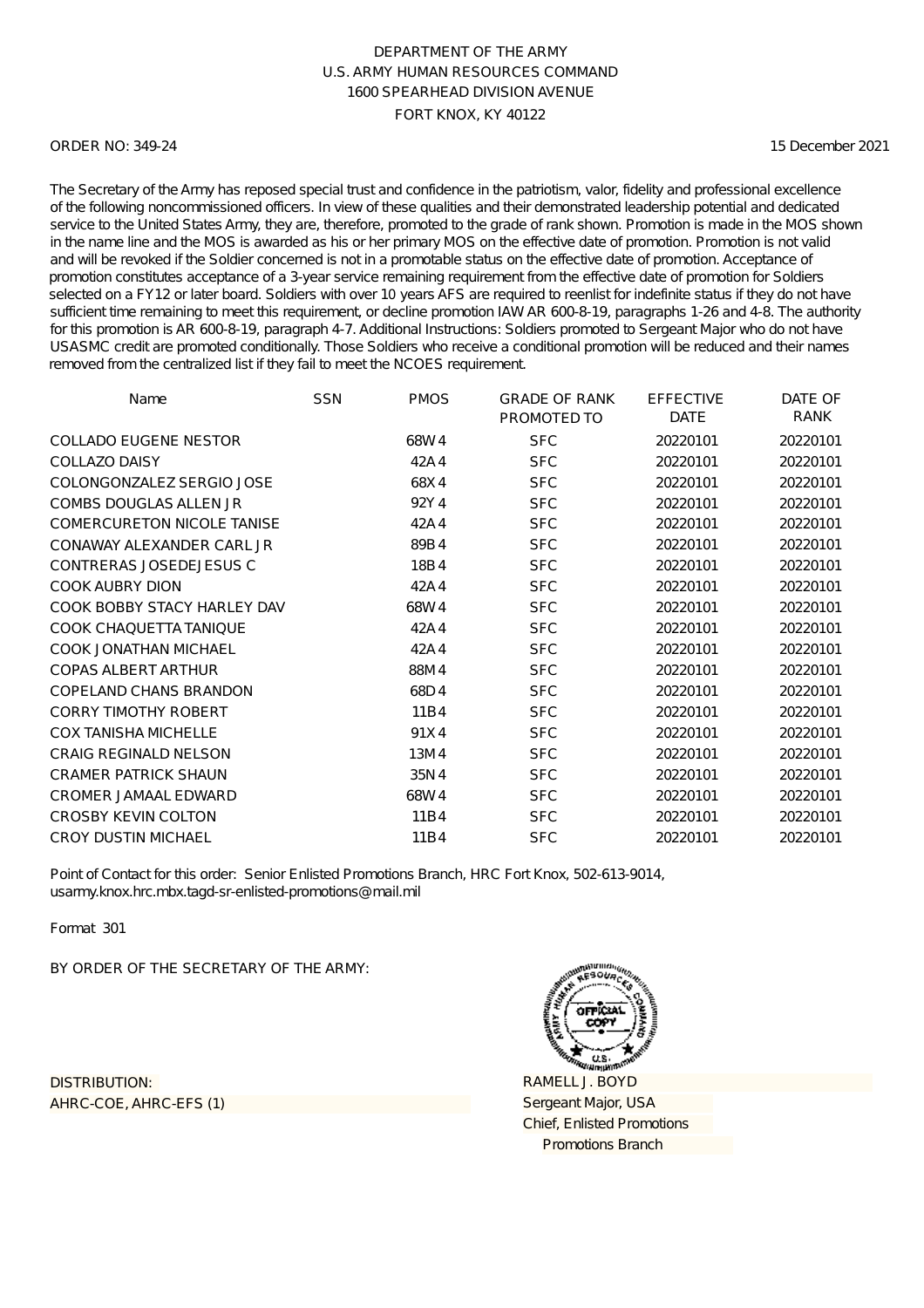DEPARTMENT OF THE ARMY
U.S. ARMY HUMAN RESOURCES COMMAND
1600 SPEARHEAD DIVISION AVENUE
FORT KNOX, KY 40122

ORDER NO: 349-24 15 December 2021

The Secretary of the Army has reposed special trust and confidence in the patriotism, valor, fidelity and professional excellence of the following noncommissioned officers. In view of these qualities and their demonstrated leadership potential and dedicated service to the United States Army, they are, therefore, promoted to the grade of rank shown. Promotion is made in the MOS shown in the name line and the MOS is awarded as his or her primary MOS on the effective date of promotion. Promotion is not valid and will be revoked if the Soldier concerned is not in a promotable status on the effective date of promotion. Acceptance of promotion constitutes acceptance of a 3-year service remaining requirement from the effective date of promotion for Soldiers selected on a FY12 or later board. Soldiers with over 10 years AFS are required to reenlist for indefinite status if they do not have sufficient time remaining to meet this requirement, or decline promotion IAW AR 600-8-19, paragraphs 1-26 and 4-8. The authority for this promotion is AR 600-8-19, paragraph 4-7. Additional Instructions: Soldiers promoted to Sergeant Major who do not have USASMC credit are promoted conditionally. Those Soldiers who receive a conditional promotion will be reduced and their names removed from the centralized list if they fail to meet the NCOES requirement.

| Name | SSN | PMOS | GRADE OF RANK PROMOTED TO | EFFECTIVE DATE | DATE OF RANK |
|---|---|---|---|---|---|
| COLLADO EUGENE NESTOR | | 68W4 | SFC | 20220101 | 20220101 |
| COLLAZO DAISY | | 42A4 | SFC | 20220101 | 20220101 |
| COLONGONZALEZ SERGIO JOSE | | 68X4 | SFC | 20220101 | 20220101 |
| COMBS DOUGLAS ALLEN JR | | 92Y4 | SFC | 20220101 | 20220101 |
| COMERCURETON NICOLE TANISE | | 42A4 | SFC | 20220101 | 20220101 |
| CONAWAY ALEXANDER CARL JR | | 89B4 | SFC | 20220101 | 20220101 |
| CONTRERAS JOSEDEJESUS C | | 18B4 | SFC | 20220101 | 20220101 |
| COOK AUBRY DION | | 42A4 | SFC | 20220101 | 20220101 |
| COOK BOBBY STACY HARLEY DAV | | 68W4 | SFC | 20220101 | 20220101 |
| COOK CHAQUETTA TANIQUE | | 42A4 | SFC | 20220101 | 20220101 |
| COOK JONATHAN MICHAEL | | 42A4 | SFC | 20220101 | 20220101 |
| COPAS ALBERT ARTHUR | | 88M4 | SFC | 20220101 | 20220101 |
| COPELAND CHANS BRANDON | | 68D4 | SFC | 20220101 | 20220101 |
| CORRY TIMOTHY ROBERT | | 11B4 | SFC | 20220101 | 20220101 |
| COX TANISHA MICHELLE | | 91X4 | SFC | 20220101 | 20220101 |
| CRAIG REGINALD NELSON | | 13M4 | SFC | 20220101 | 20220101 |
| CRAMER PATRICK SHAUN | | 35N4 | SFC | 20220101 | 20220101 |
| CROMER JAMAAL EDWARD | | 68W4 | SFC | 20220101 | 20220101 |
| CROSBY KEVIN COLTON | | 11B4 | SFC | 20220101 | 20220101 |
| CROY DUSTIN MICHAEL | | 11B4 | SFC | 20220101 | 20220101 |

Point of Contact for this order: Senior Enlisted Promotions Branch, HRC Fort Knox, 502-613-9014, usarmy.knox.hrc.mbx.tagd-sr-enlisted-promotions@mail.mil

Format 301

BY ORDER OF THE SECRETARY OF THE ARMY:

DISTRIBUTION:
AHRC-COE, AHRC-EFS (1)

RAMELL J. BOYD
Sergeant Major, USA
Chief, Enlisted Promotions
Promotions Branch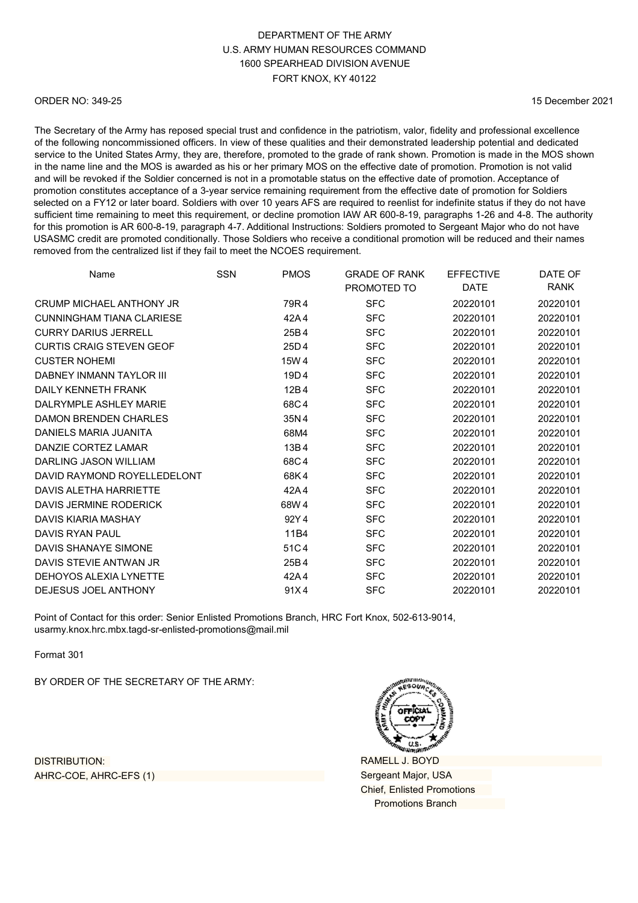DEPARTMENT OF THE ARMY
U.S. ARMY HUMAN RESOURCES COMMAND
1600 SPEARHEAD DIVISION AVENUE
FORT KNOX, KY 40122

ORDER NO: 349-25

15 December 2021

The Secretary of the Army has reposed special trust and confidence in the patriotism, valor, fidelity and professional excellence of the following noncommissioned officers. In view of these qualities and their demonstrated leadership potential and dedicated service to the United States Army, they are, therefore, promoted to the grade of rank shown. Promotion is made in the MOS shown in the name line and the MOS is awarded as his or her primary MOS on the effective date of promotion. Promotion is not valid and will be revoked if the Soldier concerned is not in a promotable status on the effective date of promotion. Acceptance of promotion constitutes acceptance of a 3-year service remaining requirement from the effective date of promotion for Soldiers selected on a FY12 or later board. Soldiers with over 10 years AFS are required to reenlist for indefinite status if they do not have sufficient time remaining to meet this requirement, or decline promotion IAW AR 600-8-19, paragraphs 1-26 and 4-8. The authority for this promotion is AR 600-8-19, paragraph 4-7. Additional Instructions: Soldiers promoted to Sergeant Major who do not have USASMC credit are promoted conditionally. Those Soldiers who receive a conditional promotion will be reduced and their names removed from the centralized list if they fail to meet the NCOES requirement.

| Name | SSN | PMOS | GRADE OF RANK PROMOTED TO | EFFECTIVE DATE | DATE OF RANK |
|---|---|---|---|---|---|
| CRUMP MICHAEL ANTHONY JR | | 79R4 | SFC | 20220101 | 20220101 |
| CUNNINGHAM TIANA CLARIESE | | 42A4 | SFC | 20220101 | 20220101 |
| CURRY DARIUS JERRELL | | 25B4 | SFC | 20220101 | 20220101 |
| CURTIS CRAIG STEVEN GEOF | | 25D4 | SFC | 20220101 | 20220101 |
| CUSTER NOHEMI | | 15W4 | SFC | 20220101 | 20220101 |
| DABNEY INMANN TAYLOR III | | 19D4 | SFC | 20220101 | 20220101 |
| DAILY KENNETH FRANK | | 12B4 | SFC | 20220101 | 20220101 |
| DALRYMPLE ASHLEY MARIE | | 68C4 | SFC | 20220101 | 20220101 |
| DAMON BRENDEN CHARLES | | 35N4 | SFC | 20220101 | 20220101 |
| DANIELS MARIA JUANITA | | 68M4 | SFC | 20220101 | 20220101 |
| DANZIE CORTEZ LAMAR | | 13B4 | SFC | 20220101 | 20220101 |
| DARLING JASON WILLIAM | | 68C4 | SFC | 20220101 | 20220101 |
| DAVID RAYMOND ROYELLEDELONT | | 68K4 | SFC | 20220101 | 20220101 |
| DAVIS ALETHA HARRIETTE | | 42A4 | SFC | 20220101 | 20220101 |
| DAVIS JERMINE RODERICK | | 68W4 | SFC | 20220101 | 20220101 |
| DAVIS KIARIA MASHAY | | 92Y4 | SFC | 20220101 | 20220101 |
| DAVIS RYAN PAUL | | 11B4 | SFC | 20220101 | 20220101 |
| DAVIS SHANAYE SIMONE | | 51C4 | SFC | 20220101 | 20220101 |
| DAVIS STEVIE ANTWAN JR | | 25B4 | SFC | 20220101 | 20220101 |
| DEHOYOS ALEXIA LYNETTE | | 42A4 | SFC | 20220101 | 20220101 |
| DEJESUS JOEL ANTHONY | | 91X4 | SFC | 20220101 | 20220101 |

Point of Contact for this order: Senior Enlisted Promotions Branch, HRC Fort Knox, 502-613-9014, usarmy.knox.hrc.mbx.tagd-sr-enlisted-promotions@mail.mil

Format 301

BY ORDER OF THE SECRETARY OF THE ARMY:

RAMELL J. BOYD
Sergeant Major, USA
Chief, Enlisted Promotions
Promotions Branch

DISTRIBUTION:
AHRC-COE, AHRC-EFS (1)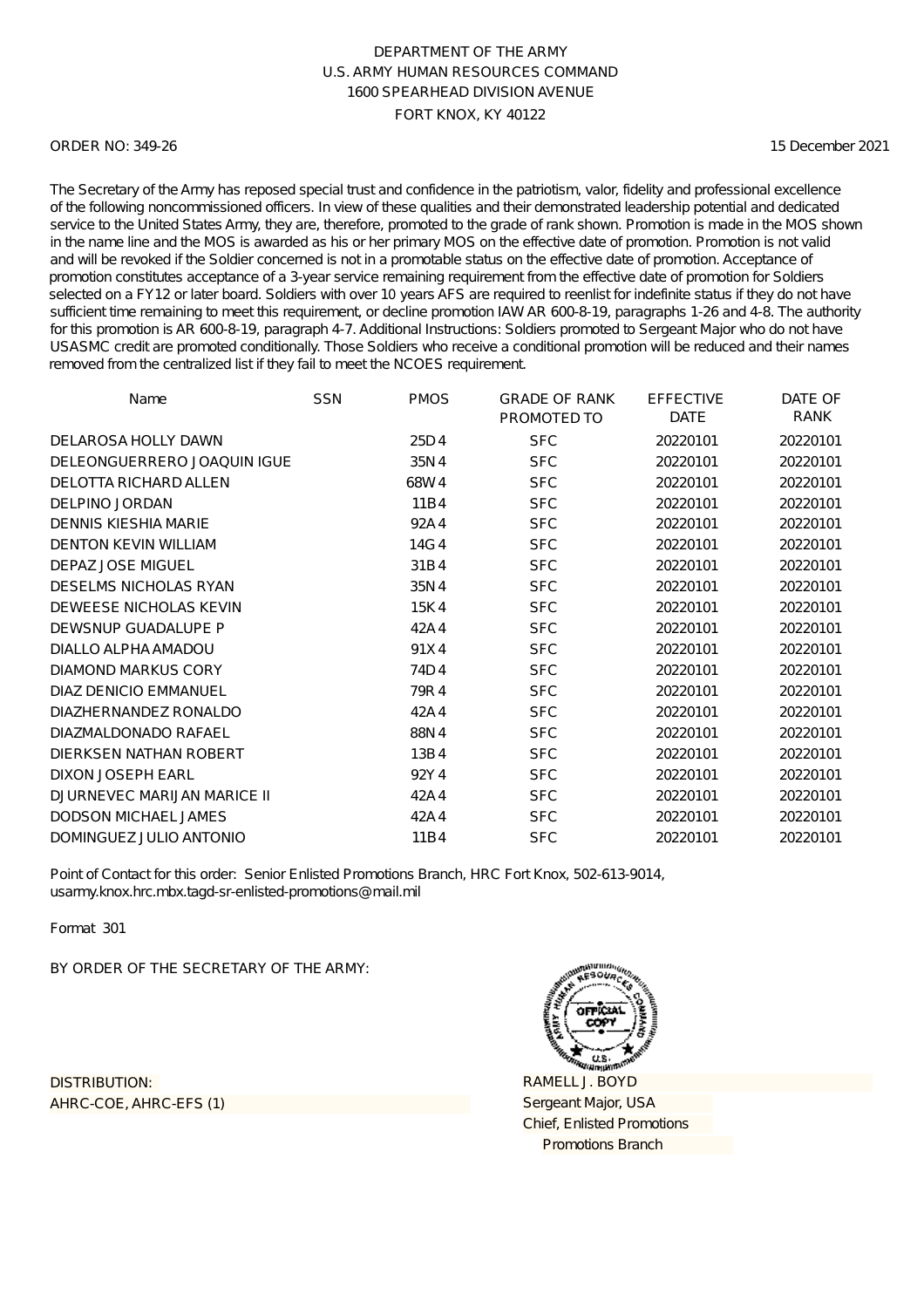DEPARTMENT OF THE ARMY
U.S. ARMY HUMAN RESOURCES COMMAND
1600 SPEARHEAD DIVISION AVENUE
FORT KNOX, KY 40122

ORDER NO: 349-26

15 December 2021

The Secretary of the Army has reposed special trust and confidence in the patriotism, valor, fidelity and professional excellence of the following noncommissioned officers. In view of these qualities and their demonstrated leadership potential and dedicated service to the United States Army, they are, therefore, promoted to the grade of rank shown. Promotion is made in the MOS shown in the name line and the MOS is awarded as his or her primary MOS on the effective date of promotion. Promotion is not valid and will be revoked if the Soldier concerned is not in a promotable status on the effective date of promotion. Acceptance of promotion constitutes acceptance of a 3-year service remaining requirement from the effective date of promotion for Soldiers selected on a FY12 or later board. Soldiers with over 10 years AFS are required to reenlist for indefinite status if they do not have sufficient time remaining to meet this requirement, or decline promotion IAW AR 600-8-19, paragraphs 1-26 and 4-8. The authority for this promotion is AR 600-8-19, paragraph 4-7. Additional Instructions: Soldiers promoted to Sergeant Major who do not have USASMC credit are promoted conditionally. Those Soldiers who receive a conditional promotion will be reduced and their names removed from the centralized list if they fail to meet the NCOES requirement.

| Name | SSN | PMOS | GRADE OF RANK PROMOTED TO | EFFECTIVE DATE | DATE OF RANK |
|---|---|---|---|---|---|
| DELAROSA HOLLY DAWN | | 25D4 | SFC | 20220101 | 20220101 |
| DELEONGUERRERO JOAQUIN IGUE | | 35N4 | SFC | 20220101 | 20220101 |
| DELOTTA RICHARD ALLEN | | 68W4 | SFC | 20220101 | 20220101 |
| DELPINO JORDAN | | 11B4 | SFC | 20220101 | 20220101 |
| DENNIS KIESHIA MARIE | | 92A4 | SFC | 20220101 | 20220101 |
| DENTON KEVIN WILLIAM | | 14G4 | SFC | 20220101 | 20220101 |
| DEPAZ JOSE MIGUEL | | 31B4 | SFC | 20220101 | 20220101 |
| DESELMS NICHOLAS RYAN | | 35N4 | SFC | 20220101 | 20220101 |
| DEWEESE NICHOLAS KEVIN | | 15K4 | SFC | 20220101 | 20220101 |
| DEWSNUP GUADALUPE P | | 42A4 | SFC | 20220101 | 20220101 |
| DIALLO ALPHA AMADOU | | 91X4 | SFC | 20220101 | 20220101 |
| DIAMOND MARKUS CORY | | 74D4 | SFC | 20220101 | 20220101 |
| DIAZ DENICIO EMMANUEL | | 79R4 | SFC | 20220101 | 20220101 |
| DIAZHERNANDEZ RONALDO | | 42A4 | SFC | 20220101 | 20220101 |
| DIAZMALDONADO RAFAEL | | 88N4 | SFC | 20220101 | 20220101 |
| DIERKSEN NATHAN ROBERT | | 13B4 | SFC | 20220101 | 20220101 |
| DIXON JOSEPH EARL | | 92Y4 | SFC | 20220101 | 20220101 |
| DJURNEVEC MARIJAN MARICE II | | 42A4 | SFC | 20220101 | 20220101 |
| DODSON MICHAEL JAMES | | 42A4 | SFC | 20220101 | 20220101 |
| DOMINGUEZ JULIO ANTONIO | | 11B4 | SFC | 20220101 | 20220101 |

Point of Contact for this order: Senior Enlisted Promotions Branch, HRC Fort Knox, 502-613-9014, usarmy.knox.hrc.mbx.tagd-sr-enlisted-promotions@mail.mil

Format 301

BY ORDER OF THE SECRETARY OF THE ARMY:

RAMELL J. BOYD
Sergeant Major, USA
Chief, Enlisted Promotions
Promotions Branch

DISTRIBUTION:
AHRC-COE, AHRC-EFS (1)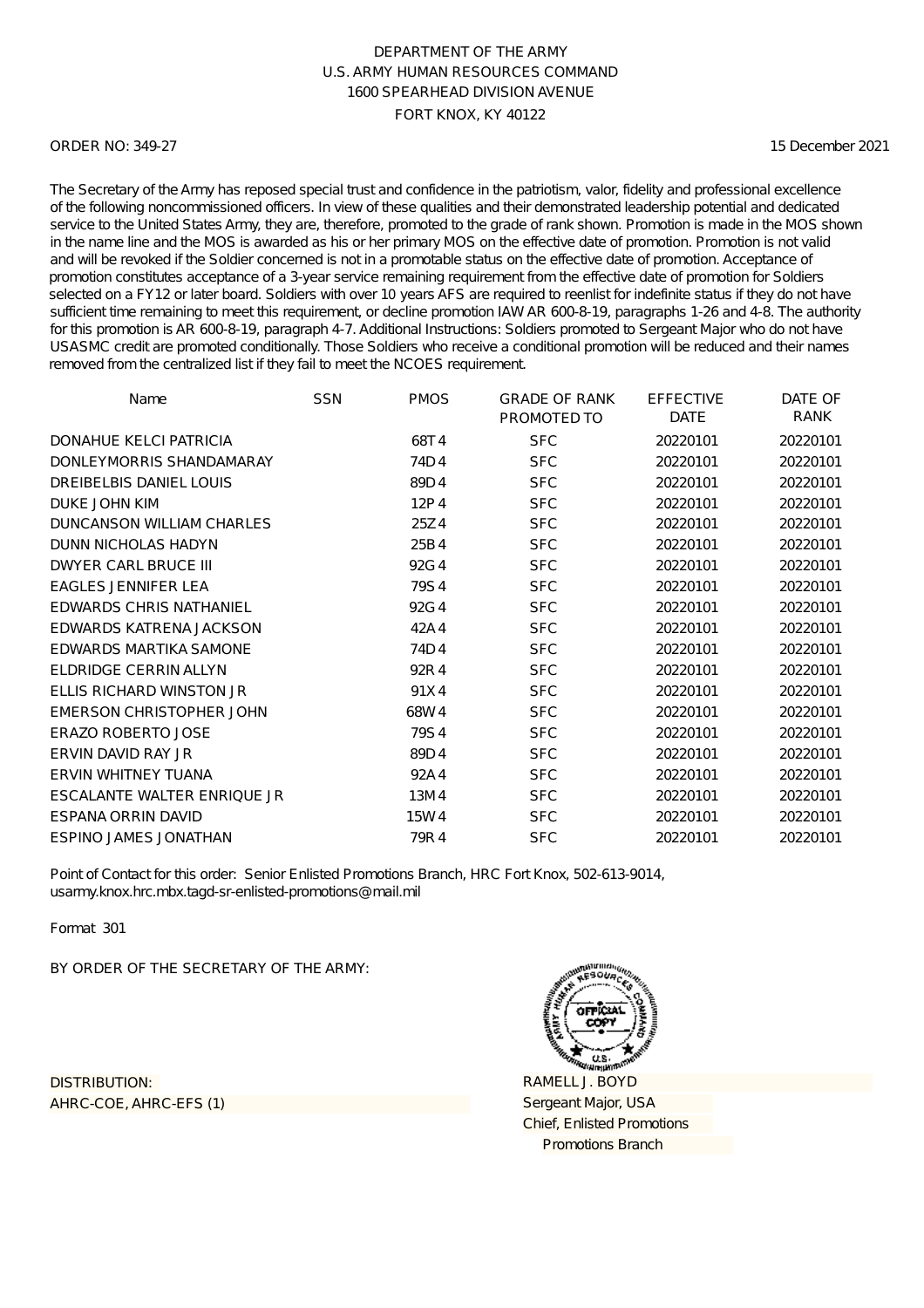DEPARTMENT OF THE ARMY
U.S. ARMY HUMAN RESOURCES COMMAND
1600 SPEARHEAD DIVISION AVENUE
FORT KNOX, KY 40122

ORDER NO: 349-27

15 December 2021

The Secretary of the Army has reposed special trust and confidence in the patriotism, valor, fidelity and professional excellence of the following noncommissioned officers. In view of these qualities and their demonstrated leadership potential and dedicated service to the United States Army, they are, therefore, promoted to the grade of rank shown. Promotion is made in the MOS shown in the name line and the MOS is awarded as his or her primary MOS on the effective date of promotion. Promotion is not valid and will be revoked if the Soldier concerned is not in a promotable status on the effective date of promotion. Acceptance of promotion constitutes acceptance of a 3-year service remaining requirement from the effective date of promotion for Soldiers selected on a FY12 or later board. Soldiers with over 10 years AFS are required to reenlist for indefinite status if they do not have sufficient time remaining to meet this requirement, or decline promotion IAW AR 600-8-19, paragraphs 1-26 and 4-8. The authority for this promotion is AR 600-8-19, paragraph 4-7. Additional Instructions: Soldiers promoted to Sergeant Major who do not have USASMC credit are promoted conditionally. Those Soldiers who receive a conditional promotion will be reduced and their names removed from the centralized list if they fail to meet the NCOES requirement.

| Name | SSN | PMOS | GRADE OF RANK PROMOTED TO | EFFECTIVE DATE | DATE OF RANK |
|---|---|---|---|---|---|
| DONAHUE KELCI PATRICIA | | 68T4 | SFC | 20220101 | 20220101 |
| DONLEYMORRIS SHANDAMARAY | | 74D4 | SFC | 20220101 | 20220101 |
| DREIBELBIS DANIEL LOUIS | | 89D4 | SFC | 20220101 | 20220101 |
| DUKE JOHN KIM | | 12P4 | SFC | 20220101 | 20220101 |
| DUNCANSON WILLIAM CHARLES | | 25Z4 | SFC | 20220101 | 20220101 |
| DUNN NICHOLAS HADYN | | 25B4 | SFC | 20220101 | 20220101 |
| DWYER CARL BRUCE III | | 92G4 | SFC | 20220101 | 20220101 |
| EAGLES JENNIFER LEA | | 79S4 | SFC | 20220101 | 20220101 |
| EDWARDS CHRIS NATHANIEL | | 92G4 | SFC | 20220101 | 20220101 |
| EDWARDS KATRENA JACKSON | | 42A4 | SFC | 20220101 | 20220101 |
| EDWARDS MARTIKA SAMONE | | 74D4 | SFC | 20220101 | 20220101 |
| ELDRIDGE CERRIN ALLYN | | 92R4 | SFC | 20220101 | 20220101 |
| ELLIS RICHARD WINSTON JR | | 91X4 | SFC | 20220101 | 20220101 |
| EMERSON CHRISTOPHER JOHN | | 68W4 | SFC | 20220101 | 20220101 |
| ERAZO ROBERTO JOSE | | 79S4 | SFC | 20220101 | 20220101 |
| ERVIN DAVID RAY JR | | 89D4 | SFC | 20220101 | 20220101 |
| ERVIN WHITNEY TUANA | | 92A4 | SFC | 20220101 | 20220101 |
| ESCALANTE WALTER ENRIQUE JR | | 13M4 | SFC | 20220101 | 20220101 |
| ESPANA ORRIN DAVID | | 15W4 | SFC | 20220101 | 20220101 |
| ESPINO JAMES JONATHAN | | 79R4 | SFC | 20220101 | 20220101 |

Point of Contact for this order: Senior Enlisted Promotions Branch, HRC Fort Knox, 502-613-9014, usarmy.knox.hrc.mbx.tagd-sr-enlisted-promotions@mail.mil

Format 301

BY ORDER OF THE SECRETARY OF THE ARMY:

DISTRIBUTION:
AHRC-COE, AHRC-EFS (1)

RAMELL J. BOYD
Sergeant Major, USA
Chief, Enlisted Promotions
Promotions Branch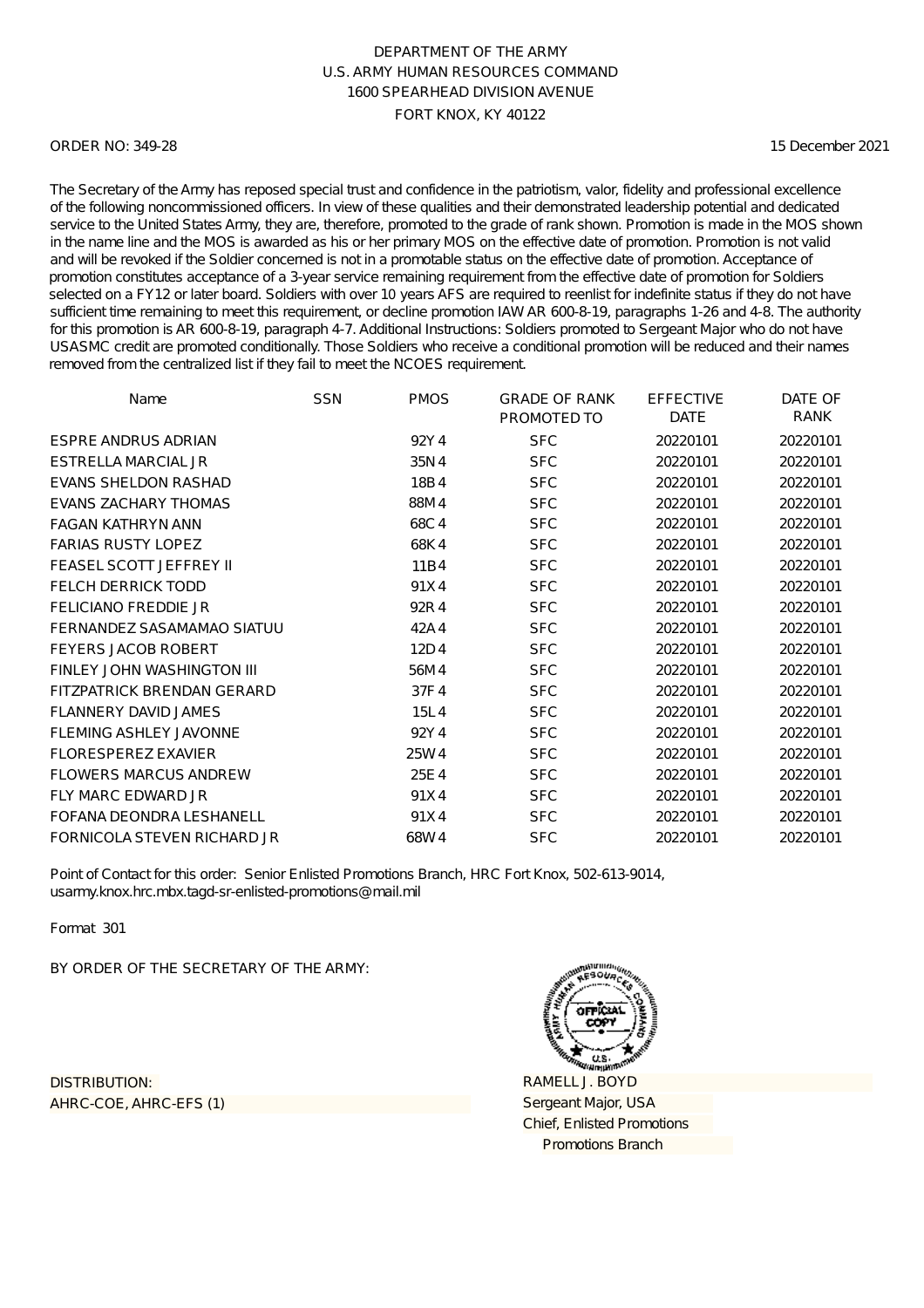DEPARTMENT OF THE ARMY
U.S. ARMY HUMAN RESOURCES COMMAND
1600 SPEARHEAD DIVISION AVENUE
FORT KNOX, KY 40122

ORDER NO: 349-28

15 December 2021

The Secretary of the Army has reposed special trust and confidence in the patriotism, valor, fidelity and professional excellence of the following noncommissioned officers. In view of these qualities and their demonstrated leadership potential and dedicated service to the United States Army, they are, therefore, promoted to the grade of rank shown. Promotion is made in the MOS shown in the name line and the MOS is awarded as his or her primary MOS on the effective date of promotion. Promotion is not valid and will be revoked if the Soldier concerned is not in a promotable status on the effective date of promotion. Acceptance of promotion constitutes acceptance of a 3-year service remaining requirement from the effective date of promotion for Soldiers selected on a FY12 or later board. Soldiers with over 10 years AFS are required to reenlist for indefinite status if they do not have sufficient time remaining to meet this requirement, or decline promotion IAW AR 600-8-19, paragraphs 1-26 and 4-8. The authority for this promotion is AR 600-8-19, paragraph 4-7. Additional Instructions: Soldiers promoted to Sergeant Major who do not have USASMC credit are promoted conditionally. Those Soldiers who receive a conditional promotion will be reduced and their names removed from the centralized list if they fail to meet the NCOES requirement.

| Name | SSN | PMOS | GRADE OF RANK PROMOTED TO | EFFECTIVE DATE | DATE OF RANK |
|---|---|---|---|---|---|
| ESPRE ANDRUS ADRIAN | | 92Y 4 | SFC | 20220101 | 20220101 |
| ESTRELLA MARCIAL JR | | 35N 4 | SFC | 20220101 | 20220101 |
| EVANS SHELDON RASHAD | | 18B 4 | SFC | 20220101 | 20220101 |
| EVANS ZACHARY THOMAS | | 88M 4 | SFC | 20220101 | 20220101 |
| FAGAN KATHRYN ANN | | 68C 4 | SFC | 20220101 | 20220101 |
| FARIAS RUSTY LOPEZ | | 68K 4 | SFC | 20220101 | 20220101 |
| FEASEL SCOTT JEFFREY II | | 11B 4 | SFC | 20220101 | 20220101 |
| FELCH DERRICK TODD | | 91X 4 | SFC | 20220101 | 20220101 |
| FELICIANO FREDDIE JR | | 92R 4 | SFC | 20220101 | 20220101 |
| FERNANDEZ SASAMAMAO SIATUU | | 42A 4 | SFC | 20220101 | 20220101 |
| FEYERS JACOB ROBERT | | 12D 4 | SFC | 20220101 | 20220101 |
| FINLEY JOHN WASHINGTON III | | 56M 4 | SFC | 20220101 | 20220101 |
| FITZPATRICK BRENDAN GERARD | | 37F 4 | SFC | 20220101 | 20220101 |
| FLANNERY DAVID JAMES | | 15L 4 | SFC | 20220101 | 20220101 |
| FLEMING ASHLEY JAVONNE | | 92Y 4 | SFC | 20220101 | 20220101 |
| FLORESPEREZ EXAVIER | | 25W 4 | SFC | 20220101 | 20220101 |
| FLOWERS MARCUS ANDREW | | 25E 4 | SFC | 20220101 | 20220101 |
| FLY MARC EDWARD JR | | 91X 4 | SFC | 20220101 | 20220101 |
| FOFANA DEONDRA LESHANELL | | 91X 4 | SFC | 20220101 | 20220101 |
| FORNICOLA STEVEN RICHARD JR | | 68W 4 | SFC | 20220101 | 20220101 |

Point of Contact for this order: Senior Enlisted Promotions Branch, HRC Fort Knox, 502-613-9014, usarmy.knox.hrc.mbx.tagd-sr-enlisted-promotions@mail.mil

Format 301

BY ORDER OF THE SECRETARY OF THE ARMY:

DISTRIBUTION:
AHRC-COE, AHRC-EFS (1)

RAMELL J. BOYD
Sergeant Major, USA
Chief, Enlisted Promotions
Promotions Branch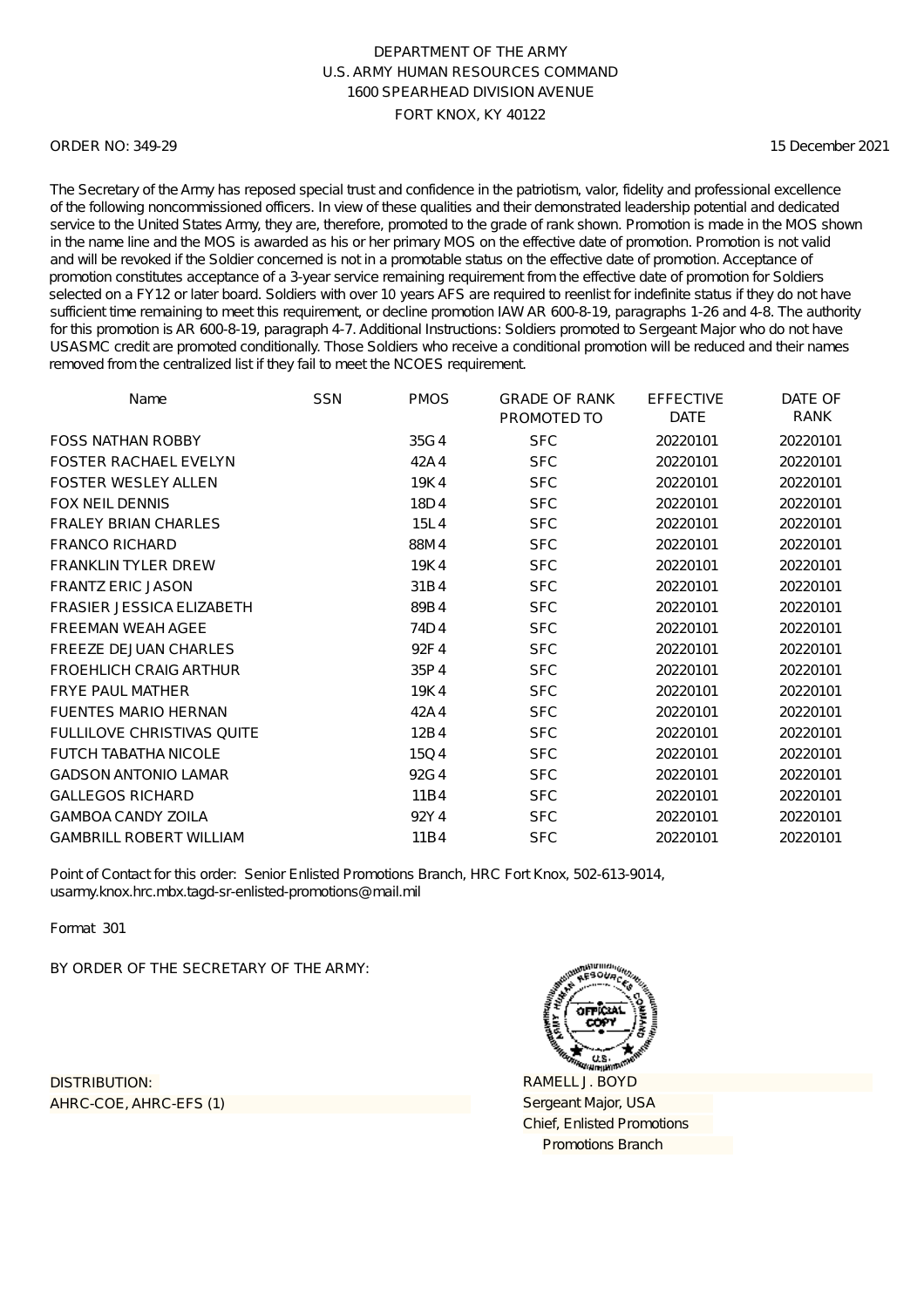DEPARTMENT OF THE ARMY
U.S. ARMY HUMAN RESOURCES COMMAND
1600 SPEARHEAD DIVISION AVENUE
FORT KNOX, KY 40122

ORDER NO: 349-29

15 December 2021

The Secretary of the Army has reposed special trust and confidence in the patriotism, valor, fidelity and professional excellence of the following noncommissioned officers. In view of these qualities and their demonstrated leadership potential and dedicated service to the United States Army, they are, therefore, promoted to the grade of rank shown. Promotion is made in the MOS shown in the name line and the MOS is awarded as his or her primary MOS on the effective date of promotion. Promotion is not valid and will be revoked if the Soldier concerned is not in a promotable status on the effective date of promotion. Acceptance of promotion constitutes acceptance of a 3-year service remaining requirement from the effective date of promotion for Soldiers selected on a FY12 or later board. Soldiers with over 10 years AFS are required to reenlist for indefinite status if they do not have sufficient time remaining to meet this requirement, or decline promotion IAW AR 600-8-19, paragraphs 1-26 and 4-8. The authority for this promotion is AR 600-8-19, paragraph 4-7. Additional Instructions: Soldiers promoted to Sergeant Major who do not have USASMC credit are promoted conditionally. Those Soldiers who receive a conditional promotion will be reduced and their names removed from the centralized list if they fail to meet the NCOES requirement.

| Name | SSN | PMOS | GRADE OF RANK PROMOTED TO | EFFECTIVE DATE | DATE OF RANK |
|---|---|---|---|---|---|
| FOSS NATHAN ROBBY | | 35G4 | SFC | 20220101 | 20220101 |
| FOSTER RACHAEL EVELYN | | 42A4 | SFC | 20220101 | 20220101 |
| FOSTER WESLEY ALLEN | | 19K4 | SFC | 20220101 | 20220101 |
| FOX NEIL DENNIS | | 18D4 | SFC | 20220101 | 20220101 |
| FRALEY BRIAN CHARLES | | 15L4 | SFC | 20220101 | 20220101 |
| FRANCO RICHARD | | 88M4 | SFC | 20220101 | 20220101 |
| FRANKLIN TYLER DREW | | 19K4 | SFC | 20220101 | 20220101 |
| FRANTZ ERIC JASON | | 31B4 | SFC | 20220101 | 20220101 |
| FRASIER JESSICA ELIZABETH | | 89B4 | SFC | 20220101 | 20220101 |
| FREEMAN WEAH AGEE | | 74D4 | SFC | 20220101 | 20220101 |
| FREEZE DEJUAN CHARLES | | 92F4 | SFC | 20220101 | 20220101 |
| FROEHLICH CRAIG ARTHUR | | 35P4 | SFC | 20220101 | 20220101 |
| FRYE PAUL MATHER | | 19K4 | SFC | 20220101 | 20220101 |
| FUENTES MARIO HERNAN | | 42A4 | SFC | 20220101 | 20220101 |
| FULLILOVE CHRISTIVAS QUITE | | 12B4 | SFC | 20220101 | 20220101 |
| FUTCH TABATHA NICOLE | | 15Q4 | SFC | 20220101 | 20220101 |
| GADSON ANTONIO LAMAR | | 92G4 | SFC | 20220101 | 20220101 |
| GALLEGOS RICHARD | | 11B4 | SFC | 20220101 | 20220101 |
| GAMBOA CANDY ZOILA | | 92Y4 | SFC | 20220101 | 20220101 |
| GAMBRILL ROBERT WILLIAM | | 11B4 | SFC | 20220101 | 20220101 |

Point of Contact for this order: Senior Enlisted Promotions Branch, HRC Fort Knox, 502-613-9014, usarmy.knox.hrc.mbx.tagd-sr-enlisted-promotions@mail.mil

Format 301

BY ORDER OF THE SECRETARY OF THE ARMY:

DISTRIBUTION:
AHRC-COE, AHRC-EFS (1)

RAMELL J. BOYD
Sergeant Major, USA
Chief, Enlisted Promotions
Promotions Branch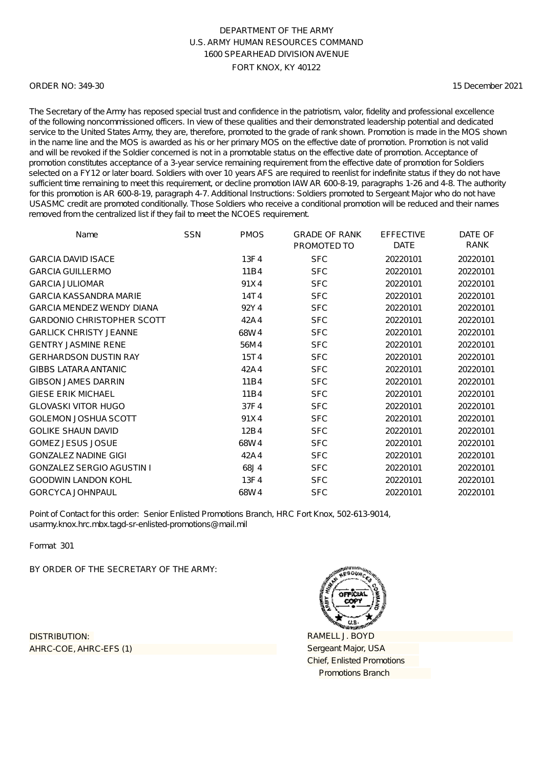DEPARTMENT OF THE ARMY
U.S. ARMY HUMAN RESOURCES COMMAND
1600 SPEARHEAD DIVISION AVENUE
FORT KNOX, KY 40122

ORDER NO: 349-30

15 December 2021

The Secretary of the Army has reposed special trust and confidence in the patriotism, valor, fidelity and professional excellence of the following noncommissioned officers. In view of these qualities and their demonstrated leadership potential and dedicated service to the United States Army, they are, therefore, promoted to the grade of rank shown. Promotion is made in the MOS shown in the name line and the MOS is awarded as his or her primary MOS on the effective date of promotion. Promotion is not valid and will be revoked if the Soldier concerned is not in a promotable status on the effective date of promotion. Acceptance of promotion constitutes acceptance of a 3-year service remaining requirement from the effective date of promotion for Soldiers selected on a FY12 or later board. Soldiers with over 10 years AFS are required to reenlist for indefinite status if they do not have sufficient time remaining to meet this requirement, or decline promotion IAW AR 600-8-19, paragraphs 1-26 and 4-8. The authority for this promotion is AR 600-8-19, paragraph 4-7. Additional Instructions: Soldiers promoted to Sergeant Major who do not have USASMC credit are promoted conditionally. Those Soldiers who receive a conditional promotion will be reduced and their names removed from the centralized list if they fail to meet the NCOES requirement.

| Name | SSN | PMOS | GRADE OF RANK PROMOTED TO | EFFECTIVE DATE | DATE OF RANK |
|---|---|---|---|---|---|
| GARCIA DAVID ISACE | | 13F4 | SFC | 20220101 | 20220101 |
| GARCIA GUILLERMO | | 11B4 | SFC | 20220101 | 20220101 |
| GARCIA JULIOMAR | | 91X4 | SFC | 20220101 | 20220101 |
| GARCIA KASSANDRA MARIE | | 14T4 | SFC | 20220101 | 20220101 |
| GARCIA MENDEZ WENDY DIANA | | 92Y4 | SFC | 20220101 | 20220101 |
| GARDONIO CHRISTOPHER SCOTT | | 42A4 | SFC | 20220101 | 20220101 |
| GARLICK CHRISTY JEANNE | | 68W4 | SFC | 20220101 | 20220101 |
| GENTRY JASMINE RENE | | 56M4 | SFC | 20220101 | 20220101 |
| GERHARDSON DUSTIN RAY | | 15T4 | SFC | 20220101 | 20220101 |
| GIBBS LATARA ANTANIC | | 42A4 | SFC | 20220101 | 20220101 |
| GIBSON JAMES DARRIN | | 11B4 | SFC | 20220101 | 20220101 |
| GIESE ERIK MICHAEL | | 11B4 | SFC | 20220101 | 20220101 |
| GLOVASKI VITOR HUGO | | 37F4 | SFC | 20220101 | 20220101 |
| GOLEMON JOSHUA SCOTT | | 91X4 | SFC | 20220101 | 20220101 |
| GOLIKE SHAUN DAVID | | 12B4 | SFC | 20220101 | 20220101 |
| GOMEZ JESUS JOSUE | | 68W4 | SFC | 20220101 | 20220101 |
| GONZALEZ NADINE GIGI | | 42A4 | SFC | 20220101 | 20220101 |
| GONZALEZ SERGIO AGUSTIN I | | 68J4 | SFC | 20220101 | 20220101 |
| GOODWIN LANDON KOHL | | 13F4 | SFC | 20220101 | 20220101 |
| GORCYCA JOHNPAUL | | 68W4 | SFC | 20220101 | 20220101 |

Point of Contact for this order: Senior Enlisted Promotions Branch, HRC Fort Knox, 502-613-9014, usarmy.knox.hrc.mbx.tagd-sr-enlisted-promotions@mail.mil

Format 301

BY ORDER OF THE SECRETARY OF THE ARMY:

DISTRIBUTION:
AHRC-COE, AHRC-EFS (1)

RAMELL J. BOYD
Sergeant Major, USA
Chief, Enlisted Promotions
Promotions Branch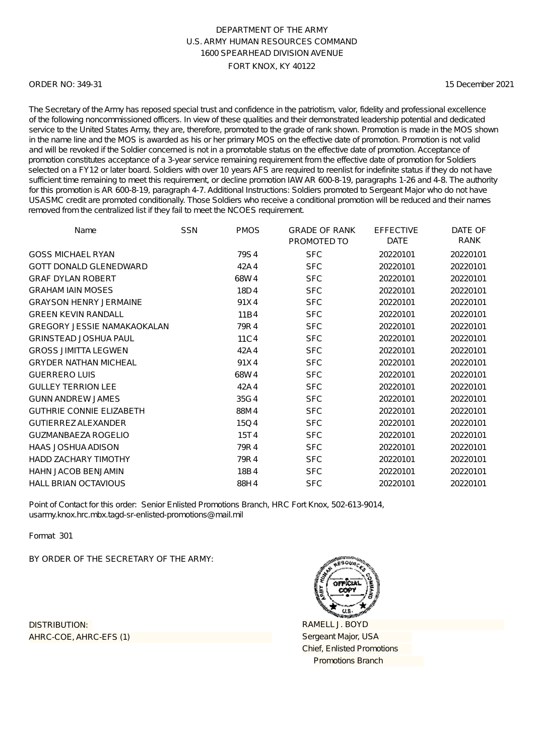DEPARTMENT OF THE ARMY
U.S. ARMY HUMAN RESOURCES COMMAND
1600 SPEARHEAD DIVISION AVENUE
FORT KNOX, KY 40122

ORDER NO: 349-31 15 December 2021

The Secretary of the Army has reposed special trust and confidence in the patriotism, valor, fidelity and professional excellence of the following noncommissioned officers. In view of these qualities and their demonstrated leadership potential and dedicated service to the United States Army, they are, therefore, promoted to the grade of rank shown. Promotion is made in the MOS shown in the name line and the MOS is awarded as his or her primary MOS on the effective date of promotion. Promotion is not valid and will be revoked if the Soldier concerned is not in a promotable status on the effective date of promotion. Acceptance of promotion constitutes acceptance of a 3-year service remaining requirement from the effective date of promotion for Soldiers selected on a FY12 or later board. Soldiers with over 10 years AFS are required to reenlist for indefinite status if they do not have sufficient time remaining to meet this requirement, or decline promotion IAW AR 600-8-19, paragraphs 1-26 and 4-8. The authority for this promotion is AR 600-8-19, paragraph 4-7. Additional Instructions: Soldiers promoted to Sergeant Major who do not have USASMC credit are promoted conditionally. Those Soldiers who receive a conditional promotion will be reduced and their names removed from the centralized list if they fail to meet the NCOES requirement.

| Name | SSN | PMOS | GRADE OF RANK PROMOTED TO | EFFECTIVE DATE | DATE OF RANK |
|---|---|---|---|---|---|
| GOSS MICHAEL RYAN | | 79S4 | SFC | 20220101 | 20220101 |
| GOTT DONALD GLENEDWARD | | 42A4 | SFC | 20220101 | 20220101 |
| GRAF DYLAN ROBERT | | 68W4 | SFC | 20220101 | 20220101 |
| GRAHAM IAIN MOSES | | 18D4 | SFC | 20220101 | 20220101 |
| GRAYSON HENRY JERMAINE | | 91X4 | SFC | 20220101 | 20220101 |
| GREEN KEVIN RANDALL | | 11B4 | SFC | 20220101 | 20220101 |
| GREGORY JESSIE NAMAKAOKALAN | | 79R4 | SFC | 20220101 | 20220101 |
| GRINSTEAD JOSHUA PAUL | | 11C4 | SFC | 20220101 | 20220101 |
| GROSS JIMITTA LEGWEN | | 42A4 | SFC | 20220101 | 20220101 |
| GRYDER NATHAN MICHEAL | | 91X4 | SFC | 20220101 | 20220101 |
| GUERRERO LUIS | | 68W4 | SFC | 20220101 | 20220101 |
| GULLEY TERRION LEE | | 42A4 | SFC | 20220101 | 20220101 |
| GUNN ANDREW JAMES | | 35G4 | SFC | 20220101 | 20220101 |
| GUTHRIE CONNIE ELIZABETH | | 88M4 | SFC | 20220101 | 20220101 |
| GUTIERREZ ALEXANDER | | 15Q4 | SFC | 20220101 | 20220101 |
| GUZMANBAEZA ROGELIO | | 15T4 | SFC | 20220101 | 20220101 |
| HAAS JOSHUA ADISON | | 79R4 | SFC | 20220101 | 20220101 |
| HADD ZACHARY TIMOTHY | | 79R4 | SFC | 20220101 | 20220101 |
| HAHN JACOB BENJAMIN | | 18B4 | SFC | 20220101 | 20220101 |
| HALL BRIAN OCTAVIOUS | | 88H4 | SFC | 20220101 | 20220101 |

Point of Contact for this order: Senior Enlisted Promotions Branch, HRC Fort Knox, 502-613-9014, usarmy.knox.hrc.mbx.tagd-sr-enlisted-promotions@mail.mil

Format 301

BY ORDER OF THE SECRETARY OF THE ARMY:

DISTRIBUTION:
AHRC-COE, AHRC-EFS (1)

RAMELL J. BOYD
Sergeant Major, USA
Chief, Enlisted Promotions
Promotions Branch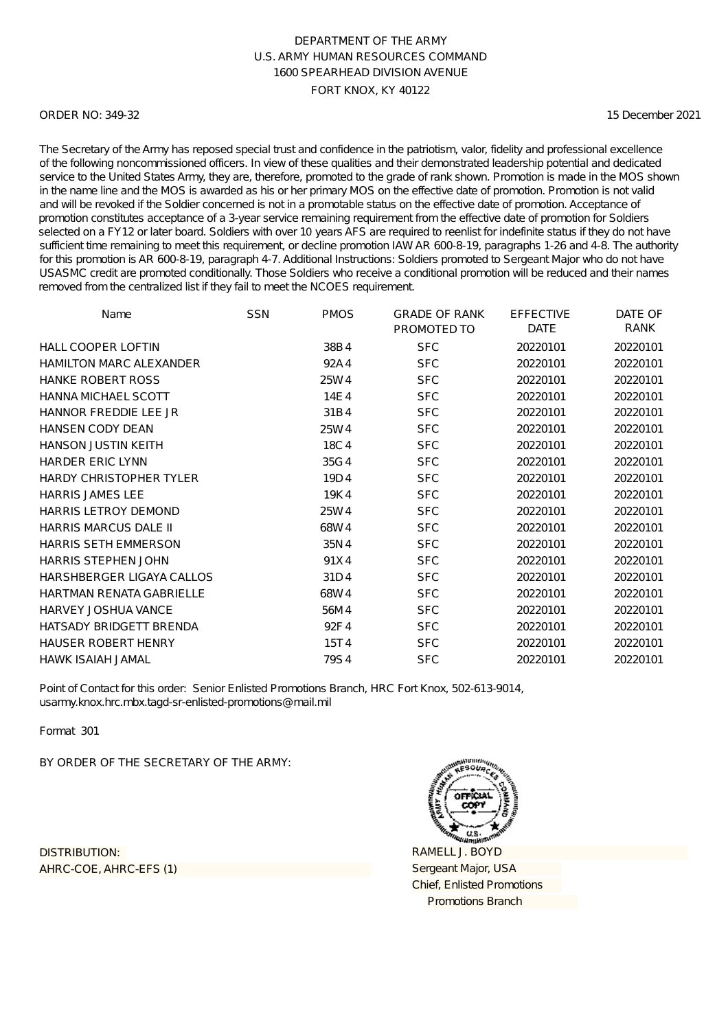DEPARTMENT OF THE ARMY
U.S. ARMY HUMAN RESOURCES COMMAND
1600 SPEARHEAD DIVISION AVENUE
FORT KNOX, KY 40122

ORDER NO: 349-32

15 December 2021

The Secretary of the Army has reposed special trust and confidence in the patriotism, valor, fidelity and professional excellence of the following noncommissioned officers. In view of these qualities and their demonstrated leadership potential and dedicated service to the United States Army, they are, therefore, promoted to the grade of rank shown. Promotion is made in the MOS shown in the name line and the MOS is awarded as his or her primary MOS on the effective date of promotion. Promotion is not valid and will be revoked if the Soldier concerned is not in a promotable status on the effective date of promotion. Acceptance of promotion constitutes acceptance of a 3-year service remaining requirement from the effective date of promotion for Soldiers selected on a FY12 or later board. Soldiers with over 10 years AFS are required to reenlist for indefinite status if they do not have sufficient time remaining to meet this requirement, or decline promotion IAW AR 600-8-19, paragraphs 1-26 and 4-8. The authority for this promotion is AR 600-8-19, paragraph 4-7. Additional Instructions: Soldiers promoted to Sergeant Major who do not have USASMC credit are promoted conditionally. Those Soldiers who receive a conditional promotion will be reduced and their names removed from the centralized list if they fail to meet the NCOES requirement.

| Name | SSN | PMOS | GRADE OF RANK PROMOTED TO | EFFECTIVE DATE | DATE OF RANK |
|---|---|---|---|---|---|
| HALL COOPER LOFTIN | | 38B4 | SFC | 20220101 | 20220101 |
| HAMILTON MARC ALEXANDER | | 92A4 | SFC | 20220101 | 20220101 |
| HANKE ROBERT ROSS | | 25W4 | SFC | 20220101 | 20220101 |
| HANNA MICHAEL SCOTT | | 14E4 | SFC | 20220101 | 20220101 |
| HANNOR FREDDIE LEE JR | | 31B4 | SFC | 20220101 | 20220101 |
| HANSEN CODY DEAN | | 25W4 | SFC | 20220101 | 20220101 |
| HANSON JUSTIN KEITH | | 18C4 | SFC | 20220101 | 20220101 |
| HARDER ERIC LYNN | | 35G4 | SFC | 20220101 | 20220101 |
| HARDY CHRISTOPHER TYLER | | 19D4 | SFC | 20220101 | 20220101 |
| HARRIS JAMES LEE | | 19K4 | SFC | 20220101 | 20220101 |
| HARRIS LETROY DEMOND | | 25W4 | SFC | 20220101 | 20220101 |
| HARRIS MARCUS DALE II | | 68W4 | SFC | 20220101 | 20220101 |
| HARRIS SETH EMMERSON | | 35N4 | SFC | 20220101 | 20220101 |
| HARRIS STEPHEN JOHN | | 91X4 | SFC | 20220101 | 20220101 |
| HARSHBERGER LIGAYA CALLOS | | 31D4 | SFC | 20220101 | 20220101 |
| HARTMAN RENATA GABRIELLE | | 68W4 | SFC | 20220101 | 20220101 |
| HARVEY JOSHUA VANCE | | 56M4 | SFC | 20220101 | 20220101 |
| HATSADY BRIDGETT BRENDA | | 92F4 | SFC | 20220101 | 20220101 |
| HAUSER ROBERT HENRY | | 15T4 | SFC | 20220101 | 20220101 |
| HAWK ISAIAH JAMAL | | 79S4 | SFC | 20220101 | 20220101 |

Point of Contact for this order: Senior Enlisted Promotions Branch, HRC Fort Knox, 502-613-9014, usarmy.knox.hrc.mbx.tagd-sr-enlisted-promotions@mail.mil

Format 301

BY ORDER OF THE SECRETARY OF THE ARMY:

RAMELL J. BOYD
Sergeant Major, USA
Chief, Enlisted Promotions
Promotions Branch

DISTRIBUTION:
AHRC-COE, AHRC-EFS (1)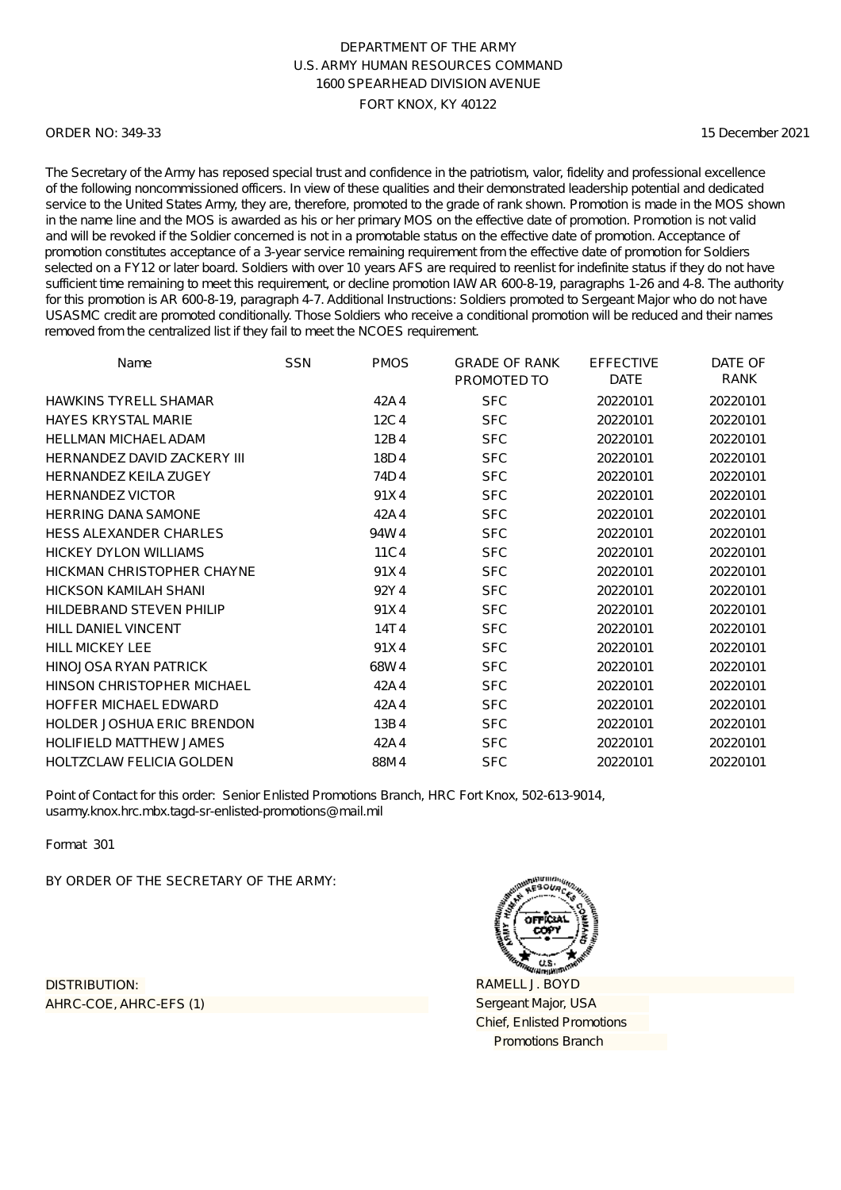DEPARTMENT OF THE ARMY
U.S. ARMY HUMAN RESOURCES COMMAND
1600 SPEARHEAD DIVISION AVENUE
FORT KNOX, KY 40122

ORDER NO: 349-33

15 December 2021

The Secretary of the Army has reposed special trust and confidence in the patriotism, valor, fidelity and professional excellence of the following noncommissioned officers. In view of these qualities and their demonstrated leadership potential and dedicated service to the United States Army, they are, therefore, promoted to the grade of rank shown. Promotion is made in the MOS shown in the name line and the MOS is awarded as his or her primary MOS on the effective date of promotion. Promotion is not valid and will be revoked if the Soldier concerned is not in a promotable status on the effective date of promotion. Acceptance of promotion constitutes acceptance of a 3-year service remaining requirement from the effective date of promotion for Soldiers selected on a FY12 or later board. Soldiers with over 10 years AFS are required to reenlist for indefinite status if they do not have sufficient time remaining to meet this requirement, or decline promotion IAW AR 600-8-19, paragraphs 1-26 and 4-8. The authority for this promotion is AR 600-8-19, paragraph 4-7. Additional Instructions: Soldiers promoted to Sergeant Major who do not have USASMC credit are promoted conditionally. Those Soldiers who receive a conditional promotion will be reduced and their names removed from the centralized list if they fail to meet the NCOES requirement.

| Name | SSN | PMOS | GRADE OF RANK PROMOTED TO | EFFECTIVE DATE | DATE OF RANK |
|---|---|---|---|---|---|
| HAWKINS TYRELL SHAMAR | | 42A4 | SFC | 20220101 | 20220101 |
| HAYES KRYSTAL MARIE | | 12C4 | SFC | 20220101 | 20220101 |
| HELLMAN MICHAEL ADAM | | 12B4 | SFC | 20220101 | 20220101 |
| HERNANDEZ DAVID ZACKERY III | | 18D4 | SFC | 20220101 | 20220101 |
| HERNANDEZ KEILA ZUGEY | | 74D4 | SFC | 20220101 | 20220101 |
| HERNANDEZ VICTOR | | 91X4 | SFC | 20220101 | 20220101 |
| HERRING DANA SAMONE | | 42A4 | SFC | 20220101 | 20220101 |
| HESS ALEXANDER CHARLES | | 94W4 | SFC | 20220101 | 20220101 |
| HICKEY DYLON WILLIAMS | | 11C4 | SFC | 20220101 | 20220101 |
| HICKMAN CHRISTOPHER CHAYNE | | 91X4 | SFC | 20220101 | 20220101 |
| HICKSON KAMILAH SHANI | | 92Y4 | SFC | 20220101 | 20220101 |
| HILDEBRAND STEVEN PHILIP | | 91X4 | SFC | 20220101 | 20220101 |
| HILL DANIEL VINCENT | | 14T4 | SFC | 20220101 | 20220101 |
| HILL MICKEY LEE | | 91X4 | SFC | 20220101 | 20220101 |
| HINOJOSA RYAN PATRICK | | 68W4 | SFC | 20220101 | 20220101 |
| HINSON CHRISTOPHER MICHAEL | | 42A4 | SFC | 20220101 | 20220101 |
| HOFFER MICHAEL EDWARD | | 42A4 | SFC | 20220101 | 20220101 |
| HOLDER JOSHUA ERIC BRENDON | | 13B4 | SFC | 20220101 | 20220101 |
| HOLIFIELD MATTHEW JAMES | | 42A4 | SFC | 20220101 | 20220101 |
| HOLTZCLAW FELICIA GOLDEN | | 88M4 | SFC | 20220101 | 20220101 |

Point of Contact for this order: Senior Enlisted Promotions Branch, HRC Fort Knox, 502-613-9014, usarmy.knox.hrc.mbx.tagd-sr-enlisted-promotions@mail.mil

Format 301

BY ORDER OF THE SECRETARY OF THE ARMY:

RAMELL J. BOYD
Sergeant Major, USA
Chief, Enlisted Promotions
Promotions Branch

DISTRIBUTION:
AHRC-COE, AHRC-EFS (1)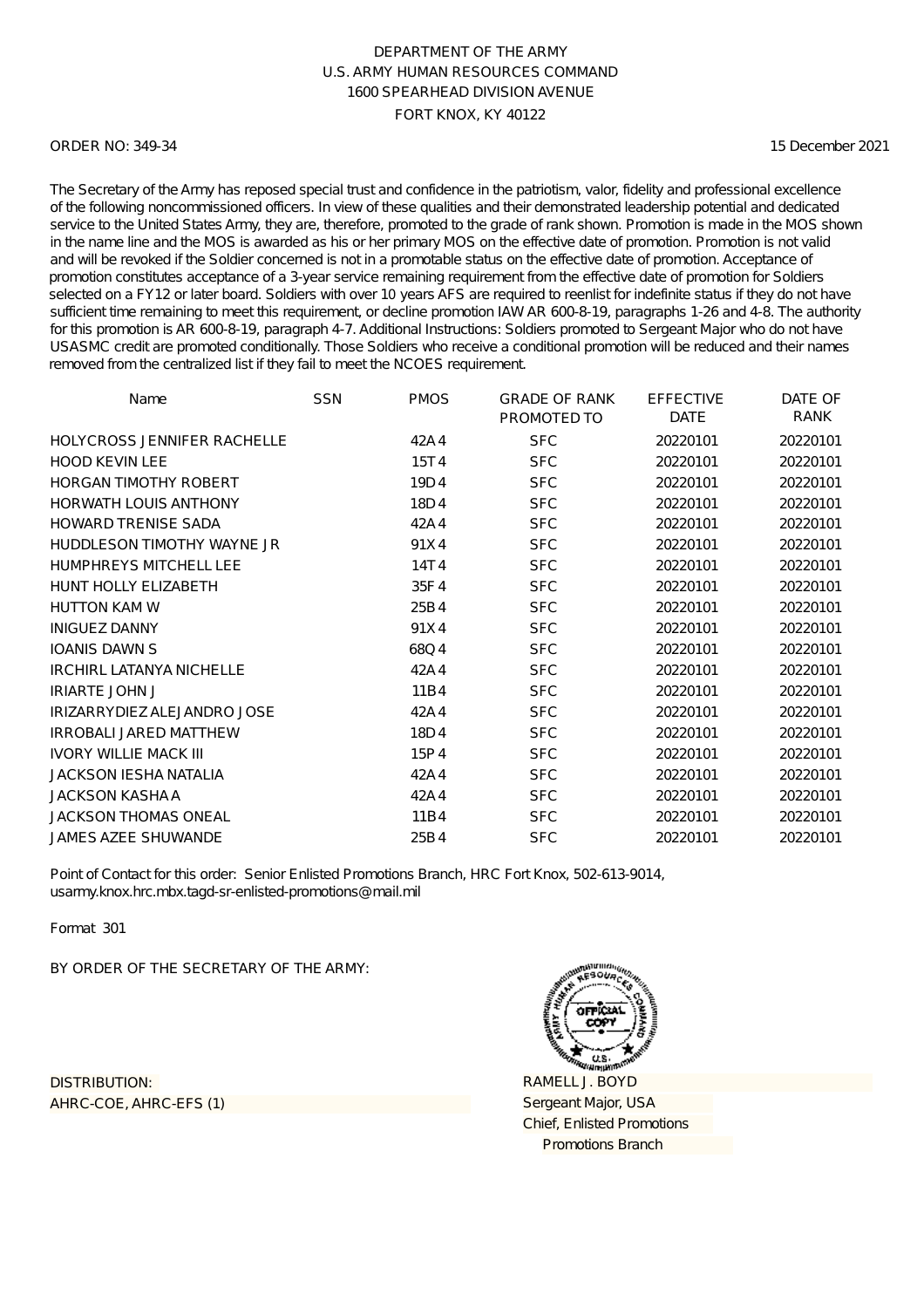DEPARTMENT OF THE ARMY
U.S. ARMY HUMAN RESOURCES COMMAND
1600 SPEARHEAD DIVISION AVENUE
FORT KNOX, KY 40122

ORDER NO: 349-34

15 December 2021

The Secretary of the Army has reposed special trust and confidence in the patriotism, valor, fidelity and professional excellence of the following noncommissioned officers. In view of these qualities and their demonstrated leadership potential and dedicated service to the United States Army, they are, therefore, promoted to the grade of rank shown. Promotion is made in the MOS shown in the name line and the MOS is awarded as his or her primary MOS on the effective date of promotion. Promotion is not valid and will be revoked if the Soldier concerned is not in a promotable status on the effective date of promotion. Acceptance of promotion constitutes acceptance of a 3-year service remaining requirement from the effective date of promotion for Soldiers selected on a FY12 or later board. Soldiers with over 10 years AFS are required to reenlist for indefinite status if they do not have sufficient time remaining to meet this requirement, or decline promotion IAW AR 600-8-19, paragraphs 1-26 and 4-8. The authority for this promotion is AR 600-8-19, paragraph 4-7. Additional Instructions: Soldiers promoted to Sergeant Major who do not have USASMC credit are promoted conditionally. Those Soldiers who receive a conditional promotion will be reduced and their names removed from the centralized list if they fail to meet the NCOES requirement.

| Name | SSN | PMOS | GRADE OF RANK PROMOTED TO | EFFECTIVE DATE | DATE OF RANK |
|---|---|---|---|---|---|
| HOLYCROSS JENNIFER RACHELLE | | 42A4 | SFC | 20220101 | 20220101 |
| HOOD KEVIN LEE | | 15T4 | SFC | 20220101 | 20220101 |
| HORGAN TIMOTHY ROBERT | | 19D4 | SFC | 20220101 | 20220101 |
| HORWATH LOUIS ANTHONY | | 18D4 | SFC | 20220101 | 20220101 |
| HOWARD TRENISE SADA | | 42A4 | SFC | 20220101 | 20220101 |
| HUDDLESON TIMOTHY WAYNE JR | | 91X4 | SFC | 20220101 | 20220101 |
| HUMPHREYS MITCHELL LEE | | 14T4 | SFC | 20220101 | 20220101 |
| HUNT HOLLY ELIZABETH | | 35F4 | SFC | 20220101 | 20220101 |
| HUTTON KAM W | | 25B4 | SFC | 20220101 | 20220101 |
| INIGUEZ DANNY | | 91X4 | SFC | 20220101 | 20220101 |
| IOANIS DAWN S | | 68Q4 | SFC | 20220101 | 20220101 |
| IRCHIRL LATANYA NICHELLE | | 42A4 | SFC | 20220101 | 20220101 |
| IRIARTE JOHN J | | 11B4 | SFC | 20220101 | 20220101 |
| IRIZARRYDIEZ ALEJANDRO JOSE | | 42A4 | SFC | 20220101 | 20220101 |
| IRROBALI JARED MATTHEW | | 18D4 | SFC | 20220101 | 20220101 |
| IVORY WILLIE MACK III | | 15P4 | SFC | 20220101 | 20220101 |
| JACKSON IESHA NATALIA | | 42A4 | SFC | 20220101 | 20220101 |
| JACKSON KASHA A | | 42A4 | SFC | 20220101 | 20220101 |
| JACKSON THOMAS ONEAL | | 11B4 | SFC | 20220101 | 20220101 |
| JAMES AZEE SHUWANDE | | 25B4 | SFC | 20220101 | 20220101 |

Point of Contact for this order: Senior Enlisted Promotions Branch, HRC Fort Knox, 502-613-9014, usarmy.knox.hrc.mbx.tagd-sr-enlisted-promotions@mail.mil

Format 301

BY ORDER OF THE SECRETARY OF THE ARMY:

DISTRIBUTION:
AHRC-COE, AHRC-EFS (1)

RAMELL J. BOYD
Sergeant Major, USA
Chief, Enlisted Promotions
Promotions Branch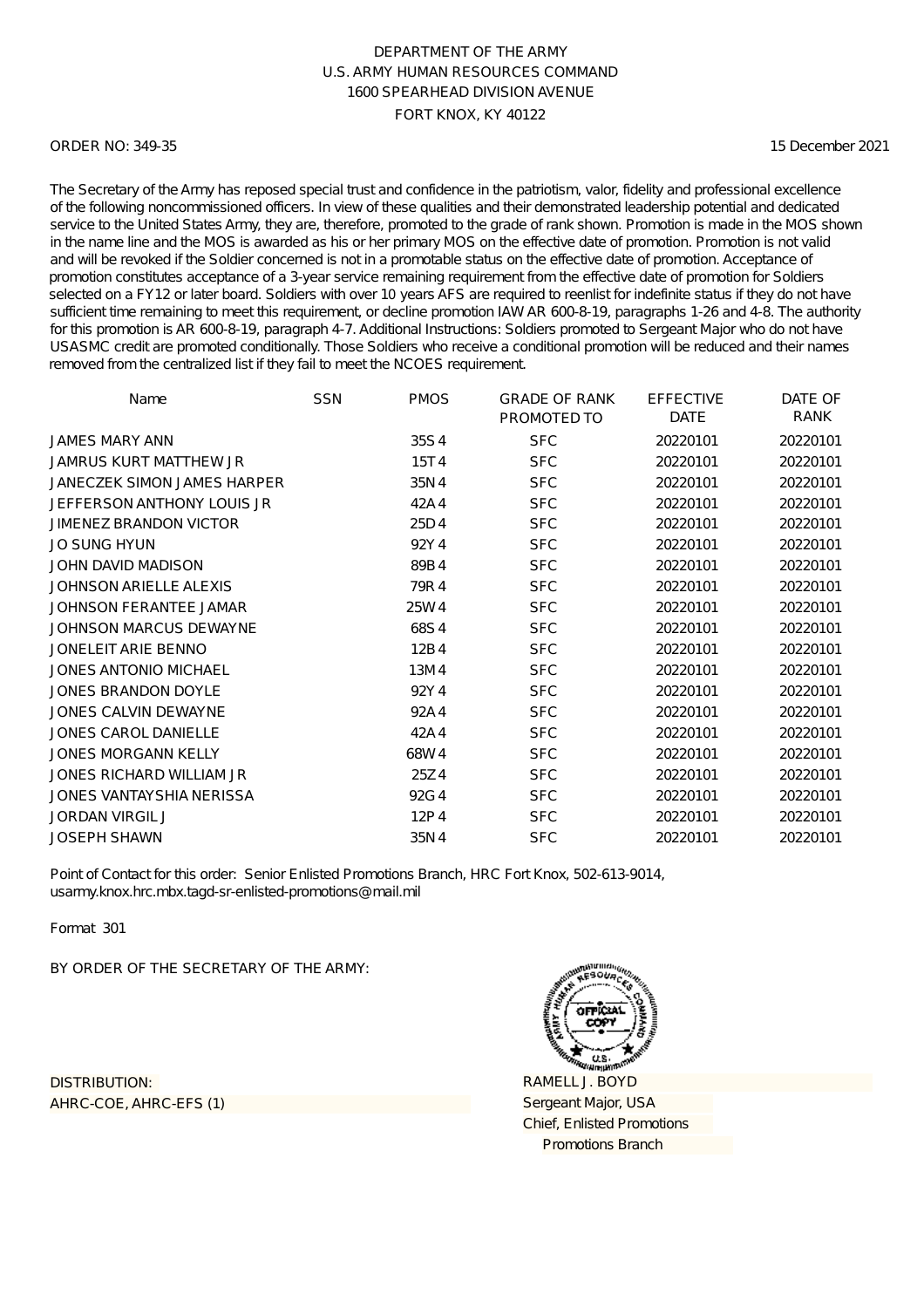DEPARTMENT OF THE ARMY
U.S. ARMY HUMAN RESOURCES COMMAND
1600 SPEARHEAD DIVISION AVENUE
FORT KNOX, KY 40122

ORDER NO: 349-35

15 December 2021

The Secretary of the Army has reposed special trust and confidence in the patriotism, valor, fidelity and professional excellence of the following noncommissioned officers. In view of these qualities and their demonstrated leadership potential and dedicated service to the United States Army, they are, therefore, promoted to the grade of rank shown. Promotion is made in the MOS shown in the name line and the MOS is awarded as his or her primary MOS on the effective date of promotion. Promotion is not valid and will be revoked if the Soldier concerned is not in a promotable status on the effective date of promotion. Acceptance of promotion constitutes acceptance of a 3-year service remaining requirement from the effective date of promotion for Soldiers selected on a FY12 or later board. Soldiers with over 10 years AFS are required to reenlist for indefinite status if they do not have sufficient time remaining to meet this requirement, or decline promotion IAW AR 600-8-19, paragraphs 1-26 and 4-8. The authority for this promotion is AR 600-8-19, paragraph 4-7. Additional Instructions: Soldiers promoted to Sergeant Major who do not have USASMC credit are promoted conditionally. Those Soldiers who receive a conditional promotion will be reduced and their names removed from the centralized list if they fail to meet the NCOES requirement.

| Name | SSN | PMOS | GRADE OF RANK PROMOTED TO | EFFECTIVE DATE | DATE OF RANK |
|---|---|---|---|---|---|
| JAMES MARY ANN | | 35S4 | SFC | 20220101 | 20220101 |
| JAMRUS KURT MATTHEW JR | | 15T4 | SFC | 20220101 | 20220101 |
| JANECZEK SIMON JAMES HARPER | | 35N4 | SFC | 20220101 | 20220101 |
| JEFFERSON ANTHONY LOUIS JR | | 42A4 | SFC | 20220101 | 20220101 |
| JIMENEZ BRANDON VICTOR | | 25D4 | SFC | 20220101 | 20220101 |
| JO SUNG HYUN | | 92Y4 | SFC | 20220101 | 20220101 |
| JOHN DAVID MADISON | | 89B4 | SFC | 20220101 | 20220101 |
| JOHNSON ARIELLE ALEXIS | | 79R4 | SFC | 20220101 | 20220101 |
| JOHNSON FERANTEE JAMAR | | 25W4 | SFC | 20220101 | 20220101 |
| JOHNSON MARCUS DEWAYNE | | 68S4 | SFC | 20220101 | 20220101 |
| JONELEIT ARIE BENNO | | 12B4 | SFC | 20220101 | 20220101 |
| JONES ANTONIO MICHAEL | | 13M4 | SFC | 20220101 | 20220101 |
| JONES BRANDON DOYLE | | 92Y4 | SFC | 20220101 | 20220101 |
| JONES CALVIN DEWAYNE | | 92A4 | SFC | 20220101 | 20220101 |
| JONES CAROL DANIELLE | | 42A4 | SFC | 20220101 | 20220101 |
| JONES MORGANN KELLY | | 68W4 | SFC | 20220101 | 20220101 |
| JONES RICHARD WILLIAM JR | | 25Z4 | SFC | 20220101 | 20220101 |
| JONES VANTAYSHIA NERISSA | | 92G4 | SFC | 20220101 | 20220101 |
| JORDAN VIRGIL J | | 12P4 | SFC | 20220101 | 20220101 |
| JOSEPH SHAWN | | 35N4 | SFC | 20220101 | 20220101 |

Point of Contact for this order: Senior Enlisted Promotions Branch, HRC Fort Knox, 502-613-9014, usarmy.knox.hrc.mbx.tagd-sr-enlisted-promotions@mail.mil

Format 301

BY ORDER OF THE SECRETARY OF THE ARMY:

DISTRIBUTION:
AHRC-COE, AHRC-EFS (1)

RAMELL J. BOYD
Sergeant Major, USA
Chief, Enlisted Promotions
Promotions Branch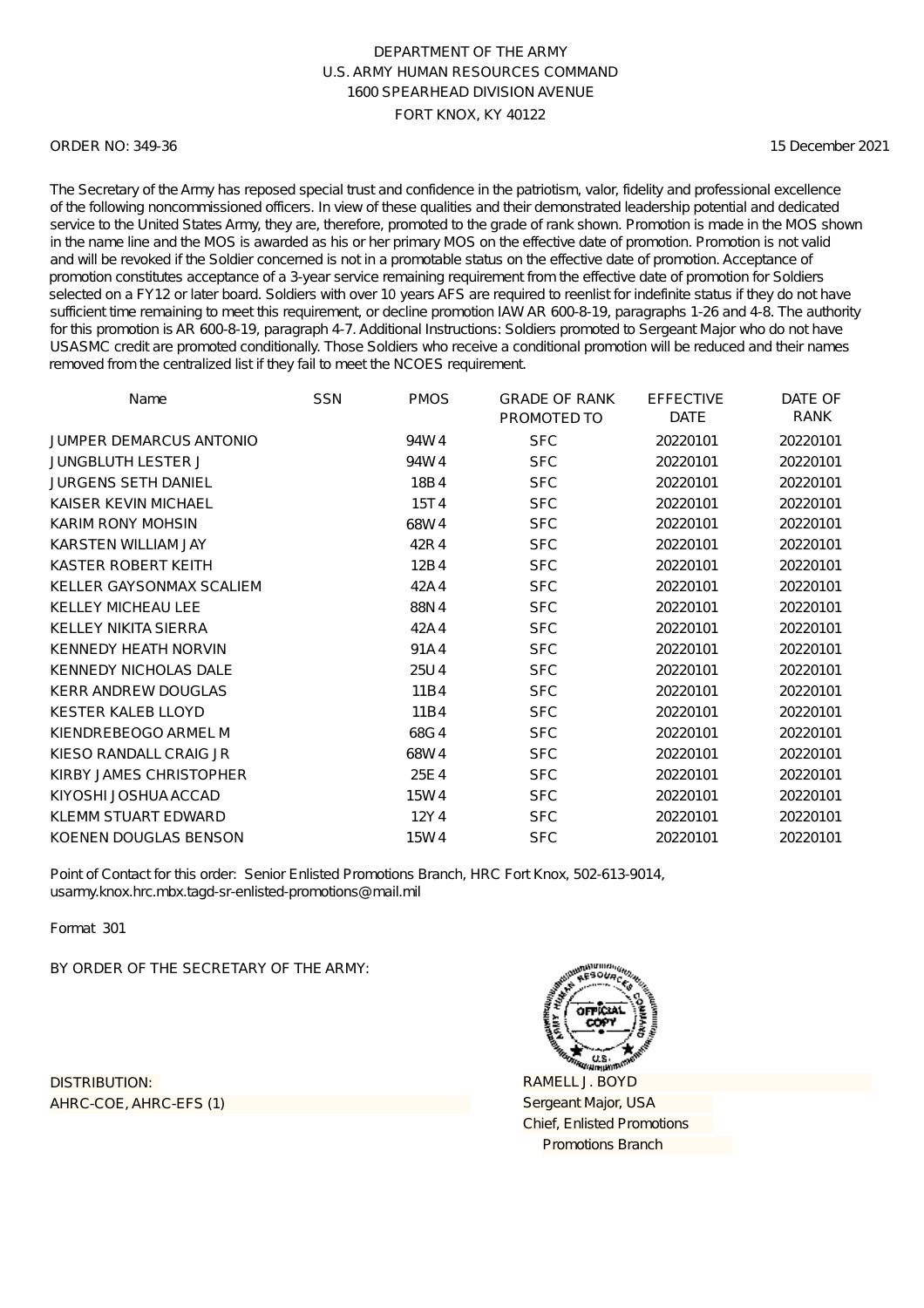DEPARTMENT OF THE ARMY
U.S. ARMY HUMAN RESOURCES COMMAND
1600 SPEARHEAD DIVISION AVENUE
FORT KNOX, KY 40122

ORDER NO: 349-36

15 December 2021

The Secretary of the Army has reposed special trust and confidence in the patriotism, valor, fidelity and professional excellence of the following noncommissioned officers. In view of these qualities and their demonstrated leadership potential and dedicated service to the United States Army, they are, therefore, promoted to the grade of rank shown. Promotion is made in the MOS shown in the name line and the MOS is awarded as his or her primary MOS on the effective date of promotion. Promotion is not valid and will be revoked if the Soldier concerned is not in a promotable status on the effective date of promotion. Acceptance of promotion constitutes acceptance of a 3-year service remaining requirement from the effective date of promotion for Soldiers selected on a FY12 or later board. Soldiers with over 10 years AFS are required to reenlist for indefinite status if they do not have sufficient time remaining to meet this requirement, or decline promotion IAW AR 600-8-19, paragraphs 1-26 and 4-8. The authority for this promotion is AR 600-8-19, paragraph 4-7. Additional Instructions: Soldiers promoted to Sergeant Major who do not have USASMC credit are promoted conditionally. Those Soldiers who receive a conditional promotion will be reduced and their names removed from the centralized list if they fail to meet the NCOES requirement.

| Name | SSN | PMOS | GRADE OF RANK PROMOTED TO | EFFECTIVE DATE | DATE OF RANK |
|---|---|---|---|---|---|
| JUMPER DEMARCUS ANTONIO | | 94W4 | SFC | 20220101 | 20220101 |
| JUNGBLUTH LESTER J | | 94W4 | SFC | 20220101 | 20220101 |
| JURGENS SETH DANIEL | | 18B4 | SFC | 20220101 | 20220101 |
| KAISER KEVIN MICHAEL | | 15T4 | SFC | 20220101 | 20220101 |
| KARIM RONY MOHSIN | | 68W4 | SFC | 20220101 | 20220101 |
| KARSTEN WILLIAM JAY | | 42R4 | SFC | 20220101 | 20220101 |
| KASTER ROBERT KEITH | | 12B4 | SFC | 20220101 | 20220101 |
| KELLER GAYSONMAX SCALIEM | | 42A4 | SFC | 20220101 | 20220101 |
| KELLEY MICHEAU LEE | | 88N4 | SFC | 20220101 | 20220101 |
| KELLEY NIKITA SIERRA | | 42A4 | SFC | 20220101 | 20220101 |
| KENNEDY HEATH NORVIN | | 91A4 | SFC | 20220101 | 20220101 |
| KENNEDY NICHOLAS DALE | | 25U4 | SFC | 20220101 | 20220101 |
| KERR ANDREW DOUGLAS | | 11B4 | SFC | 20220101 | 20220101 |
| KESTER KALEB LLOYD | | 11B4 | SFC | 20220101 | 20220101 |
| KIENDREBEOGO ARMEL M | | 68G4 | SFC | 20220101 | 20220101 |
| KIESO RANDALL CRAIG JR | | 68W4 | SFC | 20220101 | 20220101 |
| KIRBY JAMES CHRISTOPHER | | 25E4 | SFC | 20220101 | 20220101 |
| KIYOSHI JOSHUA ACCAD | | 15W4 | SFC | 20220101 | 20220101 |
| KLEMM STUART EDWARD | | 12Y4 | SFC | 20220101 | 20220101 |
| KOENEN DOUGLAS BENSON | | 15W4 | SFC | 20220101 | 20220101 |

Point of Contact for this order: Senior Enlisted Promotions Branch, HRC Fort Knox, 502-613-9014, usarmy.knox.hrc.mbx.tagd-sr-enlisted-promotions@mail.mil

Format 301

BY ORDER OF THE SECRETARY OF THE ARMY:

RAMELL J. BOYD
Sergeant Major, USA
Chief, Enlisted Promotions
Promotions Branch

DISTRIBUTION:
AHRC-COE, AHRC-EFS (1)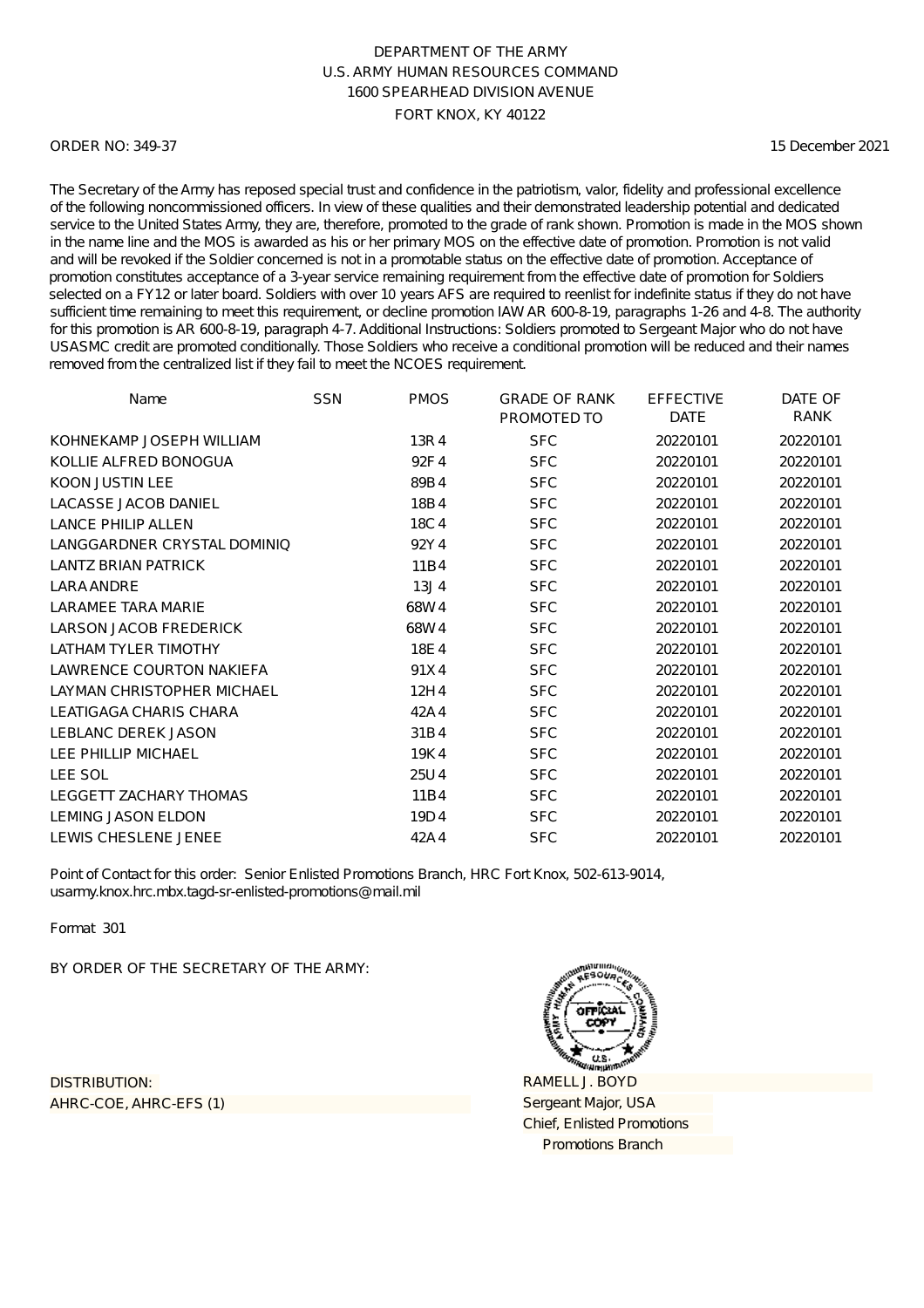DEPARTMENT OF THE ARMY
U.S. ARMY HUMAN RESOURCES COMMAND
1600 SPEARHEAD DIVISION AVENUE
FORT KNOX, KY 40122

ORDER NO: 349-37

15 December 2021

The Secretary of the Army has reposed special trust and confidence in the patriotism, valor, fidelity and professional excellence of the following noncommissioned officers. In view of these qualities and their demonstrated leadership potential and dedicated service to the United States Army, they are, therefore, promoted to the grade of rank shown. Promotion is made in the MOS shown in the name line and the MOS is awarded as his or her primary MOS on the effective date of promotion. Promotion is not valid and will be revoked if the Soldier concerned is not in a promotable status on the effective date of promotion. Acceptance of promotion constitutes acceptance of a 3-year service remaining requirement from the effective date of promotion for Soldiers selected on a FY12 or later board. Soldiers with over 10 years AFS are required to reenlist for indefinite status if they do not have sufficient time remaining to meet this requirement, or decline promotion IAW AR 600-8-19, paragraphs 1-26 and 4-8. The authority for this promotion is AR 600-8-19, paragraph 4-7. Additional Instructions: Soldiers promoted to Sergeant Major who do not have USASMC credit are promoted conditionally. Those Soldiers who receive a conditional promotion will be reduced and their names removed from the centralized list if they fail to meet the NCOES requirement.

| Name | SSN | PMOS | GRADE OF RANK PROMOTED TO | EFFECTIVE DATE | DATE OF RANK |
|---|---|---|---|---|---|
| KOHNEKAMP JOSEPH WILLIAM | | 13R 4 | SFC | 20220101 | 20220101 |
| KOLLIE ALFRED BONOGUA | | 92F 4 | SFC | 20220101 | 20220101 |
| KOON JUSTIN LEE | | 89B 4 | SFC | 20220101 | 20220101 |
| LACASSE JACOB DANIEL | | 18B 4 | SFC | 20220101 | 20220101 |
| LANCE PHILIP ALLEN | | 18C 4 | SFC | 20220101 | 20220101 |
| LANGGARDNER CRYSTAL DOMINIQ | | 92Y 4 | SFC | 20220101 | 20220101 |
| LANTZ BRIAN PATRICK | | 11B 4 | SFC | 20220101 | 20220101 |
| LARA ANDRE | | 13J 4 | SFC | 20220101 | 20220101 |
| LARAMEE TARA MARIE | | 68W 4 | SFC | 20220101 | 20220101 |
| LARSON JACOB FREDERICK | | 68W 4 | SFC | 20220101 | 20220101 |
| LATHAM TYLER TIMOTHY | | 18E 4 | SFC | 20220101 | 20220101 |
| LAWRENCE COURTON NAKIEFA | | 91X 4 | SFC | 20220101 | 20220101 |
| LAYMAN CHRISTOPHER MICHAEL | | 12H 4 | SFC | 20220101 | 20220101 |
| LEATIGAGA CHARIS CHARA | | 42A 4 | SFC | 20220101 | 20220101 |
| LEBLANC DEREK JASON | | 31B 4 | SFC | 20220101 | 20220101 |
| LEE PHILLIP MICHAEL | | 19K 4 | SFC | 20220101 | 20220101 |
| LEE SOL | | 25U 4 | SFC | 20220101 | 20220101 |
| LEGGETT ZACHARY THOMAS | | 11B 4 | SFC | 20220101 | 20220101 |
| LEMING JASON ELDON | | 19D 4 | SFC | 20220101 | 20220101 |
| LEWIS CHESLENE JENEE | | 42A 4 | SFC | 20220101 | 20220101 |

Point of Contact for this order: Senior Enlisted Promotions Branch, HRC Fort Knox, 502-613-9014, usarmy.knox.hrc.mbx.tagd-sr-enlisted-promotions@mail.mil

Format 301

BY ORDER OF THE SECRETARY OF THE ARMY:

DISTRIBUTION:
AHRC-COE, AHRC-EFS (1)

RAMELL J. BOYD
Sergeant Major, USA
Chief, Enlisted Promotions
Promotions Branch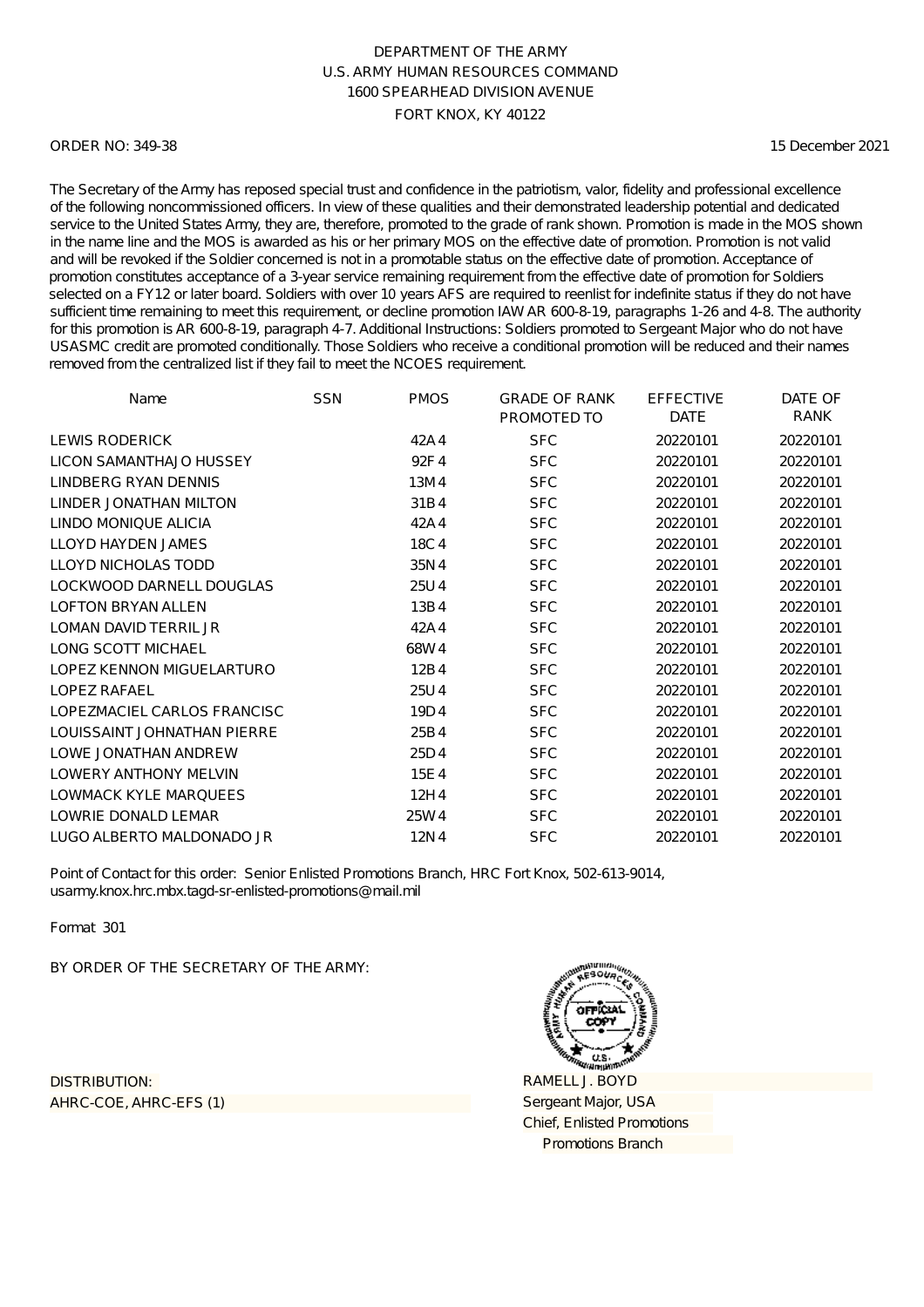DEPARTMENT OF THE ARMY
U.S. ARMY HUMAN RESOURCES COMMAND
1600 SPEARHEAD DIVISION AVENUE
FORT KNOX, KY 40122

ORDER NO: 349-38

15 December 2021

The Secretary of the Army has reposed special trust and confidence in the patriotism, valor, fidelity and professional excellence of the following noncommissioned officers. In view of these qualities and their demonstrated leadership potential and dedicated service to the United States Army, they are, therefore, promoted to the grade of rank shown. Promotion is made in the MOS shown in the name line and the MOS is awarded as his or her primary MOS on the effective date of promotion. Promotion is not valid and will be revoked if the Soldier concerned is not in a promotable status on the effective date of promotion. Acceptance of promotion constitutes acceptance of a 3-year service remaining requirement from the effective date of promotion for Soldiers selected on a FY12 or later board. Soldiers with over 10 years AFS are required to reenlist for indefinite status if they do not have sufficient time remaining to meet this requirement, or decline promotion IAW AR 600-8-19, paragraphs 1-26 and 4-8. The authority for this promotion is AR 600-8-19, paragraph 4-7. Additional Instructions: Soldiers promoted to Sergeant Major who do not have USASMC credit are promoted conditionally. Those Soldiers who receive a conditional promotion will be reduced and their names removed from the centralized list if they fail to meet the NCOES requirement.

| Name | SSN | PMOS | GRADE OF RANK PROMOTED TO | EFFECTIVE DATE | DATE OF RANK |
|---|---|---|---|---|---|
| LEWIS RODERICK | | 42A4 | SFC | 20220101 | 20220101 |
| LICON SAMANTHAJO HUSSEY | | 92F4 | SFC | 20220101 | 20220101 |
| LINDBERG RYAN DENNIS | | 13M4 | SFC | 20220101 | 20220101 |
| LINDER JONATHAN MILTON | | 31B4 | SFC | 20220101 | 20220101 |
| LINDO MONIQUE ALICIA | | 42A4 | SFC | 20220101 | 20220101 |
| LLOYD HAYDEN JAMES | | 18C4 | SFC | 20220101 | 20220101 |
| LLOYD NICHOLAS TODD | | 35N4 | SFC | 20220101 | 20220101 |
| LOCKWOOD DARNELL DOUGLAS | | 25U4 | SFC | 20220101 | 20220101 |
| LOFTON BRYAN ALLEN | | 13B4 | SFC | 20220101 | 20220101 |
| LOMAN DAVID TERRIL JR | | 42A4 | SFC | 20220101 | 20220101 |
| LONG SCOTT MICHAEL | | 68W4 | SFC | 20220101 | 20220101 |
| LOPEZ KENNON MIGUELARTURO | | 12B4 | SFC | 20220101 | 20220101 |
| LOPEZ RAFAEL | | 25U4 | SFC | 20220101 | 20220101 |
| LOPEZMACIEL CARLOS FRANCISC | | 19D4 | SFC | 20220101 | 20220101 |
| LOUISSAINT JOHNATHAN PIERRE | | 25B4 | SFC | 20220101 | 20220101 |
| LOWE JONATHAN ANDREW | | 25D4 | SFC | 20220101 | 20220101 |
| LOWERY ANTHONY MELVIN | | 15E4 | SFC | 20220101 | 20220101 |
| LOWMACK KYLE MARQUEES | | 12H4 | SFC | 20220101 | 20220101 |
| LOWRIE DONALD LEMAR | | 25W4 | SFC | 20220101 | 20220101 |
| LUGO ALBERTO MALDONADO JR | | 12N4 | SFC | 20220101 | 20220101 |

Point of Contact for this order: Senior Enlisted Promotions Branch, HRC Fort Knox, 502-613-9014, usarmy.knox.hrc.mbx.tagd-sr-enlisted-promotions@mail.mil

Format 301

BY ORDER OF THE SECRETARY OF THE ARMY:

DISTRIBUTION:
AHRC-COE, AHRC-EFS (1)

RAMELL J. BOYD
Sergeant Major, USA
Chief, Enlisted Promotions
Promotions Branch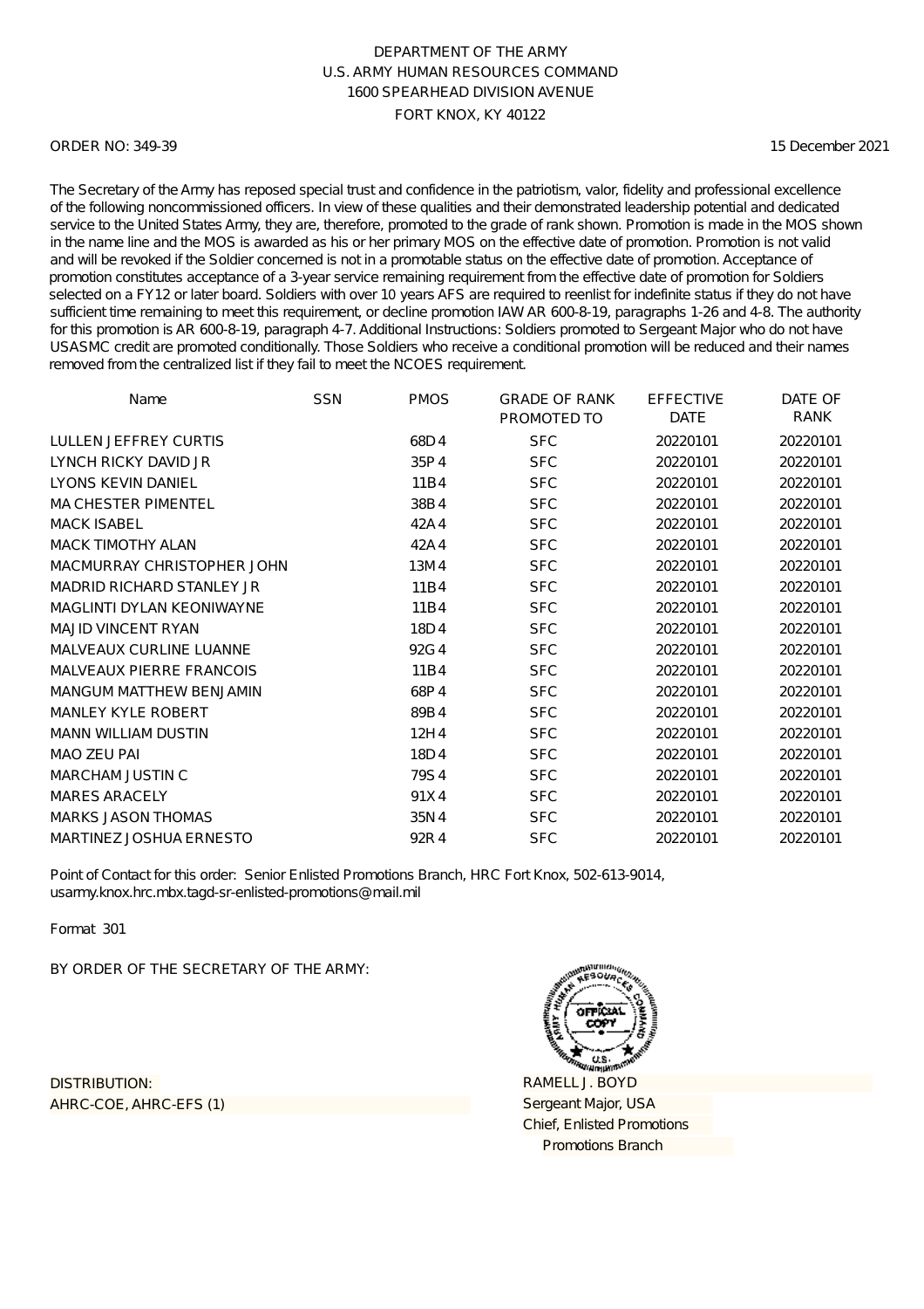DEPARTMENT OF THE ARMY
U.S. ARMY HUMAN RESOURCES COMMAND
1600 SPEARHEAD DIVISION AVENUE
FORT KNOX, KY 40122

ORDER NO: 349-39 15 December 2021

The Secretary of the Army has reposed special trust and confidence in the patriotism, valor, fidelity and professional excellence of the following noncommissioned officers. In view of these qualities and their demonstrated leadership potential and dedicated service to the United States Army, they are, therefore, promoted to the grade of rank shown. Promotion is made in the MOS shown in the name line and the MOS is awarded as his or her primary MOS on the effective date of promotion. Promotion is not valid and will be revoked if the Soldier concerned is not in a promotable status on the effective date of promotion. Acceptance of promotion constitutes acceptance of a 3-year service remaining requirement from the effective date of promotion for Soldiers selected on a FY12 or later board. Soldiers with over 10 years AFS are required to reenlist for indefinite status if they do not have sufficient time remaining to meet this requirement, or decline promotion IAW AR 600-8-19, paragraphs 1-26 and 4-8. The authority for this promotion is AR 600-8-19, paragraph 4-7. Additional Instructions: Soldiers promoted to Sergeant Major who do not have USASMC credit are promoted conditionally. Those Soldiers who receive a conditional promotion will be reduced and their names removed from the centralized list if they fail to meet the NCOES requirement.

| Name | SSN | PMOS | GRADE OF RANK PROMOTED TO | EFFECTIVE DATE | DATE OF RANK |
|---|---|---|---|---|---|
| LULLEN JEFFREY CURTIS | | 68D4 | SFC | 20220101 | 20220101 |
| LYNCH RICKY DAVID JR | | 35P4 | SFC | 20220101 | 20220101 |
| LYONS KEVIN DANIEL | | 11B4 | SFC | 20220101 | 20220101 |
| MA CHESTER PIMENTEL | | 38B4 | SFC | 20220101 | 20220101 |
| MACK ISABEL | | 42A4 | SFC | 20220101 | 20220101 |
| MACK TIMOTHY ALAN | | 42A4 | SFC | 20220101 | 20220101 |
| MACMURRAY CHRISTOPHER JOHN | | 13M4 | SFC | 20220101 | 20220101 |
| MADRID RICHARD STANLEY JR | | 11B4 | SFC | 20220101 | 20220101 |
| MAGLINTI DYLAN KEONIWAYNE | | 11B4 | SFC | 20220101 | 20220101 |
| MAJID VINCENT RYAN | | 18D4 | SFC | 20220101 | 20220101 |
| MALVEAUX CURLINE LUANNE | | 92G4 | SFC | 20220101 | 20220101 |
| MALVEAUX PIERRE FRANCOIS | | 11B4 | SFC | 20220101 | 20220101 |
| MANGUM MATTHEW BENJAMIN | | 68P4 | SFC | 20220101 | 20220101 |
| MANLEY KYLE ROBERT | | 89B4 | SFC | 20220101 | 20220101 |
| MANN WILLIAM DUSTIN | | 12H4 | SFC | 20220101 | 20220101 |
| MAO ZEU PAI | | 18D4 | SFC | 20220101 | 20220101 |
| MARCHAM JUSTIN C | | 79S4 | SFC | 20220101 | 20220101 |
| MARES ARACELY | | 91X4 | SFC | 20220101 | 20220101 |
| MARKS JASON THOMAS | | 35N4 | SFC | 20220101 | 20220101 |
| MARTINEZ JOSHUA ERNESTO | | 92R4 | SFC | 20220101 | 20220101 |

Point of Contact for this order: Senior Enlisted Promotions Branch, HRC Fort Knox, 502-613-9014, usarmy.knox.hrc.mbx.tagd-sr-enlisted-promotions@mail.mil

Format 301

BY ORDER OF THE SECRETARY OF THE ARMY:

DISTRIBUTION:
AHRC-COE, AHRC-EFS (1)

RAMELL J. BOYD
Sergeant Major, USA
Chief, Enlisted Promotions
Promotions Branch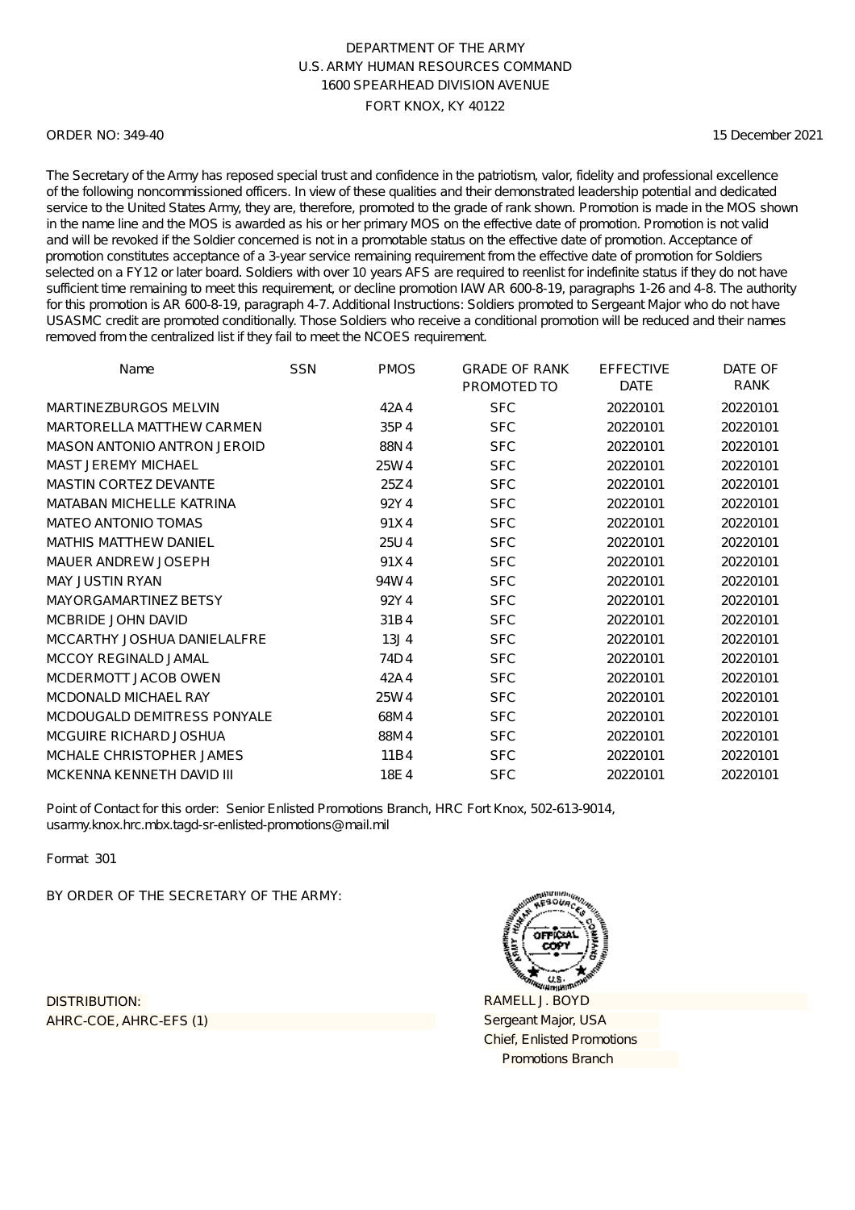DEPARTMENT OF THE ARMY
U.S. ARMY HUMAN RESOURCES COMMAND
1600 SPEARHEAD DIVISION AVENUE
FORT KNOX, KY 40122

ORDER NO: 349-40 15 December 2021

The Secretary of the Army has reposed special trust and confidence in the patriotism, valor, fidelity and professional excellence of the following noncommissioned officers. In view of these qualities and their demonstrated leadership potential and dedicated service to the United States Army, they are, therefore, promoted to the grade of rank shown. Promotion is made in the MOS shown in the name line and the MOS is awarded as his or her primary MOS on the effective date of promotion. Promotion is not valid and will be revoked if the Soldier concerned is not in a promotable status on the effective date of promotion. Acceptance of promotion constitutes acceptance of a 3-year service remaining requirement from the effective date of promotion for Soldiers selected on a FY12 or later board. Soldiers with over 10 years AFS are required to reenlist for indefinite status if they do not have sufficient time remaining to meet this requirement, or decline promotion IAW AR 600-8-19, paragraphs 1-26 and 4-8. The authority for this promotion is AR 600-8-19, paragraph 4-7. Additional Instructions: Soldiers promoted to Sergeant Major who do not have USASMC credit are promoted conditionally. Those Soldiers who receive a conditional promotion will be reduced and their names removed from the centralized list if they fail to meet the NCOES requirement.

| Name | SSN | PMOS | GRADE OF RANK PROMOTED TO | EFFECTIVE DATE | DATE OF RANK |
|---|---|---|---|---|---|
| MARTINEZBURGOS MELVIN | | 42A4 | SFC | 20220101 | 20220101 |
| MARTORELLA MATTHEW CARMEN | | 35P4 | SFC | 20220101 | 20220101 |
| MASON ANTONIO ANTRON JEROID | | 88N4 | SFC | 20220101 | 20220101 |
| MAST JEREMY MICHAEL | | 25W4 | SFC | 20220101 | 20220101 |
| MASTIN CORTEZ DEVANTE | | 25Z4 | SFC | 20220101 | 20220101 |
| MATABAN MICHELLE KATRINA | | 92Y4 | SFC | 20220101 | 20220101 |
| MATEO ANTONIO TOMAS | | 91X4 | SFC | 20220101 | 20220101 |
| MATHIS MATTHEW DANIEL | | 25U4 | SFC | 20220101 | 20220101 |
| MAUER ANDREW JOSEPH | | 91X4 | SFC | 20220101 | 20220101 |
| MAY JUSTIN RYAN | | 94W4 | SFC | 20220101 | 20220101 |
| MAYORGAMARTINEZ BETSY | | 92Y4 | SFC | 20220101 | 20220101 |
| MCBRIDE JOHN DAVID | | 31B4 | SFC | 20220101 | 20220101 |
| MCCARTHY JOSHUA DANIELALFRE | | 13J4 | SFC | 20220101 | 20220101 |
| MCCOY REGINALD JAMAL | | 74D4 | SFC | 20220101 | 20220101 |
| MCDERMOTT JACOB OWEN | | 42A4 | SFC | 20220101 | 20220101 |
| MCDONALD MICHAEL RAY | | 25W4 | SFC | 20220101 | 20220101 |
| MCDOUGALD DEMITRESS PONYALE | | 68M4 | SFC | 20220101 | 20220101 |
| MCGUIRE RICHARD JOSHUA | | 88M4 | SFC | 20220101 | 20220101 |
| MCHALE CHRISTOPHER JAMES | | 11B4 | SFC | 20220101 | 20220101 |
| MCKENNA KENNETH DAVID III | | 18E4 | SFC | 20220101 | 20220101 |

Point of Contact for this order: Senior Enlisted Promotions Branch, HRC Fort Knox, 502-613-9014, usarmy.knox.hrc.mbx.tagd-sr-enlisted-promotions@mail.mil

Format 301

BY ORDER OF THE SECRETARY OF THE ARMY:

DISTRIBUTION:
AHRC-COE, AHRC-EFS (1)

RAMELL J. BOYD
Sergeant Major, USA
Chief, Enlisted Promotions
Promotions Branch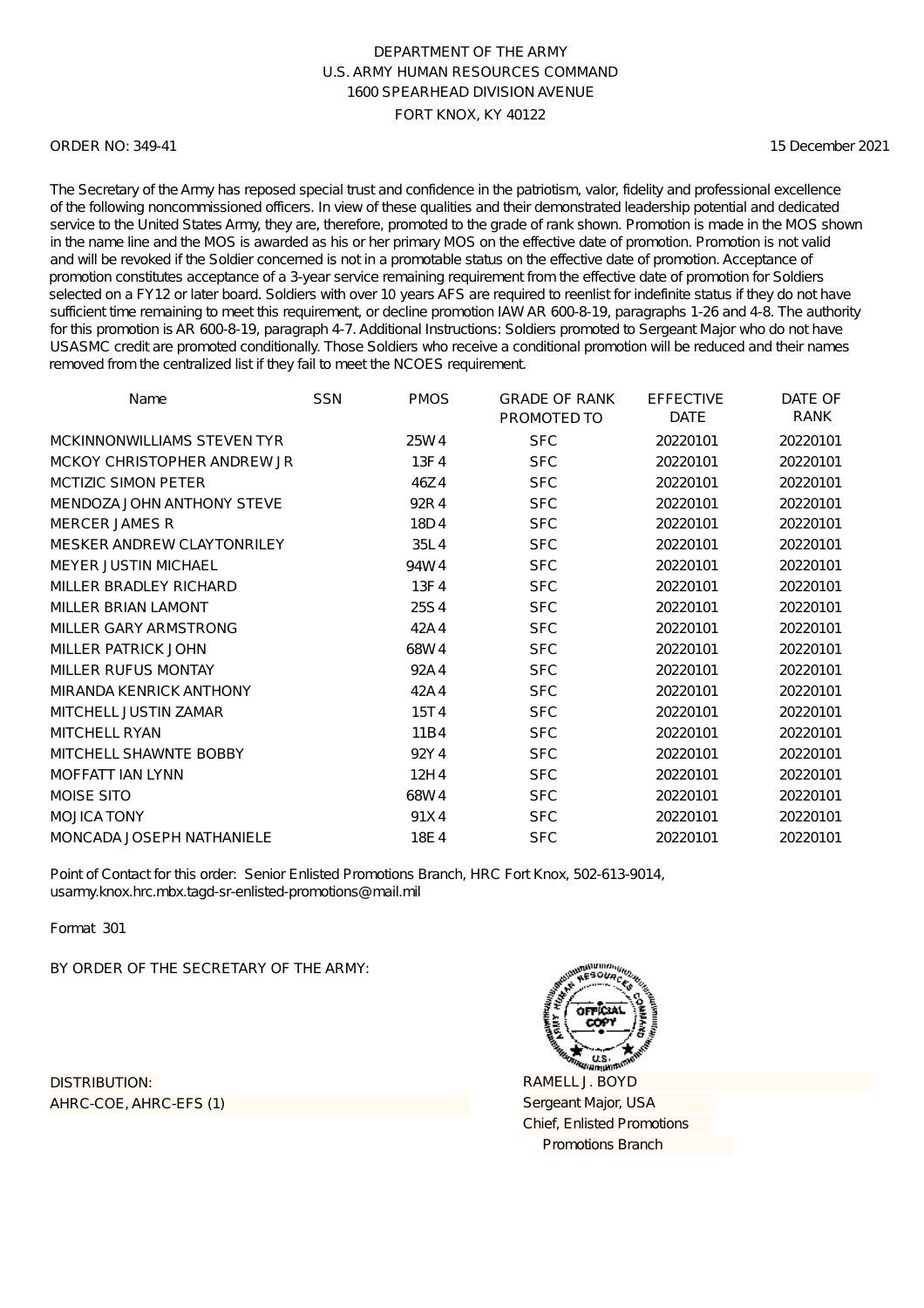DEPARTMENT OF THE ARMY
U.S. ARMY HUMAN RESOURCES COMMAND
1600 SPEARHEAD DIVISION AVENUE
FORT KNOX, KY 40122

ORDER NO: 349-41

15 December 2021

The Secretary of the Army has reposed special trust and confidence in the patriotism, valor, fidelity and professional excellence of the following noncommissioned officers. In view of these qualities and their demonstrated leadership potential and dedicated service to the United States Army, they are, therefore, promoted to the grade of rank shown. Promotion is made in the MOS shown in the name line and the MOS is awarded as his or her primary MOS on the effective date of promotion. Promotion is not valid and will be revoked if the Soldier concerned is not in a promotable status on the effective date of promotion. Acceptance of promotion constitutes acceptance of a 3-year service remaining requirement from the effective date of promotion for Soldiers selected on a FY12 or later board. Soldiers with over 10 years AFS are required to reenlist for indefinite status if they do not have sufficient time remaining to meet this requirement, or decline promotion IAW AR 600-8-19, paragraphs 1-26 and 4-8. The authority for this promotion is AR 600-8-19, paragraph 4-7. Additional Instructions: Soldiers promoted to Sergeant Major who do not have USASMC credit are promoted conditionally. Those Soldiers who receive a conditional promotion will be reduced and their names removed from the centralized list if they fail to meet the NCOES requirement.

| Name | SSN | PMOS | GRADE OF RANK PROMOTED TO | EFFECTIVE DATE | DATE OF RANK |
|---|---|---|---|---|---|
| MCKINNONWILLIAMS STEVEN TYR | | 25W4 | SFC | 20220101 | 20220101 |
| MCKOY CHRISTOPHER ANDREW JR | | 13F4 | SFC | 20220101 | 20220101 |
| MCTIZIC SIMON PETER | | 46Z4 | SFC | 20220101 | 20220101 |
| MENDOZA JOHN ANTHONY STEVE | | 92R4 | SFC | 20220101 | 20220101 |
| MERCER JAMES R | | 18D4 | SFC | 20220101 | 20220101 |
| MESKER ANDREW CLAYTONRILEY | | 35L4 | SFC | 20220101 | 20220101 |
| MEYER JUSTIN MICHAEL | | 94W4 | SFC | 20220101 | 20220101 |
| MILLER BRADLEY RICHARD | | 13F4 | SFC | 20220101 | 20220101 |
| MILLER BRIAN LAMONT | | 25S4 | SFC | 20220101 | 20220101 |
| MILLER GARY ARMSTRONG | | 42A4 | SFC | 20220101 | 20220101 |
| MILLER PATRICK JOHN | | 68W4 | SFC | 20220101 | 20220101 |
| MILLER RUFUS MONTAY | | 92A4 | SFC | 20220101 | 20220101 |
| MIRANDA KENRICK ANTHONY | | 42A4 | SFC | 20220101 | 20220101 |
| MITCHELL JUSTIN ZAMAR | | 15T4 | SFC | 20220101 | 20220101 |
| MITCHELL RYAN | | 11B4 | SFC | 20220101 | 20220101 |
| MITCHELL SHAWNTE BOBBY | | 92Y4 | SFC | 20220101 | 20220101 |
| MOFFATT IAN LYNN | | 12H4 | SFC | 20220101 | 20220101 |
| MOISE SITO | | 68W4 | SFC | 20220101 | 20220101 |
| MOJICA TONY | | 91X4 | SFC | 20220101 | 20220101 |
| MONCADA JOSEPH NATHANIELE | | 18E4 | SFC | 20220101 | 20220101 |

Point of Contact for this order: Senior Enlisted Promotions Branch, HRC Fort Knox, 502-613-9014, usarmy.knox.hrc.mbx.tagd-sr-enlisted-promotions@mail.mil

Format 301

BY ORDER OF THE SECRETARY OF THE ARMY:

DISTRIBUTION:
AHRC-COE, AHRC-EFS (1)

RAMELL J. BOYD
Sergeant Major, USA
Chief, Enlisted Promotions
Promotions Branch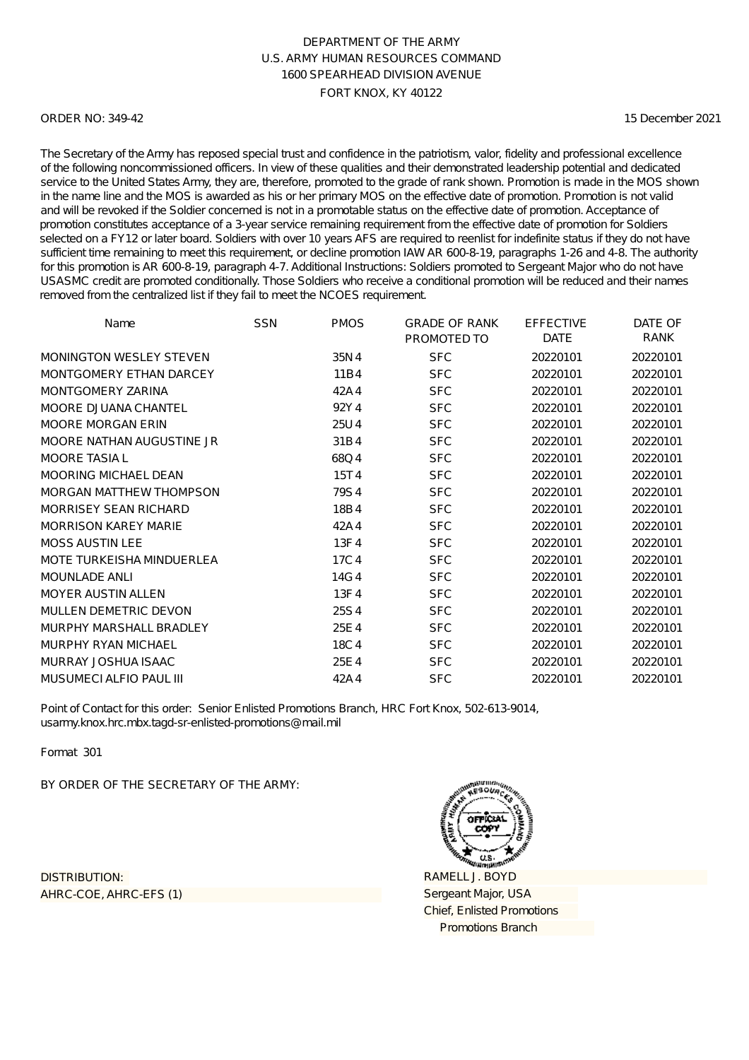DEPARTMENT OF THE ARMY
U.S. ARMY HUMAN RESOURCES COMMAND
1600 SPEARHEAD DIVISION AVENUE
FORT KNOX, KY 40122

ORDER NO: 349-42 15 December 2021

The Secretary of the Army has reposed special trust and confidence in the patriotism, valor, fidelity and professional excellence of the following noncommissioned officers. In view of these qualities and their demonstrated leadership potential and dedicated service to the United States Army, they are, therefore, promoted to the grade of rank shown. Promotion is made in the MOS shown in the name line and the MOS is awarded as his or her primary MOS on the effective date of promotion. Promotion is not valid and will be revoked if the Soldier concerned is not in a promotable status on the effective date of promotion. Acceptance of promotion constitutes acceptance of a 3-year service remaining requirement from the effective date of promotion for Soldiers selected on a FY12 or later board. Soldiers with over 10 years AFS are required to reenlist for indefinite status if they do not have sufficient time remaining to meet this requirement, or decline promotion IAW AR 600-8-19, paragraphs 1-26 and 4-8. The authority for this promotion is AR 600-8-19, paragraph 4-7. Additional Instructions: Soldiers promoted to Sergeant Major who do not have USASMC credit are promoted conditionally. Those Soldiers who receive a conditional promotion will be reduced and their names removed from the centralized list if they fail to meet the NCOES requirement.

| Name | SSN | PMOS | GRADE OF RANK PROMOTED TO | EFFECTIVE DATE | DATE OF RANK |
|---|---|---|---|---|---|
| MONINGTON WESLEY STEVEN | | 35N4 | SFC | 20220101 | 20220101 |
| MONTGOMERY ETHAN DARCEY | | 11B4 | SFC | 20220101 | 20220101 |
| MONTGOMERY ZARINA | | 42A4 | SFC | 20220101 | 20220101 |
| MOORE DJUANA CHANTEL | | 92Y4 | SFC | 20220101 | 20220101 |
| MOORE MORGAN ERIN | | 25U4 | SFC | 20220101 | 20220101 |
| MOORE NATHAN AUGUSTINE JR | | 31B4 | SFC | 20220101 | 20220101 |
| MOORE TASIA L | | 68Q4 | SFC | 20220101 | 20220101 |
| MOORING MICHAEL DEAN | | 15T4 | SFC | 20220101 | 20220101 |
| MORGAN MATTHEW THOMPSON | | 79S4 | SFC | 20220101 | 20220101 |
| MORRISEY SEAN RICHARD | | 18B4 | SFC | 20220101 | 20220101 |
| MORRISON KAREY MARIE | | 42A4 | SFC | 20220101 | 20220101 |
| MOSS AUSTIN LEE | | 13F4 | SFC | 20220101 | 20220101 |
| MOTE TURKEISHA MINDUERLEA | | 17C4 | SFC | 20220101 | 20220101 |
| MOUNLADE ANLI | | 14G4 | SFC | 20220101 | 20220101 |
| MOYER AUSTIN ALLEN | | 13F4 | SFC | 20220101 | 20220101 |
| MULLEN DEMETRIC DEVON | | 25S4 | SFC | 20220101 | 20220101 |
| MURPHY MARSHALL BRADLEY | | 25E4 | SFC | 20220101 | 20220101 |
| MURPHY RYAN MICHAEL | | 18C4 | SFC | 20220101 | 20220101 |
| MURRAY JOSHUA ISAAC | | 25E4 | SFC | 20220101 | 20220101 |
| MUSUMECI ALFIO PAUL III | | 42A4 | SFC | 20220101 | 20220101 |

Point of Contact for this order: Senior Enlisted Promotions Branch, HRC Fort Knox, 502-613-9014, usarmy.knox.hrc.mbx.tagd-sr-enlisted-promotions@mail.mil

Format 301

BY ORDER OF THE SECRETARY OF THE ARMY:

DISTRIBUTION:
AHRC-COE, AHRC-EFS (1)

RAMELL J. BOYD
Sergeant Major, USA
Chief, Enlisted Promotions
Promotions Branch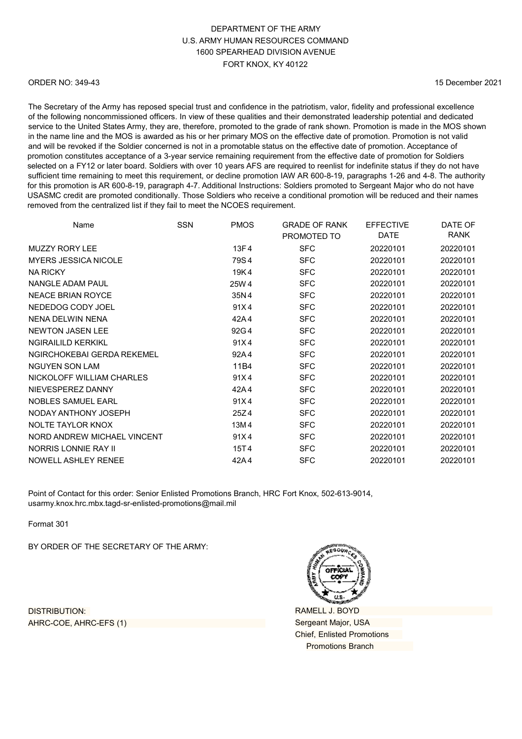DEPARTMENT OF THE ARMY
U.S. ARMY HUMAN RESOURCES COMMAND
1600 SPEARHEAD DIVISION AVENUE
FORT KNOX, KY 40122

ORDER NO: 349-43

15 December 2021

The Secretary of the Army has reposed special trust and confidence in the patriotism, valor, fidelity and professional excellence of the following noncommissioned officers. In view of these qualities and their demonstrated leadership potential and dedicated service to the United States Army, they are, therefore, promoted to the grade of rank shown. Promotion is made in the MOS shown in the name line and the MOS is awarded as his or her primary MOS on the effective date of promotion. Promotion is not valid and will be revoked if the Soldier concerned is not in a promotable status on the effective date of promotion. Acceptance of promotion constitutes acceptance of a 3-year service remaining requirement from the effective date of promotion for Soldiers selected on a FY12 or later board. Soldiers with over 10 years AFS are required to reenlist for indefinite status if they do not have sufficient time remaining to meet this requirement, or decline promotion IAW AR 600-8-19, paragraphs 1-26 and 4-8. The authority for this promotion is AR 600-8-19, paragraph 4-7. Additional Instructions: Soldiers promoted to Sergeant Major who do not have USASMC credit are promoted conditionally. Those Soldiers who receive a conditional promotion will be reduced and their names removed from the centralized list if they fail to meet the NCOES requirement.

| Name | SSN | PMOS | GRADE OF RANK PROMOTED TO | EFFECTIVE DATE | DATE OF RANK |
|---|---|---|---|---|---|
| MUZZY RORY LEE | | 13F4 | SFC | 20220101 | 20220101 |
| MYERS JESSICA NICOLE | | 79S4 | SFC | 20220101 | 20220101 |
| NA RICKY | | 19K4 | SFC | 20220101 | 20220101 |
| NANGLE ADAM PAUL | | 25W4 | SFC | 20220101 | 20220101 |
| NEACE BRIAN ROYCE | | 35N4 | SFC | 20220101 | 20220101 |
| NEDEDOG CODY JOEL | | 91X4 | SFC | 20220101 | 20220101 |
| NENA DELWIN NENA | | 42A4 | SFC | 20220101 | 20220101 |
| NEWTON JASEN LEE | | 92G4 | SFC | 20220101 | 20220101 |
| NGIRAILILD KERKIKL | | 91X4 | SFC | 20220101 | 20220101 |
| NGIRCHOKEBAI GERDA REKEMEL | | 92A4 | SFC | 20220101 | 20220101 |
| NGUYEN SON LAM | | 11B4 | SFC | 20220101 | 20220101 |
| NICKOLOFF WILLIAM CHARLES | | 91X4 | SFC | 20220101 | 20220101 |
| NIEVESPEREZ DANNY | | 42A4 | SFC | 20220101 | 20220101 |
| NOBLES SAMUEL EARL | | 91X4 | SFC | 20220101 | 20220101 |
| NODAY ANTHONY JOSEPH | | 25Z4 | SFC | 20220101 | 20220101 |
| NOLTE TAYLOR KNOX | | 13M4 | SFC | 20220101 | 20220101 |
| NORD ANDREW MICHAEL VINCENT | | 91X4 | SFC | 20220101 | 20220101 |
| NORRIS LONNIE RAY II | | 15T4 | SFC | 20220101 | 20220101 |
| NOWELL ASHLEY RENEE | | 42A4 | SFC | 20220101 | 20220101 |

Point of Contact for this order: Senior Enlisted Promotions Branch, HRC Fort Knox, 502-613-9014, usarmy.knox.hrc.mbx.tagd-sr-enlisted-promotions@mail.mil

Format 301

BY ORDER OF THE SECRETARY OF THE ARMY:

OFFICIAL COPY

RAMELL J. BOYD
Sergeant Major, USA
Chief, Enlisted Promotions
Promotions Branch

DISTRIBUTION:
AHRC-COE, AHRC-EFS (1)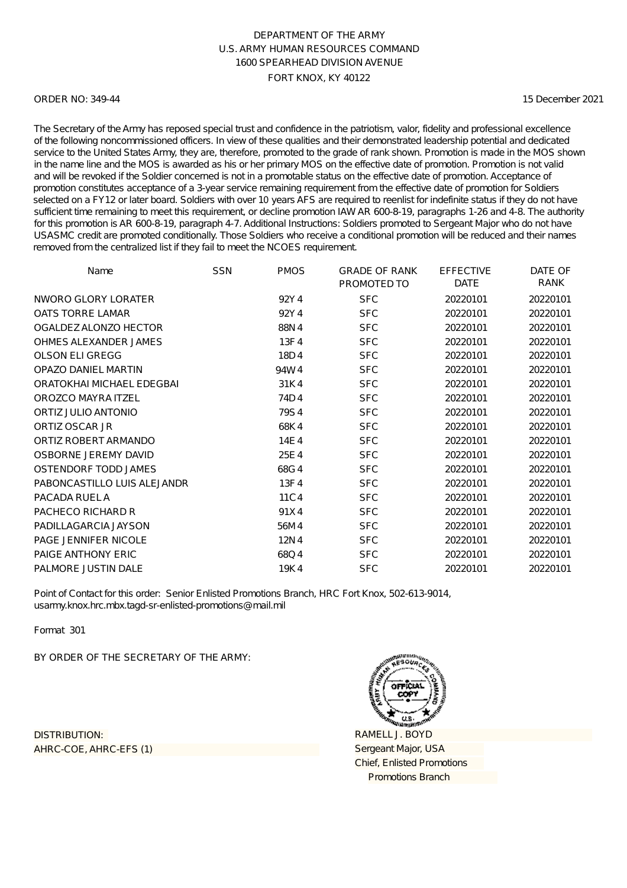DEPARTMENT OF THE ARMY
U.S. ARMY HUMAN RESOURCES COMMAND
1600 SPEARHEAD DIVISION AVENUE
FORT KNOX, KY 40122

ORDER NO: 349-44 15 December 2021

The Secretary of the Army has reposed special trust and confidence in the patriotism, valor, fidelity and professional excellence of the following noncommissioned officers. In view of these qualities and their demonstrated leadership potential and dedicated service to the United States Army, they are, therefore, promoted to the grade of rank shown. Promotion is made in the MOS shown in the name line and the MOS is awarded as his or her primary MOS on the effective date of promotion. Promotion is not valid and will be revoked if the Soldier concerned is not in a promotable status on the effective date of promotion. Acceptance of promotion constitutes acceptance of a 3-year service remaining requirement from the effective date of promotion for Soldiers selected on a FY12 or later board. Soldiers with over 10 years AFS are required to reenlist for indefinite status if they do not have sufficient time remaining to meet this requirement, or decline promotion IAW AR 600-8-19, paragraphs 1-26 and 4-8. The authority for this promotion is AR 600-8-19, paragraph 4-7. Additional Instructions: Soldiers promoted to Sergeant Major who do not have USASMC credit are promoted conditionally. Those Soldiers who receive a conditional promotion will be reduced and their names removed from the centralized list if they fail to meet the NCOES requirement.

| Name | SSN | PMOS | GRADE OF RANK PROMOTED TO | EFFECTIVE DATE | DATE OF RANK |
|---|---|---|---|---|---|
| NWORO GLORY LORATER | | 92Y 4 | SFC | 20220101 | 20220101 |
| OATS TORRE LAMAR | | 92Y 4 | SFC | 20220101 | 20220101 |
| OGALDEZ ALONZO HECTOR | | 88N 4 | SFC | 20220101 | 20220101 |
| OHMES ALEXANDER JAMES | | 13F 4 | SFC | 20220101 | 20220101 |
| OLSON ELI GREGG | | 18D 4 | SFC | 20220101 | 20220101 |
| OPAZO DANIEL MARTIN | | 94W 4 | SFC | 20220101 | 20220101 |
| ORATOKHAI MICHAEL EDEGBAI | | 31K 4 | SFC | 20220101 | 20220101 |
| OROZCO MAYRA ITZEL | | 74D 4 | SFC | 20220101 | 20220101 |
| ORTIZ JULIO ANTONIO | | 79S 4 | SFC | 20220101 | 20220101 |
| ORTIZ OSCAR JR | | 68K 4 | SFC | 20220101 | 20220101 |
| ORTIZ ROBERT ARMANDO | | 14E 4 | SFC | 20220101 | 20220101 |
| OSBORNE JEREMY DAVID | | 25E 4 | SFC | 20220101 | 20220101 |
| OSTENDORF TODD JAMES | | 68G 4 | SFC | 20220101 | 20220101 |
| PABONCASTILLO LUIS ALEJANDR | | 13F 4 | SFC | 20220101 | 20220101 |
| PACADA RUEL A | | 11C 4 | SFC | 20220101 | 20220101 |
| PACHECO RICHARD R | | 91X 4 | SFC | 20220101 | 20220101 |
| PADILLAGARCIA JAYSON | | 56M 4 | SFC | 20220101 | 20220101 |
| PAGE JENNIFER NICOLE | | 12N 4 | SFC | 20220101 | 20220101 |
| PAIGE ANTHONY ERIC | | 68Q 4 | SFC | 20220101 | 20220101 |
| PALMORE JUSTIN DALE | | 19K 4 | SFC | 20220101 | 20220101 |

Point of Contact for this order: Senior Enlisted Promotions Branch, HRC Fort Knox, 502-613-9014, usarmy.knox.hrc.mbx.tagd-sr-enlisted-promotions@mail.mil

Format 301

BY ORDER OF THE SECRETARY OF THE ARMY:

DISTRIBUTION:
AHRC-COE, AHRC-EFS (1)

RAMELL J. BOYD
Sergeant Major, USA
Chief, Enlisted Promotions
Promotions Branch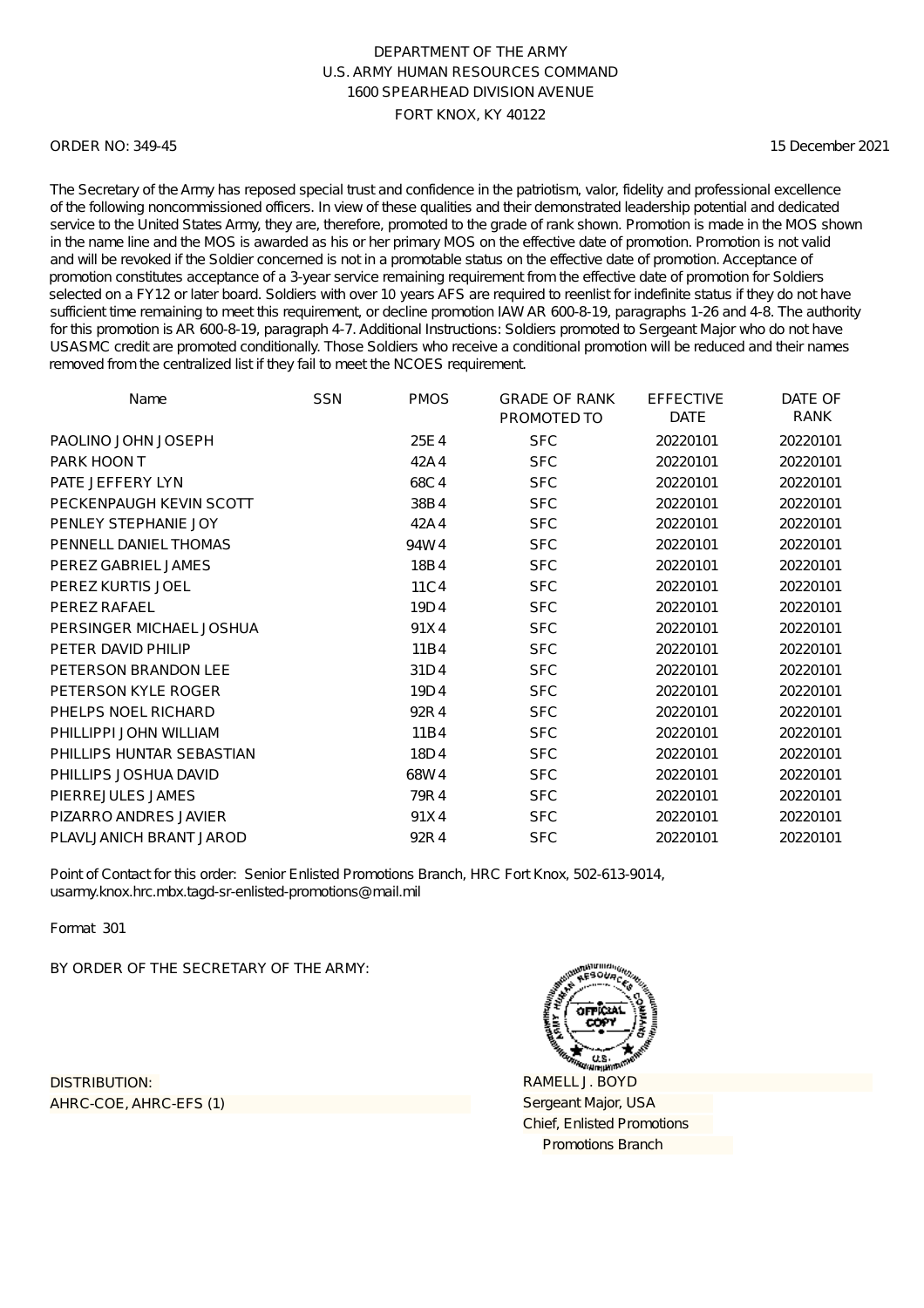DEPARTMENT OF THE ARMY
U.S. ARMY HUMAN RESOURCES COMMAND
1600 SPEARHEAD DIVISION AVENUE
FORT KNOX, KY 40122

ORDER NO: 349-45

15 December 2021

The Secretary of the Army has reposed special trust and confidence in the patriotism, valor, fidelity and professional excellence of the following noncommissioned officers. In view of these qualities and their demonstrated leadership potential and dedicated service to the United States Army, they are, therefore, promoted to the grade of rank shown. Promotion is made in the MOS shown in the name line and the MOS is awarded as his or her primary MOS on the effective date of promotion. Promotion is not valid and will be revoked if the Soldier concerned is not in a promotable status on the effective date of promotion. Acceptance of promotion constitutes acceptance of a 3-year service remaining requirement from the effective date of promotion for Soldiers selected on a FY12 or later board. Soldiers with over 10 years AFS are required to reenlist for indefinite status if they do not have sufficient time remaining to meet this requirement, or decline promotion IAW AR 600-8-19, paragraphs 1-26 and 4-8. The authority for this promotion is AR 600-8-19, paragraph 4-7. Additional Instructions: Soldiers promoted to Sergeant Major who do not have USASMC credit are promoted conditionally. Those Soldiers who receive a conditional promotion will be reduced and their names removed from the centralized list if they fail to meet the NCOES requirement.

| Name | SSN | PMOS | GRADE OF RANK PROMOTED TO | EFFECTIVE DATE | DATE OF RANK |
|---|---|---|---|---|---|
| PAOLINO JOHN JOSEPH | | 25E 4 | SFC | 20220101 | 20220101 |
| PARK HOON T | | 42A 4 | SFC | 20220101 | 20220101 |
| PATE JEFFERY LYN | | 68C 4 | SFC | 20220101 | 20220101 |
| PECKENPAUGH KEVIN SCOTT | | 38B 4 | SFC | 20220101 | 20220101 |
| PENLEY STEPHANIE JOY | | 42A 4 | SFC | 20220101 | 20220101 |
| PENNELL DANIEL THOMAS | | 94W 4 | SFC | 20220101 | 20220101 |
| PEREZ GABRIEL JAMES | | 18B 4 | SFC | 20220101 | 20220101 |
| PEREZ KURTIS JOEL | | 11C 4 | SFC | 20220101 | 20220101 |
| PEREZ RAFAEL | | 19D 4 | SFC | 20220101 | 20220101 |
| PERSINGER MICHAEL JOSHUA | | 91X 4 | SFC | 20220101 | 20220101 |
| PETER DAVID PHILIP | | 11B 4 | SFC | 20220101 | 20220101 |
| PETERSON BRANDON LEE | | 31D 4 | SFC | 20220101 | 20220101 |
| PETERSON KYLE ROGER | | 19D 4 | SFC | 20220101 | 20220101 |
| PHELPS NOEL RICHARD | | 92R 4 | SFC | 20220101 | 20220101 |
| PHILLIPPI JOHN WILLIAM | | 11B 4 | SFC | 20220101 | 20220101 |
| PHILLIPS HUNTAR SEBASTIAN | | 18D 4 | SFC | 20220101 | 20220101 |
| PHILLIPS JOSHUA DAVID | | 68W 4 | SFC | 20220101 | 20220101 |
| PIERREJULES JAMES | | 79R 4 | SFC | 20220101 | 20220101 |
| PIZARRO ANDRES JAVIER | | 91X 4 | SFC | 20220101 | 20220101 |
| PLAVLJANICH BRANT JAROD | | 92R 4 | SFC | 20220101 | 20220101 |

Point of Contact for this order: Senior Enlisted Promotions Branch, HRC Fort Knox, 502-613-9014, usarmy.knox.hrc.mbx.tagd-sr-enlisted-promotions@mail.mil

Format 301

BY ORDER OF THE SECRETARY OF THE ARMY:

DISTRIBUTION:
AHRC-COE, AHRC-EFS (1)

RAMELL J. BOYD
Sergeant Major, USA
Chief, Enlisted Promotions
Promotions Branch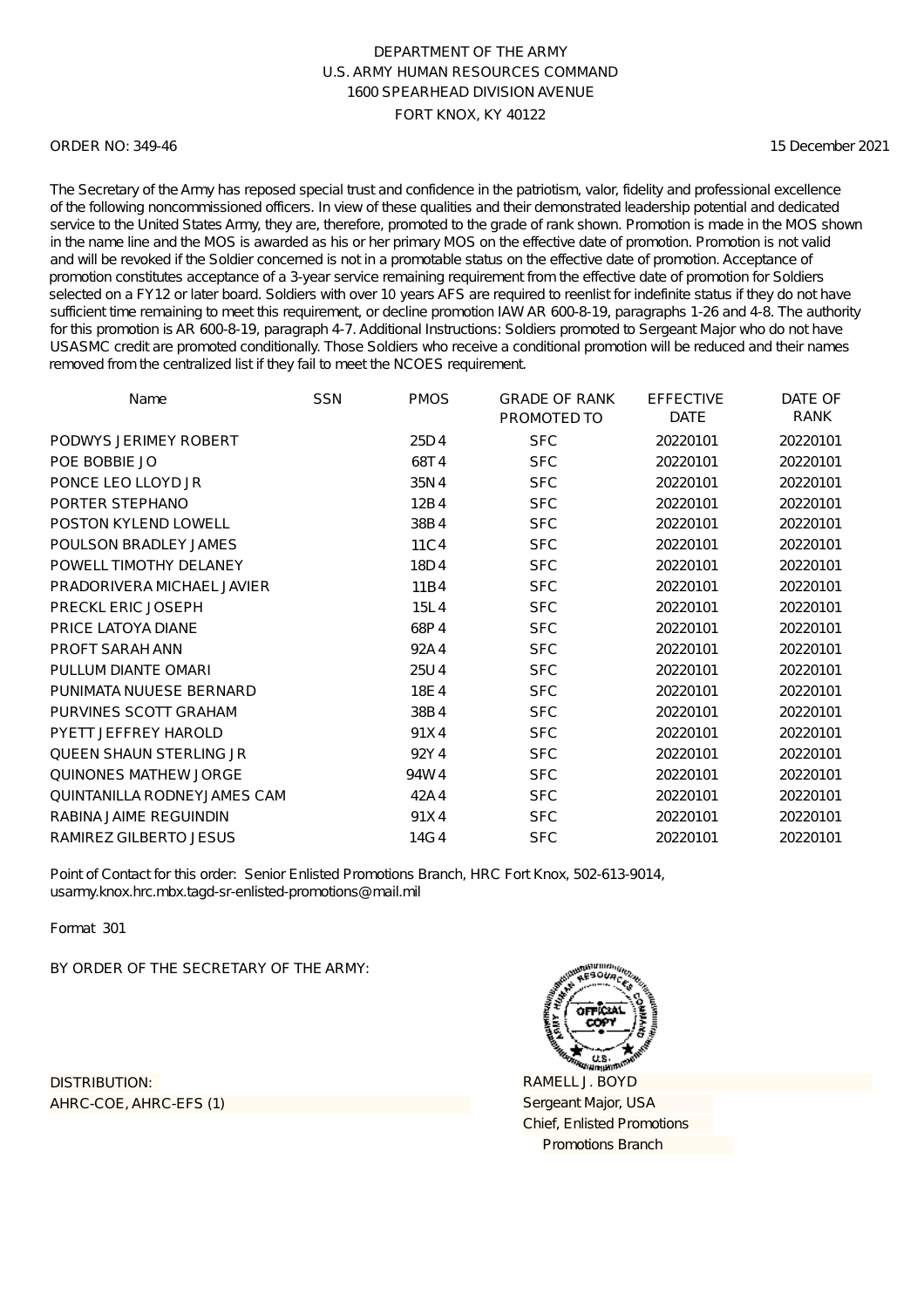DEPARTMENT OF THE ARMY
U.S. ARMY HUMAN RESOURCES COMMAND
1600 SPEARHEAD DIVISION AVENUE
FORT KNOX, KY 40122

ORDER NO: 349-46

15 December 2021

The Secretary of the Army has reposed special trust and confidence in the patriotism, valor, fidelity and professional excellence of the following noncommissioned officers. In view of these qualities and their demonstrated leadership potential and dedicated service to the United States Army, they are, therefore, promoted to the grade of rank shown. Promotion is made in the MOS shown in the name line and the MOS is awarded as his or her primary MOS on the effective date of promotion. Promotion is not valid and will be revoked if the Soldier concerned is not in a promotable status on the effective date of promotion. Acceptance of promotion constitutes acceptance of a 3-year service remaining requirement from the effective date of promotion for Soldiers selected on a FY12 or later board. Soldiers with over 10 years AFS are required to reenlist for indefinite status if they do not have sufficient time remaining to meet this requirement, or decline promotion IAW AR 600-8-19, paragraphs 1-26 and 4-8. The authority for this promotion is AR 600-8-19, paragraph 4-7. Additional Instructions: Soldiers promoted to Sergeant Major who do not have USASMC credit are promoted conditionally. Those Soldiers who receive a conditional promotion will be reduced and their names removed from the centralized list if they fail to meet the NCOES requirement.

| Name | SSN | PMOS | GRADE OF RANK PROMOTED TO | EFFECTIVE DATE | DATE OF RANK |
|---|---|---|---|---|---|
| PODWYS JERIMEY ROBERT | | 25D4 | SFC | 20220101 | 20220101 |
| POE BOBBIE JO | | 68T4 | SFC | 20220101 | 20220101 |
| PONCE LEO LLOYD JR | | 35N4 | SFC | 20220101 | 20220101 |
| PORTER STEPHANO | | 12B4 | SFC | 20220101 | 20220101 |
| POSTON KYLEND LOWELL | | 38B4 | SFC | 20220101 | 20220101 |
| POULSON BRADLEY JAMES | | 11C4 | SFC | 20220101 | 20220101 |
| POWELL TIMOTHY DELANEY | | 18D4 | SFC | 20220101 | 20220101 |
| PRADORIVERA MICHAEL JAVIER | | 11B4 | SFC | 20220101 | 20220101 |
| PRECKL ERIC JOSEPH | | 15L4 | SFC | 20220101 | 20220101 |
| PRICE LATOYA DIANE | | 68P4 | SFC | 20220101 | 20220101 |
| PROFT SARAH ANN | | 92A4 | SFC | 20220101 | 20220101 |
| PULLUM DIANTE OMARI | | 25U4 | SFC | 20220101 | 20220101 |
| PUNIMATA NUUESE BERNARD | | 18E4 | SFC | 20220101 | 20220101 |
| PURVINES SCOTT GRAHAM | | 38B4 | SFC | 20220101 | 20220101 |
| PYETT JEFFREY HAROLD | | 91X4 | SFC | 20220101 | 20220101 |
| QUEEN SHAUN STERLING JR | | 92Y4 | SFC | 20220101 | 20220101 |
| QUINONES MATHEW JORGE | | 94W4 | SFC | 20220101 | 20220101 |
| QUINTANILLA RODNEYJAMES CAM | | 42A4 | SFC | 20220101 | 20220101 |
| RABINA JAIME REGUINDIN | | 91X4 | SFC | 20220101 | 20220101 |
| RAMIREZ GILBERTO JESUS | | 14G4 | SFC | 20220101 | 20220101 |

Point of Contact for this order: Senior Enlisted Promotions Branch, HRC Fort Knox, 502-613-9014, usarmy.knox.hrc.mbx.tagd-sr-enlisted-promotions@mail.mil

Format 301

BY ORDER OF THE SECRETARY OF THE ARMY:

DISTRIBUTION:
AHRC-COE, AHRC-EFS (1)

RAMELL J. BOYD
Sergeant Major, USA
Chief, Enlisted Promotions
Promotions Branch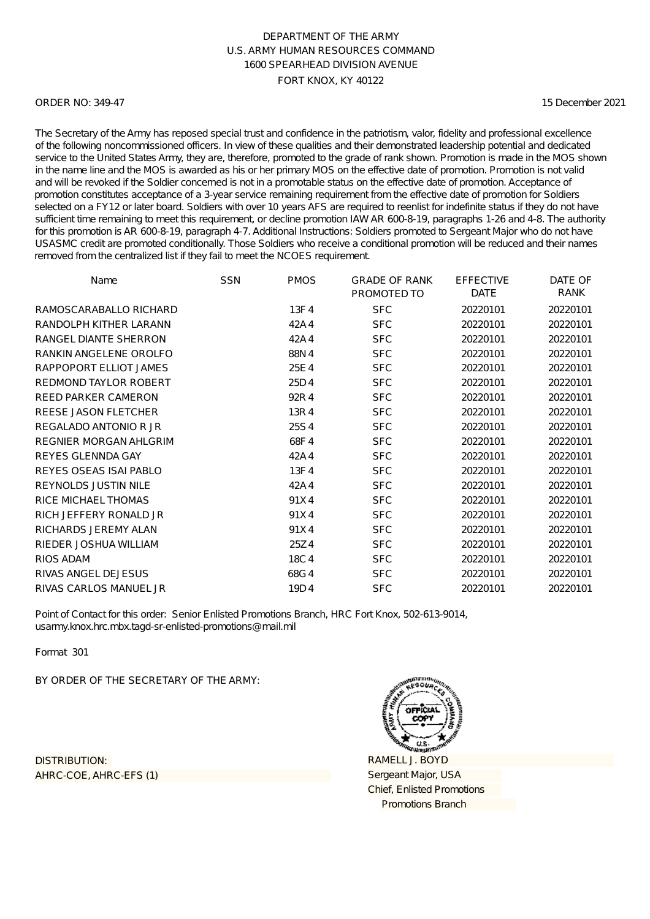DEPARTMENT OF THE ARMY
U.S. ARMY HUMAN RESOURCES COMMAND
1600 SPEARHEAD DIVISION AVENUE
FORT KNOX, KY 40122

ORDER NO: 349-47

15 December 2021

The Secretary of the Army has reposed special trust and confidence in the patriotism, valor, fidelity and professional excellence of the following noncommissioned officers. In view of these qualities and their demonstrated leadership potential and dedicated service to the United States Army, they are, therefore, promoted to the grade of rank shown. Promotion is made in the MOS shown in the name line and the MOS is awarded as his or her primary MOS on the effective date of promotion. Promotion is not valid and will be revoked if the Soldier concerned is not in a promotable status on the effective date of promotion. Acceptance of promotion constitutes acceptance of a 3-year service remaining requirement from the effective date of promotion for Soldiers selected on a FY12 or later board. Soldiers with over 10 years AFS are required to reenlist for indefinite status if they do not have sufficient time remaining to meet this requirement, or decline promotion IAW AR 600-8-19, paragraphs 1-26 and 4-8. The authority for this promotion is AR 600-8-19, paragraph 4-7. Additional Instructions: Soldiers promoted to Sergeant Major who do not have USASMC credit are promoted conditionally. Those Soldiers who receive a conditional promotion will be reduced and their names removed from the centralized list if they fail to meet the NCOES requirement.

| Name | SSN | PMOS | GRADE OF RANK PROMOTED TO | EFFECTIVE DATE | DATE OF RANK |
|---|---|---|---|---|---|
| RAMOSCARABALLO RICHARD | | 13F 4 | SFC | 20220101 | 20220101 |
| RANDOLPH KITHER LARANN | | 42A 4 | SFC | 20220101 | 20220101 |
| RANGEL DIANTE SHERRON | | 42A 4 | SFC | 20220101 | 20220101 |
| RANKIN ANGELENE OROLFO | | 88N 4 | SFC | 20220101 | 20220101 |
| RAPPOPORT ELLIOT JAMES | | 25E 4 | SFC | 20220101 | 20220101 |
| REDMOND TAYLOR ROBERT | | 25D 4 | SFC | 20220101 | 20220101 |
| REED PARKER CAMERON | | 92R 4 | SFC | 20220101 | 20220101 |
| REESE JASON FLETCHER | | 13R 4 | SFC | 20220101 | 20220101 |
| REGALADO ANTONIO R JR | | 25S 4 | SFC | 20220101 | 20220101 |
| REGNIER MORGAN AHLGRIM | | 68F 4 | SFC | 20220101 | 20220101 |
| REYES GLENNDA GAY | | 42A 4 | SFC | 20220101 | 20220101 |
| REYES OSEAS ISAI PABLO | | 13F 4 | SFC | 20220101 | 20220101 |
| REYNOLDS JUSTIN NILE | | 42A 4 | SFC | 20220101 | 20220101 |
| RICE MICHAEL THOMAS | | 91X 4 | SFC | 20220101 | 20220101 |
| RICH JEFFERY RONALD JR | | 91X 4 | SFC | 20220101 | 20220101 |
| RICHARDS JEREMY ALAN | | 91X 4 | SFC | 20220101 | 20220101 |
| RIEDER JOSHUA WILLIAM | | 25Z 4 | SFC | 20220101 | 20220101 |
| RIOS ADAM | | 18C 4 | SFC | 20220101 | 20220101 |
| RIVAS ANGEL DEJESUS | | 68G 4 | SFC | 20220101 | 20220101 |
| RIVAS CARLOS MANUEL JR | | 19D 4 | SFC | 20220101 | 20220101 |

Point of Contact for this order: Senior Enlisted Promotions Branch, HRC Fort Knox, 502-613-9014, usarmy.knox.hrc.mbx.tagd-sr-enlisted-promotions@mail.mil

Format 301

BY ORDER OF THE SECRETARY OF THE ARMY:

DISTRIBUTION:
AHRC-COE, AHRC-EFS (1)

RAMELL J. BOYD
Sergeant Major, USA
Chief, Enlisted Promotions
Promotions Branch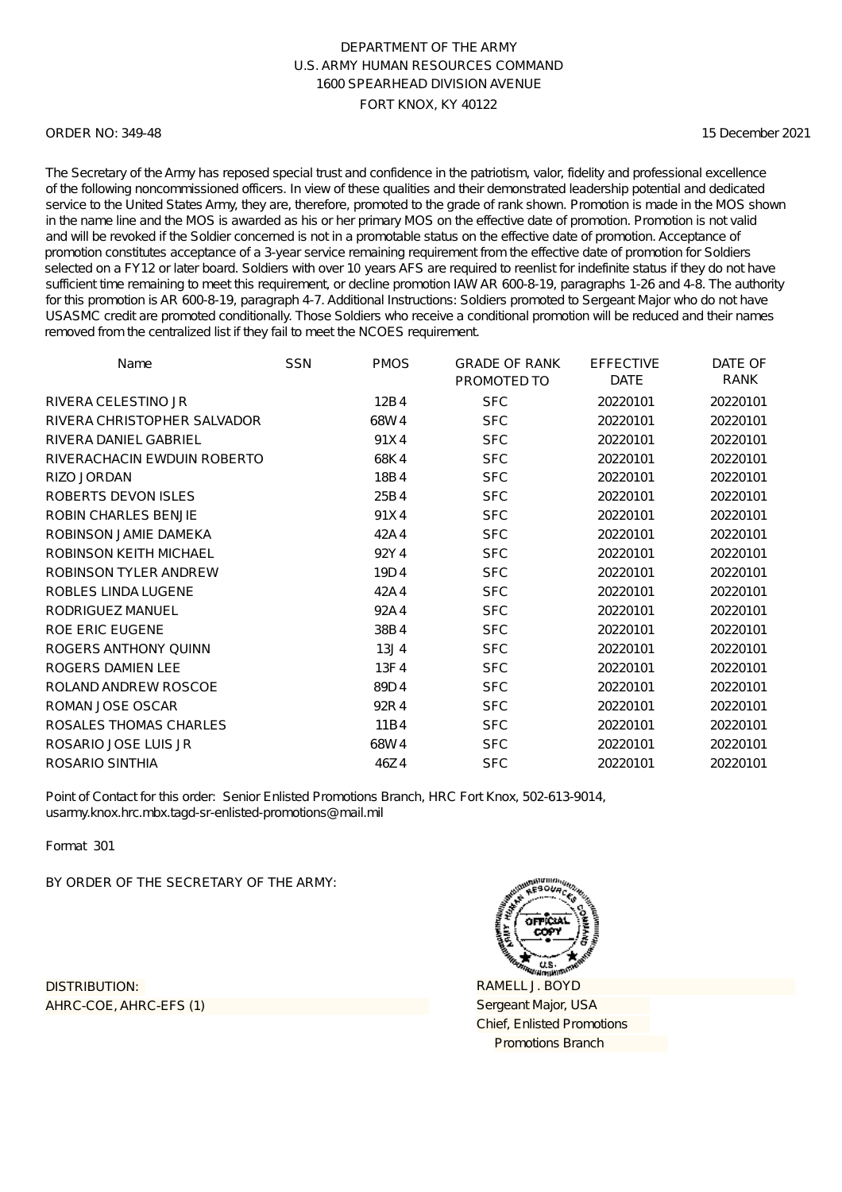DEPARTMENT OF THE ARMY
U.S. ARMY HUMAN RESOURCES COMMAND
1600 SPEARHEAD DIVISION AVENUE
FORT KNOX, KY 40122

ORDER NO: 349-48 15 December 2021

The Secretary of the Army has reposed special trust and confidence in the patriotism, valor, fidelity and professional excellence of the following noncommissioned officers. In view of these qualities and their demonstrated leadership potential and dedicated service to the United States Army, they are, therefore, promoted to the grade of rank shown. Promotion is made in the MOS shown in the name line and the MOS is awarded as his or her primary MOS on the effective date of promotion. Promotion is not valid and will be revoked if the Soldier concerned is not in a promotable status on the effective date of promotion. Acceptance of promotion constitutes acceptance of a 3-year service remaining requirement from the effective date of promotion for Soldiers selected on a FY12 or later board. Soldiers with over 10 years AFS are required to reenlist for indefinite status if they do not have sufficient time remaining to meet this requirement, or decline promotion IAW AR 600-8-19, paragraphs 1-26 and 4-8. The authority for this promotion is AR 600-8-19, paragraph 4-7. Additional Instructions: Soldiers promoted to Sergeant Major who do not have USASMC credit are promoted conditionally. Those Soldiers who receive a conditional promotion will be reduced and their names removed from the centralized list if they fail to meet the NCOES requirement.

| Name | SSN | PMOS | GRADE OF RANK PROMOTED TO | EFFECTIVE DATE | DATE OF RANK |
|---|---|---|---|---|---|
| RIVERA CELESTINO JR | | 12B4 | SFC | 20220101 | 20220101 |
| RIVERA CHRISTOPHER SALVADOR | | 68W4 | SFC | 20220101 | 20220101 |
| RIVERA DANIEL GABRIEL | | 91X4 | SFC | 20220101 | 20220101 |
| RIVERACHACIN EWDUIN ROBERTO | | 68K4 | SFC | 20220101 | 20220101 |
| RIZO JORDAN | | 18B4 | SFC | 20220101 | 20220101 |
| ROBERTS DEVON ISLES | | 25B4 | SFC | 20220101 | 20220101 |
| ROBIN CHARLES BENJIE | | 91X4 | SFC | 20220101 | 20220101 |
| ROBINSON JAMIE DAMEKA | | 42A4 | SFC | 20220101 | 20220101 |
| ROBINSON KEITH MICHAEL | | 92Y4 | SFC | 20220101 | 20220101 |
| ROBINSON TYLER ANDREW | | 19D4 | SFC | 20220101 | 20220101 |
| ROBLES LINDA LUGENE | | 42A4 | SFC | 20220101 | 20220101 |
| RODRIGUEZ MANUEL | | 92A4 | SFC | 20220101 | 20220101 |
| ROE ERIC EUGENE | | 38B4 | SFC | 20220101 | 20220101 |
| ROGERS ANTHONY QUINN | | 13J4 | SFC | 20220101 | 20220101 |
| ROGERS DAMIEN LEE | | 13F4 | SFC | 20220101 | 20220101 |
| ROLAND ANDREW ROSCOE | | 89D4 | SFC | 20220101 | 20220101 |
| ROMAN JOSE OSCAR | | 92R4 | SFC | 20220101 | 20220101 |
| ROSALES THOMAS CHARLES | | 11B4 | SFC | 20220101 | 20220101 |
| ROSARIO JOSE LUIS JR | | 68W4 | SFC | 20220101 | 20220101 |
| ROSARIO SINTHIA | | 46Z4 | SFC | 20220101 | 20220101 |

Point of Contact for this order: Senior Enlisted Promotions Branch, HRC Fort Knox, 502-613-9014, usarmy.knox.hrc.mbx.tagd-sr-enlisted-promotions@mail.mil

Format 301

BY ORDER OF THE SECRETARY OF THE ARMY:

ARMY HUMAN RESOURCES COMMAND
OFFICIAL COPY
U.S.

RAMELL J. BOYD
Sergeant Major, USA
Chief, Enlisted Promotions
Promotions Branch

DISTRIBUTION:
AHRC-COE, AHRC-EFS (1)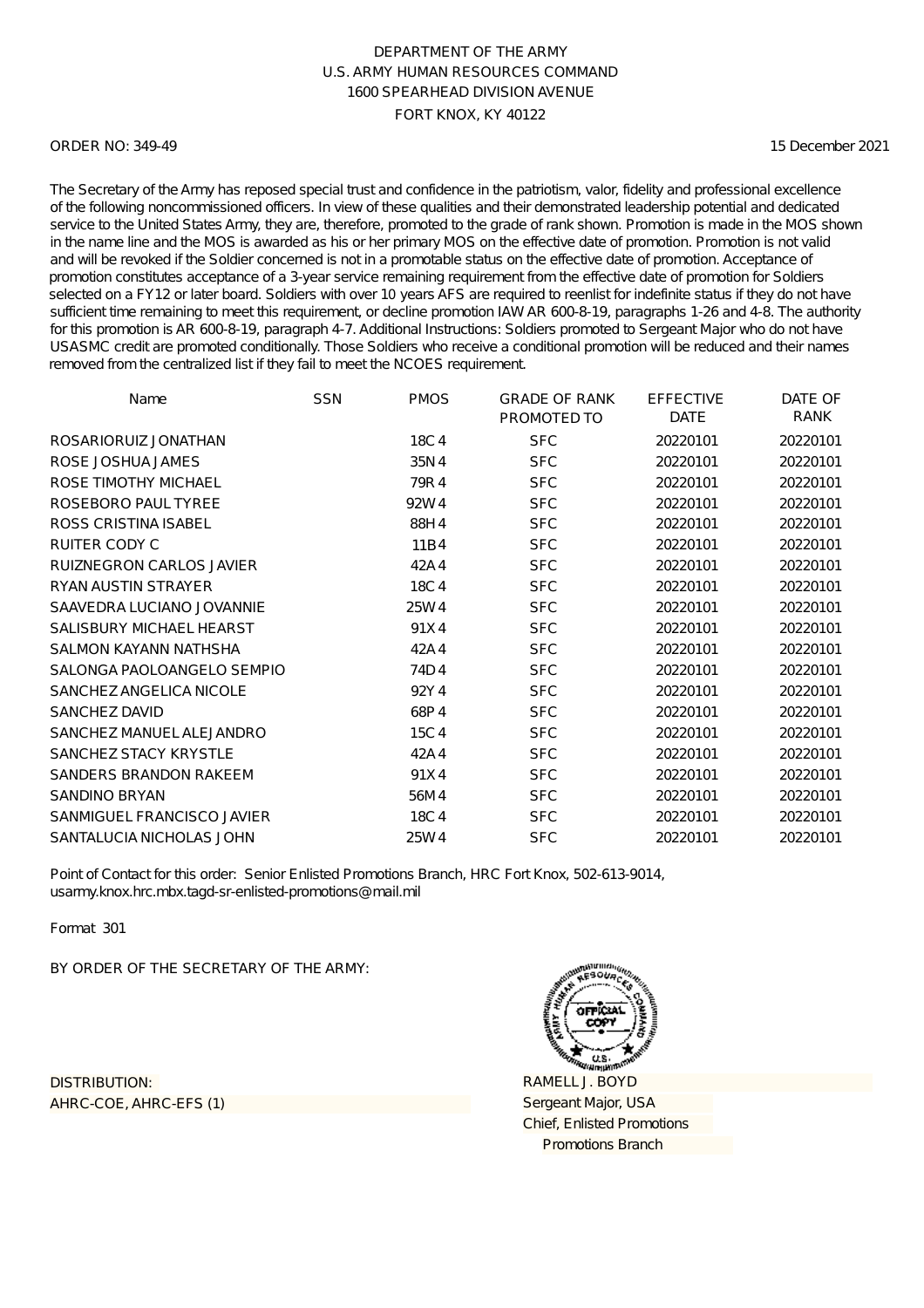DEPARTMENT OF THE ARMY
U.S. ARMY HUMAN RESOURCES COMMAND
1600 SPEARHEAD DIVISION AVENUE
FORT KNOX, KY 40122

ORDER NO: 349-49 15 December 2021

The Secretary of the Army has reposed special trust and confidence in the patriotism, valor, fidelity and professional excellence of the following noncommissioned officers. In view of these qualities and their demonstrated leadership potential and dedicated service to the United States Army, they are, therefore, promoted to the grade of rank shown. Promotion is made in the MOS shown in the name line and the MOS is awarded as his or her primary MOS on the effective date of promotion. Promotion is not valid and will be revoked if the Soldier concerned is not in a promotable status on the effective date of promotion. Acceptance of promotion constitutes acceptance of a 3-year service remaining requirement from the effective date of promotion for Soldiers selected on a FY12 or later board. Soldiers with over 10 years AFS are required to reenlist for indefinite status if they do not have sufficient time remaining to meet this requirement, or decline promotion IAW AR 600-8-19, paragraphs 1-26 and 4-8. The authority for this promotion is AR 600-8-19, paragraph 4-7. Additional Instructions: Soldiers promoted to Sergeant Major who do not have USASMC credit are promoted conditionally. Those Soldiers who receive a conditional promotion will be reduced and their names removed from the centralized list if they fail to meet the NCOES requirement.

| Name | SSN | PMOS | GRADE OF RANK PROMOTED TO | EFFECTIVE DATE | DATE OF RANK |
|---|---|---|---|---|---|
| ROSARIORUIZ JONATHAN | | 18C4 | SFC | 20220101 | 20220101 |
| ROSE JOSHUA JAMES | | 35N4 | SFC | 20220101 | 20220101 |
| ROSE TIMOTHY MICHAEL | | 79R4 | SFC | 20220101 | 20220101 |
| ROSEBORO PAUL TYREE | | 92W4 | SFC | 20220101 | 20220101 |
| ROSS CRISTINA ISABEL | | 88H4 | SFC | 20220101 | 20220101 |
| RUITER CODY C | | 11B4 | SFC | 20220101 | 20220101 |
| RUIZNEGRON CARLOS JAVIER | | 42A4 | SFC | 20220101 | 20220101 |
| RYAN AUSTIN STRAYER | | 18C4 | SFC | 20220101 | 20220101 |
| SAAVEDRA LUCIANO JOVANNIE | | 25W4 | SFC | 20220101 | 20220101 |
| SALISBURY MICHAEL HEARST | | 91X4 | SFC | 20220101 | 20220101 |
| SALMON KAYANN NATHSHA | | 42A4 | SFC | 20220101 | 20220101 |
| SALONGA PAOLOANGELO SEMPIO | | 74D4 | SFC | 20220101 | 20220101 |
| SANCHEZ ANGELICA NICOLE | | 92Y4 | SFC | 20220101 | 20220101 |
| SANCHEZ DAVID | | 68P4 | SFC | 20220101 | 20220101 |
| SANCHEZ MANUEL ALEJANDRO | | 15C4 | SFC | 20220101 | 20220101 |
| SANCHEZ STACY KRYSTLE | | 42A4 | SFC | 20220101 | 20220101 |
| SANDERS BRANDON RAKEEM | | 91X4 | SFC | 20220101 | 20220101 |
| SANDINO BRYAN | | 56M4 | SFC | 20220101 | 20220101 |
| SANMIGUEL FRANCISCO JAVIER | | 18C4 | SFC | 20220101 | 20220101 |
| SANTALUCIA NICHOLAS JOHN | | 25W4 | SFC | 20220101 | 20220101 |

Point of Contact for this order: Senior Enlisted Promotions Branch, HRC Fort Knox, 502-613-9014, usarmy.knox.hrc.mbx.tagd-sr-enlisted-promotions@mail.mil

Format 301

BY ORDER OF THE SECRETARY OF THE ARMY:

DISTRIBUTION:
AHRC-COE, AHRC-EFS (1)

RAMELL J. BOYD
Sergeant Major, USA
Chief, Enlisted Promotions
Promotions Branch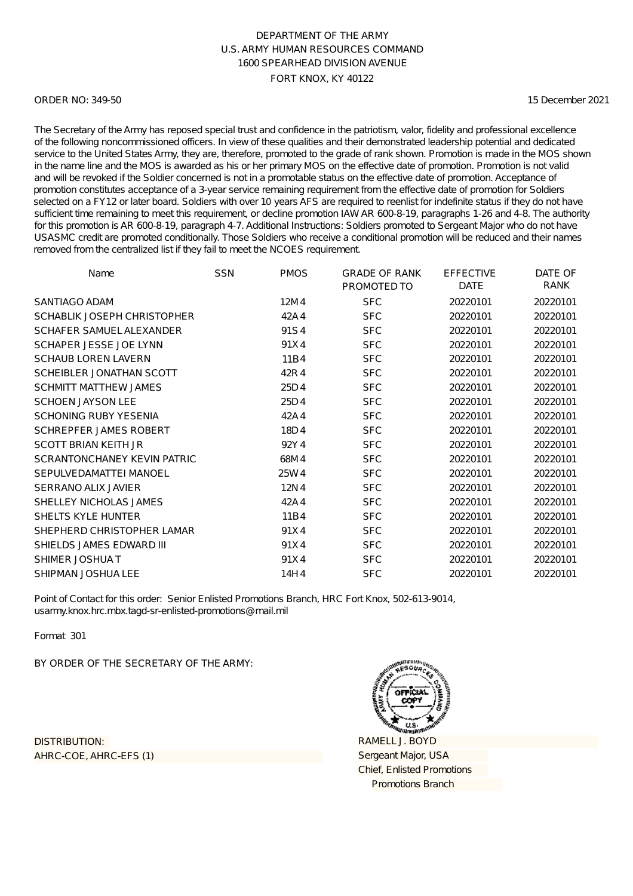DEPARTMENT OF THE ARMY
U.S. ARMY HUMAN RESOURCES COMMAND
1600 SPEARHEAD DIVISION AVENUE
FORT KNOX, KY 40122

ORDER NO: 349-50 15 December 2021

The Secretary of the Army has reposed special trust and confidence in the patriotism, valor, fidelity and professional excellence of the following noncommissioned officers. In view of these qualities and their demonstrated leadership potential and dedicated service to the United States Army, they are, therefore, promoted to the grade of rank shown. Promotion is made in the MOS shown in the name line and the MOS is awarded as his or her primary MOS on the effective date of promotion. Promotion is not valid and will be revoked if the Soldier concerned is not in a promotable status on the effective date of promotion. Acceptance of promotion constitutes acceptance of a 3-year service remaining requirement from the effective date of promotion for Soldiers selected on a FY12 or later board. Soldiers with over 10 years AFS are required to reenlist for indefinite status if they do not have sufficient time remaining to meet this requirement, or decline promotion IAW AR 600-8-19, paragraphs 1-26 and 4-8. The authority for this promotion is AR 600-8-19, paragraph 4-7. Additional Instructions: Soldiers promoted to Sergeant Major who do not have USASMC credit are promoted conditionally. Those Soldiers who receive a conditional promotion will be reduced and their names removed from the centralized list if they fail to meet the NCOES requirement.

| Name | SSN | PMOS | GRADE OF RANK PROMOTED TO | EFFECTIVE DATE | DATE OF RANK |
|---|---|---|---|---|---|
| SANTIAGO ADAM | | 12M4 | SFC | 20220101 | 20220101 |
| SCHABLIK JOSEPH CHRISTOPHER | | 42A4 | SFC | 20220101 | 20220101 |
| SCHAFER SAMUEL ALEXANDER | | 91S4 | SFC | 20220101 | 20220101 |
| SCHAPER JESSE JOE LYNN | | 91X4 | SFC | 20220101 | 20220101 |
| SCHAUB LOREN LAVERN | | 11B4 | SFC | 20220101 | 20220101 |
| SCHEIBLER JONATHAN SCOTT | | 42R4 | SFC | 20220101 | 20220101 |
| SCHMITT MATTHEW JAMES | | 25D4 | SFC | 20220101 | 20220101 |
| SCHOEN JAYSON LEE | | 25D4 | SFC | 20220101 | 20220101 |
| SCHONING RUBY YESENIA | | 42A4 | SFC | 20220101 | 20220101 |
| SCHREPFER JAMES ROBERT | | 18D4 | SFC | 20220101 | 20220101 |
| SCOTT BRIAN KEITH JR | | 92Y4 | SFC | 20220101 | 20220101 |
| SCRANTONCHANEY KEVIN PATRIC | | 68M4 | SFC | 20220101 | 20220101 |
| SEPULVEDAMATTEI MANOEL | | 25W4 | SFC | 20220101 | 20220101 |
| SERRANO ALIX JAVIER | | 12N4 | SFC | 20220101 | 20220101 |
| SHELLEY NICHOLAS JAMES | | 42A4 | SFC | 20220101 | 20220101 |
| SHELTS KYLE HUNTER | | 11B4 | SFC | 20220101 | 20220101 |
| SHEPHERD CHRISTOPHER LAMAR | | 91X4 | SFC | 20220101 | 20220101 |
| SHIELDS JAMES EDWARD III | | 91X4 | SFC | 20220101 | 20220101 |
| SHIMER JOSHUA T | | 91X4 | SFC | 20220101 | 20220101 |
| SHIPMAN JOSHUA LEE | | 14H4 | SFC | 20220101 | 20220101 |

Point of Contact for this order: Senior Enlisted Promotions Branch, HRC Fort Knox, 502-613-9014, usarmy.knox.hrc.mbx.tagd-sr-enlisted-promotions@mail.mil

Format 301

BY ORDER OF THE SECRETARY OF THE ARMY:

RAMELL J. BOYD
Sergeant Major, USA
Chief, Enlisted Promotions
Promotions Branch

DISTRIBUTION:
AHRC-COE, AHRC-EFS (1)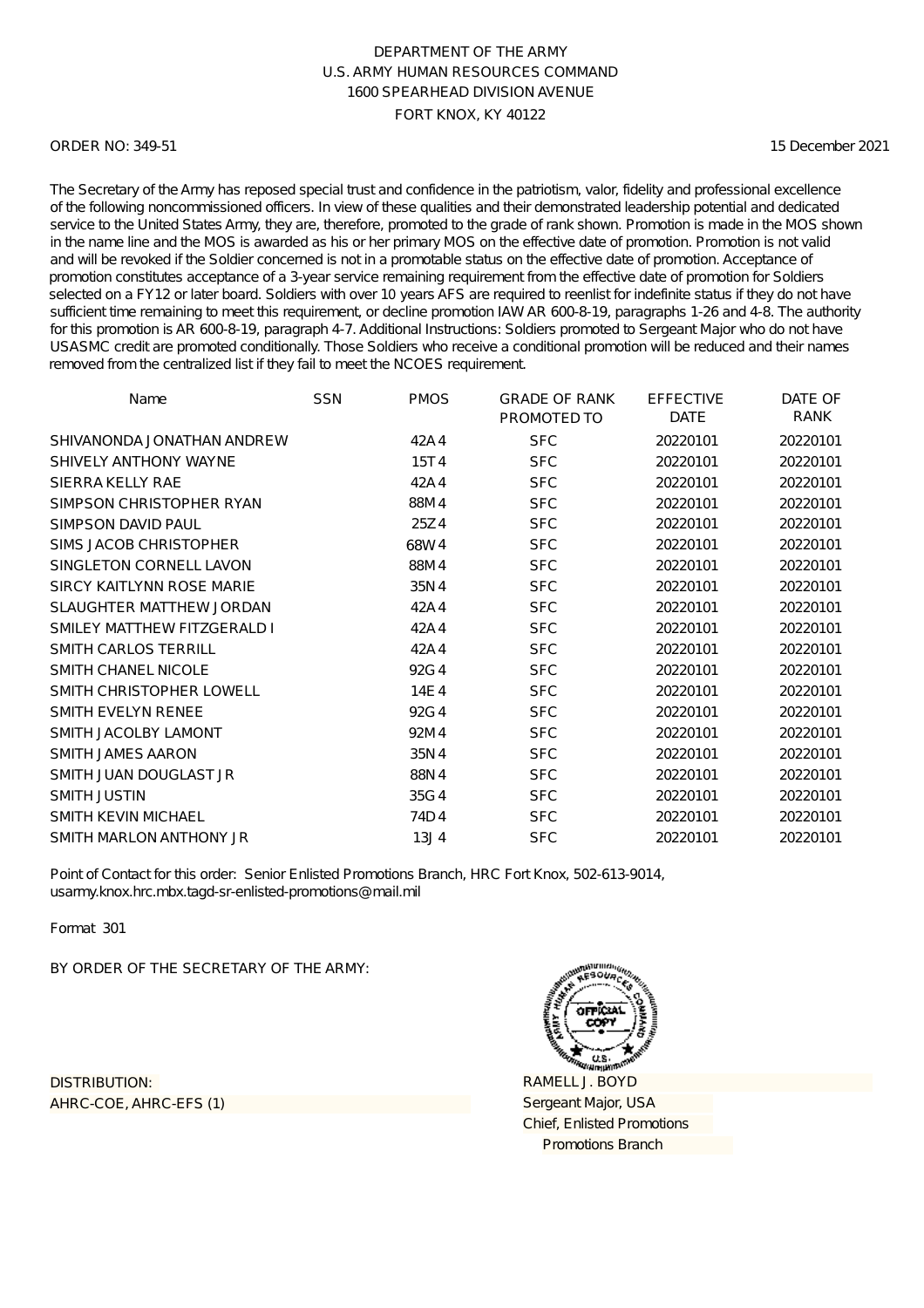DEPARTMENT OF THE ARMY
U.S. ARMY HUMAN RESOURCES COMMAND
1600 SPEARHEAD DIVISION AVENUE
FORT KNOX, KY 40122

ORDER NO: 349-51 15 December 2021

The Secretary of the Army has reposed special trust and confidence in the patriotism, valor, fidelity and professional excellence of the following noncommissioned officers. In view of these qualities and their demonstrated leadership potential and dedicated service to the United States Army, they are, therefore, promoted to the grade of rank shown. Promotion is made in the MOS shown in the name line and the MOS is awarded as his or her primary MOS on the effective date of promotion. Promotion is not valid and will be revoked if the Soldier concerned is not in a promotable status on the effective date of promotion. Acceptance of promotion constitutes acceptance of a 3-year service remaining requirement from the effective date of promotion for Soldiers selected on a FY12 or later board. Soldiers with over 10 years AFS are required to reenlist for indefinite status if they do not have sufficient time remaining to meet this requirement, or decline promotion IAW AR 600-8-19, paragraphs 1-26 and 4-8. The authority for this promotion is AR 600-8-19, paragraph 4-7. Additional Instructions: Soldiers promoted to Sergeant Major who do not have USASMC credit are promoted conditionally. Those Soldiers who receive a conditional promotion will be reduced and their names removed from the centralized list if they fail to meet the NCOES requirement.

| Name | SSN | PMOS | GRADE OF RANK PROMOTED TO | EFFECTIVE DATE | DATE OF RANK |
|---|---|---|---|---|---|
| SHIVANONDA JONATHAN ANDREW | | 42A4 | SFC | 20220101 | 20220101 |
| SHIVELY ANTHONY WAYNE | | 15T4 | SFC | 20220101 | 20220101 |
| SIERRA KELLY RAE | | 42A4 | SFC | 20220101 | 20220101 |
| SIMPSON CHRISTOPHER RYAN | | 88M4 | SFC | 20220101 | 20220101 |
| SIMPSON DAVID PAUL | | 25Z4 | SFC | 20220101 | 20220101 |
| SIMS JACOB CHRISTOPHER | | 68W4 | SFC | 20220101 | 20220101 |
| SINGLETON CORNELL LAVON | | 88M4 | SFC | 20220101 | 20220101 |
| SIRCY KAITLYNN ROSE MARIE | | 35N4 | SFC | 20220101 | 20220101 |
| SLAUGHTER MATTHEW JORDAN | | 42A4 | SFC | 20220101 | 20220101 |
| SMILEY MATTHEW FITZGERALD I | | 42A4 | SFC | 20220101 | 20220101 |
| SMITH CARLOS TERRILL | | 42A4 | SFC | 20220101 | 20220101 |
| SMITH CHANEL NICOLE | | 92G4 | SFC | 20220101 | 20220101 |
| SMITH CHRISTOPHER LOWELL | | 14E4 | SFC | 20220101 | 20220101 |
| SMITH EVELYN RENEE | | 92G4 | SFC | 20220101 | 20220101 |
| SMITH JACOLBY LAMONT | | 92M4 | SFC | 20220101 | 20220101 |
| SMITH JAMES AARON | | 35N4 | SFC | 20220101 | 20220101 |
| SMITH JUAN DOUGLAST JR | | 88N4 | SFC | 20220101 | 20220101 |
| SMITH JUSTIN | | 35G4 | SFC | 20220101 | 20220101 |
| SMITH KEVIN MICHAEL | | 74D4 | SFC | 20220101 | 20220101 |
| SMITH MARLON ANTHONY JR | | 13J4 | SFC | 20220101 | 20220101 |

Point of Contact for this order: Senior Enlisted Promotions Branch, HRC Fort Knox, 502-613-9014, usarmy.knox.hrc.mbx.tagd-sr-enlisted-promotions@mail.mil

Format 301

BY ORDER OF THE SECRETARY OF THE ARMY:

DISTRIBUTION:
AHRC-COE, AHRC-EFS (1)

RAMELL J. BOYD
Sergeant Major, USA
Chief, Enlisted Promotions
Promotions Branch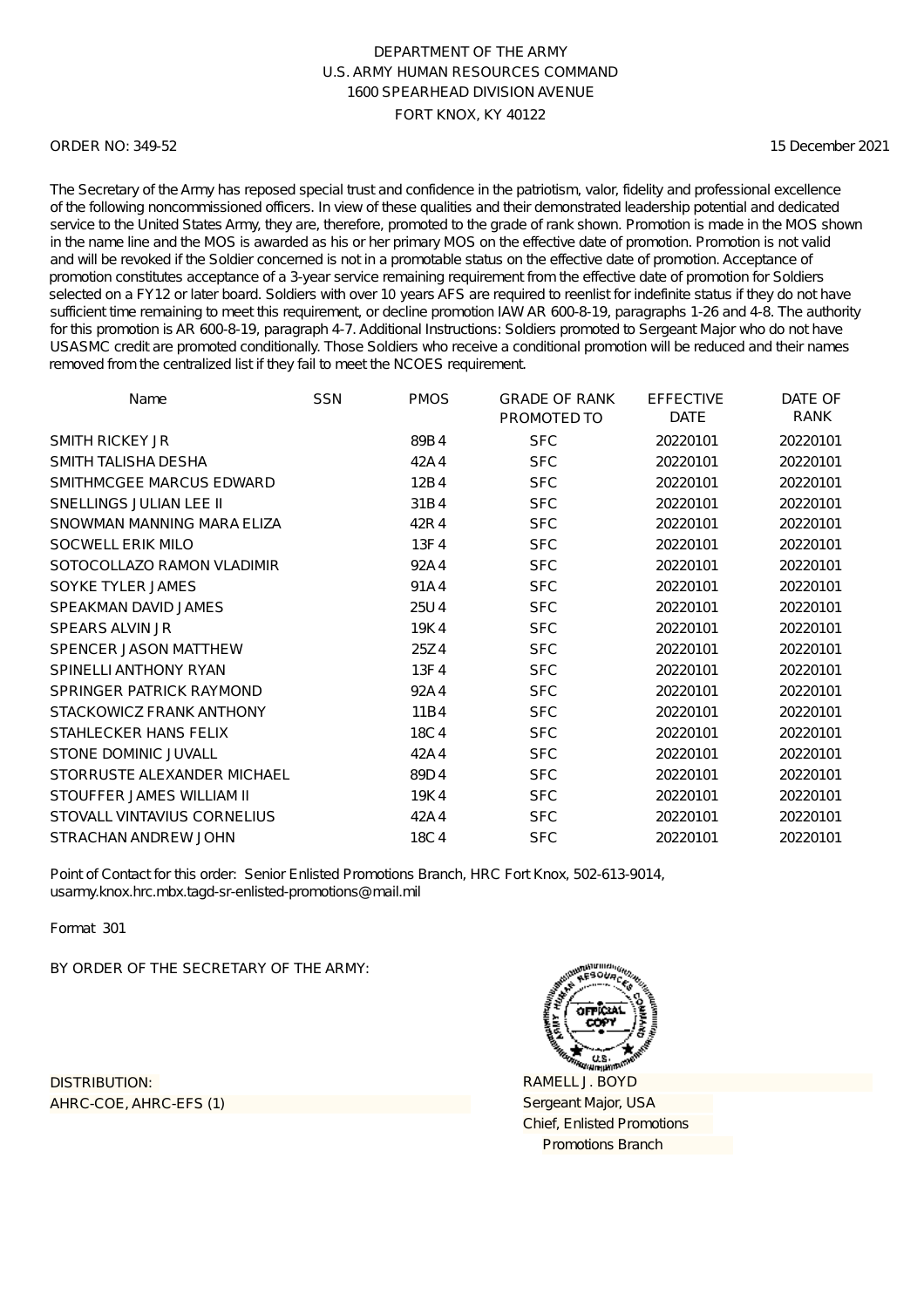DEPARTMENT OF THE ARMY
U.S. ARMY HUMAN RESOURCES COMMAND
1600 SPEARHEAD DIVISION AVENUE
FORT KNOX, KY 40122

ORDER NO: 349-52

15 December 2021

The Secretary of the Army has reposed special trust and confidence in the patriotism, valor, fidelity and professional excellence of the following noncommissioned officers. In view of these qualities and their demonstrated leadership potential and dedicated service to the United States Army, they are, therefore, promoted to the grade of rank shown. Promotion is made in the MOS shown in the name line and the MOS is awarded as his or her primary MOS on the effective date of promotion. Promotion is not valid and will be revoked if the Soldier concerned is not in a promotable status on the effective date of promotion. Acceptance of promotion constitutes acceptance of a 3-year service remaining requirement from the effective date of promotion for Soldiers selected on a FY12 or later board. Soldiers with over 10 years AFS are required to reenlist for indefinite status if they do not have sufficient time remaining to meet this requirement, or decline promotion IAW AR 600-8-19, paragraphs 1-26 and 4-8. The authority for this promotion is AR 600-8-19, paragraph 4-7. Additional Instructions: Soldiers promoted to Sergeant Major who do not have USASMC credit are promoted conditionally. Those Soldiers who receive a conditional promotion will be reduced and their names removed from the centralized list if they fail to meet the NCOES requirement.

| Name | SSN | PMOS | GRADE OF RANK PROMOTED TO | EFFECTIVE DATE | DATE OF RANK |
|---|---|---|---|---|---|
| SMITH RICKEY JR | | 89B4 | SFC | 20220101 | 20220101 |
| SMITH TALISHA DESHA | | 42A4 | SFC | 20220101 | 20220101 |
| SMITHMCGEE MARCUS EDWARD | | 12B4 | SFC | 20220101 | 20220101 |
| SNELLINGS JULIAN LEE II | | 31B4 | SFC | 20220101 | 20220101 |
| SNOWMAN MANNING MARA ELIZA | | 42R4 | SFC | 20220101 | 20220101 |
| SOCWELL ERIK MILO | | 13F4 | SFC | 20220101 | 20220101 |
| SOTOCOLLAZO RAMON VLADIMIR | | 92A4 | SFC | 20220101 | 20220101 |
| SOYKE TYLER JAMES | | 91A4 | SFC | 20220101 | 20220101 |
| SPEAKMAN DAVID JAMES | | 25U4 | SFC | 20220101 | 20220101 |
| SPEARS ALVIN JR | | 19K4 | SFC | 20220101 | 20220101 |
| SPENCER JASON MATTHEW | | 25Z4 | SFC | 20220101 | 20220101 |
| SPINELLI ANTHONY RYAN | | 13F4 | SFC | 20220101 | 20220101 |
| SPRINGER PATRICK RAYMOND | | 92A4 | SFC | 20220101 | 20220101 |
| STACKOWICZ FRANK ANTHONY | | 11B4 | SFC | 20220101 | 20220101 |
| STAHLECKER HANS FELIX | | 18C4 | SFC | 20220101 | 20220101 |
| STONE DOMINIC JUVALL | | 42A4 | SFC | 20220101 | 20220101 |
| STORRUSTE ALEXANDER MICHAEL | | 89D4 | SFC | 20220101 | 20220101 |
| STOUFFER JAMES WILLIAM II | | 19K4 | SFC | 20220101 | 20220101 |
| STOVALL VINTAVIUS CORNELIUS | | 42A4 | SFC | 20220101 | 20220101 |
| STRACHAN ANDREW JOHN | | 18C4 | SFC | 20220101 | 20220101 |

Point of Contact for this order: Senior Enlisted Promotions Branch, HRC Fort Knox, 502-613-9014, usarmy.knox.hrc.mbx.tagd-sr-enlisted-promotions@mail.mil

Format 301

BY ORDER OF THE SECRETARY OF THE ARMY:

DISTRIBUTION:
AHRC-COE, AHRC-EFS (1)

RAMELL J. BOYD
Sergeant Major, USA
Chief, Enlisted Promotions
Promotions Branch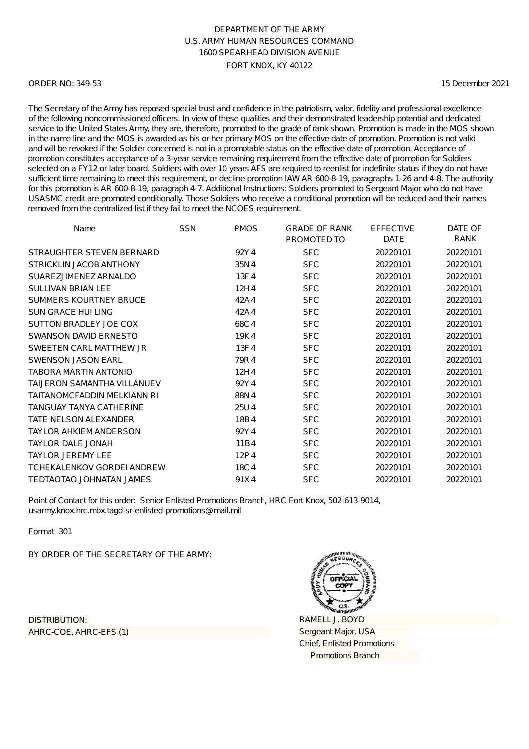DEPARTMENT OF THE ARMY
U.S. ARMY HUMAN RESOURCES COMMAND
1600 SPEARHEAD DIVISION AVENUE
FORT KNOX, KY 40122

ORDER NO: 349-53 | 15 December 2021

The Secretary of the Army has reposed special trust and confidence in the patriotism, valor, fidelity and professional excellence of the following noncommissioned officers. In view of these qualities and their demonstrated leadership potential and dedicated service to the United States Army, they are, therefore, promoted to the grade of rank shown. Promotion is made in the MOS shown in the name line and the MOS is awarded as his or her primary MOS on the effective date of promotion. Promotion is not valid and will be revoked if the Soldier concerned is not in a promotable status on the effective date of promotion. Acceptance of promotion constitutes acceptance of a 3-year service remaining requirement from the effective date of promotion for Soldiers selected on a FY12 or later board. Soldiers with over 10 years AFS are required to reenlist for indefinite status if they do not have sufficient time remaining to meet this requirement, or decline promotion IAW AR 600-8-19, paragraphs 1-26 and 4-8. The authority for this promotion is AR 600-8-19, paragraph 4-7. Additional Instructions: Soldiers promoted to Sergeant Major who do not have USASMC credit are promoted conditionally. Those Soldiers who receive a conditional promotion will be reduced and their names removed from the centralized list if they fail to meet the NCOES requirement.

| Name | SSN | PMOS | GRADE OF RANK PROMOTED TO | EFFECTIVE DATE | DATE OF RANK |
|---|---|---|---|---|---|
| STRAUGHTER STEVEN BERNARD | | 92Y 4 | SFC | 20220101 | 20220101 |
| STRICKLIN JACOB ANTHONY | | 35N 4 | SFC | 20220101 | 20220101 |
| SUAREZJIMENEZ ARNALDO | | 13F 4 | SFC | 20220101 | 20220101 |
| SULLIVAN BRIAN LEE | | 12H 4 | SFC | 20220101 | 20220101 |
| SUMMERS KOURTNEY BRUCE | | 42A 4 | SFC | 20220101 | 20220101 |
| SUN GRACE HUI LING | | 42A 4 | SFC | 20220101 | 20220101 |
| SUTTON BRADLEY JOE COX | | 68C 4 | SFC | 20220101 | 20220101 |
| SWANSON DAVID ERNESTO | | 19K 4 | SFC | 20220101 | 20220101 |
| SWEETEN CARL MATTHEW JR | | 13F 4 | SFC | 20220101 | 20220101 |
| SWENSON JASON EARL | | 79R 4 | SFC | 20220101 | 20220101 |
| TABORA MARTIN ANTONIO | | 12H 4 | SFC | 20220101 | 20220101 |
| TAIJERON SAMANTHA VILLANUEV | | 92Y 4 | SFC | 20220101 | 20220101 |
| TAITANOMCFADDIN MELKIANN RI | | 88N 4 | SFC | 20220101 | 20220101 |
| TANGUAY TANYA CATHERINE | | 25U 4 | SFC | 20220101 | 20220101 |
| TATE NELSON ALEXANDER | | 18B 4 | SFC | 20220101 | 20220101 |
| TAYLOR AHKIEM ANDERSON | | 92Y 4 | SFC | 20220101 | 20220101 |
| TAYLOR DALE JONAH | | 11B 4 | SFC | 20220101 | 20220101 |
| TAYLOR JEREMY LEE | | 12P 4 | SFC | 20220101 | 20220101 |
| TCHEKALENKOV GORDEI ANDREW | | 18C 4 | SFC | 20220101 | 20220101 |
| TEDTAOTAO JOHNATAN JAMES | | 91X 4 | SFC | 20220101 | 20220101 |

Point of Contact for this order: Senior Enlisted Promotions Branch, HRC Fort Knox, 502-613-9014, usarmy.knox.hrc.mbx.tagd-sr-enlisted-promotions@mail.mil

Format 301

BY ORDER OF THE SECRETARY OF THE ARMY:

DISTRIBUTION:
AHRC-COE, AHRC-EFS (1)

RAMELL J. BOYD
Sergeant Major, USA
Chief, Enlisted Promotions
Promotions Branch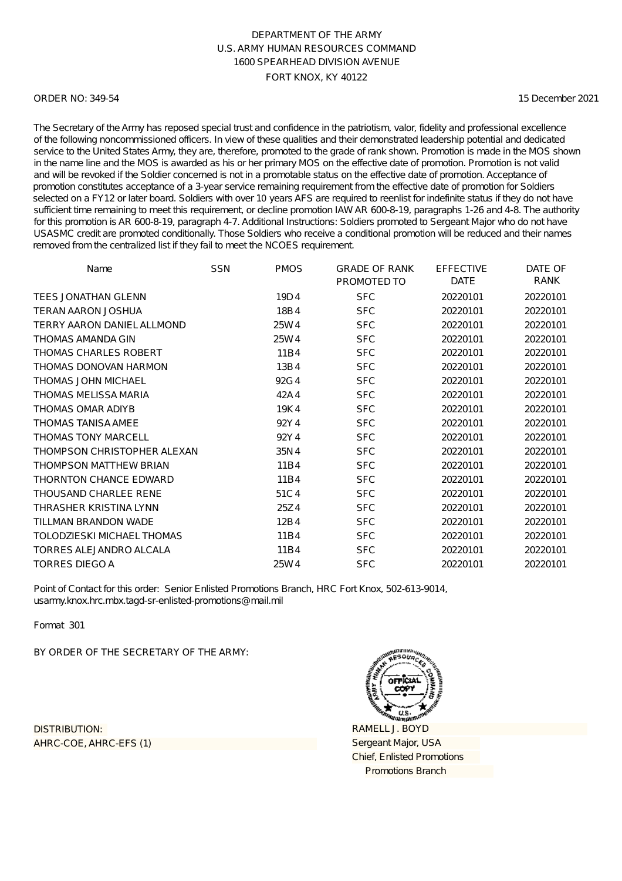DEPARTMENT OF THE ARMY
U.S. ARMY HUMAN RESOURCES COMMAND
1600 SPEARHEAD DIVISION AVENUE
FORT KNOX, KY 40122

ORDER NO: 349-54

15 December 2021

The Secretary of the Army has reposed special trust and confidence in the patriotism, valor, fidelity and professional excellence of the following noncommissioned officers. In view of these qualities and their demonstrated leadership potential and dedicated service to the United States Army, they are, therefore, promoted to the grade of rank shown. Promotion is made in the MOS shown in the name line and the MOS is awarded as his or her primary MOS on the effective date of promotion. Promotion is not valid and will be revoked if the Soldier concerned is not in a promotable status on the effective date of promotion. Acceptance of promotion constitutes acceptance of a 3-year service remaining requirement from the effective date of promotion for Soldiers selected on a FY12 or later board. Soldiers with over 10 years AFS are required to reenlist for indefinite status if they do not have sufficient time remaining to meet this requirement, or decline promotion IAW AR 600-8-19, paragraphs 1-26 and 4-8. The authority for this promotion is AR 600-8-19, paragraph 4-7. Additional Instructions: Soldiers promoted to Sergeant Major who do not have USASMC credit are promoted conditionally. Those Soldiers who receive a conditional promotion will be reduced and their names removed from the centralized list if they fail to meet the NCOES requirement.

| Name | SSN | PMOS | GRADE OF RANK PROMOTED TO | EFFECTIVE DATE | DATE OF RANK |
|---|---|---|---|---|---|
| TEES JONATHAN GLENN | | 19D4 | SFC | 20220101 | 20220101 |
| TERAN AARON JOSHUA | | 18B4 | SFC | 20220101 | 20220101 |
| TERRY AARON DANIEL ALLMOND | | 25W4 | SFC | 20220101 | 20220101 |
| THOMAS AMANDA GIN | | 25W4 | SFC | 20220101 | 20220101 |
| THOMAS CHARLES ROBERT | | 11B4 | SFC | 20220101 | 20220101 |
| THOMAS DONOVAN HARMON | | 13B4 | SFC | 20220101 | 20220101 |
| THOMAS JOHN MICHAEL | | 92G4 | SFC | 20220101 | 20220101 |
| THOMAS MELISSA MARIA | | 42A4 | SFC | 20220101 | 20220101 |
| THOMAS OMAR ADIYB | | 19K4 | SFC | 20220101 | 20220101 |
| THOMAS TANISA AMEE | | 92Y4 | SFC | 20220101 | 20220101 |
| THOMAS TONY MARCELL | | 92Y4 | SFC | 20220101 | 20220101 |
| THOMPSON CHRISTOPHER ALEXAN | | 35N4 | SFC | 20220101 | 20220101 |
| THOMPSON MATTHEW BRIAN | | 11B4 | SFC | 20220101 | 20220101 |
| THORNTON CHANCE EDWARD | | 11B4 | SFC | 20220101 | 20220101 |
| THOUSAND CHARLEE RENE | | 51C4 | SFC | 20220101 | 20220101 |
| THRASHER KRISTINA LYNN | | 25Z4 | SFC | 20220101 | 20220101 |
| TILLMAN BRANDON WADE | | 12B4 | SFC | 20220101 | 20220101 |
| TOLODZIESKI MICHAEL THOMAS | | 11B4 | SFC | 20220101 | 20220101 |
| TORRES ALEJANDRO ALCALA | | 11B4 | SFC | 20220101 | 20220101 |
| TORRES DIEGO A | | 25W4 | SFC | 20220101 | 20220101 |

Point of Contact for this order: Senior Enlisted Promotions Branch, HRC Fort Knox, 502-613-9014, usarmy.knox.hrc.mbx.tagd-sr-enlisted-promotions@mail.mil

Format 301

BY ORDER OF THE SECRETARY OF THE ARMY:

DISTRIBUTION:
AHRC-COE, AHRC-EFS (1)

RAMELL J. BOYD
Sergeant Major, USA
Chief, Enlisted Promotions
Promotions Branch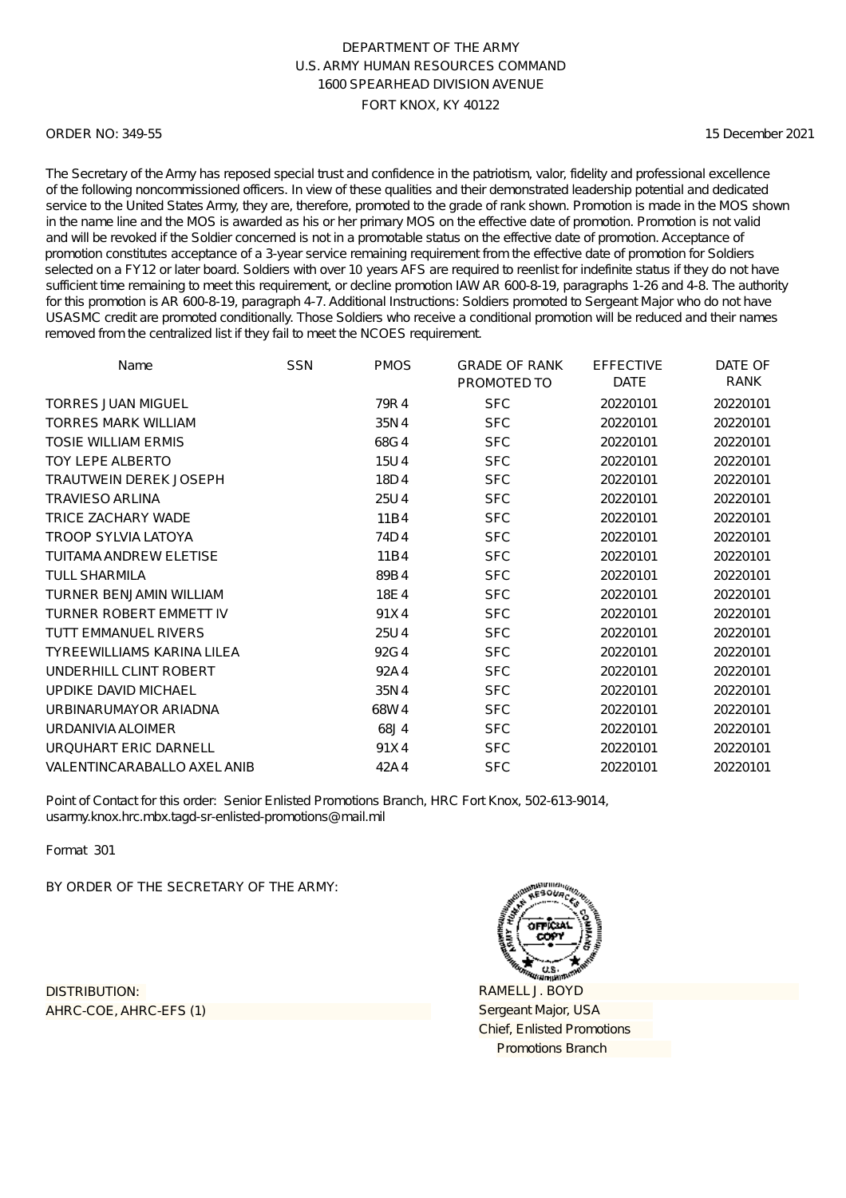DEPARTMENT OF THE ARMY
U.S. ARMY HUMAN RESOURCES COMMAND
1600 SPEARHEAD DIVISION AVENUE
FORT KNOX, KY 40122

ORDER NO: 349-55 15 December 2021

The Secretary of the Army has reposed special trust and confidence in the patriotism, valor, fidelity and professional excellence of the following noncommissioned officers. In view of these qualities and their demonstrated leadership potential and dedicated service to the United States Army, they are, therefore, promoted to the grade of rank shown. Promotion is made in the MOS shown in the name line and the MOS is awarded as his or her primary MOS on the effective date of promotion. Promotion is not valid and will be revoked if the Soldier concerned is not in a promotable status on the effective date of promotion. Acceptance of promotion constitutes acceptance of a 3-year service remaining requirement from the effective date of promotion for Soldiers selected on a FY12 or later board. Soldiers with over 10 years AFS are required to reenlist for indefinite status if they do not have sufficient time remaining to meet this requirement, or decline promotion IAW AR 600-8-19, paragraphs 1-26 and 4-8. The authority for this promotion is AR 600-8-19, paragraph 4-7. Additional Instructions: Soldiers promoted to Sergeant Major who do not have USASMC credit are promoted conditionally. Those Soldiers who receive a conditional promotion will be reduced and their names removed from the centralized list if they fail to meet the NCOES requirement.

| Name | SSN | PMOS | GRADE OF RANK PROMOTED TO | EFFECTIVE DATE | DATE OF RANK |
|---|---|---|---|---|---|
| TORRES JUAN MIGUEL | | 79R 4 | SFC | 20220101 | 20220101 |
| TORRES MARK WILLIAM | | 35N 4 | SFC | 20220101 | 20220101 |
| TOSIE WILLIAM ERMIS | | 68G 4 | SFC | 20220101 | 20220101 |
| TOY LEPE ALBERTO | | 15U 4 | SFC | 20220101 | 20220101 |
| TRAUTWEIN DEREK JOSEPH | | 18D 4 | SFC | 20220101 | 20220101 |
| TRAVIESO ARLINA | | 25U 4 | SFC | 20220101 | 20220101 |
| TRICE ZACHARY WADE | | 11B 4 | SFC | 20220101 | 20220101 |
| TROOP SYLVIA LATOYA | | 74D 4 | SFC | 20220101 | 20220101 |
| TUITAMA ANDREW ELETISE | | 11B 4 | SFC | 20220101 | 20220101 |
| TULL SHARMILA | | 89B 4 | SFC | 20220101 | 20220101 |
| TURNER BENJAMIN WILLIAM | | 18E 4 | SFC | 20220101 | 20220101 |
| TURNER ROBERT EMMETT IV | | 91X 4 | SFC | 20220101 | 20220101 |
| TUTT EMMANUEL RIVERS | | 25U 4 | SFC | 20220101 | 20220101 |
| TYREEWILLIAMS KARINA LILEA | | 92G 4 | SFC | 20220101 | 20220101 |
| UNDERHILL CLINT ROBERT | | 92A 4 | SFC | 20220101 | 20220101 |
| UPDIKE DAVID MICHAEL | | 35N 4 | SFC | 20220101 | 20220101 |
| URBINARUMAYOR ARIADNA | | 68W 4 | SFC | 20220101 | 20220101 |
| URDANIVIA ALOIMER | | 68J 4 | SFC | 20220101 | 20220101 |
| URQUHART ERIC DARNELL | | 91X 4 | SFC | 20220101 | 20220101 |
| VALENTINCARABALLO AXEL ANIB | | 42A 4 | SFC | 20220101 | 20220101 |

Point of Contact for this order: Senior Enlisted Promotions Branch, HRC Fort Knox, 502-613-9014, usarmy.knox.hrc.mbx.tagd-sr-enlisted-promotions@mail.mil

Format 301

BY ORDER OF THE SECRETARY OF THE ARMY:

DISTRIBUTION:
AHRC-COE, AHRC-EFS (1)

RAMELL J. BOYD
Sergeant Major, USA
Chief, Enlisted Promotions
Promotions Branch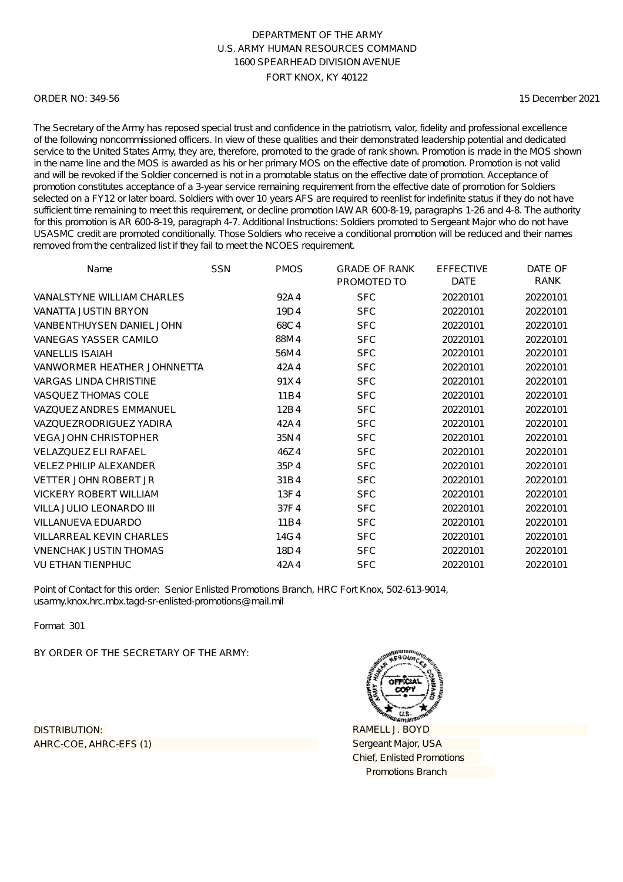DEPARTMENT OF THE ARMY
U.S. ARMY HUMAN RESOURCES COMMAND
1600 SPEARHEAD DIVISION AVENUE
FORT KNOX, KY 40122

ORDER NO: 349-56 15 December 2021

The Secretary of the Army has reposed special trust and confidence in the patriotism, valor, fidelity and professional excellence of the following noncommissioned officers. In view of these qualities and their demonstrated leadership potential and dedicated service to the United States Army, they are, therefore, promoted to the grade of rank shown. Promotion is made in the MOS shown in the name line and the MOS is awarded as his or her primary MOS on the effective date of promotion. Promotion is not valid and will be revoked if the Soldier concerned is not in a promotable status on the effective date of promotion. Acceptance of promotion constitutes acceptance of a 3-year service remaining requirement from the effective date of promotion for Soldiers selected on a FY12 or later board. Soldiers with over 10 years AFS are required to reenlist for indefinite status if they do not have sufficient time remaining to meet this requirement, or decline promotion IAW AR 600-8-19, paragraphs 1-26 and 4-8. The authority for this promotion is AR 600-8-19, paragraph 4-7. Additional Instructions: Soldiers promoted to Sergeant Major who do not have USASMC credit are promoted conditionally. Those Soldiers who receive a conditional promotion will be reduced and their names removed from the centralized list if they fail to meet the NCOES requirement.

| Name | SSN | PMOS | GRADE OF RANK PROMOTED TO | EFFECTIVE DATE | DATE OF RANK |
|---|---|---|---|---|---|
| VANALSTYNE WILLIAM CHARLES | | 92A4 | SFC | 20220101 | 20220101 |
| VANATTA JUSTIN BRYON | | 19D4 | SFC | 20220101 | 20220101 |
| VANBENTHUYSEN DANIEL JOHN | | 68C4 | SFC | 20220101 | 20220101 |
| VANEGAS YASSER CAMILO | | 88M4 | SFC | 20220101 | 20220101 |
| VANELLIS ISAIAH | | 56M4 | SFC | 20220101 | 20220101 |
| VANWORMER HEATHER JOHNNETTA | | 42A4 | SFC | 20220101 | 20220101 |
| VARGAS LINDA CHRISTINE | | 91X4 | SFC | 20220101 | 20220101 |
| VASQUEZ THOMAS COLE | | 11B4 | SFC | 20220101 | 20220101 |
| VAZQUEZ ANDRES EMMANUEL | | 12B4 | SFC | 20220101 | 20220101 |
| VAZQUEZRODRIGUEZ YADIRA | | 42A4 | SFC | 20220101 | 20220101 |
| VEGA JOHN CHRISTOPHER | | 35N4 | SFC | 20220101 | 20220101 |
| VELAZQUEZ ELI RAFAEL | | 46Z4 | SFC | 20220101 | 20220101 |
| VELEZ PHILIP ALEXANDER | | 35P4 | SFC | 20220101 | 20220101 |
| VETTER JOHN ROBERT JR | | 31B4 | SFC | 20220101 | 20220101 |
| VICKERY ROBERT WILLIAM | | 13F4 | SFC | 20220101 | 20220101 |
| VILLA JULIO LEONARDO III | | 37F4 | SFC | 20220101 | 20220101 |
| VILLANUEVA EDUARDO | | 11B4 | SFC | 20220101 | 20220101 |
| VILLARREAL KEVIN CHARLES | | 14G4 | SFC | 20220101 | 20220101 |
| VNENCHAK JUSTIN THOMAS | | 18D4 | SFC | 20220101 | 20220101 |
| VU ETHAN TIENPHUC | | 42A4 | SFC | 20220101 | 20220101 |

Point of Contact for this order: Senior Enlisted Promotions Branch, HRC Fort Knox, 502-613-9014, usarmy.knox.hrc.mbx.tagd-sr-enlisted-promotions@mail.mil

Format 301

BY ORDER OF THE SECRETARY OF THE ARMY:

DISTRIBUTION:
AHRC-COE, AHRC-EFS (1)

RAMELL J. BOYD
Sergeant Major, USA
Chief, Enlisted Promotions
Promotions Branch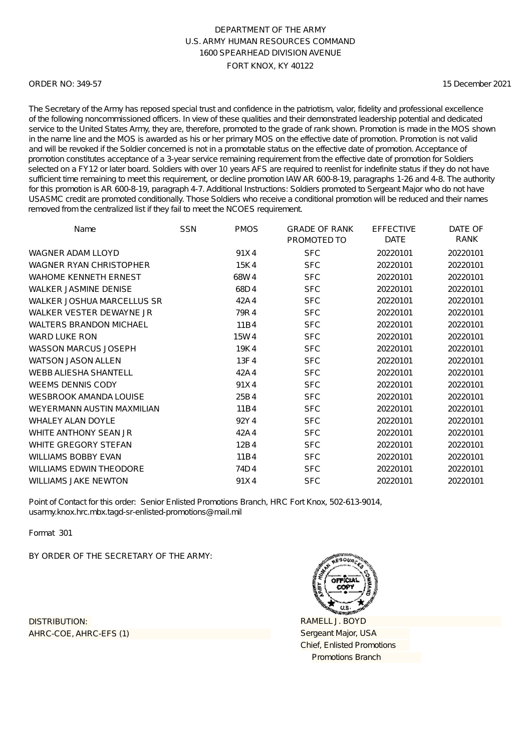DEPARTMENT OF THE ARMY
U.S. ARMY HUMAN RESOURCES COMMAND
1600 SPEARHEAD DIVISION AVENUE
FORT KNOX, KY 40122

ORDER NO: 349-57 15 December 2021

The Secretary of the Army has reposed special trust and confidence in the patriotism, valor, fidelity and professional excellence of the following noncommissioned officers. In view of these qualities and their demonstrated leadership potential and dedicated service to the United States Army, they are, therefore, promoted to the grade of rank shown. Promotion is made in the MOS shown in the name line and the MOS is awarded as his or her primary MOS on the effective date of promotion. Promotion is not valid and will be revoked if the Soldier concerned is not in a promotable status on the effective date of promotion. Acceptance of promotion constitutes acceptance of a 3-year service remaining requirement from the effective date of promotion for Soldiers selected on a FY12 or later board. Soldiers with over 10 years AFS are required to reenlist for indefinite status if they do not have sufficient time remaining to meet this requirement, or decline promotion IAW AR 600-8-19, paragraphs 1-26 and 4-8. The authority for this promotion is AR 600-8-19, paragraph 4-7. Additional Instructions: Soldiers promoted to Sergeant Major who do not have USASMC credit are promoted conditionally. Those Soldiers who receive a conditional promotion will be reduced and their names removed from the centralized list if they fail to meet the NCOES requirement.

| Name | SSN | PMOS | GRADE OF RANK PROMOTED TO | EFFECTIVE DATE | DATE OF RANK |
|---|---|---|---|---|---|
| WAGNER ADAM LLOYD | | 91X4 | SFC | 20220101 | 20220101 |
| WAGNER RYAN CHRISTOPHER | | 15K4 | SFC | 20220101 | 20220101 |
| WAHOME KENNETH ERNEST | | 68W4 | SFC | 20220101 | 20220101 |
| WALKER JASMINE DENISE | | 68D4 | SFC | 20220101 | 20220101 |
| WALKER JOSHUA MARCELLUS SR | | 42A4 | SFC | 20220101 | 20220101 |
| WALKER VESTER DEWAYNE JR | | 79R4 | SFC | 20220101 | 20220101 |
| WALTERS BRANDON MICHAEL | | 11B4 | SFC | 20220101 | 20220101 |
| WARD LUKE RON | | 15W4 | SFC | 20220101 | 20220101 |
| WASSON MARCUS JOSEPH | | 19K4 | SFC | 20220101 | 20220101 |
| WATSON JASON ALLEN | | 13F4 | SFC | 20220101 | 20220101 |
| WEBB ALIESHA SHANTELL | | 42A4 | SFC | 20220101 | 20220101 |
| WEEMS DENNIS CODY | | 91X4 | SFC | 20220101 | 20220101 |
| WESBROOK AMANDA LOUISE | | 25B4 | SFC | 20220101 | 20220101 |
| WEYERMANN AUSTIN MAXMILIAN | | 11B4 | SFC | 20220101 | 20220101 |
| WHALEY ALAN DOYLE | | 92Y4 | SFC | 20220101 | 20220101 |
| WHITE ANTHONY SEAN JR | | 42A4 | SFC | 20220101 | 20220101 |
| WHITE GREGORY STEFAN | | 12B4 | SFC | 20220101 | 20220101 |
| WILLIAMS BOBBY EVAN | | 11B4 | SFC | 20220101 | 20220101 |
| WILLIAMS EDWIN THEODORE | | 74D4 | SFC | 20220101 | 20220101 |
| WILLIAMS JAKE NEWTON | | 91X4 | SFC | 20220101 | 20220101 |

Point of Contact for this order: Senior Enlisted Promotions Branch, HRC Fort Knox, 502-613-9014, usarmy.knox.hrc.mbx.tagd-sr-enlisted-promotions@mail.mil

Format 301

BY ORDER OF THE SECRETARY OF THE ARMY:

DISTRIBUTION:
AHRC-COE, AHRC-EFS (1)

RAMELL J. BOYD
Sergeant Major, USA
Chief, Enlisted Promotions
Promotions Branch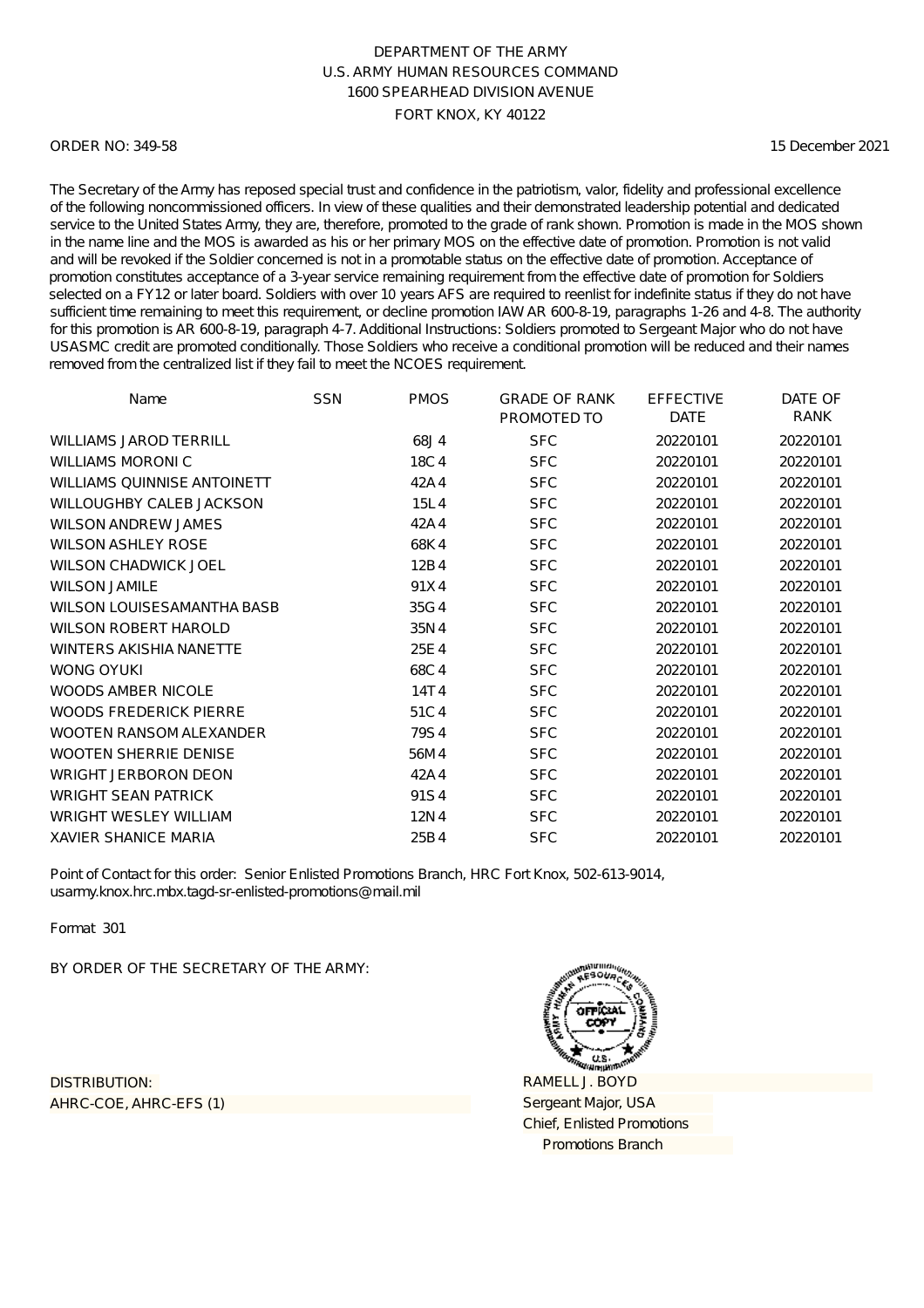DEPARTMENT OF THE ARMY
U.S. ARMY HUMAN RESOURCES COMMAND
1600 SPEARHEAD DIVISION AVENUE
FORT KNOX, KY 40122

ORDER NO: 349-58 15 December 2021

The Secretary of the Army has reposed special trust and confidence in the patriotism, valor, fidelity and professional excellence of the following noncommissioned officers. In view of these qualities and their demonstrated leadership potential and dedicated service to the United States Army, they are, therefore, promoted to the grade of rank shown. Promotion is made in the MOS shown in the name line and the MOS is awarded as his or her primary MOS on the effective date of promotion. Promotion is not valid and will be revoked if the Soldier concerned is not in a promotable status on the effective date of promotion. Acceptance of promotion constitutes acceptance of a 3-year service remaining requirement from the effective date of promotion for Soldiers selected on a FY12 or later board. Soldiers with over 10 years AFS are required to reenlist for indefinite status if they do not have sufficient time remaining to meet this requirement, or decline promotion IAW AR 600-8-19, paragraphs 1-26 and 4-8. The authority for this promotion is AR 600-8-19, paragraph 4-7. Additional Instructions: Soldiers promoted to Sergeant Major who do not have USASMC credit are promoted conditionally. Those Soldiers who receive a conditional promotion will be reduced and their names removed from the centralized list if they fail to meet the NCOES requirement.

| Name | SSN | PMOS | GRADE OF RANK PROMOTED TO | EFFECTIVE DATE | DATE OF RANK |
|---|---|---|---|---|---|
| WILLIAMS JAROD TERRILL | | 68J 4 | SFC | 20220101 | 20220101 |
| WILLIAMS MORONI C | | 18C 4 | SFC | 20220101 | 20220101 |
| WILLIAMS QUINNISE ANTOINETT | | 42A 4 | SFC | 20220101 | 20220101 |
| WILLOUGHBY CALEB JACKSON | | 15L 4 | SFC | 20220101 | 20220101 |
| WILSON ANDREW JAMES | | 42A 4 | SFC | 20220101 | 20220101 |
| WILSON ASHLEY ROSE | | 68K 4 | SFC | 20220101 | 20220101 |
| WILSON CHADWICK JOEL | | 12B 4 | SFC | 20220101 | 20220101 |
| WILSON JAMILE | | 91X 4 | SFC | 20220101 | 20220101 |
| WILSON LOUISESAMANTHA BASB | | 35G 4 | SFC | 20220101 | 20220101 |
| WILSON ROBERT HAROLD | | 35N 4 | SFC | 20220101 | 20220101 |
| WINTERS AKISHIA NANETTE | | 25E 4 | SFC | 20220101 | 20220101 |
| WONG OYUKI | | 68C 4 | SFC | 20220101 | 20220101 |
| WOODS AMBER NICOLE | | 14T 4 | SFC | 20220101 | 20220101 |
| WOODS FREDERICK PIERRE | | 51C 4 | SFC | 20220101 | 20220101 |
| WOOTEN RANSOM ALEXANDER | | 79S 4 | SFC | 20220101 | 20220101 |
| WOOTEN SHERRIE DENISE | | 56M 4 | SFC | 20220101 | 20220101 |
| WRIGHT JERBORON DEON | | 42A 4 | SFC | 20220101 | 20220101 |
| WRIGHT SEAN PATRICK | | 91S 4 | SFC | 20220101 | 20220101 |
| WRIGHT WESLEY WILLIAM | | 12N 4 | SFC | 20220101 | 20220101 |
| XAVIER SHANICE MARIA | | 25B 4 | SFC | 20220101 | 20220101 |

Point of Contact for this order: Senior Enlisted Promotions Branch, HRC Fort Knox, 502-613-9014, usarmy.knox.hrc.mbx.tagd-sr-enlisted-promotions@mail.mil

Format 301

BY ORDER OF THE SECRETARY OF THE ARMY:

DISTRIBUTION:
AHRC-COE, AHRC-EFS (1)

RAMELL J. BOYD
Sergeant Major, USA
Chief, Enlisted Promotions
Promotions Branch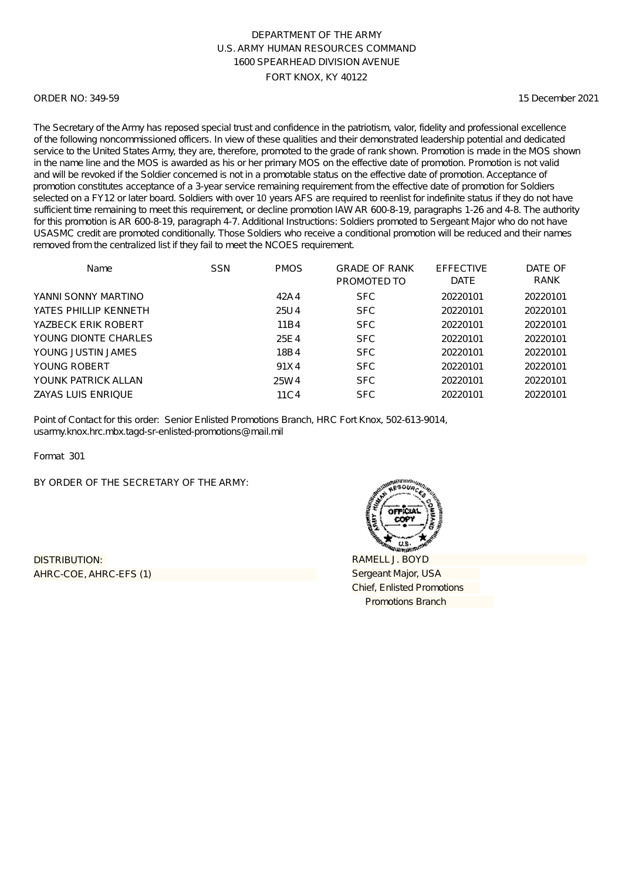DEPARTMENT OF THE ARMY
U.S. ARMY HUMAN RESOURCES COMMAND
1600 SPEARHEAD DIVISION AVENUE
FORT KNOX, KY 40122

ORDER NO: 349-59

15 December 2021

The Secretary of the Army has reposed special trust and confidence in the patriotism, valor, fidelity and professional excellence of the following noncommissioned officers. In view of these qualities and their demonstrated leadership potential and dedicated service to the United States Army, they are, therefore, promoted to the grade of rank shown. Promotion is made in the MOS shown in the name line and the MOS is awarded as his or her primary MOS on the effective date of promotion. Promotion is not valid and will be revoked if the Soldier concerned is not in a promotable status on the effective date of promotion. Acceptance of promotion constitutes acceptance of a 3-year service remaining requirement from the effective date of promotion for Soldiers selected on a FY12 or later board. Soldiers with over 10 years AFS are required to reenlist for indefinite status if they do not have sufficient time remaining to meet this requirement, or decline promotion IAW AR 600-8-19, paragraphs 1-26 and 4-8. The authority for this promotion is AR 600-8-19, paragraph 4-7. Additional Instructions: Soldiers promoted to Sergeant Major who do not have USASMC credit are promoted conditionally. Those Soldiers who receive a conditional promotion will be reduced and their names removed from the centralized list if they fail to meet the NCOES requirement.

| Name | SSN | PMOS | GRADE OF RANK PROMOTED TO | EFFECTIVE DATE | DATE OF RANK |
|---|---|---|---|---|---|
| YANNI SONNY MARTINO | | 42A4 | SFC | 20220101 | 20220101 |
| YATES PHILLIP KENNETH | | 25U4 | SFC | 20220101 | 20220101 |
| YAZBECK ERIK ROBERT | | 11B4 | SFC | 20220101 | 20220101 |
| YOUNG DIONTE CHARLES | | 25E4 | SFC | 20220101 | 20220101 |
| YOUNG JUSTIN JAMES | | 18B4 | SFC | 20220101 | 20220101 |
| YOUNG ROBERT | | 91X4 | SFC | 20220101 | 20220101 |
| YOUNK PATRICK ALLAN | | 25W4 | SFC | 20220101 | 20220101 |
| ZAYAS LUIS ENRIQUE | | 11C4 | SFC | 20220101 | 20220101 |

Point of Contact for this order: Senior Enlisted Promotions Branch, HRC Fort Knox, 502-613-9014, usarmy.knox.hrc.mbx.tagd-sr-enlisted-promotions@mail.mil

Format 301

BY ORDER OF THE SECRETARY OF THE ARMY:

ARMY HUMAN RESOURCES COMMAND
OFFICIAL COPY
U.S.

DISTRIBUTION:
AHRC-COE, AHRC-EFS (1)

RAMELL J. BOYD
Sergeant Major, USA
Chief, Enlisted Promotions
Promotions Branch